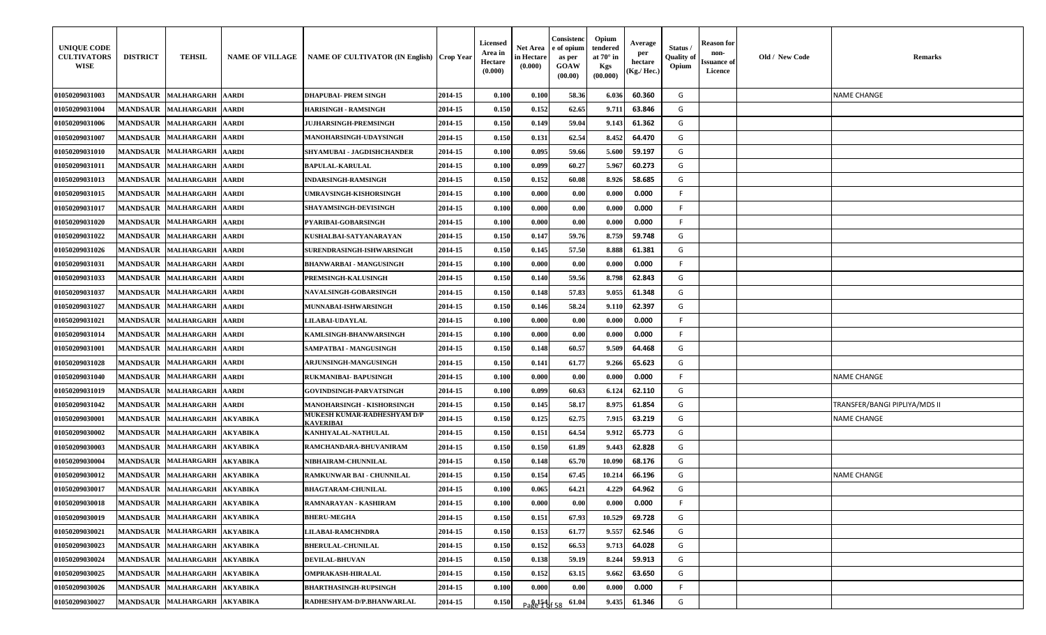| UNIQUE CODE CULTIVATORS WISE | DISTRICT | TEHSIL | NAME OF VILLAGE | NAME OF CULTIVATOR (IN English) | Crop Year | Licensed Area in Hectare (0.000) | Net Area in Hectare (0.000) | Consistence of opium as per GOAW (00.00) | Opium tendered at 70° in Kgs (00.000) | Average per hectare (Kg./ Hec.) | Status / Quality of Opium | Reason for non-Issuance of Licence | Old / New Code | Remarks |
|---|---|---|---|---|---|---|---|---|---|---|---|---|---|---|
| 01050209031003 | MANDSAUR | MALHARGARH | AARDI | DHAPUBAI- PREM SINGH | 2014-15 | 0.100 | 0.100 | 58.36 | 6.036 | 60.360 | G | | | NAME CHANGE |
| 01050209031004 | MANDSAUR | MALHARGARH | AARDI | HARISINGH - RAMSINGH | 2014-15 | 0.150 | 0.152 | 62.65 | 9.711 | 63.846 | G | | | |
| 01050209031006 | MANDSAUR | MALHARGARH | AARDI | JUJHARSINGH-PREMSINGH | 2014-15 | 0.150 | 0.149 | 59.04 | 9.143 | 61.362 | G | | | |
| 01050209031007 | MANDSAUR | MALHARGARH | AARDI | MANOHARSINGH-UDAYSINGH | 2014-15 | 0.150 | 0.131 | 62.54 | 8.452 | 64.470 | G | | | |
| 01050209031010 | MANDSAUR | MALHARGARH | AARDI | SHYAMUBAI - JAGDISHCHANDER | 2014-15 | 0.100 | 0.095 | 59.66 | 5.600 | 59.197 | G | | | |
| 01050209031011 | MANDSAUR | MALHARGARH | AARDI | BAPULAL-KARULAL | 2014-15 | 0.100 | 0.099 | 60.27 | 5.967 | 60.273 | G | | | |
| 01050209031013 | MANDSAUR | MALHARGARH | AARDI | INDARSINGH-RAMSINGH | 2014-15 | 0.150 | 0.152 | 60.08 | 8.926 | 58.685 | G | | | |
| 01050209031015 | MANDSAUR | MALHARGARH | AARDI | UMRAVSINGH-KISHORSINGH | 2014-15 | 0.100 | 0.000 | 0.00 | 0.000 | 0.000 | F | | | |
| 01050209031017 | MANDSAUR | MALHARGARH | AARDI | SHAYAMSINGH-DEVISINGH | 2014-15 | 0.100 | 0.000 | 0.00 | 0.000 | 0.000 | F | | | |
| 01050209031020 | MANDSAUR | MALHARGARH | AARDI | PYARIBAI-GOBARSINGH | 2014-15 | 0.100 | 0.000 | 0.00 | 0.000 | 0.000 | F | | | |
| 01050209031022 | MANDSAUR | MALHARGARH | AARDI | KUSHALBAI-SATYANARAYAN | 2014-15 | 0.150 | 0.147 | 59.76 | 8.759 | 59.748 | G | | | |
| 01050209031026 | MANDSAUR | MALHARGARH | AARDI | SURENDRASINGH-ISHWARSINGH | 2014-15 | 0.150 | 0.145 | 57.50 | 8.888 | 61.381 | G | | | |
| 01050209031031 | MANDSAUR | MALHARGARH | AARDI | BHANWARBAI - MANGUSINGH | 2014-15 | 0.100 | 0.000 | 0.00 | 0.000 | 0.000 | F | | | |
| 01050209031033 | MANDSAUR | MALHARGARH | AARDI | PREMSINGH-KALUSINGH | 2014-15 | 0.150 | 0.140 | 59.56 | 8.798 | 62.843 | G | | | |
| 01050209031037 | MANDSAUR | MALHARGARH | AARDI | NAVALSINGH-GOBARSINGH | 2014-15 | 0.150 | 0.148 | 57.83 | 9.055 | 61.348 | G | | | |
| 01050209031027 | MANDSAUR | MALHARGARH | AARDI | MUNNABAI-ISHWARSINGH | 2014-15 | 0.150 | 0.146 | 58.24 | 9.110 | 62.397 | G | | | |
| 01050209031021 | MANDSAUR | MALHARGARH | AARDI | LILABAI-UDAYLAL | 2014-15 | 0.100 | 0.000 | 0.00 | 0.000 | 0.000 | F | | | |
| 01050209031014 | MANDSAUR | MALHARGARH | AARDI | KAMLSINGH-BHANWARSINGH | 2014-15 | 0.100 | 0.000 | 0.00 | 0.000 | 0.000 | F | | | |
| 01050209031001 | MANDSAUR | MALHARGARH | AARDI | SAMPATBAI - MANGUSINGH | 2014-15 | 0.150 | 0.148 | 60.57 | 9.509 | 64.468 | G | | | |
| 01050209031028 | MANDSAUR | MALHARGARH | AARDI | ARJUNSINGH-MANGUSINGH | 2014-15 | 0.150 | 0.141 | 61.77 | 9.266 | 65.623 | G | | | |
| 01050209031040 | MANDSAUR | MALHARGARH | AARDI | RUKMANIBAI- BAPUSINGH | 2014-15 | 0.100 | 0.000 | 0.00 | 0.000 | 0.000 | F | | | NAME CHANGE |
| 01050209031019 | MANDSAUR | MALHARGARH | AARDI | GOVINDSINGH-PARVATSINGH | 2014-15 | 0.100 | 0.099 | 60.63 | 6.124 | 62.110 | G | | | |
| 01050209031042 | MANDSAUR | MALHARGARH | AARDI | MANOHARSINGH - KISHORSINGH | 2014-15 | 0.150 | 0.145 | 58.17 | 8.975 | 61.854 | G | | | TRANSFER/BANGI PIPLIYA/MDS II |
| 01050209030001 | MANDSAUR | MALHARGARH | AKYABIKA | MUKESH KUMAR-RADHESHYAM D/P KAVERIBAI | 2014-15 | 0.150 | 0.125 | 62.75 | 7.915 | 63.219 | G | | | NAME CHANGE |
| 01050209030002 | MANDSAUR | MALHARGARH | AKYABIKA | KANHIYALAL-NATHULAL | 2014-15 | 0.150 | 0.151 | 64.54 | 9.912 | 65.773 | G | | | |
| 01050209030003 | MANDSAUR | MALHARGARH | AKYABIKA | RAMCHANDARA-BHUVANIRAM | 2014-15 | 0.150 | 0.150 | 61.89 | 9.443 | 62.828 | G | | | |
| 01050209030004 | MANDSAUR | MALHARGARH | AKYABIKA | NIBHAIRAM-CHUNNILAL | 2014-15 | 0.150 | 0.148 | 65.70 | 10.090 | 68.176 | G | | | |
| 01050209030012 | MANDSAUR | MALHARGARH | AKYABIKA | RAMKUNWAR BAI - CHUNNILAL | 2014-15 | 0.150 | 0.154 | 67.45 | 10.214 | 66.196 | G | | | NAME CHANGE |
| 01050209030017 | MANDSAUR | MALHARGARH | AKYABIKA | BHAGTARAM-CHUNILAL | 2014-15 | 0.100 | 0.065 | 64.21 | 4.229 | 64.962 | G | | | |
| 01050209030018 | MANDSAUR | MALHARGARH | AKYABIKA | RAMNARAYAN - KASHIRAM | 2014-15 | 0.100 | 0.000 | 0.00 | 0.000 | 0.000 | F | | | |
| 01050209030019 | MANDSAUR | MALHARGARH | AKYABIKA | BHERU-MEGHA | 2014-15 | 0.150 | 0.151 | 67.93 | 10.529 | 69.728 | G | | | |
| 01050209030021 | MANDSAUR | MALHARGARH | AKYABIKA | LILABAI-RAMCHNDRA | 2014-15 | 0.150 | 0.153 | 61.77 | 9.557 | 62.546 | G | | | |
| 01050209030023 | MANDSAUR | MALHARGARH | AKYABIKA | BHERULAL-CHUNILAL | 2014-15 | 0.150 | 0.152 | 66.53 | 9.713 | 64.028 | G | | | |
| 01050209030024 | MANDSAUR | MALHARGARH | AKYABIKA | DEVILAL-BHUVAN | 2014-15 | 0.150 | 0.138 | 59.19 | 8.244 | 59.913 | G | | | |
| 01050209030025 | MANDSAUR | MALHARGARH | AKYABIKA | OMPRAKASH-HIRALAL | 2014-15 | 0.150 | 0.152 | 63.15 | 9.662 | 63.650 | G | | | |
| 01050209030026 | MANDSAUR | MALHARGARH | AKYABIKA | BHARTHASINGH-RUPSINGH | 2014-15 | 0.100 | 0.000 | 0.00 | 0.000 | 0.000 | F | | | |
| 01050209030027 | MANDSAUR | MALHARGARH | AKYABIKA | RADHESHYAM-D/P.BHANWARLAL | 2014-15 | 0.150 | 0.154 | 61.04 | 9.435 | 61.346 | G | | | |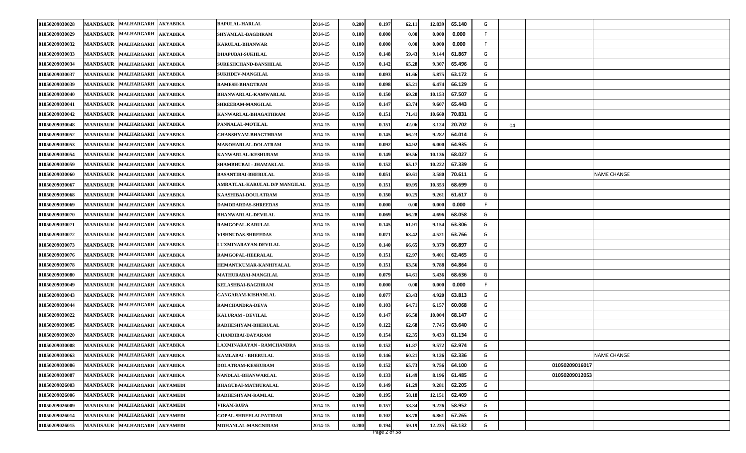| | | | | | | | | | | | | | | |
|---|---|---|---|---|---|---|---|---|---|---|---|---|---|---|
| 01050209030028 | MANDSAUR | MALHARGARH | AKYABIKA | BAPULAL-HARLAL | 2014-15 | 0.200 | 0.197 | 62.11 | 12.839 | 65.140 | G | | | |
| 01050209030029 | MANDSAUR | MALHARGARH | AKYABIKA | SHYAMLAL-BAGDIRAM | 2014-15 | 0.100 | 0.000 | 0.00 | 0.000 | 0.000 | F | | | |
| 01050209030032 | MANDSAUR | MALHARGARH | AKYABIKA | KARULAL-BHANWAR | 2014-15 | 0.100 | 0.000 | 0.00 | 0.000 | 0.000 | F | | | |
| 01050209030033 | MANDSAUR | MALHARGARH | AKYABIKA | DHAPUBAI-SUKHLAL | 2014-15 | 0.150 | 0.148 | 59.43 | 9.144 | 61.867 | G | | | |
| 01050209030034 | MANDSAUR | MALHARGARH | AKYABIKA | SURESHCHAND-BANSHILAL | 2014-15 | 0.150 | 0.142 | 65.28 | 9.307 | 65.496 | G | | | |
| 01050209030037 | MANDSAUR | MALHARGARH | AKYABIKA | SUKHDEV-MANGILAL | 2014-15 | 0.100 | 0.093 | 61.66 | 5.875 | 63.172 | G | | | |
| 01050209030039 | MANDSAUR | MALHARGARH | AKYABIKA | RAMESH-BHAGTRAM | 2014-15 | 0.100 | 0.098 | 65.21 | 6.474 | 66.129 | G | | | |
| 01050209030040 | MANDSAUR | MALHARGARH | AKYABIKA | BHANWARLAL-KAMWARLAL | 2014-15 | 0.150 | 0.150 | 69.20 | 10.153 | 67.507 | G | | | |
| 01050209030041 | MANDSAUR | MALHARGARH | AKYABIKA | SHREERAM-MANGILAL | 2014-15 | 0.150 | 0.147 | 63.74 | 9.607 | 65.443 | G | | | |
| 01050209030042 | MANDSAUR | MALHARGARH | AKYABIKA | KANWARLAL-BHAGATHRAM | 2014-15 | 0.150 | 0.151 | 71.41 | 10.660 | 70.831 | G | | | |
| 01050209030048 | MANDSAUR | MALHARGARH | AKYABIKA | PANNALAL-MOTILAL | 2014-15 | 0.150 | 0.151 | 42.06 | 3.124 | 20.702 | G | 04 | | |
| 01050209030052 | MANDSAUR | MALHARGARH | AKYABIKA | GHANSHYAM-BHAGTHRAM | 2014-15 | 0.150 | 0.145 | 66.23 | 9.282 | 64.014 | G | | | |
| 01050209030053 | MANDSAUR | MALHARGARH | AKYABIKA | MANOHARLAL-DOLATRAM | 2014-15 | 0.100 | 0.092 | 64.92 | 6.000 | 64.935 | G | | | |
| 01050209030054 | MANDSAUR | MALHARGARH | AKYABIKA | KANWARLAL-KESHURAM | 2014-15 | 0.150 | 0.149 | 69.56 | 10.136 | 68.027 | G | | | |
| 01050209030059 | MANDSAUR | MALHARGARH | AKYABIKA | SHAMBHUBAI - JHAMAKLAL | 2014-15 | 0.150 | 0.152 | 65.17 | 10.222 | 67.339 | G | | | |
| 01050209030060 | MANDSAUR | MALHARGARH | AKYABIKA | BASANTIBAI-BHERULAL | 2014-15 | 0.100 | 0.051 | 69.61 | 3.580 | 70.611 | G | | | NAME CHANGE |
| 01050209030067 | MANDSAUR | MALHARGARH | AKYABIKA | AMRATLAL-KARULAL D/P MANGILAL | 2014-15 | 0.150 | 0.151 | 69.95 | 10.353 | 68.699 | G | | | |
| 01050209030068 | MANDSAUR | MALHARGARH | AKYABIKA | KAASHIBAI-DOULATRAM | 2014-15 | 0.150 | 0.150 | 60.25 | 9.261 | 61.617 | G | | | |
| 01050209030069 | MANDSAUR | MALHARGARH | AKYABIKA | DAMODARDAS-SHREEDAS | 2014-15 | 0.100 | 0.000 | 0.00 | 0.000 | 0.000 | F | | | |
| 01050209030070 | MANDSAUR | MALHARGARH | AKYABIKA | BHANWARLAL-DEVILAL | 2014-15 | 0.100 | 0.069 | 66.28 | 4.696 | 68.058 | G | | | |
| 01050209030071 | MANDSAUR | MALHARGARH | AKYABIKA | RAMGOPAL-KARULAL | 2014-15 | 0.150 | 0.145 | 61.91 | 9.154 | 63.306 | G | | | |
| 01050209030072 | MANDSAUR | MALHARGARH | AKYABIKA | VISHNUDAS-SHREEDAS | 2014-15 | 0.100 | 0.071 | 63.42 | 4.521 | 63.766 | G | | | |
| 01050209030073 | MANDSAUR | MALHARGARH | AKYABIKA | LUXMINARAYAN-DEVILAL | 2014-15 | 0.150 | 0.140 | 66.65 | 9.379 | 66.897 | G | | | |
| 01050209030076 | MANDSAUR | MALHARGARH | AKYABIKA | RAMGOPAL-HEERALAL | 2014-15 | 0.150 | 0.151 | 62.97 | 9.401 | 62.465 | G | | | |
| 01050209030078 | MANDSAUR | MALHARGARH | AKYABIKA | HEMANTKUMAR-KANHIYALAL | 2014-15 | 0.150 | 0.151 | 63.56 | 9.788 | 64.864 | G | | | |
| 01050209030080 | MANDSAUR | MALHARGARH | AKYABIKA | MATHURABAI-MANGILAL | 2014-15 | 0.100 | 0.079 | 64.61 | 5.436 | 68.636 | G | | | |
| 01050209030049 | MANDSAUR | MALHARGARH | AKYABIKA | KELASHBAI-BAGDIRAM | 2014-15 | 0.100 | 0.000 | 0.00 | 0.000 | 0.000 | F | | | |
| 01050209030043 | MANDSAUR | MALHARGARH | AKYABIKA | GANGARAM-KISHANLAL | 2014-15 | 0.100 | 0.077 | 63.43 | 4.920 | 63.813 | G | | | |
| 01050209030044 | MANDSAUR | MALHARGARH | AKYABIKA | RAMCHANDRA-DEVA | 2014-15 | 0.100 | 0.103 | 64.71 | 6.157 | 60.068 | G | | | |
| 01050209030022 | MANDSAUR | MALHARGARH | AKYABIKA | KALURAM - DEVILAL | 2014-15 | 0.150 | 0.147 | 66.50 | 10.004 | 68.147 | G | | | |
| 01050209030085 | MANDSAUR | MALHARGARH | AKYABIKA | RADHESHYAM-BHERULAL | 2014-15 | 0.150 | 0.122 | 62.68 | 7.745 | 63.640 | G | | | |
| 01050209030020 | MANDSAUR | MALHARGARH | AKYABIKA | CHANDIBAI-DAYARAM | 2014-15 | 0.150 | 0.154 | 62.35 | 9.433 | 61.134 | G | | | |
| 01050209030008 | MANDSAUR | MALHARGARH | AKYABIKA | LAXMINARAYAN - RAMCHANDRA | 2014-15 | 0.150 | 0.152 | 61.87 | 9.572 | 62.974 | G | | | |
| 01050209030063 | MANDSAUR | MALHARGARH | AKYABIKA | KAMLABAI - BHERULAL | 2014-15 | 0.150 | 0.146 | 60.21 | 9.126 | 62.336 | G | | | NAME CHANGE |
| 01050209030086 | MANDSAUR | MALHARGARH | AKYABIKA | DOLATRAM-KESHURAM | 2014-15 | 0.150 | 0.152 | 65.73 | 9.756 | 64.100 | G | | 01050209016017 | |
| 01050209030087 | MANDSAUR | MALHARGARH | AKYABIKA | NANDLAL-BHANWARLAL | 2014-15 | 0.150 | 0.133 | 61.49 | 8.196 | 61.485 | G | | 01050209012053 | |
| 01050209026003 | MANDSAUR | MALHARGARH | AKYAMEDI | BHAGUBAI-MATHURALAL | 2014-15 | 0.150 | 0.149 | 61.29 | 9.281 | 62.205 | G | | | |
| 01050209026006 | MANDSAUR | MALHARGARH | AKYAMEDI | RADHESHYAM-RAMLAL | 2014-15 | 0.200 | 0.195 | 58.18 | 12.151 | 62.409 | G | | | |
| 01050209026009 | MANDSAUR | MALHARGARH | AKYAMEDI | VIRAM-RUPA | 2014-15 | 0.150 | 0.157 | 58.34 | 9.226 | 58.952 | G | | | |
| 01050209026014 | MANDSAUR | MALHARGARH | AKYAMEDI | GOPAL-SHREELALPATIDAR | 2014-15 | 0.100 | 0.102 | 63.78 | 6.861 | 67.265 | G | | | |
| 01050209026015 | MANDSAUR | MALHARGARH | AKYAMEDI | MOHANLAL-MANGNIRAM | 2014-15 | 0.200 | 0.194 | 59.19 | 12.235 | 63.132 | G | | | |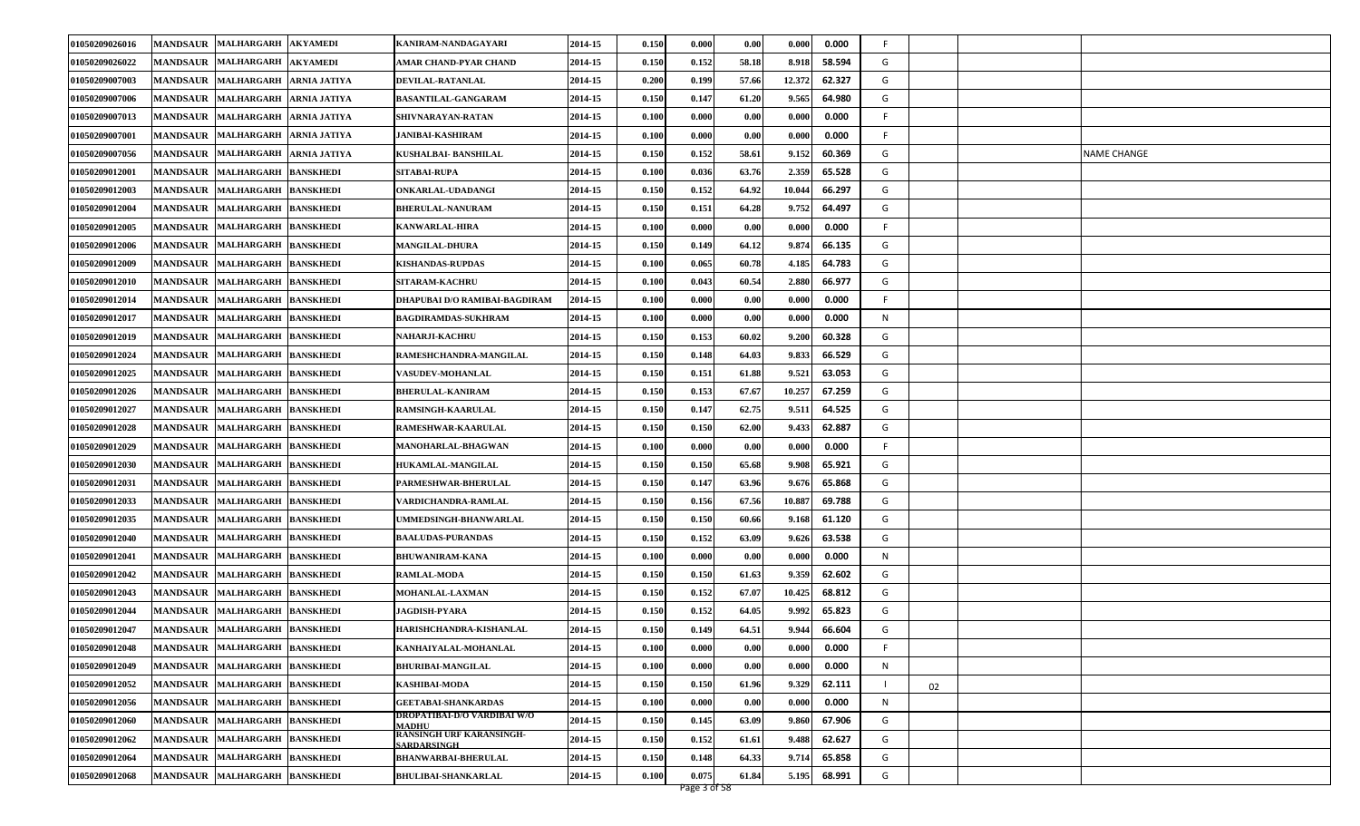| | | | | | | | | | | | | | | | |
|---|---|---|---|---|---|---|---|---|---|---|---|---|---|---|---|
| 01050209026016 | MANDSAUR | MALHARGARH | AKYAMEDI | KANIRAM-NANDAGAYARI | 2014-15 | 0.150 | 0.000 | 0.00 | 0.000 | 0.000 | F | | | | |
| 01050209026022 | MANDSAUR | MALHARGARH | AKYAMEDI | AMAR CHAND-PYAR CHAND | 2014-15 | 0.150 | 0.152 | 58.18 | 8.918 | 58.594 | G | | | | |
| 01050209007003 | MANDSAUR | MALHARGARH | ARNIA JATIYA | DEVILAL-RATANLAL | 2014-15 | 0.200 | 0.199 | 57.66 | 12.372 | 62.327 | G | | | | |
| 01050209007006 | MANDSAUR | MALHARGARH | ARNIA JATIYA | BASANTILAL-GANGARAM | 2014-15 | 0.150 | 0.147 | 61.20 | 9.565 | 64.980 | G | | | | |
| 01050209007013 | MANDSAUR | MALHARGARH | ARNIA JATIYA | SHIVNARAYAN-RATAN | 2014-15 | 0.100 | 0.000 | 0.00 | 0.000 | 0.000 | F | | | | |
| 01050209007001 | MANDSAUR | MALHARGARH | ARNIA JATIYA | JANIBAI-KASHIRAM | 2014-15 | 0.100 | 0.000 | 0.00 | 0.000 | 0.000 | F | | | | |
| 01050209007056 | MANDSAUR | MALHARGARH | ARNIA JATIYA | KUSHALBAI- BANSHILAL | 2014-15 | 0.150 | 0.152 | 58.61 | 9.152 | 60.369 | G | | | | NAME CHANGE |
| 01050209012001 | MANDSAUR | MALHARGARH | BANSKHEDI | SITABAI-RUPA | 2014-15 | 0.100 | 0.036 | 63.76 | 2.359 | 65.528 | G | | | | |
| 01050209012003 | MANDSAUR | MALHARGARH | BANSKHEDI | ONKARLAL-UDADANGI | 2014-15 | 0.150 | 0.152 | 64.92 | 10.044 | 66.297 | G | | | | |
| 01050209012004 | MANDSAUR | MALHARGARH | BANSKHEDI | BHERULAL-NANURAM | 2014-15 | 0.150 | 0.151 | 64.28 | 9.752 | 64.497 | G | | | | |
| 01050209012005 | MANDSAUR | MALHARGARH | BANSKHEDI | KANWARLAL-HIRA | 2014-15 | 0.100 | 0.000 | 0.00 | 0.000 | 0.000 | F | | | | |
| 01050209012006 | MANDSAUR | MALHARGARH | BANSKHEDI | MANGILAL-DHURA | 2014-15 | 0.150 | 0.149 | 64.12 | 9.874 | 66.135 | G | | | | |
| 01050209012009 | MANDSAUR | MALHARGARH | BANSKHEDI | KISHANDAS-RUPDAS | 2014-15 | 0.100 | 0.065 | 60.78 | 4.185 | 64.783 | G | | | | |
| 01050209012010 | MANDSAUR | MALHARGARH | BANSKHEDI | SITARAM-KACHRU | 2014-15 | 0.100 | 0.043 | 60.54 | 2.880 | 66.977 | G | | | | |
| 01050209012014 | MANDSAUR | MALHARGARH | BANSKHEDI | DHAPUBAI D/O RAMIBAI-BAGDIRAM | 2014-15 | 0.100 | 0.000 | 0.00 | 0.000 | 0.000 | F | | | | |
| 01050209012017 | MANDSAUR | MALHARGARH | BANSKHEDI | BAGDIRAMDAS-SUKHRAM | 2014-15 | 0.100 | 0.000 | 0.00 | 0.000 | 0.000 | N | | | | |
| 01050209012019 | MANDSAUR | MALHARGARH | BANSKHEDI | NAHARJI-KACHRU | 2014-15 | 0.150 | 0.153 | 60.02 | 9.200 | 60.328 | G | | | | |
| 01050209012024 | MANDSAUR | MALHARGARH | BANSKHEDI | RAMESHCHANDRA-MANGILAL | 2014-15 | 0.150 | 0.148 | 64.03 | 9.833 | 66.529 | G | | | | |
| 01050209012025 | MANDSAUR | MALHARGARH | BANSKHEDI | VASUDEV-MOHANLAL | 2014-15 | 0.150 | 0.151 | 61.88 | 9.521 | 63.053 | G | | | | |
| 01050209012026 | MANDSAUR | MALHARGARH | BANSKHEDI | BHERULAL-KANIRAM | 2014-15 | 0.150 | 0.153 | 67.67 | 10.257 | 67.259 | G | | | | |
| 01050209012027 | MANDSAUR | MALHARGARH | BANSKHEDI | RAMSINGH-KAARULAL | 2014-15 | 0.150 | 0.147 | 62.75 | 9.511 | 64.525 | G | | | | |
| 01050209012028 | MANDSAUR | MALHARGARH | BANSKHEDI | RAMESHWAR-KAARULAL | 2014-15 | 0.150 | 0.150 | 62.00 | 9.433 | 62.887 | G | | | | |
| 01050209012029 | MANDSAUR | MALHARGARH | BANSKHEDI | MANOHARLAL-BHAGWAN | 2014-15 | 0.100 | 0.000 | 0.00 | 0.000 | 0.000 | F | | | | |
| 01050209012030 | MANDSAUR | MALHARGARH | BANSKHEDI | HUKAMLAL-MANGILAL | 2014-15 | 0.150 | 0.150 | 65.68 | 9.908 | 65.921 | G | | | | |
| 01050209012031 | MANDSAUR | MALHARGARH | BANSKHEDI | PARMESHWAR-BHERULAL | 2014-15 | 0.150 | 0.147 | 63.96 | 9.676 | 65.868 | G | | | | |
| 01050209012033 | MANDSAUR | MALHARGARH | BANSKHEDI | VARDICHANDRA-RAMLAL | 2014-15 | 0.150 | 0.156 | 67.56 | 10.887 | 69.788 | G | | | | |
| 01050209012035 | MANDSAUR | MALHARGARH | BANSKHEDI | UMMEDSINGH-BHANWARLAL | 2014-15 | 0.150 | 0.150 | 60.66 | 9.168 | 61.120 | G | | | | |
| 01050209012040 | MANDSAUR | MALHARGARH | BANSKHEDI | BAALUDAS-PURANDAS | 2014-15 | 0.150 | 0.152 | 63.09 | 9.626 | 63.538 | G | | | | |
| 01050209012041 | MANDSAUR | MALHARGARH | BANSKHEDI | BHUWANIRAM-KANA | 2014-15 | 0.100 | 0.000 | 0.00 | 0.000 | 0.000 | N | | | | |
| 01050209012042 | MANDSAUR | MALHARGARH | BANSKHEDI | RAMLAL-MODA | 2014-15 | 0.150 | 0.150 | 61.63 | 9.359 | 62.602 | G | | | | |
| 01050209012043 | MANDSAUR | MALHARGARH | BANSKHEDI | MOHANLAL-LAXMAN | 2014-15 | 0.150 | 0.152 | 67.07 | 10.425 | 68.812 | G | | | | |
| 01050209012044 | MANDSAUR | MALHARGARH | BANSKHEDI | JAGDISH-PYARA | 2014-15 | 0.150 | 0.152 | 64.05 | 9.992 | 65.823 | G | | | | |
| 01050209012047 | MANDSAUR | MALHARGARH | BANSKHEDI | HARISHCHANDRA-KISHANLAL | 2014-15 | 0.150 | 0.149 | 64.51 | 9.944 | 66.604 | G | | | | |
| 01050209012048 | MANDSAUR | MALHARGARH | BANSKHEDI | KANHAIYALAL-MOHANLAL | 2014-15 | 0.100 | 0.000 | 0.00 | 0.000 | 0.000 | F | | | | |
| 01050209012049 | MANDSAUR | MALHARGARH | BANSKHEDI | BHURIBAI-MANGILAL | 2014-15 | 0.100 | 0.000 | 0.00 | 0.000 | 0.000 | N | | | | |
| 01050209012052 | MANDSAUR | MALHARGARH | BANSKHEDI | KASHIBAI-MODA | 2014-15 | 0.150 | 0.150 | 61.96 | 9.329 | 62.111 | I | 02 | | | |
| 01050209012056 | MANDSAUR | MALHARGARH | BANSKHEDI | GEETABAI-SHANKARDAS | 2014-15 | 0.100 | 0.000 | 0.00 | 0.000 | 0.000 | N | | | | |
| 01050209012060 | MANDSAUR | MALHARGARH | BANSKHEDI | DROPATIBAI-D/O VARDIBAI W/O MADHU | 2014-15 | 0.150 | 0.145 | 63.09 | 9.860 | 67.906 | G | | | | |
| 01050209012062 | MANDSAUR | MALHARGARH | BANSKHEDI | RANSINGH URF KARANSINGH-SARDARSINGH | 2014-15 | 0.150 | 0.152 | 61.61 | 9.488 | 62.627 | G | | | | |
| 01050209012064 | MANDSAUR | MALHARGARH | BANSKHEDI | BHANWARBAI-BHERULAL | 2014-15 | 0.150 | 0.148 | 64.33 | 9.714 | 65.858 | G | | | | |
| 01050209012068 | MANDSAUR | MALHARGARH | BANSKHEDI | BHULIBAI-SHANKARLAL | 2014-15 | 0.100 | 0.075 | 61.84 | 5.195 | 68.991 | G | | | | |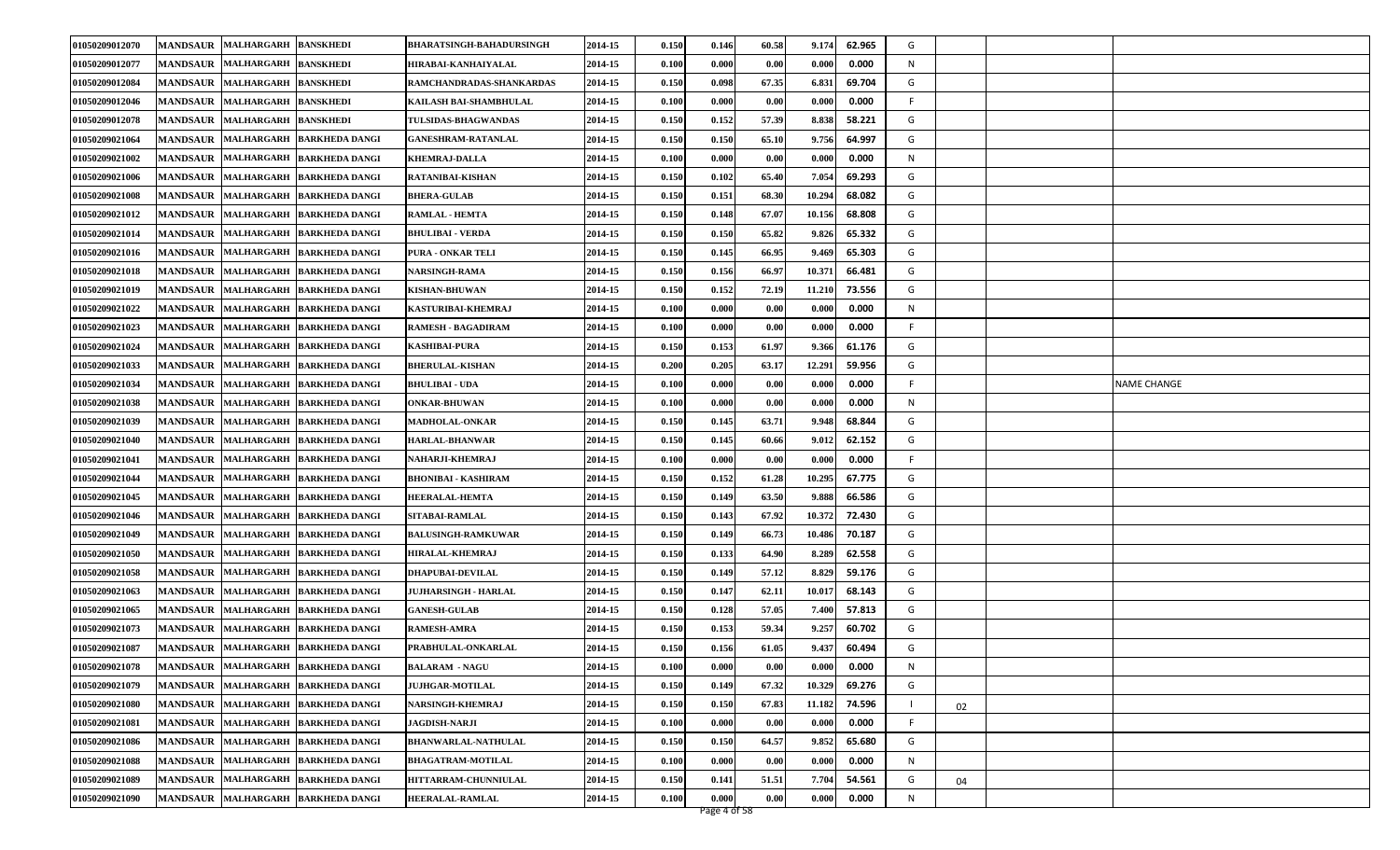| | | | | | | | | | | | | | | |
|---|---|---|---|---|---|---|---|---|---|---|---|---|---|---|
| 01050209012070 | MANDSAUR | MALHARGARH | BANSKHEDI | BHARATSINGH-BAHADURSINGH | 2014-15 | 0.150 | 0.146 | 60.58 | 9.174 | 62.965 | G | | | |
| 01050209012077 | MANDSAUR | MALHARGARH | BANSKHEDI | HIRABAI-KANHAIYALAL | 2014-15 | 0.100 | 0.000 | 0.00 | 0.000 | 0.000 | N | | | |
| 01050209012084 | MANDSAUR | MALHARGARH | BANSKHEDI | RAMCHANDRADAS-SHANKARDAS | 2014-15 | 0.150 | 0.098 | 67.35 | 6.831 | 69.704 | G | | | |
| 01050209012046 | MANDSAUR | MALHARGARH | BANSKHEDI | KAILASH BAI-SHAMBHULAL | 2014-15 | 0.100 | 0.000 | 0.00 | 0.000 | 0.000 | F | | | |
| 01050209012078 | MANDSAUR | MALHARGARH | BANSKHEDI | TULSIDAS-BHAGWANDAS | 2014-15 | 0.150 | 0.152 | 57.39 | 8.838 | 58.221 | G | | | |
| 01050209021064 | MANDSAUR | MALHARGARH | BARKHEDA DANGI | GANESHRAM-RATANLAL | 2014-15 | 0.150 | 0.150 | 65.10 | 9.756 | 64.997 | G | | | |
| 01050209021002 | MANDSAUR | MALHARGARH | BARKHEDA DANGI | KHEMRAJ-DALLA | 2014-15 | 0.100 | 0.000 | 0.00 | 0.000 | 0.000 | N | | | |
| 01050209021006 | MANDSAUR | MALHARGARH | BARKHEDA DANGI | RATANIBAI-KISHAN | 2014-15 | 0.150 | 0.102 | 65.40 | 7.054 | 69.293 | G | | | |
| 01050209021008 | MANDSAUR | MALHARGARH | BARKHEDA DANGI | BHERA-GULAB | 2014-15 | 0.150 | 0.151 | 68.30 | 10.294 | 68.082 | G | | | |
| 01050209021012 | MANDSAUR | MALHARGARH | BARKHEDA DANGI | RAMLAL - HEMTA | 2014-15 | 0.150 | 0.148 | 67.07 | 10.156 | 68.808 | G | | | |
| 01050209021014 | MANDSAUR | MALHARGARH | BARKHEDA DANGI | BHULIBAI - VERDA | 2014-15 | 0.150 | 0.150 | 65.82 | 9.826 | 65.332 | G | | | |
| 01050209021016 | MANDSAUR | MALHARGARH | BARKHEDA DANGI | PURA - ONKAR TELI | 2014-15 | 0.150 | 0.145 | 66.95 | 9.469 | 65.303 | G | | | |
| 01050209021018 | MANDSAUR | MALHARGARH | BARKHEDA DANGI | NARSINGH-RAMA | 2014-15 | 0.150 | 0.156 | 66.97 | 10.371 | 66.481 | G | | | |
| 01050209021019 | MANDSAUR | MALHARGARH | BARKHEDA DANGI | KISHAN-BHUWAN | 2014-15 | 0.150 | 0.152 | 72.19 | 11.210 | 73.556 | G | | | |
| 01050209021022 | MANDSAUR | MALHARGARH | BARKHEDA DANGI | KASTURIBAI-KHEMRAJ | 2014-15 | 0.100 | 0.000 | 0.00 | 0.000 | 0.000 | N | | | |
| 01050209021023 | MANDSAUR | MALHARGARH | BARKHEDA DANGI | RAMESH - BAGADIRAM | 2014-15 | 0.100 | 0.000 | 0.00 | 0.000 | 0.000 | F | | | |
| 01050209021024 | MANDSAUR | MALHARGARH | BARKHEDA DANGI | KASHIBAI-PURA | 2014-15 | 0.150 | 0.153 | 61.97 | 9.366 | 61.176 | G | | | |
| 01050209021033 | MANDSAUR | MALHARGARH | BARKHEDA DANGI | BHERULAL-KISHAN | 2014-15 | 0.200 | 0.205 | 63.17 | 12.291 | 59.956 | G | | | |
| 01050209021034 | MANDSAUR | MALHARGARH | BARKHEDA DANGI | BHULIBAI - UDA | 2014-15 | 0.100 | 0.000 | 0.00 | 0.000 | 0.000 | F | | | NAME CHANGE |
| 01050209021038 | MANDSAUR | MALHARGARH | BARKHEDA DANGI | ONKAR-BHUWAN | 2014-15 | 0.100 | 0.000 | 0.00 | 0.000 | 0.000 | N | | | |
| 01050209021039 | MANDSAUR | MALHARGARH | BARKHEDA DANGI | MADHOLAL-ONKAR | 2014-15 | 0.150 | 0.145 | 63.71 | 9.948 | 68.844 | G | | | |
| 01050209021040 | MANDSAUR | MALHARGARH | BARKHEDA DANGI | HARLAL-BHANWAR | 2014-15 | 0.150 | 0.145 | 60.66 | 9.012 | 62.152 | G | | | |
| 01050209021041 | MANDSAUR | MALHARGARH | BARKHEDA DANGI | NAHARJI-KHEMRAJ | 2014-15 | 0.100 | 0.000 | 0.00 | 0.000 | 0.000 | F | | | |
| 01050209021044 | MANDSAUR | MALHARGARH | BARKHEDA DANGI | BHONIBAI - KASHIRAM | 2014-15 | 0.150 | 0.152 | 61.28 | 10.295 | 67.775 | G | | | |
| 01050209021045 | MANDSAUR | MALHARGARH | BARKHEDA DANGI | HEERALAL-HEMTA | 2014-15 | 0.150 | 0.149 | 63.50 | 9.888 | 66.586 | G | | | |
| 01050209021046 | MANDSAUR | MALHARGARH | BARKHEDA DANGI | SITABAI-RAMLAL | 2014-15 | 0.150 | 0.143 | 67.92 | 10.372 | 72.430 | G | | | |
| 01050209021049 | MANDSAUR | MALHARGARH | BARKHEDA DANGI | BALUSINGH-RAMKUWAR | 2014-15 | 0.150 | 0.149 | 66.73 | 10.486 | 70.187 | G | | | |
| 01050209021050 | MANDSAUR | MALHARGARH | BARKHEDA DANGI | HIRALAL-KHEMRAJ | 2014-15 | 0.150 | 0.133 | 64.90 | 8.289 | 62.558 | G | | | |
| 01050209021058 | MANDSAUR | MALHARGARH | BARKHEDA DANGI | DHAPUBAI-DEVILAL | 2014-15 | 0.150 | 0.149 | 57.12 | 8.829 | 59.176 | G | | | |
| 01050209021063 | MANDSAUR | MALHARGARH | BARKHEDA DANGI | JUJHARSINGH - HARLAL | 2014-15 | 0.150 | 0.147 | 62.11 | 10.017 | 68.143 | G | | | |
| 01050209021065 | MANDSAUR | MALHARGARH | BARKHEDA DANGI | GANESH-GULAB | 2014-15 | 0.150 | 0.128 | 57.05 | 7.400 | 57.813 | G | | | |
| 01050209021073 | MANDSAUR | MALHARGARH | BARKHEDA DANGI | RAMESH-AMRA | 2014-15 | 0.150 | 0.153 | 59.34 | 9.257 | 60.702 | G | | | |
| 01050209021087 | MANDSAUR | MALHARGARH | BARKHEDA DANGI | PRABHULAL-ONKARLAL | 2014-15 | 0.150 | 0.156 | 61.05 | 9.437 | 60.494 | G | | | |
| 01050209021078 | MANDSAUR | MALHARGARH | BARKHEDA DANGI | BALARAM - NAGU | 2014-15 | 0.100 | 0.000 | 0.00 | 0.000 | 0.000 | N | | | |
| 01050209021079 | MANDSAUR | MALHARGARH | BARKHEDA DANGI | JUJHGAR-MOTILAL | 2014-15 | 0.150 | 0.149 | 67.32 | 10.329 | 69.276 | G | | | |
| 01050209021080 | MANDSAUR | MALHARGARH | BARKHEDA DANGI | NARSINGH-KHEMRAJ | 2014-15 | 0.150 | 0.150 | 67.83 | 11.182 | 74.596 | I | 02 | | |
| 01050209021081 | MANDSAUR | MALHARGARH | BARKHEDA DANGI | JAGDISH-NARJI | 2014-15 | 0.100 | 0.000 | 0.00 | 0.000 | 0.000 | F | | | |
| 01050209021086 | MANDSAUR | MALHARGARH | BARKHEDA DANGI | BHANWARLAL-NATHULAL | 2014-15 | 0.150 | 0.150 | 64.57 | 9.852 | 65.680 | G | | | |
| 01050209021088 | MANDSAUR | MALHARGARH | BARKHEDA DANGI | BHAGATRAM-MOTILAL | 2014-15 | 0.100 | 0.000 | 0.00 | 0.000 | 0.000 | N | | | |
| 01050209021089 | MANDSAUR | MALHARGARH | BARKHEDA DANGI | HITTARRAM-CHUNNIULAL | 2014-15 | 0.150 | 0.141 | 51.51 | 7.704 | 54.561 | G | 04 | | |
| 01050209021090 | MANDSAUR | MALHARGARH | BARKHEDA DANGI | HEERALAL-RAMLAL | 2014-15 | 0.100 | 0.000 | 0.00 | 0.000 | 0.000 | N | | | |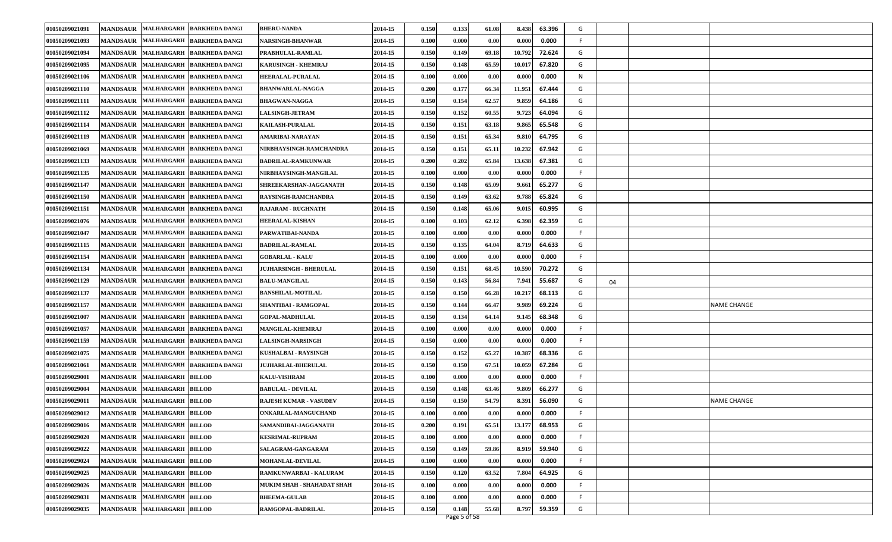| | | | | | | | | | | | | | | | |
|---|---|---|---|---|---|---|---|---|---|---|---|---|---|---|---|
| 01050209021091 | MANDSAUR | MALHARGARH | BARKHEDA DANGI | BHERU-NANDA | 2014-15 | 0.150 | 0.133 | 61.08 | 8.438 | 63.396 | G | | | | |
| 01050209021093 | MANDSAUR | MALHARGARH | BARKHEDA DANGI | NARSINGH-BHANWAR | 2014-15 | 0.100 | 0.000 | 0.00 | 0.000 | 0.000 | F | | | | |
| 01050209021094 | MANDSAUR | MALHARGARH | BARKHEDA DANGI | PRABHULAL-RAMLAL | 2014-15 | 0.150 | 0.149 | 69.18 | 10.792 | 72.624 | G | | | | |
| 01050209021095 | MANDSAUR | MALHARGARH | BARKHEDA DANGI | KARUSINGH - KHEMRAJ | 2014-15 | 0.150 | 0.148 | 65.59 | 10.017 | 67.820 | G | | | | |
| 01050209021106 | MANDSAUR | MALHARGARH | BARKHEDA DANGI | HEERALAL-PURALAL | 2014-15 | 0.100 | 0.000 | 0.00 | 0.000 | 0.000 | N | | | | |
| 01050209021110 | MANDSAUR | MALHARGARH | BARKHEDA DANGI | BHANWARLAL-NAGGA | 2014-15 | 0.200 | 0.177 | 66.34 | 11.951 | 67.444 | G | | | | |
| 01050209021111 | MANDSAUR | MALHARGARH | BARKHEDA DANGI | BHAGWAN-NAGGA | 2014-15 | 0.150 | 0.154 | 62.57 | 9.859 | 64.186 | G | | | | |
| 01050209021112 | MANDSAUR | MALHARGARH | BARKHEDA DANGI | LALSINGH-JETRAM | 2014-15 | 0.150 | 0.152 | 60.55 | 9.723 | 64.094 | G | | | | |
| 01050209021114 | MANDSAUR | MALHARGARH | BARKHEDA DANGI | KAILASH-PURALAL | 2014-15 | 0.150 | 0.151 | 63.18 | 9.865 | 65.548 | G | | | | |
| 01050209021119 | MANDSAUR | MALHARGARH | BARKHEDA DANGI | AMARIBAI-NARAYAN | 2014-15 | 0.150 | 0.151 | 65.34 | 9.810 | 64.795 | G | | | | |
| 01050209021069 | MANDSAUR | MALHARGARH | BARKHEDA DANGI | NIRBHAYSINGH-RAMCHANDRA | 2014-15 | 0.150 | 0.151 | 65.11 | 10.232 | 67.942 | G | | | | |
| 01050209021133 | MANDSAUR | MALHARGARH | BARKHEDA DANGI | BADRILAL-RAMKUNWAR | 2014-15 | 0.200 | 0.202 | 65.84 | 13.638 | 67.381 | G | | | | |
| 01050209021135 | MANDSAUR | MALHARGARH | BARKHEDA DANGI | NIRBHAYSINGH-MANGILAL | 2014-15 | 0.100 | 0.000 | 0.00 | 0.000 | 0.000 | F | | | | |
| 01050209021147 | MANDSAUR | MALHARGARH | BARKHEDA DANGI | SHREEKARSHAN-JAGGANATH | 2014-15 | 0.150 | 0.148 | 65.09 | 9.661 | 65.277 | G | | | | |
| 01050209021150 | MANDSAUR | MALHARGARH | BARKHEDA DANGI | RAYSINGH-RAMCHANDRA | 2014-15 | 0.150 | 0.149 | 63.62 | 9.788 | 65.824 | G | | | | |
| 01050209021151 | MANDSAUR | MALHARGARH | BARKHEDA DANGI | RAJARAM - RUGHNATH | 2014-15 | 0.150 | 0.148 | 65.06 | 9.015 | 60.995 | G | | | | |
| 01050209021076 | MANDSAUR | MALHARGARH | BARKHEDA DANGI | HEERALAL-KISHAN | 2014-15 | 0.100 | 0.103 | 62.12 | 6.398 | 62.359 | G | | | | |
| 01050209021047 | MANDSAUR | MALHARGARH | BARKHEDA DANGI | PARWATIBAI-NANDA | 2014-15 | 0.100 | 0.000 | 0.00 | 0.000 | 0.000 | F | | | | |
| 01050209021115 | MANDSAUR | MALHARGARH | BARKHEDA DANGI | BADRILAL-RAMLAL | 2014-15 | 0.150 | 0.135 | 64.04 | 8.719 | 64.633 | G | | | | |
| 01050209021154 | MANDSAUR | MALHARGARH | BARKHEDA DANGI | GOBARLAL - KALU | 2014-15 | 0.100 | 0.000 | 0.00 | 0.000 | 0.000 | F | | | | |
| 01050209021134 | MANDSAUR | MALHARGARH | BARKHEDA DANGI | JUJHARSINGH - BHERULAL | 2014-15 | 0.150 | 0.151 | 68.45 | 10.590 | 70.272 | G | | | | |
| 01050209021129 | MANDSAUR | MALHARGARH | BARKHEDA DANGI | BALU-MANGILAL | 2014-15 | 0.150 | 0.143 | 56.84 | 7.941 | 55.687 | G | 04 | | | |
| 01050209021137 | MANDSAUR | MALHARGARH | BARKHEDA DANGI | BANSHILAL-MOTILAL | 2014-15 | 0.150 | 0.150 | 66.28 | 10.217 | 68.113 | G | | | | |
| 01050209021157 | MANDSAUR | MALHARGARH | BARKHEDA DANGI | SHANTIBAI - RAMGOPAL | 2014-15 | 0.150 | 0.144 | 66.47 | 9.989 | 69.224 | G | | | | NAME CHANGE |
| 01050209021007 | MANDSAUR | MALHARGARH | BARKHEDA DANGI | GOPAL-MADHULAL | 2014-15 | 0.150 | 0.134 | 64.14 | 9.145 | 68.348 | G | | | | |
| 01050209021057 | MANDSAUR | MALHARGARH | BARKHEDA DANGI | MANGILAL-KHEMRAJ | 2014-15 | 0.100 | 0.000 | 0.00 | 0.000 | 0.000 | F | | | | |
| 01050209021159 | MANDSAUR | MALHARGARH | BARKHEDA DANGI | LALSINGH-NARSINGH | 2014-15 | 0.150 | 0.000 | 0.00 | 0.000 | 0.000 | F | | | | |
| 01050209021075 | MANDSAUR | MALHARGARH | BARKHEDA DANGI | KUSHALBAI - RAYSINGH | 2014-15 | 0.150 | 0.152 | 65.27 | 10.387 | 68.336 | G | | | | |
| 01050209021061 | MANDSAUR | MALHARGARH | BARKHEDA DANGI | JUJHARLAL-BHERULAL | 2014-15 | 0.150 | 0.150 | 67.51 | 10.059 | 67.284 | G | | | | |
| 01050209029001 | MANDSAUR | MALHARGARH | BILLOD | KALU-VISHRAM | 2014-15 | 0.100 | 0.000 | 0.00 | 0.000 | 0.000 | F | | | | |
| 01050209029004 | MANDSAUR | MALHARGARH | BILLOD | BABULAL - DEVILAL | 2014-15 | 0.150 | 0.148 | 63.46 | 9.809 | 66.277 | G | | | | |
| 01050209029011 | MANDSAUR | MALHARGARH | BILLOD | RAJESH KUMAR - VASUDEV | 2014-15 | 0.150 | 0.150 | 54.79 | 8.391 | 56.090 | G | | | | NAME CHANGE |
| 01050209029012 | MANDSAUR | MALHARGARH | BILLOD | ONKARLAL-MANGUCHAND | 2014-15 | 0.100 | 0.000 | 0.00 | 0.000 | 0.000 | F | | | | |
| 01050209029016 | MANDSAUR | MALHARGARH | BILLOD | SAMANDIBAI-JAGGANATH | 2014-15 | 0.200 | 0.191 | 65.51 | 13.177 | 68.953 | G | | | | |
| 01050209029020 | MANDSAUR | MALHARGARH | BILLOD | KESRIMAL-RUPRAM | 2014-15 | 0.100 | 0.000 | 0.00 | 0.000 | 0.000 | F | | | | |
| 01050209029022 | MANDSAUR | MALHARGARH | BILLOD | SALAGRAM-GANGARAM | 2014-15 | 0.150 | 0.149 | 59.86 | 8.919 | 59.940 | G | | | | |
| 01050209029024 | MANDSAUR | MALHARGARH | BILLOD | MOHANLAL-DEVILAL | 2014-15 | 0.100 | 0.000 | 0.00 | 0.000 | 0.000 | F | | | | |
| 01050209029025 | MANDSAUR | MALHARGARH | BILLOD | RAMKUNWARBAI - KALURAM | 2014-15 | 0.150 | 0.120 | 63.52 | 7.804 | 64.925 | G | | | | |
| 01050209029026 | MANDSAUR | MALHARGARH | BILLOD | MUKIM SHAH - SHAHADAT SHAH | 2014-15 | 0.100 | 0.000 | 0.00 | 0.000 | 0.000 | F | | | | |
| 01050209029031 | MANDSAUR | MALHARGARH | BILLOD | BHEEMA-GULAB | 2014-15 | 0.100 | 0.000 | 0.00 | 0.000 | 0.000 | F | | | | |
| 01050209029035 | MANDSAUR | MALHARGARH | BILLOD | RAMGOPAL-BADRILAL | 2014-15 | 0.150 | 0.148 | 55.68 | 8.797 | 59.359 | G | | | | |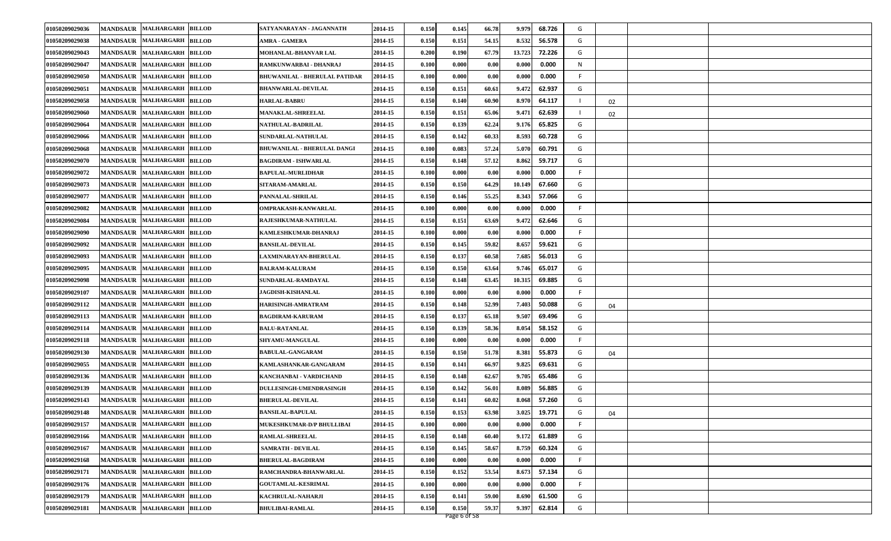| | | | | | | | | | | | | | | |
|---|---|---|---|---|---|---|---|---|---|---|---|---|---|---|
| 01050209029036 | MANDSAUR | MALHARGARH | BILLOD | SATYANARAYAN - JAGANNATH | 2014-15 | 0.150 | 0.145 | 66.78 | 9.979 | 68.726 | G | | | |
| 01050209029038 | MANDSAUR | MALHARGARH | BILLOD | AMRA - GAMERA | 2014-15 | 0.150 | 0.151 | 54.15 | 8.532 | 56.578 | G | | | |
| 01050209029043 | MANDSAUR | MALHARGARH | BILLOD | MOHANLAL-BHANVAR LAL | 2014-15 | 0.200 | 0.190 | 67.79 | 13.723 | 72.226 | G | | | |
| 01050209029047 | MANDSAUR | MALHARGARH | BILLOD | RAMKUNWARBAI - DHANRAJ | 2014-15 | 0.100 | 0.000 | 0.00 | 0.000 | 0.000 | N | | | |
| 01050209029050 | MANDSAUR | MALHARGARH | BILLOD | BHUWANILAL - BHERULAL PATIDAR | 2014-15 | 0.100 | 0.000 | 0.00 | 0.000 | 0.000 | F | | | |
| 01050209029051 | MANDSAUR | MALHARGARH | BILLOD | BHANWARLAL-DEVILAL | 2014-15 | 0.150 | 0.151 | 60.61 | 9.472 | 62.937 | G | | | |
| 01050209029058 | MANDSAUR | MALHARGARH | BILLOD | HARLAL-BABRU | 2014-15 | 0.150 | 0.140 | 60.90 | 8.970 | 64.117 | I | 02 | | |
| 01050209029060 | MANDSAUR | MALHARGARH | BILLOD | MANAKLAL-SHREELAL | 2014-15 | 0.150 | 0.151 | 65.06 | 9.471 | 62.639 | I | 02 | | |
| 01050209029064 | MANDSAUR | MALHARGARH | BILLOD | NATHULAL-BADRILAL | 2014-15 | 0.150 | 0.139 | 62.24 | 9.176 | 65.825 | G | | | |
| 01050209029066 | MANDSAUR | MALHARGARH | BILLOD | SUNDARLAL-NATHULAL | 2014-15 | 0.150 | 0.142 | 60.33 | 8.593 | 60.728 | G | | | |
| 01050209029068 | MANDSAUR | MALHARGARH | BILLOD | BHUWANILAL - BHERULAL DANGI | 2014-15 | 0.100 | 0.083 | 57.24 | 5.070 | 60.791 | G | | | |
| 01050209029070 | MANDSAUR | MALHARGARH | BILLOD | BAGDIRAM - ISHWARLAL | 2014-15 | 0.150 | 0.148 | 57.12 | 8.862 | 59.717 | G | | | |
| 01050209029072 | MANDSAUR | MALHARGARH | BILLOD | BAPULAL-MURLIDHAR | 2014-15 | 0.100 | 0.000 | 0.00 | 0.000 | 0.000 | F | | | |
| 01050209029073 | MANDSAUR | MALHARGARH | BILLOD | SITARAM-AMARLAL | 2014-15 | 0.150 | 0.150 | 64.29 | 10.149 | 67.660 | G | | | |
| 01050209029077 | MANDSAUR | MALHARGARH | BILLOD | PANNALAL-SHRILAL | 2014-15 | 0.150 | 0.146 | 55.25 | 8.343 | 57.066 | G | | | |
| 01050209029082 | MANDSAUR | MALHARGARH | BILLOD | OMPRAKASH-KANWARLAL | 2014-15 | 0.100 | 0.000 | 0.00 | 0.000 | 0.000 | F | | | |
| 01050209029084 | MANDSAUR | MALHARGARH | BILLOD | RAJESHKUMAR-NATHULAL | 2014-15 | 0.150 | 0.151 | 63.69 | 9.472 | 62.646 | G | | | |
| 01050209029090 | MANDSAUR | MALHARGARH | BILLOD | KAMLESHKUMAR-DHANRAJ | 2014-15 | 0.100 | 0.000 | 0.00 | 0.000 | 0.000 | F | | | |
| 01050209029092 | MANDSAUR | MALHARGARH | BILLOD | BANSILAL-DEVILAL | 2014-15 | 0.150 | 0.145 | 59.82 | 8.657 | 59.621 | G | | | |
| 01050209029093 | MANDSAUR | MALHARGARH | BILLOD | LAXMINARAYAN-BHERULAL | 2014-15 | 0.150 | 0.137 | 60.58 | 7.685 | 56.013 | G | | | |
| 01050209029095 | MANDSAUR | MALHARGARH | BILLOD | BALRAM-KALURAM | 2014-15 | 0.150 | 0.150 | 63.64 | 9.746 | 65.017 | G | | | |
| 01050209029098 | MANDSAUR | MALHARGARH | BILLOD | SUNDARLAL-RAMDAYAL | 2014-15 | 0.150 | 0.148 | 63.45 | 10.315 | 69.885 | G | | | |
| 01050209029107 | MANDSAUR | MALHARGARH | BILLOD | JAGDISH-KISHANLAL | 2014-15 | 0.100 | 0.000 | 0.00 | 0.000 | 0.000 | F | | | |
| 01050209029112 | MANDSAUR | MALHARGARH | BILLOD | HARISINGH-AMRATRAM | 2014-15 | 0.150 | 0.148 | 52.99 | 7.403 | 50.088 | G | 04 | | |
| 01050209029113 | MANDSAUR | MALHARGARH | BILLOD | BAGDIRAM-KARURAM | 2014-15 | 0.150 | 0.137 | 65.18 | 9.507 | 69.496 | G | | | |
| 01050209029114 | MANDSAUR | MALHARGARH | BILLOD | BALU-RATANLAL | 2014-15 | 0.150 | 0.139 | 58.36 | 8.054 | 58.152 | G | | | |
| 01050209029118 | MANDSAUR | MALHARGARH | BILLOD | SHYAMU-MANGULAL | 2014-15 | 0.100 | 0.000 | 0.00 | 0.000 | 0.000 | F | | | |
| 01050209029130 | MANDSAUR | MALHARGARH | BILLOD | BABULAL-GANGARAM | 2014-15 | 0.150 | 0.150 | 51.78 | 8.381 | 55.873 | G | 04 | | |
| 01050209029055 | MANDSAUR | MALHARGARH | BILLOD | KAMLASHANKAR-GANGARAM | 2014-15 | 0.150 | 0.141 | 66.97 | 9.825 | 69.631 | G | | | |
| 01050209029136 | MANDSAUR | MALHARGARH | BILLOD | KANCHANBAI - VARDICHAND | 2014-15 | 0.150 | 0.148 | 62.67 | 9.705 | 65.486 | G | | | |
| 01050209029139 | MANDSAUR | MALHARGARH | BILLOD | DULLESINGH-UMENDRASINGH | 2014-15 | 0.150 | 0.142 | 56.01 | 8.089 | 56.885 | G | | | |
| 01050209029143 | MANDSAUR | MALHARGARH | BILLOD | BHERULAL-DEVILAL | 2014-15 | 0.150 | 0.141 | 60.02 | 8.068 | 57.260 | G | | | |
| 01050209029148 | MANDSAUR | MALHARGARH | BILLOD | BANSILAL-BAPULAL | 2014-15 | 0.150 | 0.153 | 63.98 | 3.025 | 19.771 | G | 04 | | |
| 01050209029157 | MANDSAUR | MALHARGARH | BILLOD | MUKESHKUMAR-D/P BHULLIBAI | 2014-15 | 0.100 | 0.000 | 0.00 | 0.000 | 0.000 | F | | | |
| 01050209029166 | MANDSAUR | MALHARGARH | BILLOD | RAMLAL-SHREELAL | 2014-15 | 0.150 | 0.148 | 60.40 | 9.172 | 61.889 | G | | | |
| 01050209029167 | MANDSAUR | MALHARGARH | BILLOD | SAMRATH - DEVILAL | 2014-15 | 0.150 | 0.145 | 58.67 | 8.759 | 60.324 | G | | | |
| 01050209029168 | MANDSAUR | MALHARGARH | BILLOD | BHERULAL-BAGDIRAM | 2014-15 | 0.100 | 0.000 | 0.00 | 0.000 | 0.000 | F | | | |
| 01050209029171 | MANDSAUR | MALHARGARH | BILLOD | RAMCHANDRA-BHANWARLAL | 2014-15 | 0.150 | 0.152 | 53.54 | 8.673 | 57.134 | G | | | |
| 01050209029176 | MANDSAUR | MALHARGARH | BILLOD | GOUTAMLAL-KESRIMAL | 2014-15 | 0.100 | 0.000 | 0.00 | 0.000 | 0.000 | F | | | |
| 01050209029179 | MANDSAUR | MALHARGARH | BILLOD | KACHRULAL-NAHARJI | 2014-15 | 0.150 | 0.141 | 59.00 | 8.690 | 61.500 | G | | | |
| 01050209029181 | MANDSAUR | MALHARGARH | BILLOD | BHULIBAI-RAMLAL | 2014-15 | 0.150 | 0.150 | 59.37 | 9.397 | 62.814 | G | | | |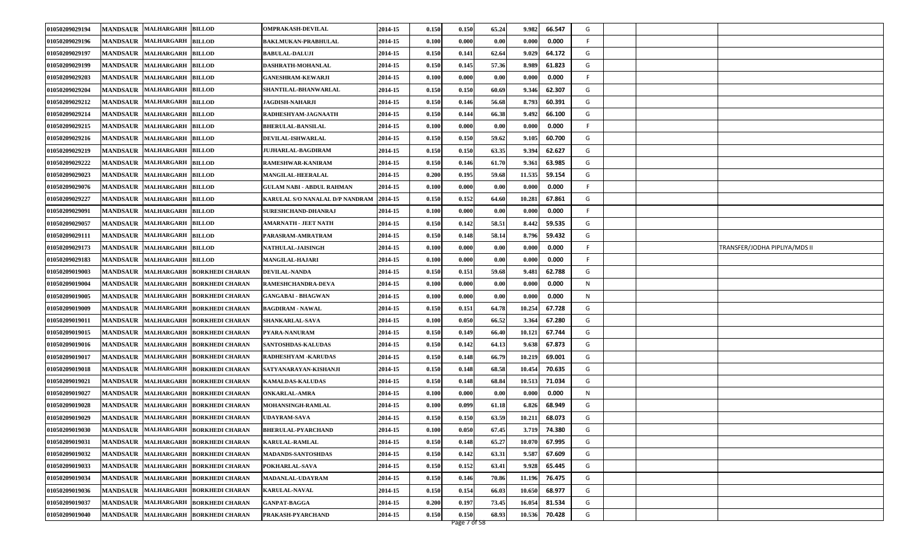| | | | | | | | | | | | | | | | |
|---|---|---|---|---|---|---|---|---|---|---|---|---|---|---|---|
| 01050209029194 | MANDSAUR | MALHARGARH | BILLOD | OMPRAKASH-DEVILAL | 2014-15 | 0.150 | 0.150 | 65.24 | 9.982 | 66.547 | G | | | | |
| 01050209029196 | MANDSAUR | MALHARGARH | BILLOD | BAKLMUKAN-PRABHULAL | 2014-15 | 0.100 | 0.000 | 0.00 | 0.000 | 0.000 | F | | | | |
| 01050209029197 | MANDSAUR | MALHARGARH | BILLOD | BABULAL-DALUJI | 2014-15 | 0.150 | 0.141 | 62.64 | 9.029 | 64.172 | G | | | | |
| 01050209029199 | MANDSAUR | MALHARGARH | BILLOD | DASHRATH-MOHANLAL | 2014-15 | 0.150 | 0.145 | 57.36 | 8.989 | 61.823 | G | | | | |
| 01050209029203 | MANDSAUR | MALHARGARH | BILLOD | GANESHRAM-KEWARJI | 2014-15 | 0.100 | 0.000 | 0.00 | 0.000 | 0.000 | F | | | | |
| 01050209029204 | MANDSAUR | MALHARGARH | BILLOD | SHANTILAL-BHANWARLAL | 2014-15 | 0.150 | 0.150 | 60.69 | 9.346 | 62.307 | G | | | | |
| 01050209029212 | MANDSAUR | MALHARGARH | BILLOD | JAGDISH-NAHARJI | 2014-15 | 0.150 | 0.146 | 56.68 | 8.793 | 60.391 | G | | | | |
| 01050209029214 | MANDSAUR | MALHARGARH | BILLOD | RADHESHYAM-JAGNAATH | 2014-15 | 0.150 | 0.144 | 66.38 | 9.492 | 66.100 | G | | | | |
| 01050209029215 | MANDSAUR | MALHARGARH | BILLOD | BHERULAL-BANSILAL | 2014-15 | 0.100 | 0.000 | 0.00 | 0.000 | 0.000 | F | | | | |
| 01050209029216 | MANDSAUR | MALHARGARH | BILLOD | DEVILAL-ISHWARLAL | 2014-15 | 0.150 | 0.150 | 59.62 | 9.105 | 60.700 | G | | | | |
| 01050209029219 | MANDSAUR | MALHARGARH | BILLOD | JUJHARLAL-BAGDIRAM | 2014-15 | 0.150 | 0.150 | 63.35 | 9.394 | 62.627 | G | | | | |
| 01050209029222 | MANDSAUR | MALHARGARH | BILLOD | RAMESHWAR-KANIRAM | 2014-15 | 0.150 | 0.146 | 61.70 | 9.361 | 63.985 | G | | | | |
| 01050209029023 | MANDSAUR | MALHARGARH | BILLOD | MANGILAL-HEERALAL | 2014-15 | 0.200 | 0.195 | 59.68 | 11.535 | 59.154 | G | | | | |
| 01050209029076 | MANDSAUR | MALHARGARH | BILLOD | GULAM NABI - ABDUL RAHMAN | 2014-15 | 0.100 | 0.000 | 0.00 | 0.000 | 0.000 | F | | | | |
| 01050209029227 | MANDSAUR | MALHARGARH | BILLOD | KARULAL S/O NANALAL D/P NANDRAM | 2014-15 | 0.150 | 0.152 | 64.60 | 10.281 | 67.861 | G | | | | |
| 01050209029091 | MANDSAUR | MALHARGARH | BILLOD | SURESHCHAND-DHANRAJ | 2014-15 | 0.100 | 0.000 | 0.00 | 0.000 | 0.000 | F | | | | |
| 01050209029057 | MANDSAUR | MALHARGARH | BILLOD | AMARNATH - JEET NATH | 2014-15 | 0.150 | 0.142 | 58.51 | 8.442 | 59.535 | G | | | | |
| 01050209029111 | MANDSAUR | MALHARGARH | BILLOD | PARASRAM-AMRATRAM | 2014-15 | 0.150 | 0.148 | 58.14 | 8.796 | 59.432 | G | | | | |
| 01050209029173 | MANDSAUR | MALHARGARH | BILLOD | NATHULAL-JAISINGH | 2014-15 | 0.100 | 0.000 | 0.00 | 0.000 | 0.000 | F | | | | TRANSFER/JODHA PIPLIYA/MDS II |
| 01050209029183 | MANDSAUR | MALHARGARH | BILLOD | MANGILAL-HAJARI | 2014-15 | 0.100 | 0.000 | 0.00 | 0.000 | 0.000 | F | | | | |
| 01050209019003 | MANDSAUR | MALHARGARH | BORKHEDI CHARAN | DEVILAL-NANDA | 2014-15 | 0.150 | 0.151 | 59.68 | 9.481 | 62.788 | G | | | | |
| 01050209019004 | MANDSAUR | MALHARGARH | BORKHEDI CHARAN | RAMESHCHANDRA-DEVA | 2014-15 | 0.100 | 0.000 | 0.00 | 0.000 | 0.000 | N | | | | |
| 01050209019005 | MANDSAUR | MALHARGARH | BORKHEDI CHARAN | GANGABAI - BHAGWAN | 2014-15 | 0.100 | 0.000 | 0.00 | 0.000 | 0.000 | N | | | | |
| 01050209019009 | MANDSAUR | MALHARGARH | BORKHEDI CHARAN | BAGDIRAM - NAWAL | 2014-15 | 0.150 | 0.151 | 64.78 | 10.254 | 67.728 | G | | | | |
| 01050209019011 | MANDSAUR | MALHARGARH | BORKHEDI CHARAN | SHANKARLAL-SAVA | 2014-15 | 0.100 | 0.050 | 66.52 | 3.364 | 67.280 | G | | | | |
| 01050209019015 | MANDSAUR | MALHARGARH | BORKHEDI CHARAN | PYARA-NANURAM | 2014-15 | 0.150 | 0.149 | 66.40 | 10.121 | 67.744 | G | | | | |
| 01050209019016 | MANDSAUR | MALHARGARH | BORKHEDI CHARAN | SANTOSHDAS-KALUDAS | 2014-15 | 0.150 | 0.142 | 64.13 | 9.638 | 67.873 | G | | | | |
| 01050209019017 | MANDSAUR | MALHARGARH | BORKHEDI CHARAN | RADHESHYAM -KARUDAS | 2014-15 | 0.150 | 0.148 | 66.79 | 10.219 | 69.001 | G | | | | |
| 01050209019018 | MANDSAUR | MALHARGARH | BORKHEDI CHARAN | SATYANARAYAN-KISHANJI | 2014-15 | 0.150 | 0.148 | 68.58 | 10.454 | 70.635 | G | | | | |
| 01050209019021 | MANDSAUR | MALHARGARH | BORKHEDI CHARAN | KAMALDAS-KALUDAS | 2014-15 | 0.150 | 0.148 | 68.84 | 10.513 | 71.034 | G | | | | |
| 01050209019027 | MANDSAUR | MALHARGARH | BORKHEDI CHARAN | ONKARLAL-AMRA | 2014-15 | 0.100 | 0.000 | 0.00 | 0.000 | 0.000 | N | | | | |
| 01050209019028 | MANDSAUR | MALHARGARH | BORKHEDI CHARAN | MOHANSINGH-RAMLAL | 2014-15 | 0.100 | 0.099 | 61.18 | 6.826 | 68.949 | G | | | | |
| 01050209019029 | MANDSAUR | MALHARGARH | BORKHEDI CHARAN | UDAYRAM-SAVA | 2014-15 | 0.150 | 0.150 | 63.59 | 10.211 | 68.073 | G | | | | |
| 01050209019030 | MANDSAUR | MALHARGARH | BORKHEDI CHARAN | BHERULAL-PYARCHAND | 2014-15 | 0.100 | 0.050 | 67.45 | 3.719 | 74.380 | G | | | | |
| 01050209019031 | MANDSAUR | MALHARGARH | BORKHEDI CHARAN | KARULAL-RAMLAL | 2014-15 | 0.150 | 0.148 | 65.27 | 10.070 | 67.995 | G | | | | |
| 01050209019032 | MANDSAUR | MALHARGARH | BORKHEDI CHARAN | MADANDS-SANTOSHDAS | 2014-15 | 0.150 | 0.142 | 63.31 | 9.587 | 67.609 | G | | | | |
| 01050209019033 | MANDSAUR | MALHARGARH | BORKHEDI CHARAN | POKHARLAL-SAVA | 2014-15 | 0.150 | 0.152 | 63.41 | 9.928 | 65.445 | G | | | | |
| 01050209019034 | MANDSAUR | MALHARGARH | BORKHEDI CHARAN | MADANLAL-UDAYRAM | 2014-15 | 0.150 | 0.146 | 70.86 | 11.196 | 76.475 | G | | | | |
| 01050209019036 | MANDSAUR | MALHARGARH | BORKHEDI CHARAN | KARULAL-NAVAL | 2014-15 | 0.150 | 0.154 | 66.03 | 10.650 | 68.977 | G | | | | |
| 01050209019037 | MANDSAUR | MALHARGARH | BORKHEDI CHARAN | GANPAT-BAGGA | 2014-15 | 0.200 | 0.197 | 73.45 | 16.054 | 81.534 | G | | | | |
| 01050209019040 | MANDSAUR | MALHARGARH | BORKHEDI CHARAN | PRAKASH-PYARCHAND | 2014-15 | 0.150 | 0.150 | 68.93 | 10.536 | 70.428 | G | | | | |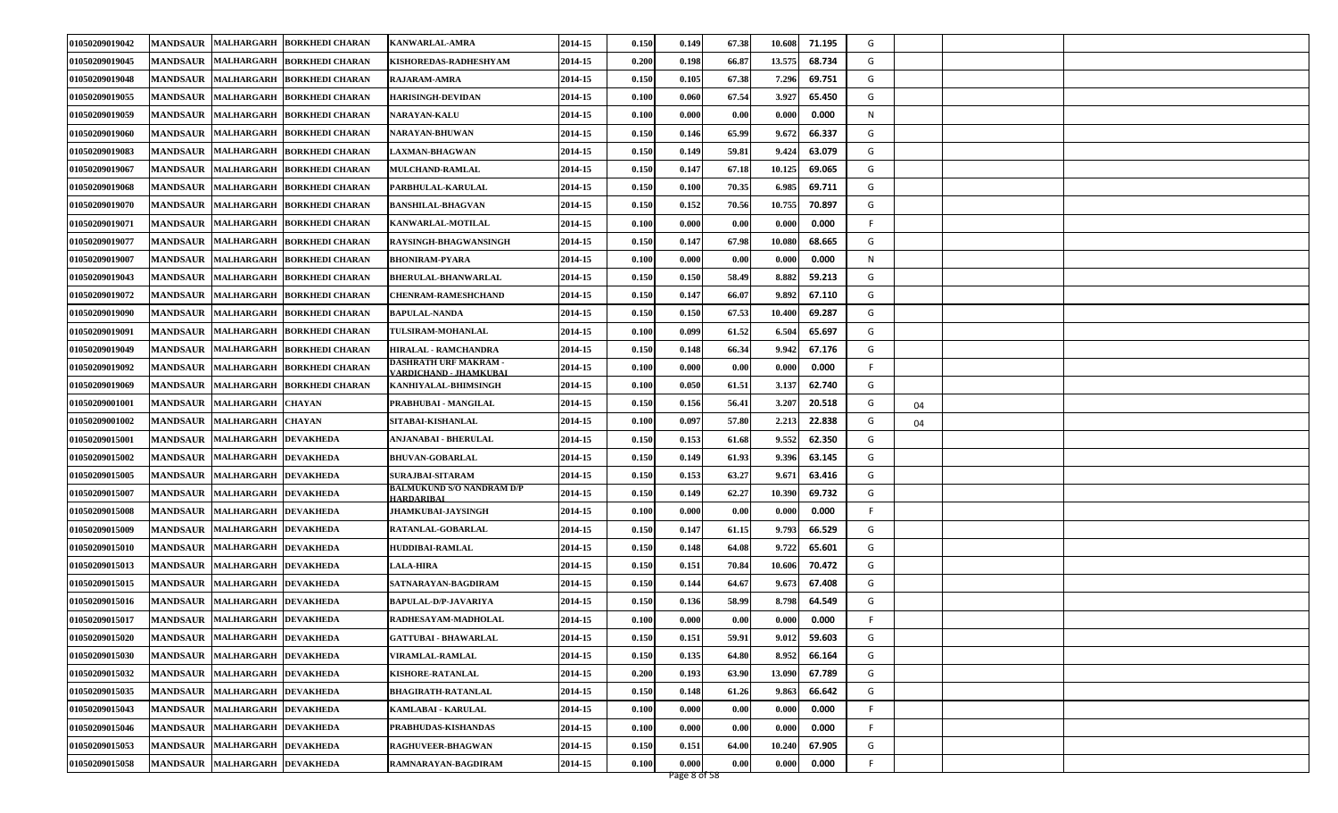| | | | | | | | | | | | | | | |
|---|---|---|---|---|---|---|---|---|---|---|---|---|---|---|
| 01050209019042 | MANDSAUR | MALHARGARH | BORKHEDI CHARAN | KANWARLAL-AMRA | 2014-15 | 0.150 | 0.149 | 67.38 | 10.608 | 71.195 | G | | | |
| 01050209019045 | MANDSAUR | MALHARGARH | BORKHEDI CHARAN | KISHOREDAS-RADHESHYAM | 2014-15 | 0.200 | 0.198 | 66.87 | 13.575 | 68.734 | G | | | |
| 01050209019048 | MANDSAUR | MALHARGARH | BORKHEDI CHARAN | RAJARAM-AMRA | 2014-15 | 0.150 | 0.105 | 67.38 | 7.296 | 69.751 | G | | | |
| 01050209019055 | MANDSAUR | MALHARGARH | BORKHEDI CHARAN | HARISINGH-DEVIDAN | 2014-15 | 0.100 | 0.060 | 67.54 | 3.927 | 65.450 | G | | | |
| 01050209019059 | MANDSAUR | MALHARGARH | BORKHEDI CHARAN | NARAYAN-KALU | 2014-15 | 0.100 | 0.000 | 0.00 | 0.000 | 0.000 | N | | | |
| 01050209019060 | MANDSAUR | MALHARGARH | BORKHEDI CHARAN | NARAYAN-BHUWAN | 2014-15 | 0.150 | 0.146 | 65.99 | 9.672 | 66.337 | G | | | |
| 01050209019083 | MANDSAUR | MALHARGARH | BORKHEDI CHARAN | LAXMAN-BHAGWAN | 2014-15 | 0.150 | 0.149 | 59.81 | 9.424 | 63.079 | G | | | |
| 01050209019067 | MANDSAUR | MALHARGARH | BORKHEDI CHARAN | MULCHAND-RAMLAL | 2014-15 | 0.150 | 0.147 | 67.18 | 10.125 | 69.065 | G | | | |
| 01050209019068 | MANDSAUR | MALHARGARH | BORKHEDI CHARAN | PARBHULAL-KARULAL | 2014-15 | 0.150 | 0.100 | 70.35 | 6.985 | 69.711 | G | | | |
| 01050209019070 | MANDSAUR | MALHARGARH | BORKHEDI CHARAN | BANSHILAL-BHAGVAN | 2014-15 | 0.150 | 0.152 | 70.56 | 10.755 | 70.897 | G | | | |
| 01050209019071 | MANDSAUR | MALHARGARH | BORKHEDI CHARAN | KANWARLAL-MOTILAL | 2014-15 | 0.100 | 0.000 | 0.00 | 0.000 | 0.000 | F | | | |
| 01050209019077 | MANDSAUR | MALHARGARH | BORKHEDI CHARAN | RAYSINGH-BHAGWANSINGH | 2014-15 | 0.150 | 0.147 | 67.98 | 10.080 | 68.665 | G | | | |
| 01050209019007 | MANDSAUR | MALHARGARH | BORKHEDI CHARAN | BHONIRAM-PYARA | 2014-15 | 0.100 | 0.000 | 0.00 | 0.000 | 0.000 | N | | | |
| 01050209019043 | MANDSAUR | MALHARGARH | BORKHEDI CHARAN | BHERULAL-BHANWARLAL | 2014-15 | 0.150 | 0.150 | 58.49 | 8.882 | 59.213 | G | | | |
| 01050209019072 | MANDSAUR | MALHARGARH | BORKHEDI CHARAN | CHENRAM-RAMESHCHAND | 2014-15 | 0.150 | 0.147 | 66.07 | 9.892 | 67.110 | G | | | |
| 01050209019090 | MANDSAUR | MALHARGARH | BORKHEDI CHARAN | BAPULAL-NANDA | 2014-15 | 0.150 | 0.150 | 67.53 | 10.400 | 69.287 | G | | | |
| 01050209019091 | MANDSAUR | MALHARGARH | BORKHEDI CHARAN | TULSIRAM-MOHANLAL | 2014-15 | 0.100 | 0.099 | 61.52 | 6.504 | 65.697 | G | | | |
| 01050209019049 | MANDSAUR | MALHARGARH | BORKHEDI CHARAN | HIRALAL - RAMCHANDRA | 2014-15 | 0.150 | 0.148 | 66.34 | 9.942 | 67.176 | G | | | |
| 01050209019092 | MANDSAUR | MALHARGARH | BORKHEDI CHARAN | DASHRATH URF MAKRAM - VARDICHAND - JHAMKUBAI | 2014-15 | 0.100 | 0.000 | 0.00 | 0.000 | 0.000 | F | | | |
| 01050209019069 | MANDSAUR | MALHARGARH | BORKHEDI CHARAN | KANHIYALAL-BHIMSINGH | 2014-15 | 0.100 | 0.050 | 61.51 | 3.137 | 62.740 | G | | | |
| 01050209001001 | MANDSAUR | MALHARGARH | CHAYAN | PRABHUBAI - MANGILAL | 2014-15 | 0.150 | 0.156 | 56.41 | 3.207 | 20.518 | G | 04 | | |
| 01050209001002 | MANDSAUR | MALHARGARH | CHAYAN | SITABAI-KISHANLAL | 2014-15 | 0.100 | 0.097 | 57.80 | 2.213 | 22.838 | G | 04 | | |
| 01050209015001 | MANDSAUR | MALHARGARH | DEVAKHEDA | ANJANABAI - BHERULAL | 2014-15 | 0.150 | 0.153 | 61.68 | 9.552 | 62.350 | G | | | |
| 01050209015002 | MANDSAUR | MALHARGARH | DEVAKHEDA | BHUVAN-GOBARLAL | 2014-15 | 0.150 | 0.149 | 61.93 | 9.396 | 63.145 | G | | | |
| 01050209015005 | MANDSAUR | MALHARGARH | DEVAKHEDA | SURAJBAI-SITARAM | 2014-15 | 0.150 | 0.153 | 63.27 | 9.671 | 63.416 | G | | | |
| 01050209015007 | MANDSAUR | MALHARGARH | DEVAKHEDA | BALMUKUND S/O NANDRAM D/P HARDARIBAI | 2014-15 | 0.150 | 0.149 | 62.27 | 10.390 | 69.732 | G | | | |
| 01050209015008 | MANDSAUR | MALHARGARH | DEVAKHEDA | JHAMKUBAI-JAYSINGH | 2014-15 | 0.100 | 0.000 | 0.00 | 0.000 | 0.000 | F | | | |
| 01050209015009 | MANDSAUR | MALHARGARH | DEVAKHEDA | RATANLAL-GOBARLAL | 2014-15 | 0.150 | 0.147 | 61.15 | 9.793 | 66.529 | G | | | |
| 01050209015010 | MANDSAUR | MALHARGARH | DEVAKHEDA | HUDDIBAI-RAMLAL | 2014-15 | 0.150 | 0.148 | 64.08 | 9.722 | 65.601 | G | | | |
| 01050209015013 | MANDSAUR | MALHARGARH | DEVAKHEDA | LALA-HIRA | 2014-15 | 0.150 | 0.151 | 70.84 | 10.606 | 70.472 | G | | | |
| 01050209015015 | MANDSAUR | MALHARGARH | DEVAKHEDA | SATNARAYAN-BAGDIRAM | 2014-15 | 0.150 | 0.144 | 64.67 | 9.673 | 67.408 | G | | | |
| 01050209015016 | MANDSAUR | MALHARGARH | DEVAKHEDA | BAPULAL-D/P-JAVARIYA | 2014-15 | 0.150 | 0.136 | 58.99 | 8.798 | 64.549 | G | | | |
| 01050209015017 | MANDSAUR | MALHARGARH | DEVAKHEDA | RADHESAYAM-MADHOLAL | 2014-15 | 0.100 | 0.000 | 0.00 | 0.000 | 0.000 | F | | | |
| 01050209015020 | MANDSAUR | MALHARGARH | DEVAKHEDA | GATTUBAI - BHAWARLAL | 2014-15 | 0.150 | 0.151 | 59.91 | 9.012 | 59.603 | G | | | |
| 01050209015030 | MANDSAUR | MALHARGARH | DEVAKHEDA | VIRAMLAL-RAMLAL | 2014-15 | 0.150 | 0.135 | 64.80 | 8.952 | 66.164 | G | | | |
| 01050209015032 | MANDSAUR | MALHARGARH | DEVAKHEDA | KISHORE-RATANLAL | 2014-15 | 0.200 | 0.193 | 63.90 | 13.090 | 67.789 | G | | | |
| 01050209015035 | MANDSAUR | MALHARGARH | DEVAKHEDA | BHAGIRATH-RATANLAL | 2014-15 | 0.150 | 0.148 | 61.26 | 9.863 | 66.642 | G | | | |
| 01050209015043 | MANDSAUR | MALHARGARH | DEVAKHEDA | KAMLABAI - KARULAL | 2014-15 | 0.100 | 0.000 | 0.00 | 0.000 | 0.000 | F | | | |
| 01050209015046 | MANDSAUR | MALHARGARH | DEVAKHEDA | PRABHUDAS-KISHANDAS | 2014-15 | 0.100 | 0.000 | 0.00 | 0.000 | 0.000 | F | | | |
| 01050209015053 | MANDSAUR | MALHARGARH | DEVAKHEDA | RAGHUVEER-BHAGWAN | 2014-15 | 0.150 | 0.151 | 64.00 | 10.240 | 67.905 | G | | | |
| 01050209015058 | MANDSAUR | MALHARGARH | DEVAKHEDA | RAMNARAYAN-BAGDIRAM | 2014-15 | 0.100 | 0.000 | 0.00 | 0.000 | 0.000 | F | | | |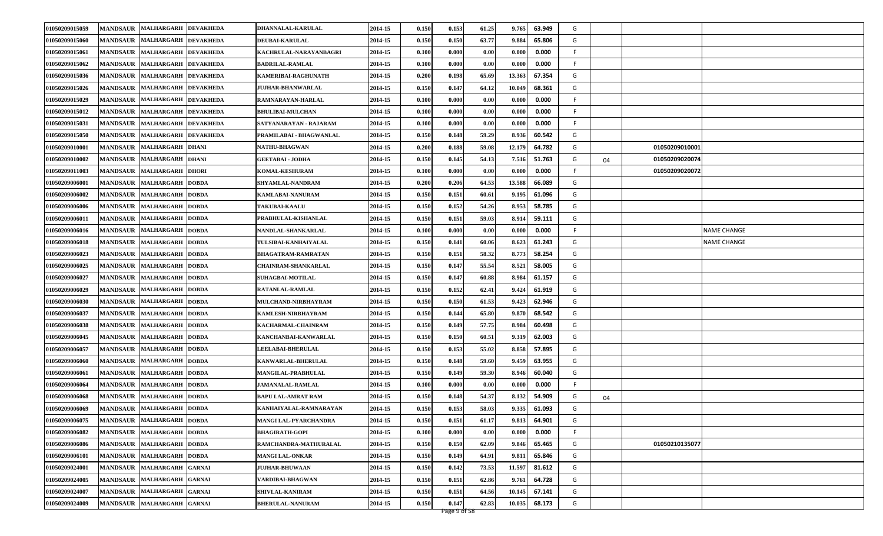| | | | | | | | | | | | | | | |
|---|---|---|---|---|---|---|---|---|---|---|---|---|---|---|
| 01050209015059 | MANDSAUR | MALHARGARH | DEVAKHEDA | DHANNALAL-KARULAL | 2014-15 | 0.150 | 0.153 | 61.25 | 9.765 | 63.949 | G | | | |
| 01050209015060 | MANDSAUR | MALHARGARH | DEVAKHEDA | DEUBAI-KARULAL | 2014-15 | 0.150 | 0.150 | 63.77 | 9.884 | 65.806 | G | | | |
| 01050209015061 | MANDSAUR | MALHARGARH | DEVAKHEDA | KACHRULAL-NARAYANBAGRI | 2014-15 | 0.100 | 0.000 | 0.00 | 0.000 | 0.000 | F | | | |
| 01050209015062 | MANDSAUR | MALHARGARH | DEVAKHEDA | BADRILAL-RAMLAL | 2014-15 | 0.100 | 0.000 | 0.00 | 0.000 | 0.000 | F | | | |
| 01050209015036 | MANDSAUR | MALHARGARH | DEVAKHEDA | KAMERIBAI-RAGHUNATH | 2014-15 | 0.200 | 0.198 | 65.69 | 13.363 | 67.354 | G | | | |
| 01050209015026 | MANDSAUR | MALHARGARH | DEVAKHEDA | JUJHAR-BHANWARLAL | 2014-15 | 0.150 | 0.147 | 64.12 | 10.049 | 68.361 | G | | | |
| 01050209015029 | MANDSAUR | MALHARGARH | DEVAKHEDA | RAMNARAYAN-HARLAL | 2014-15 | 0.100 | 0.000 | 0.00 | 0.000 | 0.000 | F | | | |
| 01050209015012 | MANDSAUR | MALHARGARH | DEVAKHEDA | BHULIBAI-MULCHAN | 2014-15 | 0.100 | 0.000 | 0.00 | 0.000 | 0.000 | F | | | |
| 01050209015031 | MANDSAUR | MALHARGARH | DEVAKHEDA | SATYANARAYAN - RAJARAM | 2014-15 | 0.100 | 0.000 | 0.00 | 0.000 | 0.000 | F | | | |
| 01050209015050 | MANDSAUR | MALHARGARH | DEVAKHEDA | PRAMILABAI - BHAGWANLAL | 2014-15 | 0.150 | 0.148 | 59.29 | 8.936 | 60.542 | G | | | |
| 01050209010001 | MANDSAUR | MALHARGARH | DHANI | NATHU-BHAGWAN | 2014-15 | 0.200 | 0.188 | 59.08 | 12.179 | 64.782 | G | | 01050209010001 | |
| 01050209010002 | MANDSAUR | MALHARGARH | DHANI | GEETABAI - JODHA | 2014-15 | 0.150 | 0.145 | 54.13 | 7.516 | 51.763 | G | 04 | 01050209020074 | |
| 01050209011003 | MANDSAUR | MALHARGARH | DHORI | KOMAL-KESHURAM | 2014-15 | 0.100 | 0.000 | 0.00 | 0.000 | 0.000 | F | | 01050209020072 | |
| 01050209006001 | MANDSAUR | MALHARGARH | DOBDA | SHYAMLAL-NANDRAM | 2014-15 | 0.200 | 0.206 | 64.53 | 13.588 | 66.089 | G | | | |
| 01050209006002 | MANDSAUR | MALHARGARH | DOBDA | KAMLABAI-NANURAM | 2014-15 | 0.150 | 0.151 | 60.61 | 9.195 | 61.096 | G | | | |
| 01050209006006 | MANDSAUR | MALHARGARH | DOBDA | TAKUBAI-KAALU | 2014-15 | 0.150 | 0.152 | 54.26 | 8.953 | 58.785 | G | | | |
| 01050209006011 | MANDSAUR | MALHARGARH | DOBDA | PRABHULAL-KISHANLAL | 2014-15 | 0.150 | 0.151 | 59.03 | 8.914 | 59.111 | G | | | |
| 01050209006016 | MANDSAUR | MALHARGARH | DOBDA | NANDLAL-SHANKARLAL | 2014-15 | 0.100 | 0.000 | 0.00 | 0.000 | 0.000 | F | | | NAME CHANGE |
| 01050209006018 | MANDSAUR | MALHARGARH | DOBDA | TULSIBAI-KANHAIYALAL | 2014-15 | 0.150 | 0.141 | 60.06 | 8.623 | 61.243 | G | | | NAME CHANGE |
| 01050209006023 | MANDSAUR | MALHARGARH | DOBDA | BHAGATRAM-RAMRATAN | 2014-15 | 0.150 | 0.151 | 58.32 | 8.773 | 58.254 | G | | | |
| 01050209006025 | MANDSAUR | MALHARGARH | DOBDA | CHAINRAM-SHANKARLAL | 2014-15 | 0.150 | 0.147 | 55.54 | 8.521 | 58.005 | G | | | |
| 01050209006027 | MANDSAUR | MALHARGARH | DOBDA | SUHAGBAI-MOTILAL | 2014-15 | 0.150 | 0.147 | 60.88 | 8.984 | 61.157 | G | | | |
| 01050209006029 | MANDSAUR | MALHARGARH | DOBDA | RATANLAL-RAMLAL | 2014-15 | 0.150 | 0.152 | 62.41 | 9.424 | 61.919 | G | | | |
| 01050209006030 | MANDSAUR | MALHARGARH | DOBDA | MULCHAND-NIRBHAYRAM | 2014-15 | 0.150 | 0.150 | 61.53 | 9.423 | 62.946 | G | | | |
| 01050209006037 | MANDSAUR | MALHARGARH | DOBDA | KAMLESH-NIRBHAYRAM | 2014-15 | 0.150 | 0.144 | 65.80 | 9.870 | 68.542 | G | | | |
| 01050209006038 | MANDSAUR | MALHARGARH | DOBDA | KACHARMAL-CHAINRAM | 2014-15 | 0.150 | 0.149 | 57.75 | 8.984 | 60.498 | G | | | |
| 01050209006045 | MANDSAUR | MALHARGARH | DOBDA | KANCHANBAI-KANWARLAL | 2014-15 | 0.150 | 0.150 | 60.51 | 9.319 | 62.003 | G | | | |
| 01050209006057 | MANDSAUR | MALHARGARH | DOBDA | LEELABAI-BHERULAL | 2014-15 | 0.150 | 0.153 | 55.02 | 8.858 | 57.895 | G | | | |
| 01050209006060 | MANDSAUR | MALHARGARH | DOBDA | KANWARLAL-BHERULAL | 2014-15 | 0.150 | 0.148 | 59.60 | 9.459 | 63.955 | G | | | |
| 01050209006061 | MANDSAUR | MALHARGARH | DOBDA | MANGILAL-PRABHULAL | 2014-15 | 0.150 | 0.149 | 59.30 | 8.946 | 60.040 | G | | | |
| 01050209006064 | MANDSAUR | MALHARGARH | DOBDA | JAMANALAL-RAMLAL | 2014-15 | 0.100 | 0.000 | 0.00 | 0.000 | 0.000 | F | | | |
| 01050209006068 | MANDSAUR | MALHARGARH | DOBDA | BAPU LAL-AMRAT RAM | 2014-15 | 0.150 | 0.148 | 54.37 | 8.132 | 54.909 | G | 04 | | |
| 01050209006069 | MANDSAUR | MALHARGARH | DOBDA | KANHAIYALAL-RAMNARAYAN | 2014-15 | 0.150 | 0.153 | 58.03 | 9.335 | 61.093 | G | | | |
| 01050209006075 | MANDSAUR | MALHARGARH | DOBDA | MANGI LAL-PYARCHANDRA | 2014-15 | 0.150 | 0.151 | 61.17 | 9.813 | 64.901 | G | | | |
| 01050209006082 | MANDSAUR | MALHARGARH | DOBDA | BHAGIRATH-GOPI | 2014-15 | 0.100 | 0.000 | 0.00 | 0.000 | 0.000 | F | | | |
| 01050209006086 | MANDSAUR | MALHARGARH | DOBDA | RAMCHANDRA-MATHURALAL | 2014-15 | 0.150 | 0.150 | 62.09 | 9.846 | 65.465 | G | | 01050210135077 | |
| 01050209006101 | MANDSAUR | MALHARGARH | DOBDA | MANGI LAL-ONKAR | 2014-15 | 0.150 | 0.149 | 64.91 | 9.811 | 65.846 | G | | | |
| 01050209024001 | MANDSAUR | MALHARGARH | GARNAI | JUJHAR-BHUWAAN | 2014-15 | 0.150 | 0.142 | 73.53 | 11.597 | 81.612 | G | | | |
| 01050209024005 | MANDSAUR | MALHARGARH | GARNAI | VARDIBAI-BHAGWAN | 2014-15 | 0.150 | 0.151 | 62.86 | 9.761 | 64.728 | G | | | |
| 01050209024007 | MANDSAUR | MALHARGARH | GARNAI | SHIVLAL-KANIRAM | 2014-15 | 0.150 | 0.151 | 64.56 | 10.145 | 67.141 | G | | | |
| 01050209024009 | MANDSAUR | MALHARGARH | GARNAI | BHERULAL-NANURAM | 2014-15 | 0.150 | 0.147 | 62.83 | 10.035 | 68.173 | G | | | |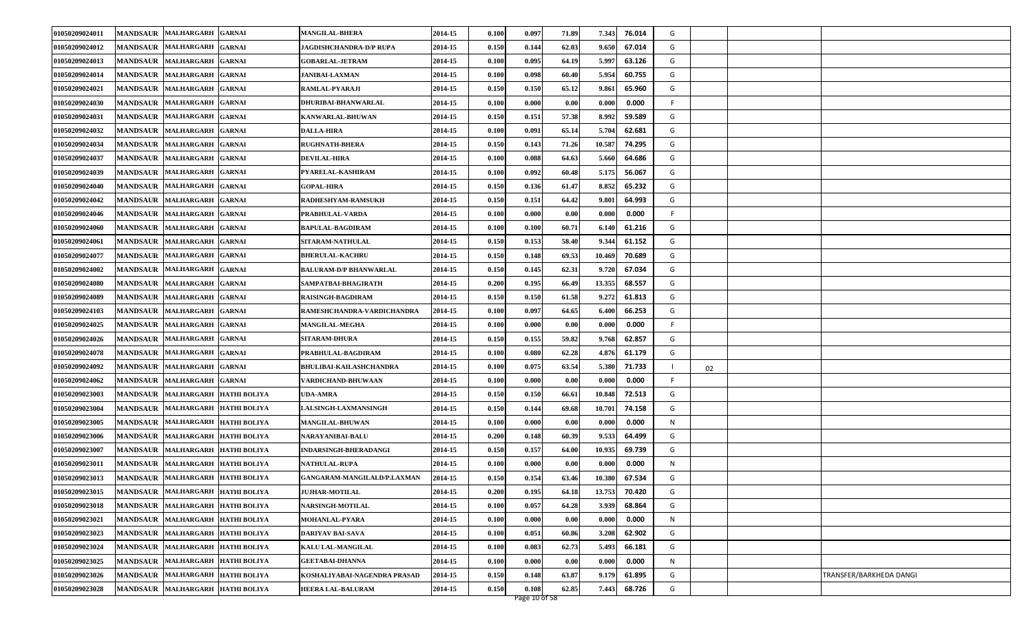| | | | | | | | | | | | | | | |
|---|---|---|---|---|---|---|---|---|---|---|---|---|---|---|
| 01050209024011 | MANDSAUR | MALHARGARH | GARNAI | MANGILAL-BHERA | 2014-15 | 0.100 | 0.097 | 71.89 | 7.343 | 76.014 | G | | | |
| 01050209024012 | MANDSAUR | MALHARGARH | GARNAI | JAGDISHCHANDRA-D/P RUPA | 2014-15 | 0.150 | 0.144 | 62.03 | 9.650 | 67.014 | G | | | |
| 01050209024013 | MANDSAUR | MALHARGARH | GARNAI | GOBARLAL-JETRAM | 2014-15 | 0.100 | 0.095 | 64.19 | 5.997 | 63.126 | G | | | |
| 01050209024014 | MANDSAUR | MALHARGARH | GARNAI | JANIBAI-LAXMAN | 2014-15 | 0.100 | 0.098 | 60.40 | 5.954 | 60.755 | G | | | |
| 01050209024021 | MANDSAUR | MALHARGARH | GARNAI | RAMLAL-PYARAJI | 2014-15 | 0.150 | 0.150 | 65.12 | 9.861 | 65.960 | G | | | |
| 01050209024030 | MANDSAUR | MALHARGARH | GARNAI | DHURIBAI-BHANWARLAL | 2014-15 | 0.100 | 0.000 | 0.00 | 0.000 | 0.000 | F | | | |
| 01050209024031 | MANDSAUR | MALHARGARH | GARNAI | KANWARLAL-BHUWAN | 2014-15 | 0.150 | 0.151 | 57.38 | 8.992 | 59.589 | G | | | |
| 01050209024032 | MANDSAUR | MALHARGARH | GARNAI | DALLA-HIRA | 2014-15 | 0.100 | 0.091 | 65.14 | 5.704 | 62.681 | G | | | |
| 01050209024034 | MANDSAUR | MALHARGARH | GARNAI | RUGHNATH-BHERA | 2014-15 | 0.150 | 0.143 | 71.26 | 10.587 | 74.295 | G | | | |
| 01050209024037 | MANDSAUR | MALHARGARH | GARNAI | DEVILAL-HIRA | 2014-15 | 0.100 | 0.088 | 64.63 | 5.660 | 64.686 | G | | | |
| 01050209024039 | MANDSAUR | MALHARGARH | GARNAI | PYARELAL-KASHIRAM | 2014-15 | 0.100 | 0.092 | 60.48 | 5.175 | 56.067 | G | | | |
| 01050209024040 | MANDSAUR | MALHARGARH | GARNAI | GOPAL-HIRA | 2014-15 | 0.150 | 0.136 | 61.47 | 8.852 | 65.232 | G | | | |
| 01050209024042 | MANDSAUR | MALHARGARH | GARNAI | RADHESHYAM-RAMSUKH | 2014-15 | 0.150 | 0.151 | 64.42 | 9.801 | 64.993 | G | | | |
| 01050209024046 | MANDSAUR | MALHARGARH | GARNAI | PRABHULAL-VARDA | 2014-15 | 0.100 | 0.000 | 0.00 | 0.000 | 0.000 | F | | | |
| 01050209024060 | MANDSAUR | MALHARGARH | GARNAI | BAPULAL-BAGDIRAM | 2014-15 | 0.100 | 0.100 | 60.71 | 6.140 | 61.216 | G | | | |
| 01050209024061 | MANDSAUR | MALHARGARH | GARNAI | SITARAM-NATHULAL | 2014-15 | 0.150 | 0.153 | 58.40 | 9.344 | 61.152 | G | | | |
| 01050209024077 | MANDSAUR | MALHARGARH | GARNAI | BHERULAL-KACHRU | 2014-15 | 0.150 | 0.148 | 69.53 | 10.469 | 70.689 | G | | | |
| 01050209024002 | MANDSAUR | MALHARGARH | GARNAI | BALURAM-D/P BHANWARLAL | 2014-15 | 0.150 | 0.145 | 62.31 | 9.720 | 67.034 | G | | | |
| 01050209024080 | MANDSAUR | MALHARGARH | GARNAI | SAMPATBAI-BHAGIRATH | 2014-15 | 0.200 | 0.195 | 66.49 | 13.355 | 68.557 | G | | | |
| 01050209024089 | MANDSAUR | MALHARGARH | GARNAI | RAISINGH-BAGDIRAM | 2014-15 | 0.150 | 0.150 | 61.58 | 9.272 | 61.813 | G | | | |
| 01050209024103 | MANDSAUR | MALHARGARH | GARNAI | RAMESHCHANDRA-VARDICHANDRA | 2014-15 | 0.100 | 0.097 | 64.65 | 6.400 | 66.253 | G | | | |
| 01050209024025 | MANDSAUR | MALHARGARH | GARNAI | MANGILAL-MEGHA | 2014-15 | 0.100 | 0.000 | 0.00 | 0.000 | 0.000 | F | | | |
| 01050209024026 | MANDSAUR | MALHARGARH | GARNAI | SITARAM-DHURA | 2014-15 | 0.150 | 0.155 | 59.82 | 9.768 | 62.857 | G | | | |
| 01050209024078 | MANDSAUR | MALHARGARH | GARNAI | PRABHULAL-BAGDIRAM | 2014-15 | 0.100 | 0.080 | 62.28 | 4.876 | 61.179 | G | | | |
| 01050209024092 | MANDSAUR | MALHARGARH | GARNAI | BHULIBAI-KAILASHCHANDRA | 2014-15 | 0.100 | 0.075 | 63.54 | 5.380 | 71.733 | I | 02 | | |
| 01050209024062 | MANDSAUR | MALHARGARH | GARNAI | VARDICHAND-BHUWAAN | 2014-15 | 0.100 | 0.000 | 0.00 | 0.000 | 0.000 | F | | | |
| 01050209023003 | MANDSAUR | MALHARGARH | HATHI BOLIYA | UDA-AMRA | 2014-15 | 0.150 | 0.150 | 66.61 | 10.848 | 72.513 | G | | | |
| 01050209023004 | MANDSAUR | MALHARGARH | HATHI BOLIYA | LALSINGH-LAXMANSINGH | 2014-15 | 0.150 | 0.144 | 69.68 | 10.701 | 74.158 | G | | | |
| 01050209023005 | MANDSAUR | MALHARGARH | HATHI BOLIYA | MANGILAL-BHUWAN | 2014-15 | 0.100 | 0.000 | 0.00 | 0.000 | 0.000 | N | | | |
| 01050209023006 | MANDSAUR | MALHARGARH | HATHI BOLIYA | NARAYANIBAI-BALU | 2014-15 | 0.200 | 0.148 | 60.39 | 9.533 | 64.499 | G | | | |
| 01050209023007 | MANDSAUR | MALHARGARH | HATHI BOLIYA | INDARSINGH-BHERADANGI | 2014-15 | 0.150 | 0.157 | 64.00 | 10.935 | 69.739 | G | | | |
| 01050209023011 | MANDSAUR | MALHARGARH | HATHI BOLIYA | NATHULAL-RUPA | 2014-15 | 0.100 | 0.000 | 0.00 | 0.000 | 0.000 | N | | | |
| 01050209023013 | MANDSAUR | MALHARGARH | HATHI BOLIYA | GANGARAM-MANGILALD/P.LAXMAN | 2014-15 | 0.150 | 0.154 | 63.46 | 10.380 | 67.534 | G | | | |
| 01050209023015 | MANDSAUR | MALHARGARH | HATHI BOLIYA | JUJHAR-MOTILAL | 2014-15 | 0.200 | 0.195 | 64.18 | 13.753 | 70.420 | G | | | |
| 01050209023018 | MANDSAUR | MALHARGARH | HATHI BOLIYA | NARSINGH-MOTILAL | 2014-15 | 0.100 | 0.057 | 64.28 | 3.939 | 68.864 | G | | | |
| 01050209023021 | MANDSAUR | MALHARGARH | HATHI BOLIYA | MOHANLAL-PYARA | 2014-15 | 0.100 | 0.000 | 0.00 | 0.000 | 0.000 | N | | | |
| 01050209023023 | MANDSAUR | MALHARGARH | HATHI BOLIYA | DARIYAV BAI-SAVA | 2014-15 | 0.100 | 0.051 | 60.86 | 3.208 | 62.902 | G | | | |
| 01050209023024 | MANDSAUR | MALHARGARH | HATHI BOLIYA | KALU LAL-MANGILAL | 2014-15 | 0.100 | 0.083 | 62.73 | 5.493 | 66.181 | G | | | |
| 01050209023025 | MANDSAUR | MALHARGARH | HATHI BOLIYA | GEETABAI-DHANNA | 2014-15 | 0.100 | 0.000 | 0.00 | 0.000 | 0.000 | N | | | |
| 01050209023026 | MANDSAUR | MALHARGARH | HATHI BOLIYA | KOSHALIYABAI-NAGENDRA PRASAD | 2014-15 | 0.150 | 0.148 | 63.87 | 9.179 | 61.895 | G | | | TRANSFER/BARKHEDA DANGI |
| 01050209023028 | MANDSAUR | MALHARGARH | HATHI BOLIYA | HEERA LAL-BALURAM | 2014-15 | 0.150 | 0.108 | 62.85 | 7.443 | 68.726 | G | | | |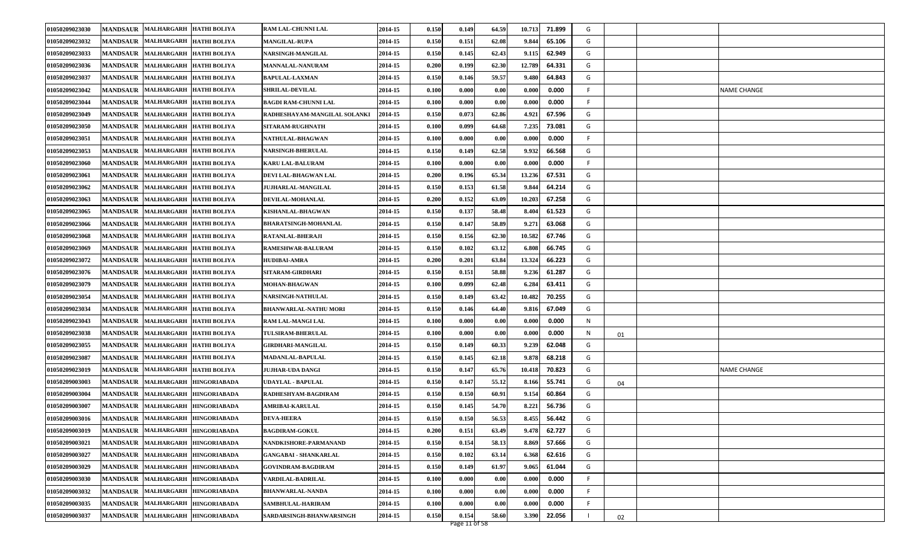| | | | | | | | | | | | | | | |
|---|---|---|---|---|---|---|---|---|---|---|---|---|---|---|
| 01050209023030 | MANDSAUR | MALHARGARH | HATHI BOLIYA | RAM LAL-CHUNNI LAL | 2014-15 | 0.150 | 0.149 | 64.59 | 10.713 | 71.899 | G | | | |
| 01050209023032 | MANDSAUR | MALHARGARH | HATHI BOLIYA | MANGILAL-RUPA | 2014-15 | 0.150 | 0.151 | 62.08 | 9.844 | 65.106 | G | | | |
| 01050209023033 | MANDSAUR | MALHARGARH | HATHI BOLIYA | NARSINGH-MANGILAL | 2014-15 | 0.150 | 0.145 | 62.43 | 9.115 | 62.949 | G | | | |
| 01050209023036 | MANDSAUR | MALHARGARH | HATHI BOLIYA | MANNALAL-NANURAM | 2014-15 | 0.200 | 0.199 | 62.30 | 12.789 | 64.331 | G | | | |
| 01050209023037 | MANDSAUR | MALHARGARH | HATHI BOLIYA | BAPULAL-LAXMAN | 2014-15 | 0.150 | 0.146 | 59.57 | 9.480 | 64.843 | G | | | |
| 01050209023042 | MANDSAUR | MALHARGARH | HATHI BOLIYA | SHRILAL-DEVILAL | 2014-15 | 0.100 | 0.000 | 0.00 | 0.000 | 0.000 | F | | | NAME CHANGE |
| 01050209023044 | MANDSAUR | MALHARGARH | HATHI BOLIYA | BAGDI RAM-CHUNNI LAL | 2014-15 | 0.100 | 0.000 | 0.00 | 0.000 | 0.000 | F | | | |
| 01050209023049 | MANDSAUR | MALHARGARH | HATHI BOLIYA | RADHESHAYAM-MANGILAL SOLANKI | 2014-15 | 0.150 | 0.073 | 62.86 | 4.921 | 67.596 | G | | | |
| 01050209023050 | MANDSAUR | MALHARGARH | HATHI BOLIYA | SITARAM-RUGHNATH | 2014-15 | 0.100 | 0.099 | 64.68 | 7.235 | 73.081 | G | | | |
| 01050209023051 | MANDSAUR | MALHARGARH | HATHI BOLIYA | NATHULAL-BHAGWAN | 2014-15 | 0.100 | 0.000 | 0.00 | 0.000 | 0.000 | F | | | |
| 01050209023053 | MANDSAUR | MALHARGARH | HATHI BOLIYA | NARSINGH-BHERULAL | 2014-15 | 0.150 | 0.149 | 62.58 | 9.932 | 66.568 | G | | | |
| 01050209023060 | MANDSAUR | MALHARGARH | HATHI BOLIYA | KARU LAL-BALURAM | 2014-15 | 0.100 | 0.000 | 0.00 | 0.000 | 0.000 | F | | | |
| 01050209023061 | MANDSAUR | MALHARGARH | HATHI BOLIYA | DEVI LAL-BHAGWAN LAL | 2014-15 | 0.200 | 0.196 | 65.34 | 13.236 | 67.531 | G | | | |
| 01050209023062 | MANDSAUR | MALHARGARH | HATHI BOLIYA | JUJHARLAL-MANGILAL | 2014-15 | 0.150 | 0.153 | 61.58 | 9.844 | 64.214 | G | | | |
| 01050209023063 | MANDSAUR | MALHARGARH | HATHI BOLIYA | DEVILAL-MOHANLAL | 2014-15 | 0.200 | 0.152 | 63.09 | 10.203 | 67.258 | G | | | |
| 01050209023065 | MANDSAUR | MALHARGARH | HATHI BOLIYA | KISHANLAL-BHAGWAN | 2014-15 | 0.150 | 0.137 | 58.48 | 8.404 | 61.523 | G | | | |
| 01050209023066 | MANDSAUR | MALHARGARH | HATHI BOLIYA | BHARATSINGH-MOHANLAL | 2014-15 | 0.150 | 0.147 | 58.89 | 9.271 | 63.068 | G | | | |
| 01050209023068 | MANDSAUR | MALHARGARH | HATHI BOLIYA | RATANLAL-BHERAJI | 2014-15 | 0.150 | 0.156 | 62.30 | 10.582 | 67.746 | G | | | |
| 01050209023069 | MANDSAUR | MALHARGARH | HATHI BOLIYA | RAMESHWAR-BALURAM | 2014-15 | 0.150 | 0.102 | 63.12 | 6.808 | 66.745 | G | | | |
| 01050209023072 | MANDSAUR | MALHARGARH | HATHI BOLIYA | HUDIBAI-AMRA | 2014-15 | 0.200 | 0.201 | 63.84 | 13.324 | 66.223 | G | | | |
| 01050209023076 | MANDSAUR | MALHARGARH | HATHI BOLIYA | SITARAM-GIRDHARI | 2014-15 | 0.150 | 0.151 | 58.88 | 9.236 | 61.287 | G | | | |
| 01050209023079 | MANDSAUR | MALHARGARH | HATHI BOLIYA | MOHAN-BHAGWAN | 2014-15 | 0.100 | 0.099 | 62.48 | 6.284 | 63.411 | G | | | |
| 01050209023054 | MANDSAUR | MALHARGARH | HATHI BOLIYA | NARSINGH-NATHULAL | 2014-15 | 0.150 | 0.149 | 63.42 | 10.482 | 70.255 | G | | | |
| 01050209023034 | MANDSAUR | MALHARGARH | HATHI BOLIYA | BHANWARLAL-NATHU MORI | 2014-15 | 0.150 | 0.146 | 64.40 | 9.816 | 67.049 | G | | | |
| 01050209023043 | MANDSAUR | MALHARGARH | HATHI BOLIYA | RAM LAL-MANGI LAL | 2014-15 | 0.100 | 0.000 | 0.00 | 0.000 | 0.000 | N | | | |
| 01050209023038 | MANDSAUR | MALHARGARH | HATHI BOLIYA | TULSIRAM-BHERULAL | 2014-15 | 0.100 | 0.000 | 0.00 | 0.000 | 0.000 | N | 01 | | |
| 01050209023055 | MANDSAUR | MALHARGARH | HATHI BOLIYA | GIRDHARI-MANGILAL | 2014-15 | 0.150 | 0.149 | 60.33 | 9.239 | 62.048 | G | | | |
| 01050209023087 | MANDSAUR | MALHARGARH | HATHI BOLIYA | MADANLAL-BAPULAL | 2014-15 | 0.150 | 0.145 | 62.18 | 9.878 | 68.218 | G | | | |
| 01050209023019 | MANDSAUR | MALHARGARH | HATHI BOLIYA | JUJHAR-UDA DANGI | 2014-15 | 0.150 | 0.147 | 65.76 | 10.418 | 70.823 | G | | | NAME CHANGE |
| 01050209003003 | MANDSAUR | MALHARGARH | HINGORIABADA | UDAYLAL - BAPULAL | 2014-15 | 0.150 | 0.147 | 55.12 | 8.166 | 55.741 | G | 04 | | |
| 01050209003004 | MANDSAUR | MALHARGARH | HINGORIABADA | RADHESHYAM-BAGDIRAM | 2014-15 | 0.150 | 0.150 | 60.91 | 9.154 | 60.864 | G | | | |
| 01050209003007 | MANDSAUR | MALHARGARH | HINGORIABADA | AMRIBAI-KARULAL | 2014-15 | 0.150 | 0.145 | 54.70 | 8.221 | 56.736 | G | | | |
| 01050209003016 | MANDSAUR | MALHARGARH | HINGORIABADA | DEVA-HEERA | 2014-15 | 0.150 | 0.150 | 56.53 | 8.455 | 56.442 | G | | | |
| 01050209003019 | MANDSAUR | MALHARGARH | HINGORIABADA | BAGDIRAM-GOKUL | 2014-15 | 0.200 | 0.151 | 63.49 | 9.478 | 62.727 | G | | | |
| 01050209003021 | MANDSAUR | MALHARGARH | HINGORIABADA | NANDKISHORE-PARMANAND | 2014-15 | 0.150 | 0.154 | 58.13 | 8.869 | 57.666 | G | | | |
| 01050209003027 | MANDSAUR | MALHARGARH | HINGORIABADA | GANGABAI - SHANKARLAL | 2014-15 | 0.150 | 0.102 | 63.14 | 6.368 | 62.616 | G | | | |
| 01050209003029 | MANDSAUR | MALHARGARH | HINGORIABADA | GOVINDRAM-BAGDIRAM | 2014-15 | 0.150 | 0.149 | 61.97 | 9.065 | 61.044 | G | | | |
| 01050209003030 | MANDSAUR | MALHARGARH | HINGORIABADA | VARDILAL-BADRILAL | 2014-15 | 0.100 | 0.000 | 0.00 | 0.000 | 0.000 | F | | | |
| 01050209003032 | MANDSAUR | MALHARGARH | HINGORIABADA | BHANWARLAL-NANDA | 2014-15 | 0.100 | 0.000 | 0.00 | 0.000 | 0.000 | F | | | |
| 01050209003035 | MANDSAUR | MALHARGARH | HINGORIABADA | SAMBHULAL-HARIRAM | 2014-15 | 0.100 | 0.000 | 0.00 | 0.000 | 0.000 | F | | | |
| 01050209003037 | MANDSAUR | MALHARGARH | HINGORIABADA | SARDARSINGH-BHANWARSINGH | 2014-15 | 0.150 | 0.154 | 58.60 | 3.390 | 22.056 | I | 02 | | |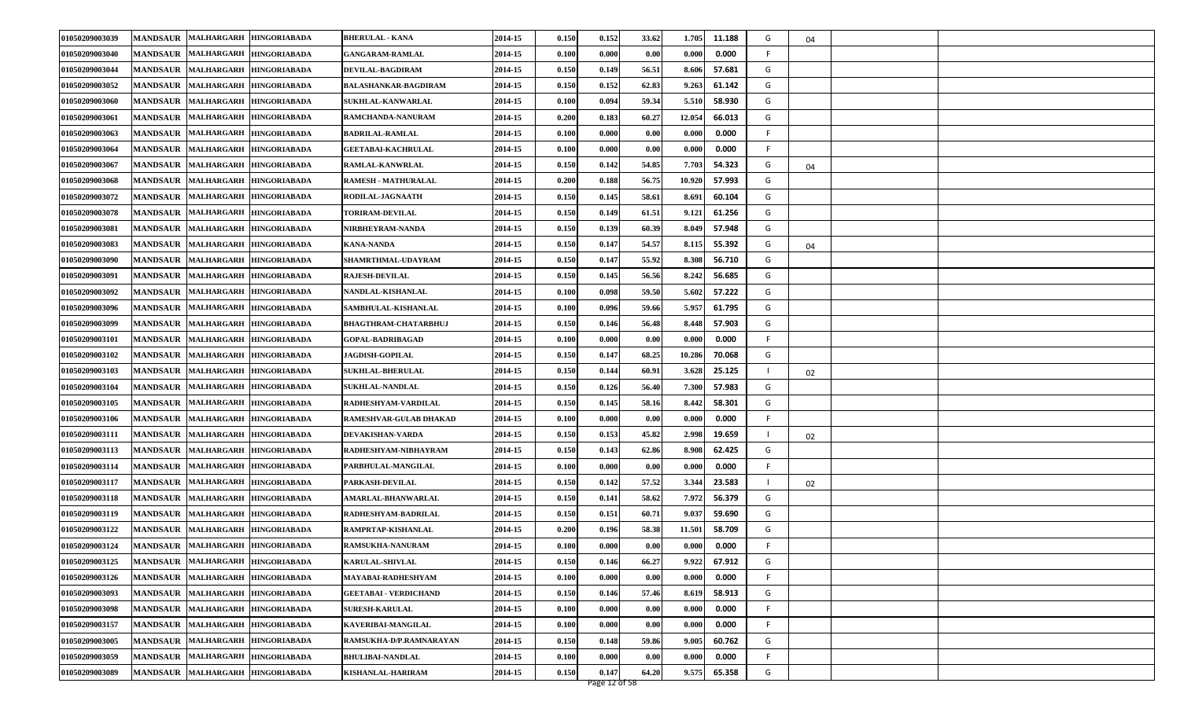| | | | | | | | | | | | | | | |
|---|---|---|---|---|---|---|---|---|---|---|---|---|---|---|
| 01050209003039 | MANDSAUR | MALHARGARH | HINGORIABADA | BHERULAL - KANA | 2014-15 | 0.150 | 0.152 | 33.62 | 1.705 | 11.188 | G | 04 | | |
| 01050209003040 | MANDSAUR | MALHARGARH | HINGORIABADA | GANGARAM-RAMLAL | 2014-15 | 0.100 | 0.000 | 0.00 | 0.000 | 0.000 | F | | | |
| 01050209003044 | MANDSAUR | MALHARGARH | HINGORIABADA | DEVILAL-BAGDIRAM | 2014-15 | 0.150 | 0.149 | 56.51 | 8.606 | 57.681 | G | | | |
| 01050209003052 | MANDSAUR | MALHARGARH | HINGORIABADA | BALASHANKAR-BAGDIRAM | 2014-15 | 0.150 | 0.152 | 62.83 | 9.263 | 61.142 | G | | | |
| 01050209003060 | MANDSAUR | MALHARGARH | HINGORIABADA | SUKHLAL-KANWARLAL | 2014-15 | 0.100 | 0.094 | 59.34 | 5.510 | 58.930 | G | | | |
| 01050209003061 | MANDSAUR | MALHARGARH | HINGORIABADA | RAMCHANDA-NANURAM | 2014-15 | 0.200 | 0.183 | 60.27 | 12.054 | 66.013 | G | | | |
| 01050209003063 | MANDSAUR | MALHARGARH | HINGORIABADA | BADRILAL-RAMLAL | 2014-15 | 0.100 | 0.000 | 0.00 | 0.000 | 0.000 | F | | | |
| 01050209003064 | MANDSAUR | MALHARGARH | HINGORIABADA | GEETABAI-KACHRULAL | 2014-15 | 0.100 | 0.000 | 0.00 | 0.000 | 0.000 | F | | | |
| 01050209003067 | MANDSAUR | MALHARGARH | HINGORIABADA | RAMLAL-KANWRLAL | 2014-15 | 0.150 | 0.142 | 54.85 | 7.703 | 54.323 | G | 04 | | |
| 01050209003068 | MANDSAUR | MALHARGARH | HINGORIABADA | RAMESH - MATHURALAL | 2014-15 | 0.200 | 0.188 | 56.75 | 10.920 | 57.993 | G | | | |
| 01050209003072 | MANDSAUR | MALHARGARH | HINGORIABADA | RODILAL-JAGNAATH | 2014-15 | 0.150 | 0.145 | 58.61 | 8.691 | 60.104 | G | | | |
| 01050209003078 | MANDSAUR | MALHARGARH | HINGORIABADA | TORIRAM-DEVILAL | 2014-15 | 0.150 | 0.149 | 61.51 | 9.121 | 61.256 | G | | | |
| 01050209003081 | MANDSAUR | MALHARGARH | HINGORIABADA | NIRBHEYRAM-NANDA | 2014-15 | 0.150 | 0.139 | 60.39 | 8.049 | 57.948 | G | | | |
| 01050209003083 | MANDSAUR | MALHARGARH | HINGORIABADA | KANA-NANDA | 2014-15 | 0.150 | 0.147 | 54.57 | 8.115 | 55.392 | G | 04 | | |
| 01050209003090 | MANDSAUR | MALHARGARH | HINGORIABADA | SHAMRTHMAL-UDAYRAM | 2014-15 | 0.150 | 0.147 | 55.92 | 8.308 | 56.710 | G | | | |
| 01050209003091 | MANDSAUR | MALHARGARH | HINGORIABADA | RAJESH-DEVILAL | 2014-15 | 0.150 | 0.145 | 56.56 | 8.242 | 56.685 | G | | | |
| 01050209003092 | MANDSAUR | MALHARGARH | HINGORIABADA | NANDLAL-KISHANLAL | 2014-15 | 0.100 | 0.098 | 59.50 | 5.602 | 57.222 | G | | | |
| 01050209003096 | MANDSAUR | MALHARGARH | HINGORIABADA | SAMBHULAL-KISHANLAL | 2014-15 | 0.100 | 0.096 | 59.66 | 5.957 | 61.795 | G | | | |
| 01050209003099 | MANDSAUR | MALHARGARH | HINGORIABADA | BHAGTHRAM-CHATARBHUJ | 2014-15 | 0.150 | 0.146 | 56.48 | 8.448 | 57.903 | G | | | |
| 01050209003101 | MANDSAUR | MALHARGARH | HINGORIABADA | GOPAL-BADRIBAGAD | 2014-15 | 0.100 | 0.000 | 0.00 | 0.000 | 0.000 | F | | | |
| 01050209003102 | MANDSAUR | MALHARGARH | HINGORIABADA | JAGDISH-GOPILAL | 2014-15 | 0.150 | 0.147 | 68.25 | 10.286 | 70.068 | G | | | |
| 01050209003103 | MANDSAUR | MALHARGARH | HINGORIABADA | SUKHLAL-BHERULAL | 2014-15 | 0.150 | 0.144 | 60.91 | 3.628 | 25.125 | I | 02 | | |
| 01050209003104 | MANDSAUR | MALHARGARH | HINGORIABADA | SUKHLAL-NANDLAL | 2014-15 | 0.150 | 0.126 | 56.40 | 7.300 | 57.983 | G | | | |
| 01050209003105 | MANDSAUR | MALHARGARH | HINGORIABADA | RADHESHYAM-VARDILAL | 2014-15 | 0.150 | 0.145 | 58.16 | 8.442 | 58.301 | G | | | |
| 01050209003106 | MANDSAUR | MALHARGARH | HINGORIABADA | RAMESHVAR-GULAB DHAKAD | 2014-15 | 0.100 | 0.000 | 0.00 | 0.000 | 0.000 | F | | | |
| 01050209003111 | MANDSAUR | MALHARGARH | HINGORIABADA | DEVAKISHAN-VARDA | 2014-15 | 0.150 | 0.153 | 45.82 | 2.998 | 19.659 | I | 02 | | |
| 01050209003113 | MANDSAUR | MALHARGARH | HINGORIABADA | RADHESHYAM-NIBHAYRAM | 2014-15 | 0.150 | 0.143 | 62.86 | 8.908 | 62.425 | G | | | |
| 01050209003114 | MANDSAUR | MALHARGARH | HINGORIABADA | PARBHULAL-MANGILAL | 2014-15 | 0.100 | 0.000 | 0.00 | 0.000 | 0.000 | F | | | |
| 01050209003117 | MANDSAUR | MALHARGARH | HINGORIABADA | PARKASH-DEVILAL | 2014-15 | 0.150 | 0.142 | 57.52 | 3.344 | 23.583 | I | 02 | | |
| 01050209003118 | MANDSAUR | MALHARGARH | HINGORIABADA | AMARLAL-BHANWARLAL | 2014-15 | 0.150 | 0.141 | 58.62 | 7.972 | 56.379 | G | | | |
| 01050209003119 | MANDSAUR | MALHARGARH | HINGORIABADA | RADHESHYAM-BADRILAL | 2014-15 | 0.150 | 0.151 | 60.71 | 9.037 | 59.690 | G | | | |
| 01050209003122 | MANDSAUR | MALHARGARH | HINGORIABADA | RAMPRTAP-KISHANLAL | 2014-15 | 0.200 | 0.196 | 58.38 | 11.501 | 58.709 | G | | | |
| 01050209003124 | MANDSAUR | MALHARGARH | HINGORIABADA | RAMSUKHA-NANURAM | 2014-15 | 0.100 | 0.000 | 0.00 | 0.000 | 0.000 | F | | | |
| 01050209003125 | MANDSAUR | MALHARGARH | HINGORIABADA | KARULAL-SHIVLAL | 2014-15 | 0.150 | 0.146 | 66.27 | 9.922 | 67.912 | G | | | |
| 01050209003126 | MANDSAUR | MALHARGARH | HINGORIABADA | MAYABAI-RADHESHYAM | 2014-15 | 0.100 | 0.000 | 0.00 | 0.000 | 0.000 | F | | | |
| 01050209003093 | MANDSAUR | MALHARGARH | HINGORIABADA | GEETABAI - VERDICHAND | 2014-15 | 0.150 | 0.146 | 57.46 | 8.619 | 58.913 | G | | | |
| 01050209003098 | MANDSAUR | MALHARGARH | HINGORIABADA | SURESH-KARULAL | 2014-15 | 0.100 | 0.000 | 0.00 | 0.000 | 0.000 | F | | | |
| 01050209003157 | MANDSAUR | MALHARGARH | HINGORIABADA | KAVERIBAI-MANGILAL | 2014-15 | 0.100 | 0.000 | 0.00 | 0.000 | 0.000 | F | | | |
| 01050209003005 | MANDSAUR | MALHARGARH | HINGORIABADA | RAMSUKHA-D/P.RAMNARAYAN | 2014-15 | 0.150 | 0.148 | 59.86 | 9.005 | 60.762 | G | | | |
| 01050209003059 | MANDSAUR | MALHARGARH | HINGORIABADA | BHULIBAI-NANDLAL | 2014-15 | 0.100 | 0.000 | 0.00 | 0.000 | 0.000 | F | | | |
| 01050209003089 | MANDSAUR | MALHARGARH | HINGORIABADA | KISHANLAL-HARIRAM | 2014-15 | 0.150 | 0.147 | 64.20 | 9.575 | 65.358 | G | | | |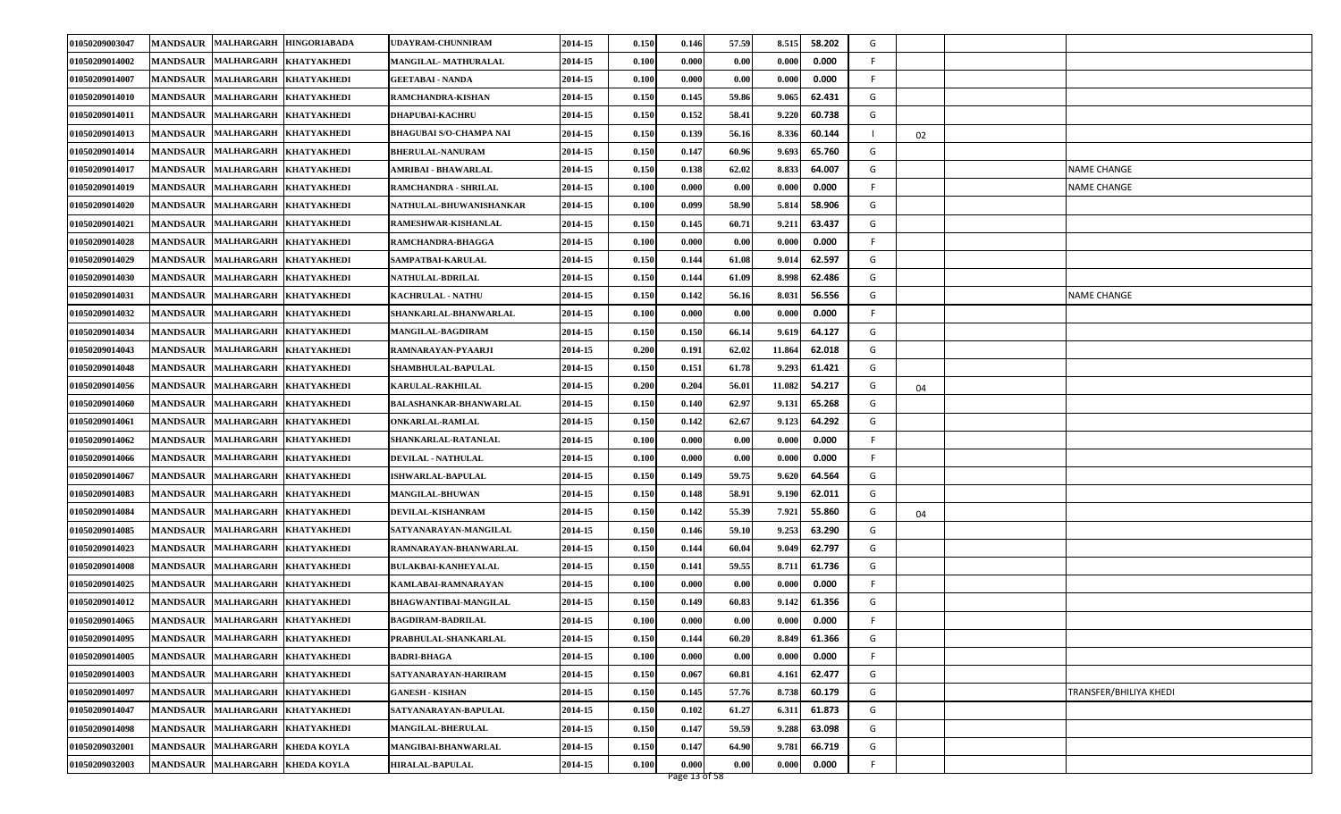| | | | | | | | | | | | | | | |
|---|---|---|---|---|---|---|---|---|---|---|---|---|---|---|
| 01050209003047 | MANDSAUR | MALHARGARH | HINGORIABADA | UDAYRAM-CHUNNIRAM | 2014-15 | 0.150 | 0.146 | 57.59 | 8.515 | 58.202 | G | | | |
| 01050209014002 | MANDSAUR | MALHARGARH | KHATYAKHEDI | MANGILAL- MATHURALAL | 2014-15 | 0.100 | 0.000 | 0.00 | 0.000 | 0.000 | F | | | |
| 01050209014007 | MANDSAUR | MALHARGARH | KHATYAKHEDI | GEETABAI - NANDA | 2014-15 | 0.100 | 0.000 | 0.00 | 0.000 | 0.000 | F | | | |
| 01050209014010 | MANDSAUR | MALHARGARH | KHATYAKHEDI | RAMCHANDRA-KISHAN | 2014-15 | 0.150 | 0.145 | 59.86 | 9.065 | 62.431 | G | | | |
| 01050209014011 | MANDSAUR | MALHARGARH | KHATYAKHEDI | DHAPUBAI-KACHRU | 2014-15 | 0.150 | 0.152 | 58.41 | 9.220 | 60.738 | G | | | |
| 01050209014013 | MANDSAUR | MALHARGARH | KHATYAKHEDI | BHAGUBAI S/O-CHAMPA NAI | 2014-15 | 0.150 | 0.139 | 56.16 | 8.336 | 60.144 | I | 02 | | |
| 01050209014014 | MANDSAUR | MALHARGARH | KHATYAKHEDI | BHERULAL-NANURAM | 2014-15 | 0.150 | 0.147 | 60.96 | 9.693 | 65.760 | G | | | |
| 01050209014017 | MANDSAUR | MALHARGARH | KHATYAKHEDI | AMRIBAI - BHAWARLAL | 2014-15 | 0.150 | 0.138 | 62.02 | 8.833 | 64.007 | G | | | NAME CHANGE |
| 01050209014019 | MANDSAUR | MALHARGARH | KHATYAKHEDI | RAMCHANDRA - SHRILAL | 2014-15 | 0.100 | 0.000 | 0.00 | 0.000 | 0.000 | F | | | NAME CHANGE |
| 01050209014020 | MANDSAUR | MALHARGARH | KHATYAKHEDI | NATHULAL-BHUWANISHANKAR | 2014-15 | 0.100 | 0.099 | 58.90 | 5.814 | 58.906 | G | | | |
| 01050209014021 | MANDSAUR | MALHARGARH | KHATYAKHEDI | RAMESHWAR-KISHANLAL | 2014-15 | 0.150 | 0.145 | 60.71 | 9.211 | 63.437 | G | | | |
| 01050209014028 | MANDSAUR | MALHARGARH | KHATYAKHEDI | RAMCHANDRA-BHAGGA | 2014-15 | 0.100 | 0.000 | 0.00 | 0.000 | 0.000 | F | | | |
| 01050209014029 | MANDSAUR | MALHARGARH | KHATYAKHEDI | SAMPATBAI-KARULAL | 2014-15 | 0.150 | 0.144 | 61.08 | 9.014 | 62.597 | G | | | |
| 01050209014030 | MANDSAUR | MALHARGARH | KHATYAKHEDI | NATHULAL-BDRILAL | 2014-15 | 0.150 | 0.144 | 61.09 | 8.998 | 62.486 | G | | | |
| 01050209014031 | MANDSAUR | MALHARGARH | KHATYAKHEDI | KACHRULAL - NATHU | 2014-15 | 0.150 | 0.142 | 56.16 | 8.031 | 56.556 | G | | | NAME CHANGE |
| 01050209014032 | MANDSAUR | MALHARGARH | KHATYAKHEDI | SHANKARLAL-BHANWARLAL | 2014-15 | 0.100 | 0.000 | 0.00 | 0.000 | 0.000 | F | | | |
| 01050209014034 | MANDSAUR | MALHARGARH | KHATYAKHEDI | MANGILAL-BAGDIRAM | 2014-15 | 0.150 | 0.150 | 66.14 | 9.619 | 64.127 | G | | | |
| 01050209014043 | MANDSAUR | MALHARGARH | KHATYAKHEDI | RAMNARAYAN-PYAARJI | 2014-15 | 0.200 | 0.191 | 62.02 | 11.864 | 62.018 | G | | | |
| 01050209014048 | MANDSAUR | MALHARGARH | KHATYAKHEDI | SHAMBHULAL-BAPULAL | 2014-15 | 0.150 | 0.151 | 61.78 | 9.293 | 61.421 | G | | | |
| 01050209014056 | MANDSAUR | MALHARGARH | KHATYAKHEDI | KARULAL-RAKHILAL | 2014-15 | 0.200 | 0.204 | 56.01 | 11.082 | 54.217 | G | 04 | | |
| 01050209014060 | MANDSAUR | MALHARGARH | KHATYAKHEDI | BALASHANKAR-BHANWARLAL | 2014-15 | 0.150 | 0.140 | 62.97 | 9.131 | 65.268 | G | | | |
| 01050209014061 | MANDSAUR | MALHARGARH | KHATYAKHEDI | ONKARLAL-RAMLAL | 2014-15 | 0.150 | 0.142 | 62.67 | 9.123 | 64.292 | G | | | |
| 01050209014062 | MANDSAUR | MALHARGARH | KHATYAKHEDI | SHANKARLAL-RATANLAL | 2014-15 | 0.100 | 0.000 | 0.00 | 0.000 | 0.000 | F | | | |
| 01050209014066 | MANDSAUR | MALHARGARH | KHATYAKHEDI | DEVILAL - NATHULAL | 2014-15 | 0.100 | 0.000 | 0.00 | 0.000 | 0.000 | F | | | |
| 01050209014067 | MANDSAUR | MALHARGARH | KHATYAKHEDI | ISHWARLAL-BAPULAL | 2014-15 | 0.150 | 0.149 | 59.75 | 9.620 | 64.564 | G | | | |
| 01050209014083 | MANDSAUR | MALHARGARH | KHATYAKHEDI | MANGILAL-BHUWAN | 2014-15 | 0.150 | 0.148 | 58.91 | 9.190 | 62.011 | G | | | |
| 01050209014084 | MANDSAUR | MALHARGARH | KHATYAKHEDI | DEVILAL-KISHANRAM | 2014-15 | 0.150 | 0.142 | 55.39 | 7.921 | 55.860 | G | 04 | | |
| 01050209014085 | MANDSAUR | MALHARGARH | KHATYAKHEDI | SATYANARAYAN-MANGILAL | 2014-15 | 0.150 | 0.146 | 59.10 | 9.253 | 63.290 | G | | | |
| 01050209014023 | MANDSAUR | MALHARGARH | KHATYAKHEDI | RAMNARAYAN-BHANWARLAL | 2014-15 | 0.150 | 0.144 | 60.04 | 9.049 | 62.797 | G | | | |
| 01050209014008 | MANDSAUR | MALHARGARH | KHATYAKHEDI | BULAKBAI-KANHEYALAL | 2014-15 | 0.150 | 0.141 | 59.55 | 8.711 | 61.736 | G | | | |
| 01050209014025 | MANDSAUR | MALHARGARH | KHATYAKHEDI | KAMLABAI-RAMNARAYAN | 2014-15 | 0.100 | 0.000 | 0.00 | 0.000 | 0.000 | F | | | |
| 01050209014012 | MANDSAUR | MALHARGARH | KHATYAKHEDI | BHAGWANTIBAI-MANGILAL | 2014-15 | 0.150 | 0.149 | 60.83 | 9.142 | 61.356 | G | | | |
| 01050209014065 | MANDSAUR | MALHARGARH | KHATYAKHEDI | BAGDIRAM-BADRILAL | 2014-15 | 0.100 | 0.000 | 0.00 | 0.000 | 0.000 | F | | | |
| 01050209014095 | MANDSAUR | MALHARGARH | KHATYAKHEDI | PRABHULAL-SHANKARLAL | 2014-15 | 0.150 | 0.144 | 60.20 | 8.849 | 61.366 | G | | | |
| 01050209014005 | MANDSAUR | MALHARGARH | KHATYAKHEDI | BADRI-BHAGA | 2014-15 | 0.100 | 0.000 | 0.00 | 0.000 | 0.000 | F | | | |
| 01050209014003 | MANDSAUR | MALHARGARH | KHATYAKHEDI | SATYANARAYAN-HARIRAM | 2014-15 | 0.150 | 0.067 | 60.81 | 4.161 | 62.477 | G | | | |
| 01050209014097 | MANDSAUR | MALHARGARH | KHATYAKHEDI | GANESH - KISHAN | 2014-15 | 0.150 | 0.145 | 57.76 | 8.738 | 60.179 | G | | | TRANSFER/BHILIYA KHEDI |
| 01050209014047 | MANDSAUR | MALHARGARH | KHATYAKHEDI | SATYANARAYAN-BAPULAL | 2014-15 | 0.150 | 0.102 | 61.27 | 6.311 | 61.873 | G | | | |
| 01050209014098 | MANDSAUR | MALHARGARH | KHATYAKHEDI | MANGILAL-BHERULAL | 2014-15 | 0.150 | 0.147 | 59.59 | 9.288 | 63.098 | G | | | |
| 01050209032001 | MANDSAUR | MALHARGARH | KHEDA KOYLA | MANGIBAI-BHANWARLAL | 2014-15 | 0.150 | 0.147 | 64.90 | 9.781 | 66.719 | G | | | |
| 01050209032003 | MANDSAUR | MALHARGARH | KHEDA KOYLA | HIRALAL-BAPULAL | 2014-15 | 0.100 | 0.000 | 0.00 | 0.000 | 0.000 | F | | | |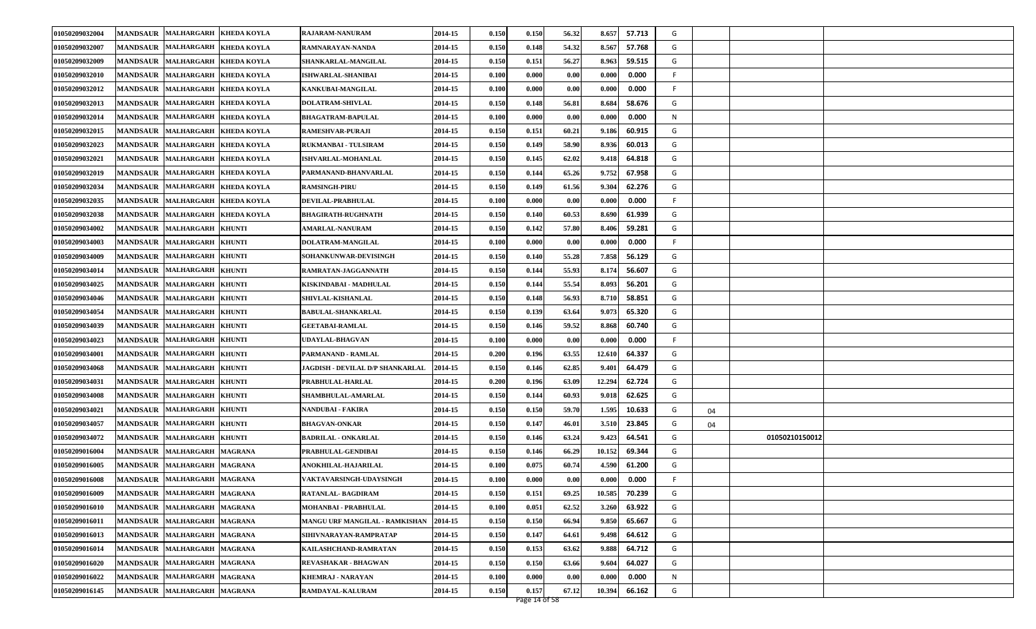| | | | | | | | | | | | | | | |
|---|---|---|---|---|---|---|---|---|---|---|---|---|---|---|
| 01050209032004 | MANDSAUR | MALHARGARH | KHEDA KOYLA | RAJARAM-NANURAM | 2014-15 | 0.150 | 0.150 | 56.32 | 8.657 | 57.713 | G | | | |
| 01050209032007 | MANDSAUR | MALHARGARH | KHEDA KOYLA | RAMNARAYAN-NANDA | 2014-15 | 0.150 | 0.148 | 54.32 | 8.567 | 57.768 | G | | | |
| 01050209032009 | MANDSAUR | MALHARGARH | KHEDA KOYLA | SHANKARLAL-MANGILAL | 2014-15 | 0.150 | 0.151 | 56.27 | 8.963 | 59.515 | G | | | |
| 01050209032010 | MANDSAUR | MALHARGARH | KHEDA KOYLA | ISHWARLAL-SHANIBAI | 2014-15 | 0.100 | 0.000 | 0.00 | 0.000 | 0.000 | F | | | |
| 01050209032012 | MANDSAUR | MALHARGARH | KHEDA KOYLA | KANKUBAI-MANGILAL | 2014-15 | 0.100 | 0.000 | 0.00 | 0.000 | 0.000 | F | | | |
| 01050209032013 | MANDSAUR | MALHARGARH | KHEDA KOYLA | DOLATRAM-SHIVLAL | 2014-15 | 0.150 | 0.148 | 56.81 | 8.684 | 58.676 | G | | | |
| 01050209032014 | MANDSAUR | MALHARGARH | KHEDA KOYLA | BHAGATRAM-BAPULAL | 2014-15 | 0.100 | 0.000 | 0.00 | 0.000 | 0.000 | N | | | |
| 01050209032015 | MANDSAUR | MALHARGARH | KHEDA KOYLA | RAMESHVAR-PURAJI | 2014-15 | 0.150 | 0.151 | 60.21 | 9.186 | 60.915 | G | | | |
| 01050209032023 | MANDSAUR | MALHARGARH | KHEDA KOYLA | RUKMANBAI - TULSIRAM | 2014-15 | 0.150 | 0.149 | 58.90 | 8.936 | 60.013 | G | | | |
| 01050209032021 | MANDSAUR | MALHARGARH | KHEDA KOYLA | ISHVARLAL-MOHANLAL | 2014-15 | 0.150 | 0.145 | 62.02 | 9.418 | 64.818 | G | | | |
| 01050209032019 | MANDSAUR | MALHARGARH | KHEDA KOYLA | PARMANAND-BHANVARLAL | 2014-15 | 0.150 | 0.144 | 65.26 | 9.752 | 67.958 | G | | | |
| 01050209032034 | MANDSAUR | MALHARGARH | KHEDA KOYLA | RAMSINGH-PIRU | 2014-15 | 0.150 | 0.149 | 61.56 | 9.304 | 62.276 | G | | | |
| 01050209032035 | MANDSAUR | MALHARGARH | KHEDA KOYLA | DEVILAL-PRABHULAL | 2014-15 | 0.100 | 0.000 | 0.00 | 0.000 | 0.000 | F | | | |
| 01050209032038 | MANDSAUR | MALHARGARH | KHEDA KOYLA | BHAGIRATH-RUGHNATH | 2014-15 | 0.150 | 0.140 | 60.53 | 8.690 | 61.939 | G | | | |
| 01050209034002 | MANDSAUR | MALHARGARH | KHUNTI | AMARLAL-NANURAM | 2014-15 | 0.150 | 0.142 | 57.80 | 8.406 | 59.281 | G | | | |
| 01050209034003 | MANDSAUR | MALHARGARH | KHUNTI | DOLATRAM-MANGILAL | 2014-15 | 0.100 | 0.000 | 0.00 | 0.000 | 0.000 | F | | | |
| 01050209034009 | MANDSAUR | MALHARGARH | KHUNTI | SOHANKUNWAR-DEVISINGH | 2014-15 | 0.150 | 0.140 | 55.28 | 7.858 | 56.129 | G | | | |
| 01050209034014 | MANDSAUR | MALHARGARH | KHUNTI | RAMRATAN-JAGGANNATH | 2014-15 | 0.150 | 0.144 | 55.93 | 8.174 | 56.607 | G | | | |
| 01050209034025 | MANDSAUR | MALHARGARH | KHUNTI | KISKINDABAI - MADHULAL | 2014-15 | 0.150 | 0.144 | 55.54 | 8.093 | 56.201 | G | | | |
| 01050209034046 | MANDSAUR | MALHARGARH | KHUNTI | SHIVLAL-KISHANLAL | 2014-15 | 0.150 | 0.148 | 56.93 | 8.710 | 58.851 | G | | | |
| 01050209034054 | MANDSAUR | MALHARGARH | KHUNTI | BABULAL-SHANKARLAL | 2014-15 | 0.150 | 0.139 | 63.64 | 9.073 | 65.320 | G | | | |
| 01050209034039 | MANDSAUR | MALHARGARH | KHUNTI | GEETABAI-RAMLAL | 2014-15 | 0.150 | 0.146 | 59.52 | 8.868 | 60.740 | G | | | |
| 01050209034023 | MANDSAUR | MALHARGARH | KHUNTI | UDAYLAL-BHAGVAN | 2014-15 | 0.100 | 0.000 | 0.00 | 0.000 | 0.000 | F | | | |
| 01050209034001 | MANDSAUR | MALHARGARH | KHUNTI | PARMANAND - RAMLAL | 2014-15 | 0.200 | 0.196 | 63.55 | 12.610 | 64.337 | G | | | |
| 01050209034068 | MANDSAUR | MALHARGARH | KHUNTI | JAGDISH - DEVILAL D/P SHANKARLAL | 2014-15 | 0.150 | 0.146 | 62.85 | 9.401 | 64.479 | G | | | |
| 01050209034031 | MANDSAUR | MALHARGARH | KHUNTI | PRABHULAL-HARLAL | 2014-15 | 0.200 | 0.196 | 63.09 | 12.294 | 62.724 | G | | | |
| 01050209034008 | MANDSAUR | MALHARGARH | KHUNTI | SHAMBHULAL-AMARLAL | 2014-15 | 0.150 | 0.144 | 60.93 | 9.018 | 62.625 | G | | | |
| 01050209034021 | MANDSAUR | MALHARGARH | KHUNTI | NANDUBAI - FAKIRA | 2014-15 | 0.150 | 0.150 | 59.70 | 1.595 | 10.633 | G | 04 | | |
| 01050209034057 | MANDSAUR | MALHARGARH | KHUNTI | BHAGVAN-ONKAR | 2014-15 | 0.150 | 0.147 | 46.01 | 3.510 | 23.845 | G | 04 | | |
| 01050209034072 | MANDSAUR | MALHARGARH | KHUNTI | BADRILAL - ONKARLAL | 2014-15 | 0.150 | 0.146 | 63.24 | 9.423 | 64.541 | G | | 01050210150012 | |
| 01050209016004 | MANDSAUR | MALHARGARH | MAGRANA | PRABHULAL-GENDIBAI | 2014-15 | 0.150 | 0.146 | 66.29 | 10.152 | 69.344 | G | | | |
| 01050209016005 | MANDSAUR | MALHARGARH | MAGRANA | ANOKHILAL-HAJARILAL | 2014-15 | 0.100 | 0.075 | 60.74 | 4.590 | 61.200 | G | | | |
| 01050209016008 | MANDSAUR | MALHARGARH | MAGRANA | VAKTAVARSINGH-UDAYSINGH | 2014-15 | 0.100 | 0.000 | 0.00 | 0.000 | 0.000 | F | | | |
| 01050209016009 | MANDSAUR | MALHARGARH | MAGRANA | RATANLAL- BAGDIRAM | 2014-15 | 0.150 | 0.151 | 69.25 | 10.585 | 70.239 | G | | | |
| 01050209016010 | MANDSAUR | MALHARGARH | MAGRANA | MOHANBAI - PRABHULAL | 2014-15 | 0.100 | 0.051 | 62.52 | 3.260 | 63.922 | G | | | |
| 01050209016011 | MANDSAUR | MALHARGARH | MAGRANA | MANGU URF MANGILAL - RAMKISHAN | 2014-15 | 0.150 | 0.150 | 66.94 | 9.850 | 65.667 | G | | | |
| 01050209016013 | MANDSAUR | MALHARGARH | MAGRANA | SHIVNARAYAN-RAMPRATAP | 2014-15 | 0.150 | 0.147 | 64.61 | 9.498 | 64.612 | G | | | |
| 01050209016014 | MANDSAUR | MALHARGARH | MAGRANA | KAILASHCHAND-RAMRATAN | 2014-15 | 0.150 | 0.153 | 63.62 | 9.888 | 64.712 | G | | | |
| 01050209016020 | MANDSAUR | MALHARGARH | MAGRANA | REVASHAKAR - BHAGWAN | 2014-15 | 0.150 | 0.150 | 63.66 | 9.604 | 64.027 | G | | | |
| 01050209016022 | MANDSAUR | MALHARGARH | MAGRANA | KHEMRAJ - NARAYAN | 2014-15 | 0.100 | 0.000 | 0.00 | 0.000 | 0.000 | N | | | |
| 01050209016145 | MANDSAUR | MALHARGARH | MAGRANA | RAMDAYAL-KALURAM | 2014-15 | 0.150 | 0.157 | 67.12 | 10.394 | 66.162 | G | | | |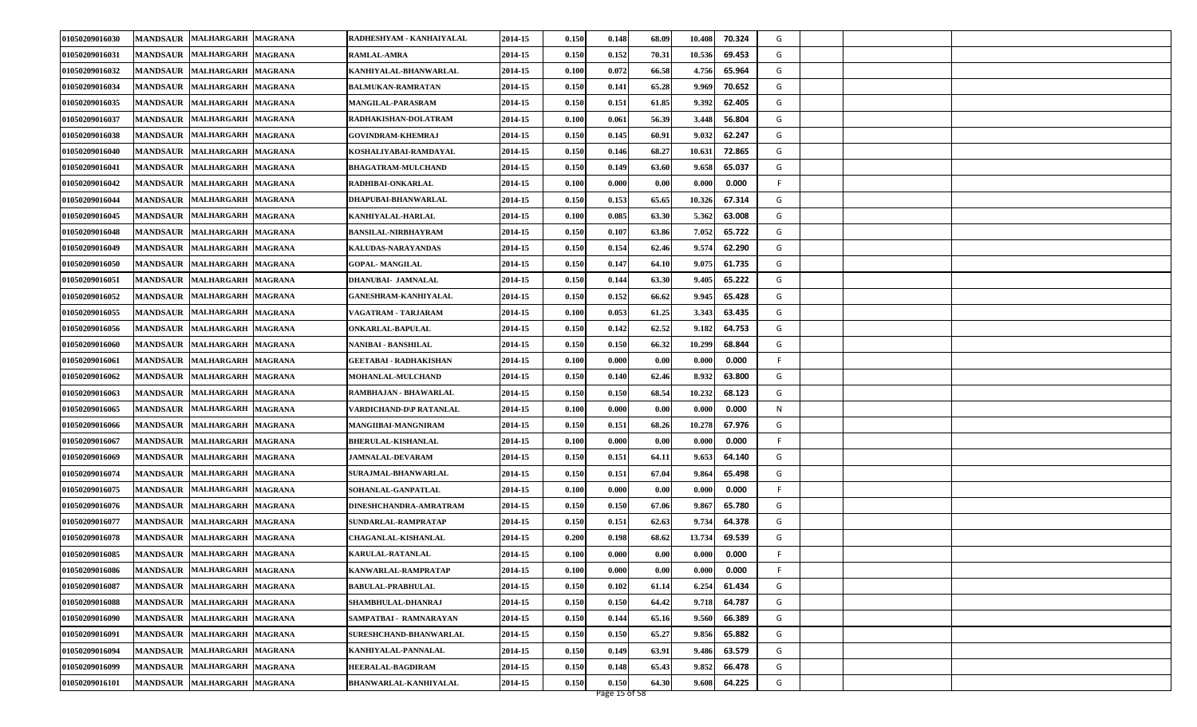| | | | | | | | | | | | | | | |
|---|---|---|---|---|---|---|---|---|---|---|---|---|---|---|
| 01050209016030 | MANDSAUR | MALHARGARH | MAGRANA | RADHESHYAM - KANHAIYALAL | 2014-15 | 0.150 | 0.148 | 68.09 | 10.408 | 70.324 | G | | | |
| 01050209016031 | MANDSAUR | MALHARGARH | MAGRANA | RAMLAL-AMRA | 2014-15 | 0.150 | 0.152 | 70.31 | 10.536 | 69.453 | G | | | |
| 01050209016032 | MANDSAUR | MALHARGARH | MAGRANA | KANHIYALAL-BHANWARLAL | 2014-15 | 0.100 | 0.072 | 66.58 | 4.756 | 65.964 | G | | | |
| 01050209016034 | MANDSAUR | MALHARGARH | MAGRANA | BALMUKAN-RAMRATAN | 2014-15 | 0.150 | 0.141 | 65.28 | 9.969 | 70.652 | G | | | |
| 01050209016035 | MANDSAUR | MALHARGARH | MAGRANA | MANGILAL-PARASRAM | 2014-15 | 0.150 | 0.151 | 61.85 | 9.392 | 62.405 | G | | | |
| 01050209016037 | MANDSAUR | MALHARGARH | MAGRANA | RADHAKISHAN-DOLATRAM | 2014-15 | 0.100 | 0.061 | 56.39 | 3.448 | 56.804 | G | | | |
| 01050209016038 | MANDSAUR | MALHARGARH | MAGRANA | GOVINDRAM-KHEMRAJ | 2014-15 | 0.150 | 0.145 | 60.91 | 9.032 | 62.247 | G | | | |
| 01050209016040 | MANDSAUR | MALHARGARH | MAGRANA | KOSHALIYABAI-RAMDAYAL | 2014-15 | 0.150 | 0.146 | 68.27 | 10.631 | 72.865 | G | | | |
| 01050209016041 | MANDSAUR | MALHARGARH | MAGRANA | BHAGATRAM-MULCHAND | 2014-15 | 0.150 | 0.149 | 63.60 | 9.658 | 65.037 | G | | | |
| 01050209016042 | MANDSAUR | MALHARGARH | MAGRANA | RADHIBAI-ONKARLAL | 2014-15 | 0.100 | 0.000 | 0.00 | 0.000 | 0.000 | F | | | |
| 01050209016044 | MANDSAUR | MALHARGARH | MAGRANA | DHAPUBAI-BHANWARLAL | 2014-15 | 0.150 | 0.153 | 65.65 | 10.326 | 67.314 | G | | | |
| 01050209016045 | MANDSAUR | MALHARGARH | MAGRANA | KANHIYALAL-HARLAL | 2014-15 | 0.100 | 0.085 | 63.30 | 5.362 | 63.008 | G | | | |
| 01050209016048 | MANDSAUR | MALHARGARH | MAGRANA | BANSILAL-NIRBHAYRAM | 2014-15 | 0.150 | 0.107 | 63.86 | 7.052 | 65.722 | G | | | |
| 01050209016049 | MANDSAUR | MALHARGARH | MAGRANA | KALUDAS-NARAYANDAS | 2014-15 | 0.150 | 0.154 | 62.46 | 9.574 | 62.290 | G | | | |
| 01050209016050 | MANDSAUR | MALHARGARH | MAGRANA | GOPAL- MANGILAL | 2014-15 | 0.150 | 0.147 | 64.10 | 9.075 | 61.735 | G | | | |
| 01050209016051 | MANDSAUR | MALHARGARH | MAGRANA | DHANUBAI- JAMNALAL | 2014-15 | 0.150 | 0.144 | 63.30 | 9.405 | 65.222 | G | | | |
| 01050209016052 | MANDSAUR | MALHARGARH | MAGRANA | GANESHRAM-KANHIYALAL | 2014-15 | 0.150 | 0.152 | 66.62 | 9.945 | 65.428 | G | | | |
| 01050209016055 | MANDSAUR | MALHARGARH | MAGRANA | VAGATRAM - TARJARAM | 2014-15 | 0.100 | 0.053 | 61.25 | 3.343 | 63.435 | G | | | |
| 01050209016056 | MANDSAUR | MALHARGARH | MAGRANA | ONKARLAL-BAPULAL | 2014-15 | 0.150 | 0.142 | 62.52 | 9.182 | 64.753 | G | | | |
| 01050209016060 | MANDSAUR | MALHARGARH | MAGRANA | NANIBAI - BANSHILAL | 2014-15 | 0.150 | 0.150 | 66.32 | 10.299 | 68.844 | G | | | |
| 01050209016061 | MANDSAUR | MALHARGARH | MAGRANA | GEETABAI - RADHAKISHAN | 2014-15 | 0.100 | 0.000 | 0.00 | 0.000 | 0.000 | F | | | |
| 01050209016062 | MANDSAUR | MALHARGARH | MAGRANA | MOHANLAL-MULCHAND | 2014-15 | 0.150 | 0.140 | 62.46 | 8.932 | 63.800 | G | | | |
| 01050209016063 | MANDSAUR | MALHARGARH | MAGRANA | RAMBHAJAN - BHAWARLAL | 2014-15 | 0.150 | 0.150 | 68.54 | 10.232 | 68.123 | G | | | |
| 01050209016065 | MANDSAUR | MALHARGARH | MAGRANA | VARDICHAND-D\P RATANLAL | 2014-15 | 0.100 | 0.000 | 0.00 | 0.000 | 0.000 | N | | | |
| 01050209016066 | MANDSAUR | MALHARGARH | MAGRANA | MANGIIBAI-MANGNIRAM | 2014-15 | 0.150 | 0.151 | 68.26 | 10.278 | 67.976 | G | | | |
| 01050209016067 | MANDSAUR | MALHARGARH | MAGRANA | BHERULAL-KISHANLAL | 2014-15 | 0.100 | 0.000 | 0.00 | 0.000 | 0.000 | F | | | |
| 01050209016069 | MANDSAUR | MALHARGARH | MAGRANA | JAMNALAL-DEVARAM | 2014-15 | 0.150 | 0.151 | 64.11 | 9.653 | 64.140 | G | | | |
| 01050209016074 | MANDSAUR | MALHARGARH | MAGRANA | SURAJMAL-BHANWARLAL | 2014-15 | 0.150 | 0.151 | 67.04 | 9.864 | 65.498 | G | | | |
| 01050209016075 | MANDSAUR | MALHARGARH | MAGRANA | SOHANLAL-GANPATLAL | 2014-15 | 0.100 | 0.000 | 0.00 | 0.000 | 0.000 | F | | | |
| 01050209016076 | MANDSAUR | MALHARGARH | MAGRANA | DINESHCHANDRA-AMRATRAM | 2014-15 | 0.150 | 0.150 | 67.06 | 9.867 | 65.780 | G | | | |
| 01050209016077 | MANDSAUR | MALHARGARH | MAGRANA | SUNDARLAL-RAMPRATAP | 2014-15 | 0.150 | 0.151 | 62.63 | 9.734 | 64.378 | G | | | |
| 01050209016078 | MANDSAUR | MALHARGARH | MAGRANA | CHAGANLAL-KISHANLAL | 2014-15 | 0.200 | 0.198 | 68.62 | 13.734 | 69.539 | G | | | |
| 01050209016085 | MANDSAUR | MALHARGARH | MAGRANA | KARULAL-RATANLAL | 2014-15 | 0.100 | 0.000 | 0.00 | 0.000 | 0.000 | F | | | |
| 01050209016086 | MANDSAUR | MALHARGARH | MAGRANA | KANWARLAL-RAMPRATAP | 2014-15 | 0.100 | 0.000 | 0.00 | 0.000 | 0.000 | F | | | |
| 01050209016087 | MANDSAUR | MALHARGARH | MAGRANA | BABULAL-PRABHULAL | 2014-15 | 0.150 | 0.102 | 61.14 | 6.254 | 61.434 | G | | | |
| 01050209016088 | MANDSAUR | MALHARGARH | MAGRANA | SHAMBHULAL-DHANRAJ | 2014-15 | 0.150 | 0.150 | 64.42 | 9.718 | 64.787 | G | | | |
| 01050209016090 | MANDSAUR | MALHARGARH | MAGRANA | SAMPATBAI - RAMNARAYAN | 2014-15 | 0.150 | 0.144 | 65.16 | 9.560 | 66.389 | G | | | |
| 01050209016091 | MANDSAUR | MALHARGARH | MAGRANA | SURESHCHAND-BHANWARLAL | 2014-15 | 0.150 | 0.150 | 65.27 | 9.856 | 65.882 | G | | | |
| 01050209016094 | MANDSAUR | MALHARGARH | MAGRANA | KANHIYALAL-PANNALAL | 2014-15 | 0.150 | 0.149 | 63.91 | 9.486 | 63.579 | G | | | |
| 01050209016099 | MANDSAUR | MALHARGARH | MAGRANA | HEERALAL-BAGDIRAM | 2014-15 | 0.150 | 0.148 | 65.43 | 9.852 | 66.478 | G | | | |
| 01050209016101 | MANDSAUR | MALHARGARH | MAGRANA | BHANWARLAL-KANHIYALAL | 2014-15 | 0.150 | 0.150 | 64.30 | 9.608 | 64.225 | G | | | |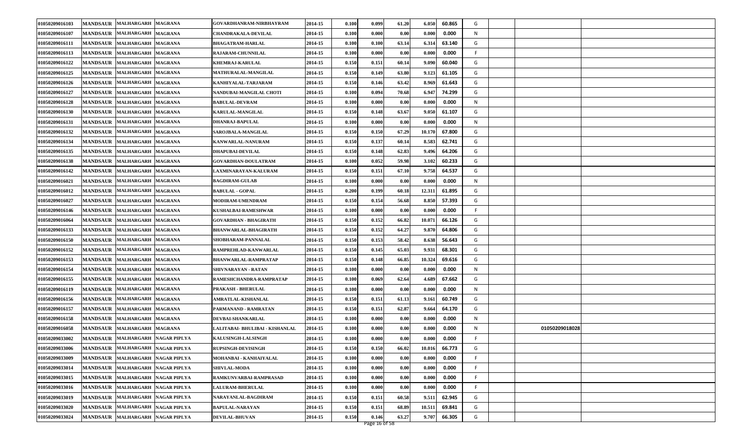| | | | | | | | | | | | | | | |
|---|---|---|---|---|---|---|---|---|---|---|---|---|---|---|
| 01050209016103 | MANDSAUR | MALHARGARH | MAGRANA | GOVARDHANRAM-NIRBHAYRAM | 2014-15 | 0.100 | 0.099 | 61.20 | 6.050 | 60.865 | G | | | |
| 01050209016107 | MANDSAUR | MALHARGARH | MAGRANA | CHANDRAKALA-DEVILAL | 2014-15 | 0.100 | 0.000 | 0.00 | 0.000 | 0.000 | N | | | |
| 01050209016111 | MANDSAUR | MALHARGARH | MAGRANA | BHAGATRAM-HARLAL | 2014-15 | 0.100 | 0.100 | 63.14 | 6.314 | 63.140 | G | | | |
| 01050209016113 | MANDSAUR | MALHARGARH | MAGRANA | RAJARAM-CHUNNILAL | 2014-15 | 0.100 | 0.000 | 0.00 | 0.000 | 0.000 | F | | | |
| 01050209016122 | MANDSAUR | MALHARGARH | MAGRANA | KHEMRAJ-KARULAL | 2014-15 | 0.150 | 0.151 | 60.14 | 9.090 | 60.040 | G | | | |
| 01050209016125 | MANDSAUR | MALHARGARH | MAGRANA | MATHURALAL-MANGILAL | 2014-15 | 0.150 | 0.149 | 63.80 | 9.123 | 61.105 | G | | | |
| 01050209016126 | MANDSAUR | MALHARGARH | MAGRANA | KANHIYALAL-TARJARAM | 2014-15 | 0.150 | 0.146 | 63.42 | 8.969 | 61.643 | G | | | |
| 01050209016127 | MANDSAUR | MALHARGARH | MAGRANA | NANDUBAI-MANGILAL CHOTI | 2014-15 | 0.100 | 0.094 | 70.68 | 6.947 | 74.299 | G | | | |
| 01050209016128 | MANDSAUR | MALHARGARH | MAGRANA | BABULAL-DEVRAM | 2014-15 | 0.100 | 0.000 | 0.00 | 0.000 | 0.000 | N | | | |
| 01050209016130 | MANDSAUR | MALHARGARH | MAGRANA | KARULAL-MANGILAL | 2014-15 | 0.150 | 0.148 | 63.67 | 9.050 | 61.107 | G | | | |
| 01050209016131 | MANDSAUR | MALHARGARH | MAGRANA | DHANRAJ-BAPULAL | 2014-15 | 0.100 | 0.000 | 0.00 | 0.000 | 0.000 | N | | | |
| 01050209016132 | MANDSAUR | MALHARGARH | MAGRANA | SAROJBALA-MANGILAL | 2014-15 | 0.150 | 0.150 | 67.29 | 10.170 | 67.800 | G | | | |
| 01050209016134 | MANDSAUR | MALHARGARH | MAGRANA | KANWARLAL-NANURAM | 2014-15 | 0.150 | 0.137 | 60.14 | 8.583 | 62.741 | G | | | |
| 01050209016135 | MANDSAUR | MALHARGARH | MAGRANA | DHAPUBAI-DEVILAL | 2014-15 | 0.150 | 0.148 | 62.83 | 9.496 | 64.206 | G | | | |
| 01050209016138 | MANDSAUR | MALHARGARH | MAGRANA | GOVARDHAN-DOULATRAM | 2014-15 | 0.100 | 0.052 | 59.98 | 3.102 | 60.233 | G | | | |
| 01050209016142 | MANDSAUR | MALHARGARH | MAGRANA | LAXMINARAYAN-KALURAM | 2014-15 | 0.150 | 0.151 | 67.10 | 9.758 | 64.537 | G | | | |
| 01050209016021 | MANDSAUR | MALHARGARH | MAGRANA | BAGDIRAM-GULAB | 2014-15 | 0.100 | 0.000 | 0.00 | 0.000 | 0.000 | N | | | |
| 01050209016012 | MANDSAUR | MALHARGARH | MAGRANA | BABULAL - GOPAL | 2014-15 | 0.200 | 0.199 | 60.18 | 12.311 | 61.895 | G | | | |
| 01050209016027 | MANDSAUR | MALHARGARH | MAGRANA | MODIRAM-UMENDRAM | 2014-15 | 0.150 | 0.154 | 56.68 | 8.850 | 57.393 | G | | | |
| 01050209016146 | MANDSAUR | MALHARGARH | MAGRANA | KUSHALBAI-RAMESHWAR | 2014-15 | 0.100 | 0.000 | 0.00 | 0.000 | 0.000 | F | | | |
| 01050209016064 | MANDSAUR | MALHARGARH | MAGRANA | GOVARDHAN - BHAGIRATH | 2014-15 | 0.150 | 0.152 | 66.82 | 10.071 | 66.126 | G | | | |
| 01050209016133 | MANDSAUR | MALHARGARH | MAGRANA | BHANWARLAL-BHAGIRATH | 2014-15 | 0.150 | 0.152 | 64.27 | 9.870 | 64.806 | G | | | |
| 01050209016150 | MANDSAUR | MALHARGARH | MAGRANA | SHOBHARAM-PANNALAL | 2014-15 | 0.150 | 0.153 | 58.42 | 8.638 | 56.643 | G | | | |
| 01050209016152 | MANDSAUR | MALHARGARH | MAGRANA | RAMPREHLAD-KANWARLAL | 2014-15 | 0.150 | 0.145 | 65.03 | 9.931 | 68.301 | G | | | |
| 01050209016153 | MANDSAUR | MALHARGARH | MAGRANA | BHANWARLAL-RAMPRATAP | 2014-15 | 0.150 | 0.148 | 66.85 | 10.324 | 69.616 | G | | | |
| 01050209016154 | MANDSAUR | MALHARGARH | MAGRANA | SHIVNARAYAN - RATAN | 2014-15 | 0.100 | 0.000 | 0.00 | 0.000 | 0.000 | N | | | |
| 01050209016155 | MANDSAUR | MALHARGARH | MAGRANA | RAMESHCHANDRA-RAMPRATAP | 2014-15 | 0.100 | 0.069 | 62.64 | 4.689 | 67.662 | G | | | |
| 01050209016119 | MANDSAUR | MALHARGARH | MAGRANA | PRAKASH - BHERULAL | 2014-15 | 0.100 | 0.000 | 0.00 | 0.000 | 0.000 | N | | | |
| 01050209016156 | MANDSAUR | MALHARGARH | MAGRANA | AMRATLAL-KISHANLAL | 2014-15 | 0.150 | 0.151 | 61.13 | 9.161 | 60.749 | G | | | |
| 01050209016157 | MANDSAUR | MALHARGARH | MAGRANA | PARMANAND - RAMRATAN | 2014-15 | 0.150 | 0.151 | 62.87 | 9.664 | 64.170 | G | | | |
| 01050209016158 | MANDSAUR | MALHARGARH | MAGRANA | DEVBAI-SHANKARLAL | 2014-15 | 0.100 | 0.000 | 0.00 | 0.000 | 0.000 | N | | | |
| 01050209016058 | MANDSAUR | MALHARGARH | MAGRANA | LALITABAI- BHULIBAI - KISHANLAL | 2014-15 | 0.100 | 0.000 | 0.00 | 0.000 | 0.000 | N | | 01050209018028 | |
| 01050209033002 | MANDSAUR | MALHARGARH | NAGAR PIPLYA | KALUSINGH-LALSINGH | 2014-15 | 0.100 | 0.000 | 0.00 | 0.000 | 0.000 | F | | | |
| 01050209033006 | MANDSAUR | MALHARGARH | NAGAR PIPLYA | RUPSINGH-DEVISINGH | 2014-15 | 0.150 | 0.150 | 66.02 | 10.016 | 66.773 | G | | | |
| 01050209033009 | MANDSAUR | MALHARGARH | NAGAR PIPLYA | MOHANBAI - KANHAIYALAL | 2014-15 | 0.100 | 0.000 | 0.00 | 0.000 | 0.000 | F | | | |
| 01050209033014 | MANDSAUR | MALHARGARH | NAGAR PIPLYA | SHIVLAL-MODA | 2014-15 | 0.100 | 0.000 | 0.00 | 0.000 | 0.000 | F | | | |
| 01050209033015 | MANDSAUR | MALHARGARH | NAGAR PIPLYA | RAMKUNVARBAI-RAMPRASAD | 2014-15 | 0.100 | 0.000 | 0.00 | 0.000 | 0.000 | F | | | |
| 01050209033016 | MANDSAUR | MALHARGARH | NAGAR PIPLYA | LALURAM-BHERULAL | 2014-15 | 0.100 | 0.000 | 0.00 | 0.000 | 0.000 | F | | | |
| 01050209033019 | MANDSAUR | MALHARGARH | NAGAR PIPLYA | NARAYANLAL-BAGDIRAM | 2014-15 | 0.150 | 0.151 | 60.58 | 9.511 | 62.945 | G | | | |
| 01050209033020 | MANDSAUR | MALHARGARH | NAGAR PIPLYA | BAPULAL-NARAYAN | 2014-15 | 0.150 | 0.151 | 68.89 | 10.511 | 69.841 | G | | | |
| 01050209033024 | MANDSAUR | MALHARGARH | NAGAR PIPLYA | DEVILAL-BHUVAN | 2014-15 | 0.150 | 0.146 | 63.27 | 9.707 | 66.305 | G | | | |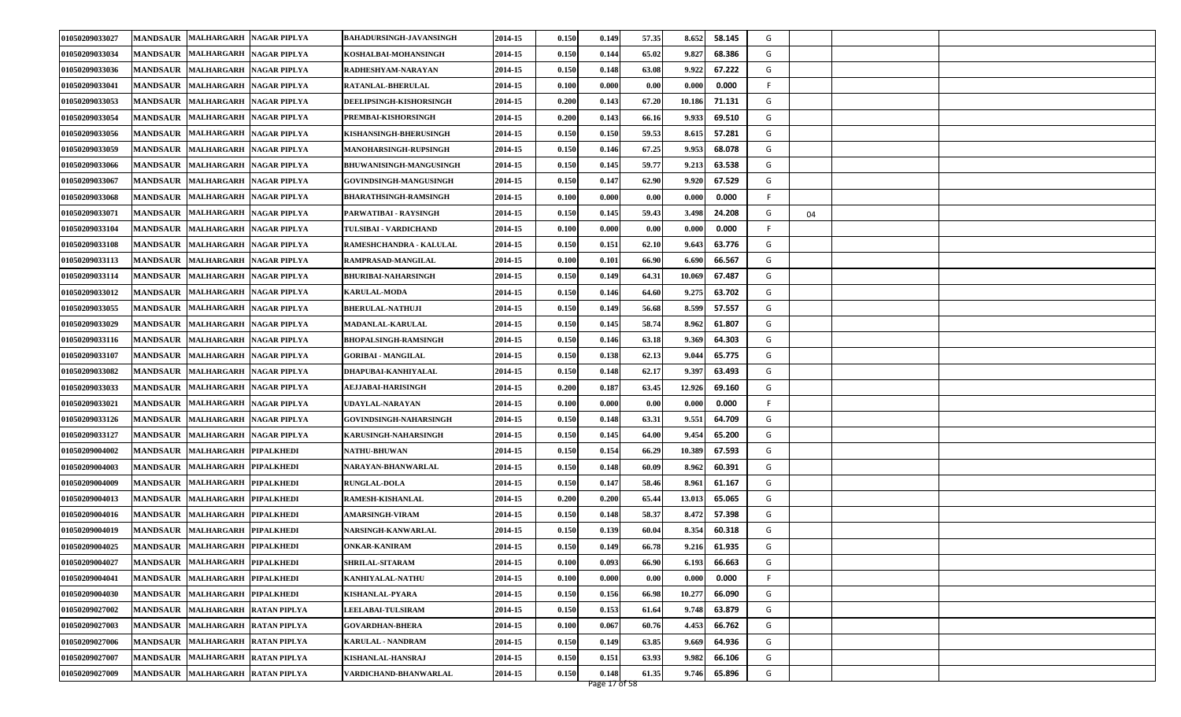| | | | | | | | | | | | | | | |
|---|---|---|---|---|---|---|---|---|---|---|---|---|---|---|
| 01050209033027 | MANDSAUR | MALHARGARH | NAGAR PIPLYA | BAHADURSINGH-JAVANSINGH | 2014-15 | 0.150 | 0.149 | 57.35 | 8.652 | 58.145 | G | | | |
| 01050209033034 | MANDSAUR | MALHARGARH | NAGAR PIPLYA | KOSHALBAI-MOHANSINGH | 2014-15 | 0.150 | 0.144 | 65.02 | 9.827 | 68.386 | G | | | |
| 01050209033036 | MANDSAUR | MALHARGARH | NAGAR PIPLYA | RADHESHYAM-NARAYAN | 2014-15 | 0.150 | 0.148 | 63.08 | 9.922 | 67.222 | G | | | |
| 01050209033041 | MANDSAUR | MALHARGARH | NAGAR PIPLYA | RATANLAL-BHERULAL | 2014-15 | 0.100 | 0.000 | 0.00 | 0.000 | 0.000 | F | | | |
| 01050209033053 | MANDSAUR | MALHARGARH | NAGAR PIPLYA | DEELIPSINGH-KISHORSINGH | 2014-15 | 0.200 | 0.143 | 67.20 | 10.186 | 71.131 | G | | | |
| 01050209033054 | MANDSAUR | MALHARGARH | NAGAR PIPLYA | PREMBAI-KISHORSINGH | 2014-15 | 0.200 | 0.143 | 66.16 | 9.933 | 69.510 | G | | | |
| 01050209033056 | MANDSAUR | MALHARGARH | NAGAR PIPLYA | KISHANSINGH-BHERUSINGH | 2014-15 | 0.150 | 0.150 | 59.53 | 8.615 | 57.281 | G | | | |
| 01050209033059 | MANDSAUR | MALHARGARH | NAGAR PIPLYA | MANOHARSINGH-RUPSINGH | 2014-15 | 0.150 | 0.146 | 67.25 | 9.953 | 68.078 | G | | | |
| 01050209033066 | MANDSAUR | MALHARGARH | NAGAR PIPLYA | BHUWANISINGH-MANGUSINGH | 2014-15 | 0.150 | 0.145 | 59.77 | 9.213 | 63.538 | G | | | |
| 01050209033067 | MANDSAUR | MALHARGARH | NAGAR PIPLYA | GOVINDSINGH-MANGUSINGH | 2014-15 | 0.150 | 0.147 | 62.90 | 9.920 | 67.529 | G | | | |
| 01050209033068 | MANDSAUR | MALHARGARH | NAGAR PIPLYA | BHARATHSINGH-RAMSINGH | 2014-15 | 0.100 | 0.000 | 0.00 | 0.000 | 0.000 | F | | | |
| 01050209033071 | MANDSAUR | MALHARGARH | NAGAR PIPLYA | PARWATIBAI - RAYSINGH | 2014-15 | 0.150 | 0.145 | 59.43 | 3.498 | 24.208 | G | 04 | | |
| 01050209033104 | MANDSAUR | MALHARGARH | NAGAR PIPLYA | TULSIBAI - VARDICHAND | 2014-15 | 0.100 | 0.000 | 0.00 | 0.000 | 0.000 | F | | | |
| 01050209033108 | MANDSAUR | MALHARGARH | NAGAR PIPLYA | RAMESHCHANDRA - KALULAL | 2014-15 | 0.150 | 0.151 | 62.10 | 9.643 | 63.776 | G | | | |
| 01050209033113 | MANDSAUR | MALHARGARH | NAGAR PIPLYA | RAMPRASAD-MANGILAL | 2014-15 | 0.100 | 0.101 | 66.90 | 6.690 | 66.567 | G | | | |
| 01050209033114 | MANDSAUR | MALHARGARH | NAGAR PIPLYA | BHURIBAI-NAHARSINGH | 2014-15 | 0.150 | 0.149 | 64.31 | 10.069 | 67.487 | G | | | |
| 01050209033012 | MANDSAUR | MALHARGARH | NAGAR PIPLYA | KARULAL-MODA | 2014-15 | 0.150 | 0.146 | 64.60 | 9.275 | 63.702 | G | | | |
| 01050209033055 | MANDSAUR | MALHARGARH | NAGAR PIPLYA | BHERULAL-NATHUJI | 2014-15 | 0.150 | 0.149 | 56.68 | 8.599 | 57.557 | G | | | |
| 01050209033029 | MANDSAUR | MALHARGARH | NAGAR PIPLYA | MADANLAL-KARULAL | 2014-15 | 0.150 | 0.145 | 58.74 | 8.962 | 61.807 | G | | | |
| 01050209033116 | MANDSAUR | MALHARGARH | NAGAR PIPLYA | BHOPALSINGH-RAMSINGH | 2014-15 | 0.150 | 0.146 | 63.18 | 9.369 | 64.303 | G | | | |
| 01050209033107 | MANDSAUR | MALHARGARH | NAGAR PIPLYA | GORIBAI - MANGILAL | 2014-15 | 0.150 | 0.138 | 62.13 | 9.044 | 65.775 | G | | | |
| 01050209033082 | MANDSAUR | MALHARGARH | NAGAR PIPLYA | DHAPUBAI-KANHIYALAL | 2014-15 | 0.150 | 0.148 | 62.17 | 9.397 | 63.493 | G | | | |
| 01050209033033 | MANDSAUR | MALHARGARH | NAGAR PIPLYA | AEJJABAI-HARISINGH | 2014-15 | 0.200 | 0.187 | 63.45 | 12.926 | 69.160 | G | | | |
| 01050209033021 | MANDSAUR | MALHARGARH | NAGAR PIPLYA | UDAYLAL-NARAYAN | 2014-15 | 0.100 | 0.000 | 0.00 | 0.000 | 0.000 | F | | | |
| 01050209033126 | MANDSAUR | MALHARGARH | NAGAR PIPLYA | GOVINDSINGH-NAHARSINGH | 2014-15 | 0.150 | 0.148 | 63.31 | 9.551 | 64.709 | G | | | |
| 01050209033127 | MANDSAUR | MALHARGARH | NAGAR PIPLYA | KARUSINGH-NAHARSINGH | 2014-15 | 0.150 | 0.145 | 64.00 | 9.454 | 65.200 | G | | | |
| 01050209004002 | MANDSAUR | MALHARGARH | PIPALKHEDI | NATHU-BHUWAN | 2014-15 | 0.150 | 0.154 | 66.29 | 10.389 | 67.593 | G | | | |
| 01050209004003 | MANDSAUR | MALHARGARH | PIPALKHEDI | NARAYAN-BHANWARLAL | 2014-15 | 0.150 | 0.148 | 60.09 | 8.962 | 60.391 | G | | | |
| 01050209004009 | MANDSAUR | MALHARGARH | PIPALKHEDI | RUNGLAL-DOLA | 2014-15 | 0.150 | 0.147 | 58.46 | 8.961 | 61.167 | G | | | |
| 01050209004013 | MANDSAUR | MALHARGARH | PIPALKHEDI | RAMESH-KISHANLAL | 2014-15 | 0.200 | 0.200 | 65.44 | 13.013 | 65.065 | G | | | |
| 01050209004016 | MANDSAUR | MALHARGARH | PIPALKHEDI | AMARSINGH-VIRAM | 2014-15 | 0.150 | 0.148 | 58.37 | 8.472 | 57.398 | G | | | |
| 01050209004019 | MANDSAUR | MALHARGARH | PIPALKHEDI | NARSINGH-KANWARLAL | 2014-15 | 0.150 | 0.139 | 60.04 | 8.354 | 60.318 | G | | | |
| 01050209004025 | MANDSAUR | MALHARGARH | PIPALKHEDI | ONKAR-KANIRAM | 2014-15 | 0.150 | 0.149 | 66.78 | 9.216 | 61.935 | G | | | |
| 01050209004027 | MANDSAUR | MALHARGARH | PIPALKHEDI | SHRILAL-SITARAM | 2014-15 | 0.100 | 0.093 | 66.90 | 6.193 | 66.663 | G | | | |
| 01050209004041 | MANDSAUR | MALHARGARH | PIPALKHEDI | KANHIYALAL-NATHU | 2014-15 | 0.100 | 0.000 | 0.00 | 0.000 | 0.000 | F | | | |
| 01050209004030 | MANDSAUR | MALHARGARH | PIPALKHEDI | KISHANLAL-PYARA | 2014-15 | 0.150 | 0.156 | 66.98 | 10.277 | 66.090 | G | | | |
| 01050209027002 | MANDSAUR | MALHARGARH | RATAN PIPLYA | LEELABAI-TULSIRAM | 2014-15 | 0.150 | 0.153 | 61.64 | 9.748 | 63.879 | G | | | |
| 01050209027003 | MANDSAUR | MALHARGARH | RATAN PIPLYA | GOVARDHAN-BHERA | 2014-15 | 0.100 | 0.067 | 60.76 | 4.453 | 66.762 | G | | | |
| 01050209027006 | MANDSAUR | MALHARGARH | RATAN PIPLYA | KARULAL - NANDRAM | 2014-15 | 0.150 | 0.149 | 63.85 | 9.669 | 64.936 | G | | | |
| 01050209027007 | MANDSAUR | MALHARGARH | RATAN PIPLYA | KISHANLAL-HANSRAJ | 2014-15 | 0.150 | 0.151 | 63.93 | 9.982 | 66.106 | G | | | |
| 01050209027009 | MANDSAUR | MALHARGARH | RATAN PIPLYA | VARDICHAND-BHANWARLAL | 2014-15 | 0.150 | 0.148 | 61.35 | 9.746 | 65.896 | G | | | |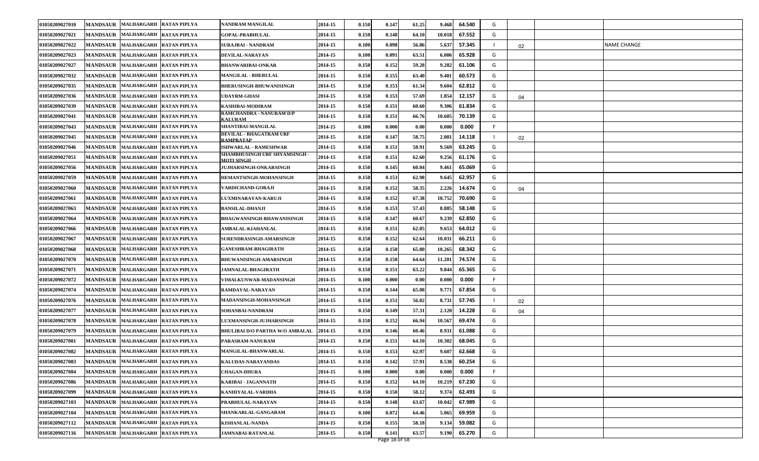| | | | | | | | | | | | | | | |
|---|---|---|---|---|---|---|---|---|---|---|---|---|---|---|
| 01050209027010 | MANDSAUR | MALHARGARH | RATAN PIPLYA | NANDRAM MANGILAL | 2014-15 | 0.150 | 0.147 | 61.25 | 9.468 | 64.540 | G | | | |
| 01050209027021 | MANDSAUR | MALHARGARH | RATAN PIPLYA | GOPAL-PRABHULAL | 2014-15 | 0.150 | 0.148 | 64.10 | 10.018 | 67.552 | G | | | |
| 01050209027022 | MANDSAUR | MALHARGARH | RATAN PIPLYA | SURAJBAI - NANDRAM | 2014-15 | 0.100 | 0.098 | 56.86 | 5.637 | 57.345 | I | 02 | | NAME CHANGE |
| 01050209027023 | MANDSAUR | MALHARGARH | RATAN PIPLYA | DEVILAL-NARAYAN | 2014-15 | 0.100 | 0.091 | 63.51 | 6.006 | 65.928 | G | | | |
| 01050209027027 | MANDSAUR | MALHARGARH | RATAN PIPLYA | BHANWARIBAI-ONKAR | 2014-15 | 0.150 | 0.152 | 59.28 | 9.282 | 61.106 | G | | | |
| 01050209027032 | MANDSAUR | MALHARGARH | RATAN PIPLYA | MANGILAL - BHERULAL | 2014-15 | 0.150 | 0.155 | 63.40 | 9.401 | 60.573 | G | | | |
| 01050209027035 | MANDSAUR | MALHARGARH | RATAN PIPLYA | BHERUSINGH-BHUWANISINGH | 2014-15 | 0.150 | 0.153 | 61.34 | 9.604 | 62.812 | G | | | |
| 01050209027036 | MANDSAUR | MALHARGARH | RATAN PIPLYA | UDAYRM-GHASI | 2014-15 | 0.150 | 0.153 | 57.69 | 1.854 | 12.157 | G | 04 | | |
| 01050209027039 | MANDSAUR | MALHARGARH | RATAN PIPLYA | KASHIBAI-MODIRAM | 2014-15 | 0.150 | 0.151 | 60.60 | 9.306 | 61.834 | G | | | |
| 01050209027041 | MANDSAUR | MALHARGARH | RATAN PIPLYA | RAMCHANDRA - NANURAM D/P KALURAM | 2014-15 | 0.150 | 0.151 | 66.76 | 10.605 | 70.139 | G | | | |
| 01050209027043 | MANDSAUR | MALHARGARH | RATAN PIPLYA | SHANTIBAI-MANGILAL | 2014-15 | 0.100 | 0.000 | 0.00 | 0.000 | 0.000 | F | | | |
| 01050209027045 | MANDSAUR | MALHARGARH | RATAN PIPLYA | DEVILAL - BHAGATRAM URF RAMPRATAP | 2014-15 | 0.150 | 0.147 | 58.75 | 2.081 | 14.118 | I | 02 | | |
| 01050209027046 | MANDSAUR | MALHARGARH | RATAN PIPLYA | ISHWARLAL - RAMESHWAR | 2014-15 | 0.150 | 0.151 | 58.91 | 9.569 | 63.245 | G | | | |
| 01050209027051 | MANDSAUR | MALHARGARH | RATAN PIPLYA | SHAMBHUSINGH URF SHYAMSINGH - MOTI SINGH | 2014-15 | 0.150 | 0.151 | 62.60 | 9.256 | 61.176 | G | | | |
| 01050209027056 | MANDSAUR | MALHARGARH | RATAN PIPLYA | JUJHARSINGH-ONKARSINGH | 2014-15 | 0.150 | 0.145 | 60.04 | 9.461 | 65.069 | G | | | |
| 01050209027059 | MANDSAUR | MALHARGARH | RATAN PIPLYA | HEMANTSINGH-MOHANSINGH | 2014-15 | 0.150 | 0.153 | 62.98 | 9.645 | 62.957 | G | | | |
| 01050209027060 | MANDSAUR | MALHARGARH | RATAN PIPLYA | VARDICHAND-GORAJI | 2014-15 | 0.150 | 0.152 | 58.35 | 2.226 | 14.674 | G | 04 | | |
| 01050209027061 | MANDSAUR | MALHARGARH | RATAN PIPLYA | LUXMINARAYAN-KARUJI | 2014-15 | 0.150 | 0.152 | 67.38 | 10.752 | 70.690 | G | | | |
| 01050209027063 | MANDSAUR | MALHARGARH | RATAN PIPLYA | BANSILAL-DHANJI | 2014-15 | 0.150 | 0.153 | 57.43 | 8.885 | 58.148 | G | | | |
| 01050209027064 | MANDSAUR | MALHARGARH | RATAN PIPLYA | BHAGWANSINGH-BHAWANISINGH | 2014-15 | 0.150 | 0.147 | 60.67 | 9.239 | 62.850 | G | | | |
| 01050209027066 | MANDSAUR | MALHARGARH | RATAN PIPLYA | AMBALAL-KIAHANLAL | 2014-15 | 0.150 | 0.151 | 62.05 | 9.653 | 64.012 | G | | | |
| 01050209027067 | MANDSAUR | MALHARGARH | RATAN PIPLYA | SURENDRASINGH-AMARSINGH | 2014-15 | 0.150 | 0.152 | 62.64 | 10.031 | 66.211 | G | | | |
| 01050209027068 | MANDSAUR | MALHARGARH | RATAN PIPLYA | GANESHRAM-BHAGIRATH | 2014-15 | 0.150 | 0.150 | 65.80 | 10.265 | 68.342 | G | | | |
| 01050209027070 | MANDSAUR | MALHARGARH | RATAN PIPLYA | BHUWANISINGH-AMARSINGH | 2014-15 | 0.150 | 0.150 | 64.64 | 11.201 | 74.574 | G | | | |
| 01050209027071 | MANDSAUR | MALHARGARH | RATAN PIPLYA | JAMNALAL-BHAGIRATH | 2014-15 | 0.150 | 0.151 | 63.22 | 9.844 | 65.365 | G | | | |
| 01050209027072 | MANDSAUR | MALHARGARH | RATAN PIPLYA | VIMALKUNWAR-MADANSINGH | 2014-15 | 0.100 | 0.000 | 0.00 | 0.000 | 0.000 | F | | | |
| 01050209027074 | MANDSAUR | MALHARGARH | RATAN PIPLYA | RAMDAYAL-NARAYAN | 2014-15 | 0.150 | 0.144 | 65.08 | 9.771 | 67.854 | G | | | |
| 01050209027076 | MANDSAUR | MALHARGARH | RATAN PIPLYA | MADANSINGH-MOHANSINGH | 2014-15 | 0.150 | 0.151 | 56.02 | 8.731 | 57.745 | I | 02 | | |
| 01050209027077 | MANDSAUR | MALHARGARH | RATAN PIPLYA | SOHANBAI-NANDRAM | 2014-15 | 0.150 | 0.149 | 57.31 | 2.120 | 14.228 | G | 04 | | |
| 01050209027078 | MANDSAUR | MALHARGARH | RATAN PIPLYA | LUXMANSINGH-JUJHARSINGH | 2014-15 | 0.150 | 0.152 | 66.94 | 10.567 | 69.474 | G | | | |
| 01050209027079 | MANDSAUR | MALHARGARH | RATAN PIPLYA | BHULIBAI D/O PARTHA W/O AMBALAL | 2014-15 | 0.150 | 0.146 | 60.46 | 8.931 | 61.088 | G | | | |
| 01050209027081 | MANDSAUR | MALHARGARH | RATAN PIPLYA | PARASRAM-NANURAM | 2014-15 | 0.150 | 0.151 | 64.10 | 10.302 | 68.045 | G | | | |
| 01050209027082 | MANDSAUR | MALHARGARH | RATAN PIPLYA | MANGILAL-BHANWARLAL | 2014-15 | 0.150 | 0.153 | 62.97 | 9.607 | 62.668 | G | | | |
| 01050209027083 | MANDSAUR | MALHARGARH | RATAN PIPLYA | KALUDAS-NARAYANDAS | 2014-15 | 0.150 | 0.142 | 57.91 | 8.538 | 60.254 | G | | | |
| 01050209027084 | MANDSAUR | MALHARGARH | RATAN PIPLYA | CHAGAN-DHURA | 2014-15 | 0.100 | 0.000 | 0.00 | 0.000 | 0.000 | F | | | |
| 01050209027086 | MANDSAUR | MALHARGARH | RATAN PIPLYA | KARIBAI - JAGANNATH | 2014-15 | 0.150 | 0.152 | 64.10 | 10.219 | 67.230 | G | | | |
| 01050209027099 | MANDSAUR | MALHARGARH | RATAN PIPLYA | KANHIYALAL-VARDHA | 2014-15 | 0.150 | 0.150 | 58.12 | 9.374 | 62.493 | G | | | |
| 01050209027103 | MANDSAUR | MALHARGARH | RATAN PIPLYA | PRABHULAL-NARAYAN | 2014-15 | 0.150 | 0.148 | 63.67 | 10.042 | 67.989 | G | | | |
| 01050209027104 | MANDSAUR | MALHARGARH | RATAN PIPLYA | SHANKARLAL-GANGARAM | 2014-15 | 0.100 | 0.072 | 64.46 | 5.065 | 69.959 | G | | | |
| 01050209027112 | MANDSAUR | MALHARGARH | RATAN PIPLYA | KISHANLAL-NANDA | 2014-15 | 0.150 | 0.155 | 58.18 | 9.134 | 59.082 | G | | | |
| 01050209027116 | MANDSAUR | MALHARGARH | RATAN PIPLYA | JAMNABAI-RATANLAL | 2014-15 | 0.150 | 0.141 | 63.57 | 9.190 | 65.270 | G | | | |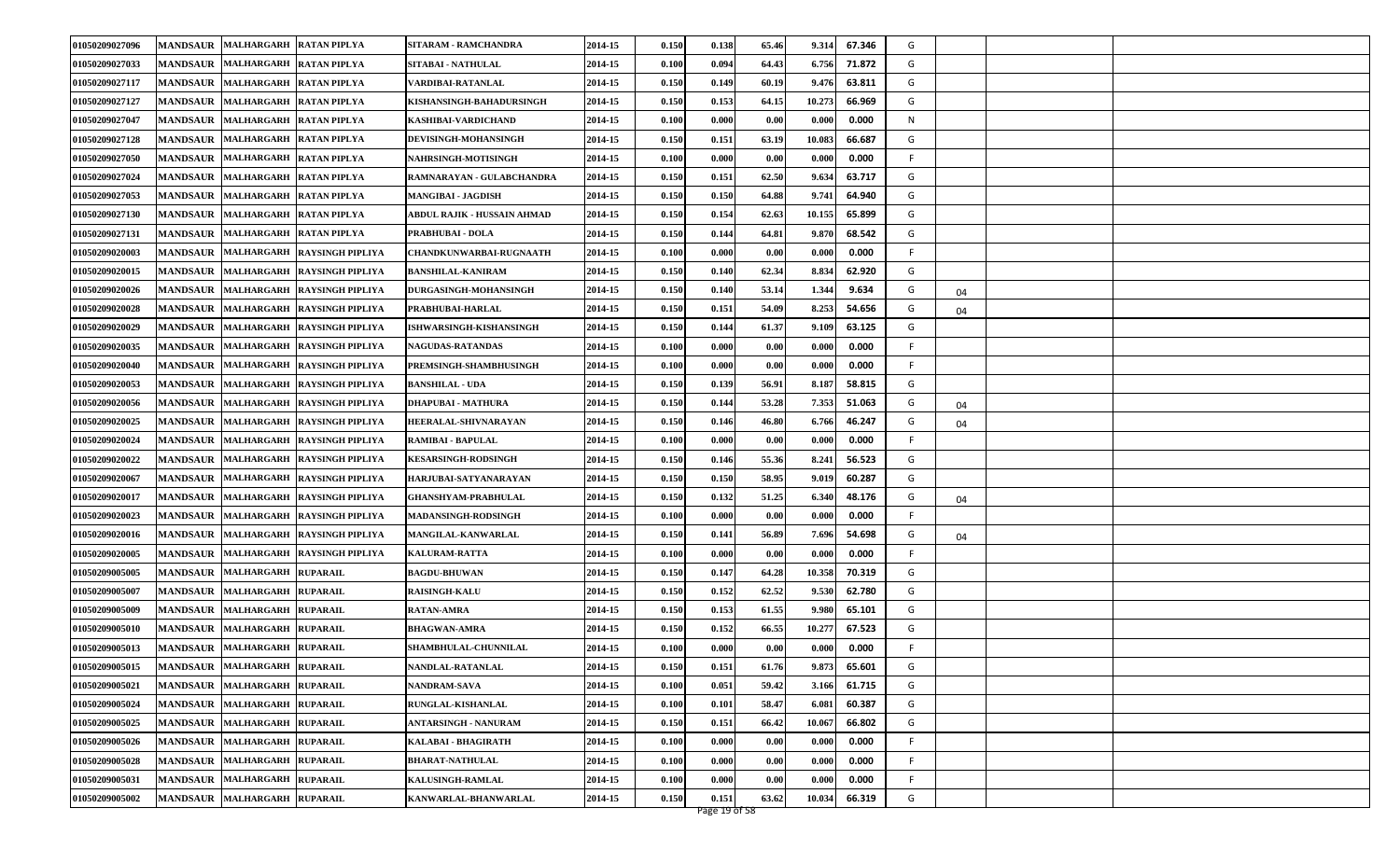| | | | | | | | | | | | | | | |
|---|---|---|---|---|---|---|---|---|---|---|---|---|---|---|
| 01050209027096 | MANDSAUR | MALHARGARH | RATAN PIPLYA | SITARAM - RAMCHANDRA | 2014-15 | 0.150 | 0.138 | 65.46 | 9.314 | 67.346 | G | | | |
| 01050209027033 | MANDSAUR | MALHARGARH | RATAN PIPLYA | SITABAI - NATHULAL | 2014-15 | 0.100 | 0.094 | 64.43 | 6.756 | 71.872 | G | | | |
| 01050209027117 | MANDSAUR | MALHARGARH | RATAN PIPLYA | VARDIBAI-RATANLAL | 2014-15 | 0.150 | 0.149 | 60.19 | 9.476 | 63.811 | G | | | |
| 01050209027127 | MANDSAUR | MALHARGARH | RATAN PIPLYA | KISHANSINGH-BAHADURSINGH | 2014-15 | 0.150 | 0.153 | 64.15 | 10.273 | 66.969 | G | | | |
| 01050209027047 | MANDSAUR | MALHARGARH | RATAN PIPLYA | KASHIBAI-VARDICHAND | 2014-15 | 0.100 | 0.000 | 0.00 | 0.000 | 0.000 | N | | | |
| 01050209027128 | MANDSAUR | MALHARGARH | RATAN PIPLYA | DEVISINGH-MOHANSINGH | 2014-15 | 0.150 | 0.151 | 63.19 | 10.083 | 66.687 | G | | | |
| 01050209027050 | MANDSAUR | MALHARGARH | RATAN PIPLYA | NAHRSINGH-MOTISINGH | 2014-15 | 0.100 | 0.000 | 0.00 | 0.000 | 0.000 | F | | | |
| 01050209027024 | MANDSAUR | MALHARGARH | RATAN PIPLYA | RAMNARAYAN - GULABCHANDRA | 2014-15 | 0.150 | 0.151 | 62.50 | 9.634 | 63.717 | G | | | |
| 01050209027053 | MANDSAUR | MALHARGARH | RATAN PIPLYA | MANGIBAI - JAGDISH | 2014-15 | 0.150 | 0.150 | 64.88 | 9.741 | 64.940 | G | | | |
| 01050209027130 | MANDSAUR | MALHARGARH | RATAN PIPLYA | ABDUL RAJIK - HUSSAIN AHMAD | 2014-15 | 0.150 | 0.154 | 62.63 | 10.155 | 65.899 | G | | | |
| 01050209027131 | MANDSAUR | MALHARGARH | RATAN PIPLYA | PRABHUBAI - DOLA | 2014-15 | 0.150 | 0.144 | 64.81 | 9.870 | 68.542 | G | | | |
| 01050209020003 | MANDSAUR | MALHARGARH | RAYSINGH PIPLIYA | CHANDKUNWARBAI-RUGNAATH | 2014-15 | 0.100 | 0.000 | 0.00 | 0.000 | 0.000 | F | | | |
| 01050209020015 | MANDSAUR | MALHARGARH | RAYSINGH PIPLIYA | BANSHILAL-KANIRAM | 2014-15 | 0.150 | 0.140 | 62.34 | 8.834 | 62.920 | G | | | |
| 01050209020026 | MANDSAUR | MALHARGARH | RAYSINGH PIPLIYA | DURGASINGH-MOHANSINGH | 2014-15 | 0.150 | 0.140 | 53.14 | 1.344 | 9.634 | G | 04 | | |
| 01050209020028 | MANDSAUR | MALHARGARH | RAYSINGH PIPLIYA | PRABHUBAI-HARLAL | 2014-15 | 0.150 | 0.151 | 54.09 | 8.253 | 54.656 | G | 04 | | |
| 01050209020029 | MANDSAUR | MALHARGARH | RAYSINGH PIPLIYA | ISHWARSINGH-KISHANSINGH | 2014-15 | 0.150 | 0.144 | 61.37 | 9.109 | 63.125 | G | | | |
| 01050209020035 | MANDSAUR | MALHARGARH | RAYSINGH PIPLIYA | NAGUDAS-RATANDAS | 2014-15 | 0.100 | 0.000 | 0.00 | 0.000 | 0.000 | F | | | |
| 01050209020040 | MANDSAUR | MALHARGARH | RAYSINGH PIPLIYA | PREMSINGH-SHAMBHUSINGH | 2014-15 | 0.100 | 0.000 | 0.00 | 0.000 | 0.000 | F | | | |
| 01050209020053 | MANDSAUR | MALHARGARH | RAYSINGH PIPLIYA | BANSHILAL - UDA | 2014-15 | 0.150 | 0.139 | 56.91 | 8.187 | 58.815 | G | | | |
| 01050209020056 | MANDSAUR | MALHARGARH | RAYSINGH PIPLIYA | DHAPUBAI - MATHURA | 2014-15 | 0.150 | 0.144 | 53.28 | 7.353 | 51.063 | G | 04 | | |
| 01050209020025 | MANDSAUR | MALHARGARH | RAYSINGH PIPLIYA | HEERALAL-SHIVNARAYAN | 2014-15 | 0.150 | 0.146 | 46.80 | 6.766 | 46.247 | G | 04 | | |
| 01050209020024 | MANDSAUR | MALHARGARH | RAYSINGH PIPLIYA | RAMIBAI - BAPULAL | 2014-15 | 0.100 | 0.000 | 0.00 | 0.000 | 0.000 | F | | | |
| 01050209020022 | MANDSAUR | MALHARGARH | RAYSINGH PIPLIYA | KESARSINGH-RODSINGH | 2014-15 | 0.150 | 0.146 | 55.36 | 8.241 | 56.523 | G | | | |
| 01050209020067 | MANDSAUR | MALHARGARH | RAYSINGH PIPLIYA | HARJUBAI-SATYANARAYAN | 2014-15 | 0.150 | 0.150 | 58.95 | 9.019 | 60.287 | G | | | |
| 01050209020017 | MANDSAUR | MALHARGARH | RAYSINGH PIPLIYA | GHANSHYAM-PRABHULAL | 2014-15 | 0.150 | 0.132 | 51.25 | 6.340 | 48.176 | G | 04 | | |
| 01050209020023 | MANDSAUR | MALHARGARH | RAYSINGH PIPLIYA | MADANSINGH-RODSINGH | 2014-15 | 0.100 | 0.000 | 0.00 | 0.000 | 0.000 | F | | | |
| 01050209020016 | MANDSAUR | MALHARGARH | RAYSINGH PIPLIYA | MANGILAL-KANWARLAL | 2014-15 | 0.150 | 0.141 | 56.89 | 7.696 | 54.698 | G | 04 | | |
| 01050209020005 | MANDSAUR | MALHARGARH | RAYSINGH PIPLIYA | KALURAM-RATTA | 2014-15 | 0.100 | 0.000 | 0.00 | 0.000 | 0.000 | F | | | |
| 01050209005005 | MANDSAUR | MALHARGARH | RUPARAIL | BAGDU-BHUWAN | 2014-15 | 0.150 | 0.147 | 64.28 | 10.358 | 70.319 | G | | | |
| 01050209005007 | MANDSAUR | MALHARGARH | RUPARAIL | RAISINGH-KALU | 2014-15 | 0.150 | 0.152 | 62.52 | 9.530 | 62.780 | G | | | |
| 01050209005009 | MANDSAUR | MALHARGARH | RUPARAIL | RATAN-AMRA | 2014-15 | 0.150 | 0.153 | 61.55 | 9.980 | 65.101 | G | | | |
| 01050209005010 | MANDSAUR | MALHARGARH | RUPARAIL | BHAGWAN-AMRA | 2014-15 | 0.150 | 0.152 | 66.55 | 10.277 | 67.523 | G | | | |
| 01050209005013 | MANDSAUR | MALHARGARH | RUPARAIL | SHAMBHULAL-CHUNNILAL | 2014-15 | 0.100 | 0.000 | 0.00 | 0.000 | 0.000 | F | | | |
| 01050209005015 | MANDSAUR | MALHARGARH | RUPARAIL | NANDLAL-RATANLAL | 2014-15 | 0.150 | 0.151 | 61.76 | 9.873 | 65.601 | G | | | |
| 01050209005021 | MANDSAUR | MALHARGARH | RUPARAIL | NANDRAM-SAVA | 2014-15 | 0.100 | 0.051 | 59.42 | 3.166 | 61.715 | G | | | |
| 01050209005024 | MANDSAUR | MALHARGARH | RUPARAIL | RUNGLAL-KISHANLAL | 2014-15 | 0.100 | 0.101 | 58.47 | 6.081 | 60.387 | G | | | |
| 01050209005025 | MANDSAUR | MALHARGARH | RUPARAIL | ANTARSINGH - NANURAM | 2014-15 | 0.150 | 0.151 | 66.42 | 10.067 | 66.802 | G | | | |
| 01050209005026 | MANDSAUR | MALHARGARH | RUPARAIL | KALABAI - BHAGIRATH | 2014-15 | 0.100 | 0.000 | 0.00 | 0.000 | 0.000 | F | | | |
| 01050209005028 | MANDSAUR | MALHARGARH | RUPARAIL | BHARAT-NATHULAL | 2014-15 | 0.100 | 0.000 | 0.00 | 0.000 | 0.000 | F | | | |
| 01050209005031 | MANDSAUR | MALHARGARH | RUPARAIL | KALUSINGH-RAMLAL | 2014-15 | 0.100 | 0.000 | 0.00 | 0.000 | 0.000 | F | | | |
| 01050209005002 | MANDSAUR | MALHARGARH | RUPARAIL | KANWARLAL-BHANWARLAL | 2014-15 | 0.150 | 0.151 | 63.62 | 10.034 | 66.319 | G | | | |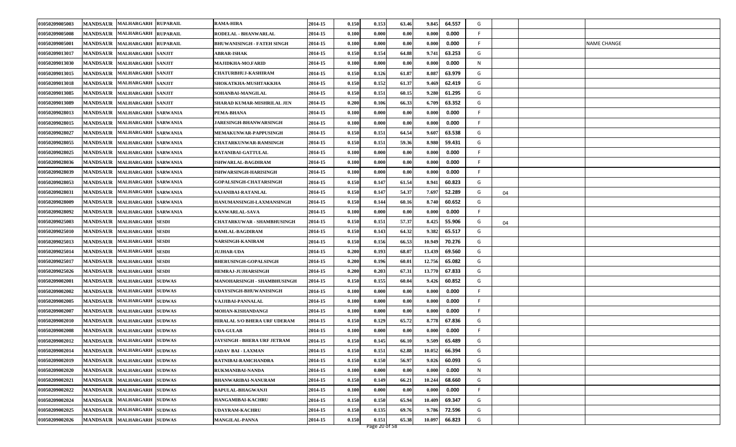| | | | | | | | | | | | | | | |
|---|---|---|---|---|---|---|---|---|---|---|---|---|---|---|
| 01050209005003 | MANDSAUR | MALHARGARH | RUPARAIL | RAMA-HIRA | 2014-15 | 0.150 | 0.153 | 63.46 | 9.845 | 64.557 | G | | | |
| 01050209005008 | MANDSAUR | MALHARGARH | RUPARAIL | RODELAL - BHANWARLAL | 2014-15 | 0.100 | 0.000 | 0.00 | 0.000 | 0.000 | F | | | |
| 01050209005001 | MANDSAUR | MALHARGARH | RUPARAIL | BHUWANISINGH - FATEH SINGH | 2014-15 | 0.100 | 0.000 | 0.00 | 0.000 | 0.000 | F | | | NAME CHANGE |
| 01050209013017 | MANDSAUR | MALHARGARH | SANJIT | ABRAR-ISHAK | 2014-15 | 0.150 | 0.154 | 64.88 | 9.741 | 63.253 | G | | | |
| 01050209013030 | MANDSAUR | MALHARGARH | SANJIT | MAJIDKHA-MO.FARID | 2014-15 | 0.100 | 0.000 | 0.00 | 0.000 | 0.000 | N | | | |
| 01050209013015 | MANDSAUR | MALHARGARH | SANJIT | CHATURBHUJ-KASHIRAM | 2014-15 | 0.150 | 0.126 | 61.87 | 8.087 | 63.979 | G | | | |
| 01050209013018 | MANDSAUR | MALHARGARH | SANJIT | SHOKATKHA-MUSHTAKKHA | 2014-15 | 0.150 | 0.152 | 61.37 | 9.469 | 62.419 | G | | | |
| 01050209013085 | MANDSAUR | MALHARGARH | SANJIT | SOHANBAI-MANGILAL | 2014-15 | 0.150 | 0.151 | 60.15 | 9.280 | 61.295 | G | | | |
| 01050209013089 | MANDSAUR | MALHARGARH | SANJIT | SHARAD KUMAR-MISHRILAL JEN | 2014-15 | 0.200 | 0.106 | 66.33 | 6.709 | 63.352 | G | | | |
| 01050209028013 | MANDSAUR | MALHARGARH | SARWANIA | PEMA-BHANA | 2014-15 | 0.100 | 0.000 | 0.00 | 0.000 | 0.000 | F | | | |
| 01050209028015 | MANDSAUR | MALHARGARH | SARWANIA | JARESINGH-BHANWARSINGH | 2014-15 | 0.100 | 0.000 | 0.00 | 0.000 | 0.000 | F | | | |
| 01050209028027 | MANDSAUR | MALHARGARH | SARWANIA | MEMAKUNWAR-PAPPUSINGH | 2014-15 | 0.150 | 0.151 | 64.54 | 9.607 | 63.538 | G | | | |
| 01050209028055 | MANDSAUR | MALHARGARH | SARWANIA | CHATARKUNWAR-RAMSINGH | 2014-15 | 0.150 | 0.151 | 59.36 | 8.980 | 59.431 | G | | | |
| 01050209028025 | MANDSAUR | MALHARGARH | SARWANIA | RATANIBAI-GATTULAL | 2014-15 | 0.100 | 0.000 | 0.00 | 0.000 | 0.000 | F | | | |
| 01050209028036 | MANDSAUR | MALHARGARH | SARWANIA | ISHWARLAL-BAGDIRAM | 2014-15 | 0.100 | 0.000 | 0.00 | 0.000 | 0.000 | F | | | |
| 01050209028039 | MANDSAUR | MALHARGARH | SARWANIA | ISHWARSINGH-HARISINGH | 2014-15 | 0.100 | 0.000 | 0.00 | 0.000 | 0.000 | F | | | |
| 01050209028053 | MANDSAUR | MALHARGARH | SARWANIA | GOPALSINGH-CHATARSINGH | 2014-15 | 0.150 | 0.147 | 61.54 | 8.941 | 60.823 | G | | | |
| 01050209028031 | MANDSAUR | MALHARGARH | SARWANIA | SAJANIBAI-RATANLAL | 2014-15 | 0.150 | 0.147 | 54.37 | 7.697 | 52.289 | G | 04 | | |
| 01050209028009 | MANDSAUR | MALHARGARH | SARWANIA | HANUMANSINGH-LAXMANSINGH | 2014-15 | 0.150 | 0.144 | 60.16 | 8.740 | 60.652 | G | | | |
| 01050209028092 | MANDSAUR | MALHARGARH | SARWANIA | KANWARLAL-SAVA | 2014-15 | 0.100 | 0.000 | 0.00 | 0.000 | 0.000 | F | | | |
| 01050209025003 | MANDSAUR | MALHARGARH | SESDI | CHATARKUWAR - SHAMBHUSINGH | 2014-15 | 0.150 | 0.151 | 57.37 | 8.425 | 55.906 | G | 04 | | |
| 01050209025010 | MANDSAUR | MALHARGARH | SESDI | RAMLAL-BAGDIRAM | 2014-15 | 0.150 | 0.143 | 64.32 | 9.382 | 65.517 | G | | | |
| 01050209025013 | MANDSAUR | MALHARGARH | SESDI | NARSINGH-KANIRAM | 2014-15 | 0.150 | 0.156 | 66.53 | 10.949 | 70.276 | G | | | |
| 01050209025014 | MANDSAUR | MALHARGARH | SESDI | JUJHAR-UDA | 2014-15 | 0.200 | 0.193 | 68.07 | 13.439 | 69.560 | G | | | |
| 01050209025017 | MANDSAUR | MALHARGARH | SESDI | BHERUSINGH-GOPALSINGH | 2014-15 | 0.200 | 0.196 | 60.01 | 12.756 | 65.082 | G | | | |
| 01050209025026 | MANDSAUR | MALHARGARH | SESDI | HEMRAJ-JUJHARSINGH | 2014-15 | 0.200 | 0.203 | 67.31 | 13.770 | 67.833 | G | | | |
| 01050209002001 | MANDSAUR | MALHARGARH | SUDWAS | MANOHARSINGH - SHAMBHUSINGH | 2014-15 | 0.150 | 0.155 | 60.04 | 9.426 | 60.852 | G | | | |
| 01050209002002 | MANDSAUR | MALHARGARH | SUDWAS | UDAYSINGH-BHUWANISINGH | 2014-15 | 0.100 | 0.000 | 0.00 | 0.000 | 0.000 | F | | | |
| 01050209002005 | MANDSAUR | MALHARGARH | SUDWAS | VAJJIBAI-PANNALAL | 2014-15 | 0.100 | 0.000 | 0.00 | 0.000 | 0.000 | F | | | |
| 01050209002007 | MANDSAUR | MALHARGARH | SUDWAS | MOHAN-KISHANDANGI | 2014-15 | 0.100 | 0.000 | 0.00 | 0.000 | 0.000 | F | | | |
| 01050209002010 | MANDSAUR | MALHARGARH | SUDWAS | HIRALAL S/O BHERA URF UDERAM | 2014-15 | 0.150 | 0.129 | 65.72 | 8.778 | 67.836 | G | | | |
| 01050209002008 | MANDSAUR | MALHARGARH | SUDWAS | UDA-GULAB | 2014-15 | 0.100 | 0.000 | 0.00 | 0.000 | 0.000 | F | | | |
| 01050209002012 | MANDSAUR | MALHARGARH | SUDWAS | JAYSINGH - BHERA URF JETRAM | 2014-15 | 0.150 | 0.145 | 66.10 | 9.509 | 65.489 | G | | | |
| 01050209002014 | MANDSAUR | MALHARGARH | SUDWAS | JADAV BAI - LAXMAN | 2014-15 | 0.150 | 0.151 | 62.88 | 10.052 | 66.394 | G | | | |
| 01050209002019 | MANDSAUR | MALHARGARH | SUDWAS | RATNIBAI-RAMCHANDRA | 2014-15 | 0.150 | 0.150 | 56.97 | 9.026 | 60.093 | G | | | |
| 01050209002020 | MANDSAUR | MALHARGARH | SUDWAS | RUKMANIBAI-NANDA | 2014-15 | 0.100 | 0.000 | 0.00 | 0.000 | 0.000 | N | | | |
| 01050209002021 | MANDSAUR | MALHARGARH | SUDWAS | BHANWARIBAI-NANURAM | 2014-15 | 0.150 | 0.149 | 66.21 | 10.244 | 68.660 | G | | | |
| 01050209002022 | MANDSAUR | MALHARGARH | SUDWAS | BAPULAL-BHAGWANJI | 2014-15 | 0.100 | 0.000 | 0.00 | 0.000 | 0.000 | F | | | |
| 01050209002024 | MANDSAUR | MALHARGARH | SUDWAS | HANGAMIBAI-KACHRU | 2014-15 | 0.150 | 0.150 | 65.94 | 10.409 | 69.347 | G | | | |
| 01050209002025 | MANDSAUR | MALHARGARH | SUDWAS | UDAYRAM-KACHRU | 2014-15 | 0.150 | 0.135 | 69.76 | 9.786 | 72.596 | G | | | |
| 01050209002026 | MANDSAUR | MALHARGARH | SUDWAS | MANGILAL-PANNA | 2014-15 | 0.150 | 0.151 | 65.38 | 10.097 | 66.823 | G | | | |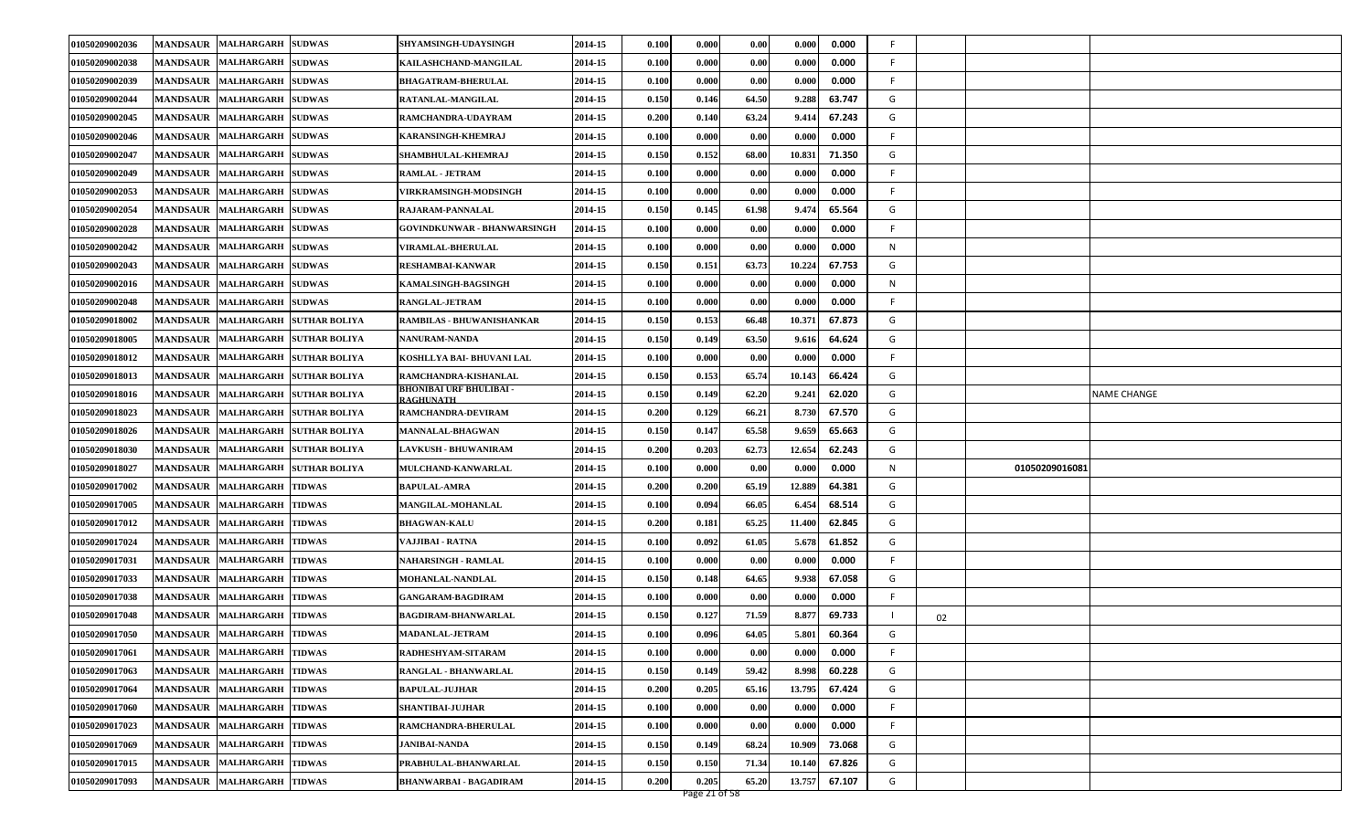| | | | | | | | | | | | | | | |
|---|---|---|---|---|---|---|---|---|---|---|---|---|---|---|
| 01050209002036 | MANDSAUR | MALHARGARH | SUDWAS | SHYAMSINGH-UDAYSINGH | 2014-15 | 0.100 | 0.000 | 0.00 | 0.000 | 0.000 | F | | | |
| 01050209002038 | MANDSAUR | MALHARGARH | SUDWAS | KAILASHCHAND-MANGILAL | 2014-15 | 0.100 | 0.000 | 0.00 | 0.000 | 0.000 | F | | | |
| 01050209002039 | MANDSAUR | MALHARGARH | SUDWAS | BHAGATRAM-BHERULAL | 2014-15 | 0.100 | 0.000 | 0.00 | 0.000 | 0.000 | F | | | |
| 01050209002044 | MANDSAUR | MALHARGARH | SUDWAS | RATANLAL-MANGILAL | 2014-15 | 0.150 | 0.146 | 64.50 | 9.288 | 63.747 | G | | | |
| 01050209002045 | MANDSAUR | MALHARGARH | SUDWAS | RAMCHANDRA-UDAYRAM | 2014-15 | 0.200 | 0.140 | 63.24 | 9.414 | 67.243 | G | | | |
| 01050209002046 | MANDSAUR | MALHARGARH | SUDWAS | KARANSINGH-KHEMRAJ | 2014-15 | 0.100 | 0.000 | 0.00 | 0.000 | 0.000 | F | | | |
| 01050209002047 | MANDSAUR | MALHARGARH | SUDWAS | SHAMBHULAL-KHEMRAJ | 2014-15 | 0.150 | 0.152 | 68.00 | 10.831 | 71.350 | G | | | |
| 01050209002049 | MANDSAUR | MALHARGARH | SUDWAS | RAMLAL - JETRAM | 2014-15 | 0.100 | 0.000 | 0.00 | 0.000 | 0.000 | F | | | |
| 01050209002053 | MANDSAUR | MALHARGARH | SUDWAS | VIRKRAMSINGH-MODSINGH | 2014-15 | 0.100 | 0.000 | 0.00 | 0.000 | 0.000 | F | | | |
| 01050209002054 | MANDSAUR | MALHARGARH | SUDWAS | RAJARAM-PANNALAL | 2014-15 | 0.150 | 0.145 | 61.98 | 9.474 | 65.564 | G | | | |
| 01050209002028 | MANDSAUR | MALHARGARH | SUDWAS | GOVINDKUNWAR - BHANWARSINGH | 2014-15 | 0.100 | 0.000 | 0.00 | 0.000 | 0.000 | F | | | |
| 01050209002042 | MANDSAUR | MALHARGARH | SUDWAS | VIRAMLAL-BHERULAL | 2014-15 | 0.100 | 0.000 | 0.00 | 0.000 | 0.000 | N | | | |
| 01050209002043 | MANDSAUR | MALHARGARH | SUDWAS | RESHAMBAI-KANWAR | 2014-15 | 0.150 | 0.151 | 63.73 | 10.224 | 67.753 | G | | | |
| 01050209002016 | MANDSAUR | MALHARGARH | SUDWAS | KAMALSINGH-BAGSINGH | 2014-15 | 0.100 | 0.000 | 0.00 | 0.000 | 0.000 | N | | | |
| 01050209002048 | MANDSAUR | MALHARGARH | SUDWAS | RANGLAL-JETRAM | 2014-15 | 0.100 | 0.000 | 0.00 | 0.000 | 0.000 | F | | | |
| 01050209018002 | MANDSAUR | MALHARGARH | SUTHAR BOLIYA | RAMBILAS - BHUWANISHANKAR | 2014-15 | 0.150 | 0.153 | 66.48 | 10.371 | 67.873 | G | | | |
| 01050209018005 | MANDSAUR | MALHARGARH | SUTHAR BOLIYA | NANURAM-NANDA | 2014-15 | 0.150 | 0.149 | 63.50 | 9.616 | 64.624 | G | | | |
| 01050209018012 | MANDSAUR | MALHARGARH | SUTHAR BOLIYA | KOSHLLYA BAI- BHUVANI LAL | 2014-15 | 0.100 | 0.000 | 0.00 | 0.000 | 0.000 | F | | | |
| 01050209018013 | MANDSAUR | MALHARGARH | SUTHAR BOLIYA | RAMCHANDRA-KISHANLAL | 2014-15 | 0.150 | 0.153 | 65.74 | 10.143 | 66.424 | G | | | |
| 01050209018016 | MANDSAUR | MALHARGARH | SUTHAR BOLIYA | BHONIBAI URF BHULIBAI - RAGHUNATH | 2014-15 | 0.150 | 0.149 | 62.20 | 9.241 | 62.020 | G | | | NAME CHANGE |
| 01050209018023 | MANDSAUR | MALHARGARH | SUTHAR BOLIYA | RAMCHANDRA-DEVIRAM | 2014-15 | 0.200 | 0.129 | 66.21 | 8.730 | 67.570 | G | | | |
| 01050209018026 | MANDSAUR | MALHARGARH | SUTHAR BOLIYA | MANNALAL-BHAGWAN | 2014-15 | 0.150 | 0.147 | 65.58 | 9.659 | 65.663 | G | | | |
| 01050209018030 | MANDSAUR | MALHARGARH | SUTHAR BOLIYA | LAVKUSH - BHUWANIRAM | 2014-15 | 0.200 | 0.203 | 62.73 | 12.654 | 62.243 | G | | | |
| 01050209018027 | MANDSAUR | MALHARGARH | SUTHAR BOLIYA | MULCHAND-KANWARLAL | 2014-15 | 0.100 | 0.000 | 0.00 | 0.000 | 0.000 | N | | 01050209016081 | |
| 01050209017002 | MANDSAUR | MALHARGARH | TIDWAS | BAPULAL-AMRA | 2014-15 | 0.200 | 0.200 | 65.19 | 12.889 | 64.381 | G | | | |
| 01050209017005 | MANDSAUR | MALHARGARH | TIDWAS | MANGILAL-MOHANLAL | 2014-15 | 0.100 | 0.094 | 66.05 | 6.454 | 68.514 | G | | | |
| 01050209017012 | MANDSAUR | MALHARGARH | TIDWAS | BHAGWAN-KALU | 2014-15 | 0.200 | 0.181 | 65.25 | 11.400 | 62.845 | G | | | |
| 01050209017024 | MANDSAUR | MALHARGARH | TIDWAS | VAJJIBAI - RATNA | 2014-15 | 0.100 | 0.092 | 61.05 | 5.678 | 61.852 | G | | | |
| 01050209017031 | MANDSAUR | MALHARGARH | TIDWAS | NAHARSINGH - RAMLAL | 2014-15 | 0.100 | 0.000 | 0.00 | 0.000 | 0.000 | F | | | |
| 01050209017033 | MANDSAUR | MALHARGARH | TIDWAS | MOHANLAL-NANDLAL | 2014-15 | 0.150 | 0.148 | 64.65 | 9.938 | 67.058 | G | | | |
| 01050209017038 | MANDSAUR | MALHARGARH | TIDWAS | GANGARAM-BAGDIRAM | 2014-15 | 0.100 | 0.000 | 0.00 | 0.000 | 0.000 | F | | | |
| 01050209017048 | MANDSAUR | MALHARGARH | TIDWAS | BAGDIRAM-BHANWARLAL | 2014-15 | 0.150 | 0.127 | 71.59 | 8.877 | 69.733 | I | 02 | | |
| 01050209017050 | MANDSAUR | MALHARGARH | TIDWAS | MADANLAL-JETRAM | 2014-15 | 0.100 | 0.096 | 64.05 | 5.801 | 60.364 | G | | | |
| 01050209017061 | MANDSAUR | MALHARGARH | TIDWAS | RADHESHYAM-SITARAM | 2014-15 | 0.100 | 0.000 | 0.00 | 0.000 | 0.000 | F | | | |
| 01050209017063 | MANDSAUR | MALHARGARH | TIDWAS | RANGLAL - BHANWARLAL | 2014-15 | 0.150 | 0.149 | 59.42 | 8.998 | 60.228 | G | | | |
| 01050209017064 | MANDSAUR | MALHARGARH | TIDWAS | BAPULAL-JUJHAR | 2014-15 | 0.200 | 0.205 | 65.16 | 13.795 | 67.424 | G | | | |
| 01050209017060 | MANDSAUR | MALHARGARH | TIDWAS | SHANTIBAI-JUJHAR | 2014-15 | 0.100 | 0.000 | 0.00 | 0.000 | 0.000 | F | | | |
| 01050209017023 | MANDSAUR | MALHARGARH | TIDWAS | RAMCHANDRA-BHERULAL | 2014-15 | 0.100 | 0.000 | 0.00 | 0.000 | 0.000 | F | | | |
| 01050209017069 | MANDSAUR | MALHARGARH | TIDWAS | JANIBAI-NANDA | 2014-15 | 0.150 | 0.149 | 68.24 | 10.909 | 73.068 | G | | | |
| 01050209017015 | MANDSAUR | MALHARGARH | TIDWAS | PRABHULAL-BHANWARLAL | 2014-15 | 0.150 | 0.150 | 71.34 | 10.140 | 67.826 | G | | | |
| 01050209017093 | MANDSAUR | MALHARGARH | TIDWAS | BHANWARBAI - BAGADIRAM | 2014-15 | 0.200 | 0.205 | 65.20 | 13.757 | 67.107 | G | | | |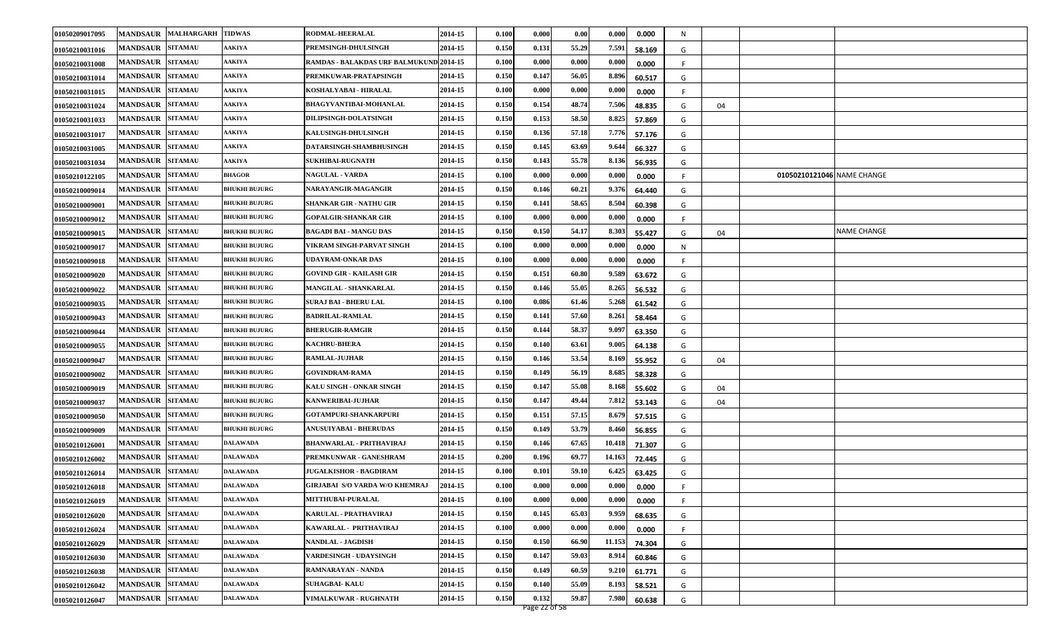| | | | | | | | | | | | | | | | |
|---|---|---|---|---|---|---|---|---|---|---|---|---|---|---|---|
| 01050209017095 | MANDSAUR | MALHARGARH | TIDWAS | RODMAL-HEERALAL | 2014-15 | 0.100 | 0.000 | 0.00 | 0.000 | 0.000 | N | | | | |
| 01050210031016 | MANDSAUR | SITAMAU | AAKIYA | PREMSINGH-DHULSINGH | 2014-15 | 0.150 | 0.131 | 55.29 | 7.591 | 58.169 | G | | | | |
| 01050210031008 | MANDSAUR | SITAMAU | AAKIYA | RAMDAS - BALAKDAS URF BALMUKUND | 2014-15 | 0.100 | 0.000 | 0.000 | 0.000 | 0.000 | F | | | | |
| 01050210031014 | MANDSAUR | SITAMAU | AAKIYA | PREMKUWAR-PRATAPSINGH | 2014-15 | 0.150 | 0.147 | 56.05 | 8.896 | 60.517 | G | | | | |
| 01050210031015 | MANDSAUR | SITAMAU | AAKIYA | KOSHALYABAI - HIRALAL | 2014-15 | 0.100 | 0.000 | 0.000 | 0.000 | 0.000 | F | | | | |
| 01050210031024 | MANDSAUR | SITAMAU | AAKIYA | BHAGYVANTIBAI-MOHANLAL | 2014-15 | 0.150 | 0.154 | 48.74 | 7.506 | 48.835 | G | 04 | | | |
| 01050210031033 | MANDSAUR | SITAMAU | AAKIYA | DILIPSINGH-DOLATSINGH | 2014-15 | 0.150 | 0.153 | 58.50 | 8.825 | 57.869 | G | | | | |
| 01050210031017 | MANDSAUR | SITAMAU | AAKIYA | KALUSINGH-DHULSINGH | 2014-15 | 0.150 | 0.136 | 57.18 | 7.776 | 57.176 | G | | | | |
| 01050210031005 | MANDSAUR | SITAMAU | AAKIYA | DATARSINGH-SHAMBHUSINGH | 2014-15 | 0.150 | 0.145 | 63.69 | 9.644 | 66.327 | G | | | | |
| 01050210031034 | MANDSAUR | SITAMAU | AAKIYA | SUKHIBAI-RUGNATH | 2014-15 | 0.150 | 0.143 | 55.78 | 8.136 | 56.935 | G | | | | |
| 01050210122105 | MANDSAUR | SITAMAU | BHAGOR | NAGULAL - VARDA | 2014-15 | 0.100 | 0.000 | 0.000 | 0.000 | 0.000 | F | | | 01050210121046 | NAME CHANGE |
| 01050210009014 | MANDSAUR | SITAMAU | BHUKHI BUJURG | NARAYANGIR-MAGANGIR | 2014-15 | 0.150 | 0.146 | 60.21 | 9.376 | 64.440 | G | | | | |
| 01050210009001 | MANDSAUR | SITAMAU | BHUKHI BUJURG | SHANKAR GIR - NATHU GIR | 2014-15 | 0.150 | 0.141 | 58.65 | 8.504 | 60.398 | G | | | | |
| 01050210009012 | MANDSAUR | SITAMAU | BHUKHI BUJURG | GOPALGIR-SHANKAR GIR | 2014-15 | 0.100 | 0.000 | 0.000 | 0.000 | 0.000 | F | | | | |
| 01050210009015 | MANDSAUR | SITAMAU | BHUKHI BUJURG | BAGADI BAI - MANGU DAS | 2014-15 | 0.150 | 0.150 | 54.17 | 8.303 | 55.427 | G | 04 | | | NAME CHANGE |
| 01050210009017 | MANDSAUR | SITAMAU | BHUKHI BUJURG | VIKRAM SINGH-PARVAT SINGH | 2014-15 | 0.100 | 0.000 | 0.000 | 0.000 | 0.000 | N | | | | |
| 01050210009018 | MANDSAUR | SITAMAU | BHUKHI BUJURG | UDAYRAM-ONKAR DAS | 2014-15 | 0.100 | 0.000 | 0.000 | 0.000 | 0.000 | F | | | | |
| 01050210009020 | MANDSAUR | SITAMAU | BHUKHI BUJURG | GOVIND GIR - KAILASH GIR | 2014-15 | 0.150 | 0.151 | 60.80 | 9.589 | 63.672 | G | | | | |
| 01050210009022 | MANDSAUR | SITAMAU | BHUKHI BUJURG | MANGILAL - SHANKARLAL | 2014-15 | 0.150 | 0.146 | 55.05 | 8.265 | 56.532 | G | | | | |
| 01050210009035 | MANDSAUR | SITAMAU | BHUKHI BUJURG | SURAJ BAI - BHERU LAL | 2014-15 | 0.100 | 0.086 | 61.46 | 5.268 | 61.542 | G | | | | |
| 01050210009043 | MANDSAUR | SITAMAU | BHUKHI BUJURG | BADRILAL-RAMLAL | 2014-15 | 0.150 | 0.141 | 57.60 | 8.261 | 58.464 | G | | | | |
| 01050210009044 | MANDSAUR | SITAMAU | BHUKHI BUJURG | BHERUGIR-RAMGIR | 2014-15 | 0.150 | 0.144 | 58.37 | 9.097 | 63.350 | G | | | | |
| 01050210009055 | MANDSAUR | SITAMAU | BHUKHI BUJURG | KACHRU-BHERA | 2014-15 | 0.150 | 0.140 | 63.61 | 9.005 | 64.138 | G | | | | |
| 01050210009047 | MANDSAUR | SITAMAU | BHUKHI BUJURG | RAMLAL-JUJHAR | 2014-15 | 0.150 | 0.146 | 53.54 | 8.169 | 55.952 | G | 04 | | | |
| 01050210009002 | MANDSAUR | SITAMAU | BHUKHI BUJURG | GOVINDRAM-RAMA | 2014-15 | 0.150 | 0.149 | 56.19 | 8.685 | 58.328 | G | | | | |
| 01050210009019 | MANDSAUR | SITAMAU | BHUKHI BUJURG | KALU SINGH - ONKAR SINGH | 2014-15 | 0.150 | 0.147 | 55.08 | 8.168 | 55.602 | G | 04 | | | |
| 01050210009037 | MANDSAUR | SITAMAU | BHUKHI BUJURG | KANWERIBAI-JUJHAR | 2014-15 | 0.150 | 0.147 | 49.44 | 7.812 | 53.143 | G | 04 | | | |
| 01050210009050 | MANDSAUR | SITAMAU | BHUKHI BUJURG | GOTAMPURI-SHANKARPURI | 2014-15 | 0.150 | 0.151 | 57.15 | 8.679 | 57.515 | G | | | | |
| 01050210009009 | MANDSAUR | SITAMAU | BHUKHI BUJURG | ANUSUIYABAI - BHERUDAS | 2014-15 | 0.150 | 0.149 | 53.79 | 8.460 | 56.855 | G | | | | |
| 01050210126001 | MANDSAUR | SITAMAU | DALAWADA | BHANWARLAL - PRITHAVIRAJ | 2014-15 | 0.150 | 0.146 | 67.65 | 10.418 | 71.307 | G | | | | |
| 01050210126002 | MANDSAUR | SITAMAU | DALAWADA | PREMKUNWAR - GANESHRAM | 2014-15 | 0.200 | 0.196 | 69.77 | 14.163 | 72.445 | G | | | | |
| 01050210126014 | MANDSAUR | SITAMAU | DALAWADA | JUGALKISHOR - BAGDIRAM | 2014-15 | 0.100 | 0.101 | 59.10 | 6.425 | 63.425 | G | | | | |
| 01050210126018 | MANDSAUR | SITAMAU | DALAWADA | GIRJABAI S/O VARDA W/O KHEMRAJ | 2014-15 | 0.100 | 0.000 | 0.000 | 0.000 | 0.000 | F | | | | |
| 01050210126019 | MANDSAUR | SITAMAU | DALAWADA | MITTHUBAI-PURALAL | 2014-15 | 0.100 | 0.000 | 0.000 | 0.000 | 0.000 | F | | | | |
| 01050210126020 | MANDSAUR | SITAMAU | DALAWADA | KARULAL - PRATHAVIRAJ | 2014-15 | 0.150 | 0.145 | 65.03 | 9.959 | 68.635 | G | | | | |
| 01050210126024 | MANDSAUR | SITAMAU | DALAWADA | KAWARLAL - PRITHAVIRAJ | 2014-15 | 0.100 | 0.000 | 0.000 | 0.000 | 0.000 | F | | | | |
| 01050210126029 | MANDSAUR | SITAMAU | DALAWADA | NANDLAL - JAGDISH | 2014-15 | 0.150 | 0.150 | 66.90 | 11.153 | 74.304 | G | | | | |
| 01050210126030 | MANDSAUR | SITAMAU | DALAWADA | VARDESINGH - UDAYSINGH | 2014-15 | 0.150 | 0.147 | 59.03 | 8.914 | 60.846 | G | | | | |
| 01050210126038 | MANDSAUR | SITAMAU | DALAWADA | RAMNARAYAN - NANDA | 2014-15 | 0.150 | 0.149 | 60.59 | 9.210 | 61.771 | G | | | | |
| 01050210126042 | MANDSAUR | SITAMAU | DALAWADA | SUHAGBAI- KALU | 2014-15 | 0.150 | 0.140 | 55.09 | 8.193 | 58.521 | G | | | | |
| 01050210126047 | MANDSAUR | SITAMAU | DALAWADA | VIMALKUWAR - RUGHNATH | 2014-15 | 0.150 | 0.132 | 59.87 | 7.980 | 60.638 | G | | | | |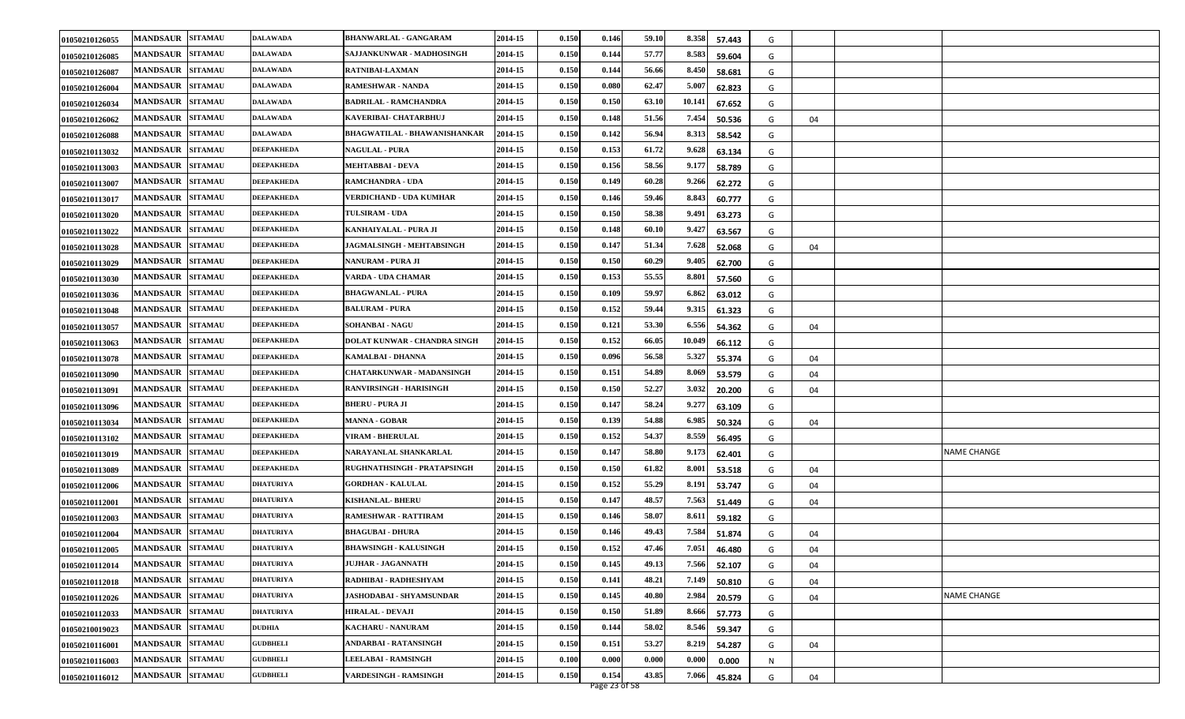| | | | | | | | | | | | | | | |
|---|---|---|---|---|---|---|---|---|---|---|---|---|---|---|
| 01050210126055 | MANDSAUR | SITAMAU | DALAWADA | BHANWARLAL - GANGARAM | 2014-15 | 0.150 | 0.146 | 59.10 | 8.358 | 57.443 | G | | | |
| 01050210126085 | MANDSAUR | SITAMAU | DALAWADA | SAJJANKUNWAR - MADHOSINGH | 2014-15 | 0.150 | 0.144 | 57.77 | 8.583 | 59.604 | G | | | |
| 01050210126087 | MANDSAUR | SITAMAU | DALAWADA | RATNIBAI-LAXMAN | 2014-15 | 0.150 | 0.144 | 56.66 | 8.450 | 58.681 | G | | | |
| 01050210126004 | MANDSAUR | SITAMAU | DALAWADA | RAMESHWAR - NANDA | 2014-15 | 0.150 | 0.080 | 62.47 | 5.007 | 62.823 | G | | | |
| 01050210126034 | MANDSAUR | SITAMAU | DALAWADA | BADRILAL - RAMCHANDRA | 2014-15 | 0.150 | 0.150 | 63.10 | 10.141 | 67.652 | G | | | |
| 01050210126062 | MANDSAUR | SITAMAU | DALAWADA | KAVERIBAI- CHATARBHUJ | 2014-15 | 0.150 | 0.148 | 51.56 | 7.454 | 50.536 | G | 04 | | |
| 01050210126088 | MANDSAUR | SITAMAU | DALAWADA | BHAGWATILAL - BHAWANISHANKAR | 2014-15 | 0.150 | 0.142 | 56.94 | 8.313 | 58.542 | G | | | |
| 01050210113032 | MANDSAUR | SITAMAU | DEEPAKHEDA | NAGULAL - PURA | 2014-15 | 0.150 | 0.153 | 61.72 | 9.628 | 63.134 | G | | | |
| 01050210113003 | MANDSAUR | SITAMAU | DEEPAKHEDA | MEHTABBAI - DEVA | 2014-15 | 0.150 | 0.156 | 58.56 | 9.177 | 58.789 | G | | | |
| 01050210113007 | MANDSAUR | SITAMAU | DEEPAKHEDA | RAMCHANDRA - UDA | 2014-15 | 0.150 | 0.149 | 60.28 | 9.266 | 62.272 | G | | | |
| 01050210113017 | MANDSAUR | SITAMAU | DEEPAKHEDA | VERDICHAND - UDA KUMHAR | 2014-15 | 0.150 | 0.146 | 59.46 | 8.843 | 60.777 | G | | | |
| 01050210113020 | MANDSAUR | SITAMAU | DEEPAKHEDA | TULSIRAM - UDA | 2014-15 | 0.150 | 0.150 | 58.38 | 9.491 | 63.273 | G | | | |
| 01050210113022 | MANDSAUR | SITAMAU | DEEPAKHEDA | KANHAIYALAL - PURA JI | 2014-15 | 0.150 | 0.148 | 60.10 | 9.427 | 63.567 | G | | | |
| 01050210113028 | MANDSAUR | SITAMAU | DEEPAKHEDA | JAGMALSINGH - MEHTABSINGH | 2014-15 | 0.150 | 0.147 | 51.34 | 7.628 | 52.068 | G | 04 | | |
| 01050210113029 | MANDSAUR | SITAMAU | DEEPAKHEDA | NANURAM - PURA JI | 2014-15 | 0.150 | 0.150 | 60.29 | 9.405 | 62.700 | G | | | |
| 01050210113030 | MANDSAUR | SITAMAU | DEEPAKHEDA | VARDA - UDA CHAMAR | 2014-15 | 0.150 | 0.153 | 55.55 | 8.801 | 57.560 | G | | | |
| 01050210113036 | MANDSAUR | SITAMAU | DEEPAKHEDA | BHAGWANLAL - PURA | 2014-15 | 0.150 | 0.109 | 59.97 | 6.862 | 63.012 | G | | | |
| 01050210113048 | MANDSAUR | SITAMAU | DEEPAKHEDA | BALURAM - PURA | 2014-15 | 0.150 | 0.152 | 59.44 | 9.315 | 61.323 | G | | | |
| 01050210113057 | MANDSAUR | SITAMAU | DEEPAKHEDA | SOHANBAI - NAGU | 2014-15 | 0.150 | 0.121 | 53.30 | 6.556 | 54.362 | G | 04 | | |
| 01050210113063 | MANDSAUR | SITAMAU | DEEPAKHEDA | DOLAT KUNWAR - CHANDRA SINGH | 2014-15 | 0.150 | 0.152 | 66.05 | 10.049 | 66.112 | G | | | |
| 01050210113078 | MANDSAUR | SITAMAU | DEEPAKHEDA | KAMALBAI - DHANNA | 2014-15 | 0.150 | 0.096 | 56.58 | 5.327 | 55.374 | G | 04 | | |
| 01050210113090 | MANDSAUR | SITAMAU | DEEPAKHEDA | CHATARKUNWAR - MADANSINGH | 2014-15 | 0.150 | 0.151 | 54.89 | 8.069 | 53.579 | G | 04 | | |
| 01050210113091 | MANDSAUR | SITAMAU | DEEPAKHEDA | RANVIRSINGH - HARISINGH | 2014-15 | 0.150 | 0.150 | 52.27 | 3.032 | 20.200 | G | 04 | | |
| 01050210113096 | MANDSAUR | SITAMAU | DEEPAKHEDA | BHERU - PURA JI | 2014-15 | 0.150 | 0.147 | 58.24 | 9.277 | 63.109 | G | | | |
| 01050210113034 | MANDSAUR | SITAMAU | DEEPAKHEDA | MANNA - GOBAR | 2014-15 | 0.150 | 0.139 | 54.88 | 6.985 | 50.324 | G | 04 | | |
| 01050210113102 | MANDSAUR | SITAMAU | DEEPAKHEDA | VIRAM - BHERULAL | 2014-15 | 0.150 | 0.152 | 54.37 | 8.559 | 56.495 | G | | | |
| 01050210113019 | MANDSAUR | SITAMAU | DEEPAKHEDA | NARAYANLAL SHANKARLAL | 2014-15 | 0.150 | 0.147 | 58.80 | 9.173 | 62.401 | G | | | NAME CHANGE |
| 01050210113089 | MANDSAUR | SITAMAU | DEEPAKHEDA | RUGHNATHSINGH - PRATAPSINGH | 2014-15 | 0.150 | 0.150 | 61.82 | 8.001 | 53.518 | G | 04 | | |
| 01050210112006 | MANDSAUR | SITAMAU | DHATURIYA | GORDHAN - KALULAL | 2014-15 | 0.150 | 0.152 | 55.29 | 8.191 | 53.747 | G | 04 | | |
| 01050210112001 | MANDSAUR | SITAMAU | DHATURIYA | KISHANLAL- BHERU | 2014-15 | 0.150 | 0.147 | 48.57 | 7.563 | 51.449 | G | 04 | | |
| 01050210112003 | MANDSAUR | SITAMAU | DHATURIYA | RAMESHWAR - RATTIRAM | 2014-15 | 0.150 | 0.146 | 58.07 | 8.611 | 59.182 | G | | | |
| 01050210112004 | MANDSAUR | SITAMAU | DHATURIYA | BHAGUBAI - DHURA | 2014-15 | 0.150 | 0.146 | 49.43 | 7.584 | 51.874 | G | 04 | | |
| 01050210112005 | MANDSAUR | SITAMAU | DHATURIYA | BHAWSINGH - KALUSINGH | 2014-15 | 0.150 | 0.152 | 47.46 | 7.051 | 46.480 | G | 04 | | |
| 01050210112014 | MANDSAUR | SITAMAU | DHATURIYA | JUJHAR - JAGANNATH | 2014-15 | 0.150 | 0.145 | 49.13 | 7.566 | 52.107 | G | 04 | | |
| 01050210112018 | MANDSAUR | SITAMAU | DHATURIYA | RADHIBAI - RADHESHYAM | 2014-15 | 0.150 | 0.141 | 48.21 | 7.149 | 50.810 | G | 04 | | |
| 01050210112026 | MANDSAUR | SITAMAU | DHATURIYA | JASHODABAI - SHYAMSUNDAR | 2014-15 | 0.150 | 0.145 | 40.80 | 2.984 | 20.579 | G | 04 | | NAME CHANGE |
| 01050210112033 | MANDSAUR | SITAMAU | DHATURIYA | HIRALAL - DEVAJI | 2014-15 | 0.150 | 0.150 | 51.89 | 8.666 | 57.773 | G | | | |
| 01050210019023 | MANDSAUR | SITAMAU | DUDHIA | KACHARU - NANURAM | 2014-15 | 0.150 | 0.144 | 58.02 | 8.546 | 59.347 | G | | | |
| 01050210116001 | MANDSAUR | SITAMAU | GUDBHELI | ANDARBAI - RATANSINGH | 2014-15 | 0.150 | 0.151 | 53.27 | 8.219 | 54.287 | G | 04 | | |
| 01050210116003 | MANDSAUR | SITAMAU | GUDBHELI | LEELABAI - RAMSINGH | 2014-15 | 0.100 | 0.000 | 0.000 | 0.000 | 0.000 | N | | | |
| 01050210116012 | MANDSAUR | SITAMAU | GUDBHELI | VARDESINGH - RAMSINGH | 2014-15 | 0.150 | 0.154 | 43.85 | 7.066 | 45.824 | G | 04 | | |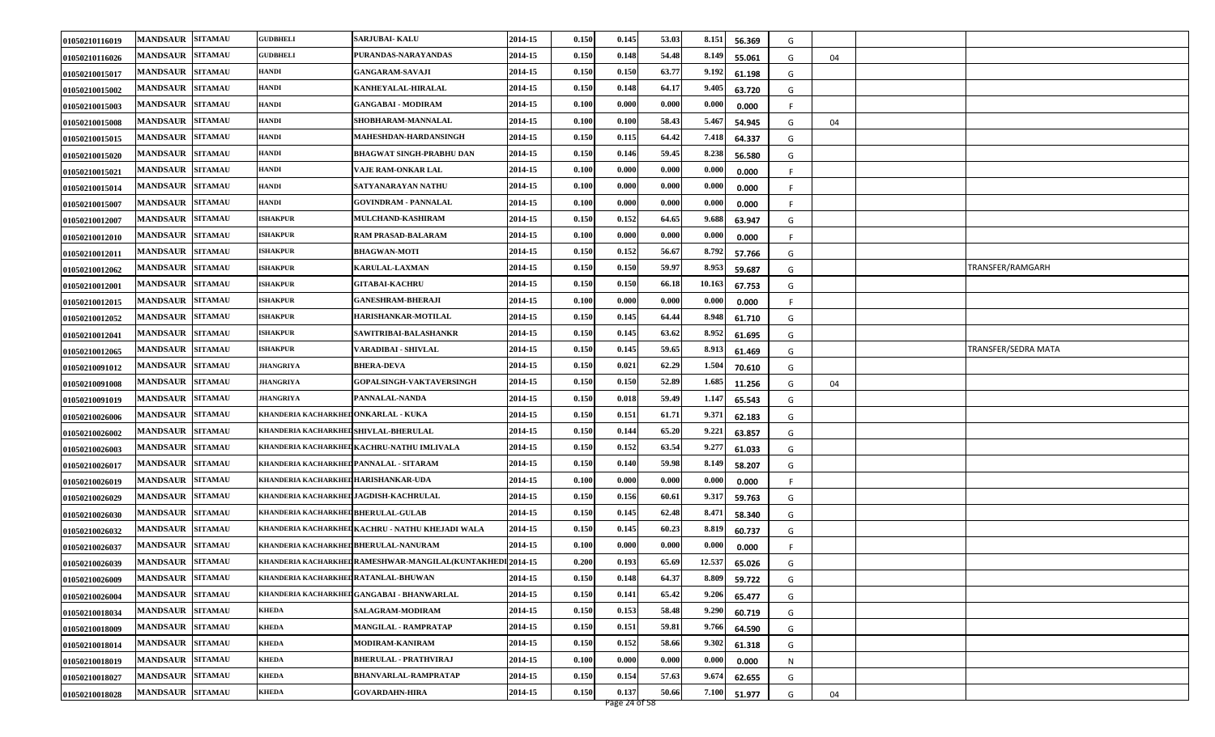| | | | | | | | | | | | | | | |
|---|---|---|---|---|---|---|---|---|---|---|---|---|---|---|
| 01050210116019 | MANDSAUR | SITAMAU | GUDBHELI | SARJUBAI- KALU | 2014-15 | 0.150 | 0.145 | 53.03 | 8.151 | 56.369 | G | | | |
| 01050210116026 | MANDSAUR | SITAMAU | GUDBHELI | PURANDAS-NARAYANDAS | 2014-15 | 0.150 | 0.148 | 54.48 | 8.149 | 55.061 | G | 04 | | |
| 01050210015017 | MANDSAUR | SITAMAU | HANDI | GANGARAM-SAVAJI | 2014-15 | 0.150 | 0.150 | 63.77 | 9.192 | 61.198 | G | | | |
| 01050210015002 | MANDSAUR | SITAMAU | HANDI | KANHEYALAL-HIRALAL | 2014-15 | 0.150 | 0.148 | 64.17 | 9.405 | 63.720 | G | | | |
| 01050210015003 | MANDSAUR | SITAMAU | HANDI | GANGABAI - MODIRAM | 2014-15 | 0.100 | 0.000 | 0.000 | 0.000 | 0.000 | F | | | |
| 01050210015008 | MANDSAUR | SITAMAU | HANDI | SHOBHARAM-MANNALAL | 2014-15 | 0.100 | 0.100 | 58.43 | 5.467 | 54.945 | G | 04 | | |
| 01050210015015 | MANDSAUR | SITAMAU | HANDI | MAHESHDAN-HARDANSINGH | 2014-15 | 0.150 | 0.115 | 64.42 | 7.418 | 64.337 | G | | | |
| 01050210015020 | MANDSAUR | SITAMAU | HANDI | BHAGWAT SINGH-PRABHU DAN | 2014-15 | 0.150 | 0.146 | 59.45 | 8.238 | 56.580 | G | | | |
| 01050210015021 | MANDSAUR | SITAMAU | HANDI | VAJE RAM-ONKAR LAL | 2014-15 | 0.100 | 0.000 | 0.000 | 0.000 | 0.000 | F | | | |
| 01050210015014 | MANDSAUR | SITAMAU | HANDI | SATYANARAYAN NATHU | 2014-15 | 0.100 | 0.000 | 0.000 | 0.000 | 0.000 | F | | | |
| 01050210015007 | MANDSAUR | SITAMAU | HANDI | GOVINDRAM - PANNALAL | 2014-15 | 0.100 | 0.000 | 0.000 | 0.000 | 0.000 | F | | | |
| 01050210012007 | MANDSAUR | SITAMAU | ISHAKPUR | MULCHAND-KASHIRAM | 2014-15 | 0.150 | 0.152 | 64.65 | 9.688 | 63.947 | G | | | |
| 01050210012010 | MANDSAUR | SITAMAU | ISHAKPUR | RAM PRASAD-BALARAM | 2014-15 | 0.100 | 0.000 | 0.000 | 0.000 | 0.000 | F | | | |
| 01050210012011 | MANDSAUR | SITAMAU | ISHAKPUR | BHAGWAN-MOTI | 2014-15 | 0.150 | 0.152 | 56.67 | 8.792 | 57.766 | G | | | |
| 01050210012062 | MANDSAUR | SITAMAU | ISHAKPUR | KARULAL-LAXMAN | 2014-15 | 0.150 | 0.150 | 59.97 | 8.953 | 59.687 | G | | | TRANSFER/RAMGARH |
| 01050210012001 | MANDSAUR | SITAMAU | ISHAKPUR | GITABAI-KACHRU | 2014-15 | 0.150 | 0.150 | 66.18 | 10.163 | 67.753 | G | | | |
| 01050210012015 | MANDSAUR | SITAMAU | ISHAKPUR | GANESHRAM-BHERAJI | 2014-15 | 0.100 | 0.000 | 0.000 | 0.000 | 0.000 | F | | | |
| 01050210012052 | MANDSAUR | SITAMAU | ISHAKPUR | HARISHANKAR-MOTILAL | 2014-15 | 0.150 | 0.145 | 64.44 | 8.948 | 61.710 | G | | | |
| 01050210012041 | MANDSAUR | SITAMAU | ISHAKPUR | SAWITRIBAI-BALASHANKR | 2014-15 | 0.150 | 0.145 | 63.62 | 8.952 | 61.695 | G | | | |
| 01050210012065 | MANDSAUR | SITAMAU | ISHAKPUR | VARADIBAI - SHIVLAL | 2014-15 | 0.150 | 0.145 | 59.65 | 8.913 | 61.469 | G | | | TRANSFER/SEDRA MATA |
| 01050210091012 | MANDSAUR | SITAMAU | JHANGRIYA | BHERA-DEVA | 2014-15 | 0.150 | 0.021 | 62.29 | 1.504 | 70.610 | G | | | |
| 01050210091008 | MANDSAUR | SITAMAU | JHANGRIYA | GOPALSINGH-VAKTAVERSINGH | 2014-15 | 0.150 | 0.150 | 52.89 | 1.685 | 11.256 | G | 04 | | |
| 01050210091019 | MANDSAUR | SITAMAU | JHANGRIYA | PANNALAL-NANDA | 2014-15 | 0.150 | 0.018 | 59.49 | 1.147 | 65.543 | G | | | |
| 01050210026006 | MANDSAUR | SITAMAU | KHANDERIA KACHARKHEDI | ONKARLAL - KUKA | 2014-15 | 0.150 | 0.151 | 61.71 | 9.371 | 62.183 | G | | | |
| 01050210026002 | MANDSAUR | SITAMAU | KHANDERIA KACHARKHEDI | SHIVLAL-BHERULAL | 2014-15 | 0.150 | 0.144 | 65.20 | 9.221 | 63.857 | G | | | |
| 01050210026003 | MANDSAUR | SITAMAU | KHANDERIA KACHARKHEDI | KACHRU-NATHU IMLIVALA | 2014-15 | 0.150 | 0.152 | 63.54 | 9.277 | 61.033 | G | | | |
| 01050210026017 | MANDSAUR | SITAMAU | KHANDERIA KACHARKHEDI | PANNALAL - SITARAM | 2014-15 | 0.150 | 0.140 | 59.98 | 8.149 | 58.207 | G | | | |
| 01050210026019 | MANDSAUR | SITAMAU | KHANDERIA KACHARKHEDI | HARISHANKAR-UDA | 2014-15 | 0.100 | 0.000 | 0.000 | 0.000 | 0.000 | F | | | |
| 01050210026029 | MANDSAUR | SITAMAU | KHANDERIA KACHARKHEDI | JAGDISH-KACHRULAL | 2014-15 | 0.150 | 0.156 | 60.61 | 9.317 | 59.763 | G | | | |
| 01050210026030 | MANDSAUR | SITAMAU | KHANDERIA KACHARKHEDI | BHERULAL-GULAB | 2014-15 | 0.150 | 0.145 | 62.48 | 8.471 | 58.340 | G | | | |
| 01050210026032 | MANDSAUR | SITAMAU | KHANDERIA KACHARKHEDI | KACHRU - NATHU KHEJADI WALA | 2014-15 | 0.150 | 0.145 | 60.23 | 8.819 | 60.737 | G | | | |
| 01050210026037 | MANDSAUR | SITAMAU | KHANDERIA KACHARKHEDI | BHERULAL-NANURAM | 2014-15 | 0.100 | 0.000 | 0.000 | 0.000 | 0.000 | F | | | |
| 01050210026039 | MANDSAUR | SITAMAU | KHANDERIA KACHARKHEDI | RAMESHWAR-MANGILAL(KUNTAKHEDI) | 2014-15 | 0.200 | 0.193 | 65.69 | 12.537 | 65.026 | G | | | |
| 01050210026009 | MANDSAUR | SITAMAU | KHANDERIA KACHARKHEDI | RATANLAL-BHUWAN | 2014-15 | 0.150 | 0.148 | 64.37 | 8.809 | 59.722 | G | | | |
| 01050210026004 | MANDSAUR | SITAMAU | KHANDERIA KACHARKHEDI | GANGABAI - BHANWARLAL | 2014-15 | 0.150 | 0.141 | 65.42 | 9.206 | 65.477 | G | | | |
| 01050210018034 | MANDSAUR | SITAMAU | KHEDA | SALAGRAM-MODIRAM | 2014-15 | 0.150 | 0.153 | 58.48 | 9.290 | 60.719 | G | | | |
| 01050210018009 | MANDSAUR | SITAMAU | KHEDA | MANGILAL - RAMPRATAP | 2014-15 | 0.150 | 0.151 | 59.81 | 9.766 | 64.590 | G | | | |
| 01050210018014 | MANDSAUR | SITAMAU | KHEDA | MODIRAM-KANIRAM | 2014-15 | 0.150 | 0.152 | 58.66 | 9.302 | 61.318 | G | | | |
| 01050210018019 | MANDSAUR | SITAMAU | KHEDA | BHERULAL - PRATHVIRAJ | 2014-15 | 0.100 | 0.000 | 0.000 | 0.000 | 0.000 | N | | | |
| 01050210018027 | MANDSAUR | SITAMAU | KHEDA | BHANVARLAL-RAMPRATAP | 2014-15 | 0.150 | 0.154 | 57.63 | 9.674 | 62.655 | G | | | |
| 01050210018028 | MANDSAUR | SITAMAU | KHEDA | GOVARDAHN-HIRA | 2014-15 | 0.150 | 0.137 | 50.66 | 7.100 | 51.977 | G | 04 | | |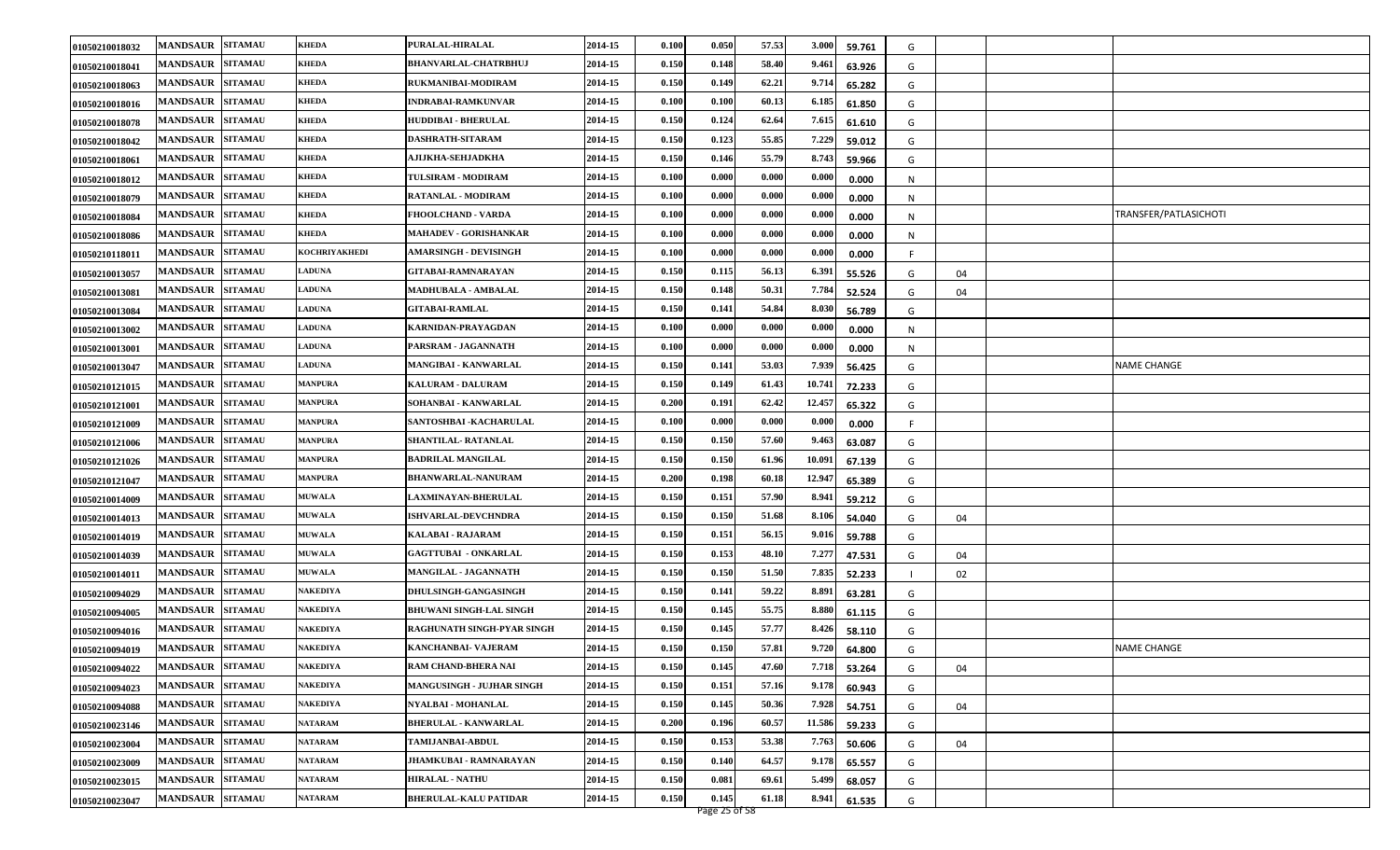| | | | | | | | | | | | | | | |
|---|---|---|---|---|---|---|---|---|---|---|---|---|---|---|
| 01050210018032 | MANDSAUR | SITAMAU | KHEDA | PURALAL-HIRALAL | 2014-15 | 0.100 | 0.050 | 57.53 | 3.000 | 59.761 | G | | | |
| 01050210018041 | MANDSAUR | SITAMAU | KHEDA | BHANVARLAL-CHATRBHUJ | 2014-15 | 0.150 | 0.148 | 58.40 | 9.461 | 63.926 | G | | | |
| 01050210018063 | MANDSAUR | SITAMAU | KHEDA | RUKMANIBAI-MODIRAM | 2014-15 | 0.150 | 0.149 | 62.21 | 9.714 | 65.282 | G | | | |
| 01050210018016 | MANDSAUR | SITAMAU | KHEDA | INDRABAI-RAMKUNVAR | 2014-15 | 0.100 | 0.100 | 60.13 | 6.185 | 61.850 | G | | | |
| 01050210018078 | MANDSAUR | SITAMAU | KHEDA | HUDDIBAI - BHERULAL | 2014-15 | 0.150 | 0.124 | 62.64 | 7.615 | 61.610 | G | | | |
| 01050210018042 | MANDSAUR | SITAMAU | KHEDA | DASHRATH-SITARAM | 2014-15 | 0.150 | 0.123 | 55.85 | 7.229 | 59.012 | G | | | |
| 01050210018061 | MANDSAUR | SITAMAU | KHEDA | AJIJKHA-SEHJADKHA | 2014-15 | 0.150 | 0.146 | 55.79 | 8.743 | 59.966 | G | | | |
| 01050210018012 | MANDSAUR | SITAMAU | KHEDA | TULSIRAM - MODIRAM | 2014-15 | 0.100 | 0.000 | 0.000 | 0.000 | 0.000 | N | | | |
| 01050210018079 | MANDSAUR | SITAMAU | KHEDA | RATANLAL - MODIRAM | 2014-15 | 0.100 | 0.000 | 0.000 | 0.000 | 0.000 | N | | | |
| 01050210018084 | MANDSAUR | SITAMAU | KHEDA | FHOOLCHAND - VARDA | 2014-15 | 0.100 | 0.000 | 0.000 | 0.000 | 0.000 | N | | | TRANSFER/PATLASICHOTI |
| 01050210018086 | MANDSAUR | SITAMAU | KHEDA | MAHADEV - GORISHANKAR | 2014-15 | 0.100 | 0.000 | 0.000 | 0.000 | 0.000 | N | | | |
| 01050210118011 | MANDSAUR | SITAMAU | KOCHRIYAKHEDI | AMARSINGH - DEVISINGH | 2014-15 | 0.100 | 0.000 | 0.000 | 0.000 | 0.000 | F | | | |
| 01050210013057 | MANDSAUR | SITAMAU | LADUNA | GITABAI-RAMNARAYAN | 2014-15 | 0.150 | 0.115 | 56.13 | 6.391 | 55.526 | G | 04 | | |
| 01050210013081 | MANDSAUR | SITAMAU | LADUNA | MADHUBALA - AMBALAL | 2014-15 | 0.150 | 0.148 | 50.31 | 7.784 | 52.524 | G | 04 | | |
| 01050210013084 | MANDSAUR | SITAMAU | LADUNA | GITABAI-RAMLAL | 2014-15 | 0.150 | 0.141 | 54.84 | 8.030 | 56.789 | G | | | |
| 01050210013002 | MANDSAUR | SITAMAU | LADUNA | KARNIDAN-PRAYAGDAN | 2014-15 | 0.100 | 0.000 | 0.000 | 0.000 | 0.000 | N | | | |
| 01050210013001 | MANDSAUR | SITAMAU | LADUNA | PARSRAM - JAGANNATH | 2014-15 | 0.100 | 0.000 | 0.000 | 0.000 | 0.000 | N | | | |
| 01050210013047 | MANDSAUR | SITAMAU | LADUNA | MANGIBAI - KANWARLAL | 2014-15 | 0.150 | 0.141 | 53.03 | 7.939 | 56.425 | G | | | NAME CHANGE |
| 01050210121015 | MANDSAUR | SITAMAU | MANPURA | KALURAM - DALURAM | 2014-15 | 0.150 | 0.149 | 61.43 | 10.741 | 72.233 | G | | | |
| 01050210121001 | MANDSAUR | SITAMAU | MANPURA | SOHANBAI - KANWARLAL | 2014-15 | 0.200 | 0.191 | 62.42 | 12.457 | 65.322 | G | | | |
| 01050210121009 | MANDSAUR | SITAMAU | MANPURA | SANTOSHBAI -KACHARULAL | 2014-15 | 0.100 | 0.000 | 0.000 | 0.000 | 0.000 | F | | | |
| 01050210121006 | MANDSAUR | SITAMAU | MANPURA | SHANTILAL- RATANLAL | 2014-15 | 0.150 | 0.150 | 57.60 | 9.463 | 63.087 | G | | | |
| 01050210121026 | MANDSAUR | SITAMAU | MANPURA | BADRILAL MANGILAL | 2014-15 | 0.150 | 0.150 | 61.96 | 10.091 | 67.139 | G | | | |
| 01050210121047 | MANDSAUR | SITAMAU | MANPURA | BHANWARLAL-NANURAM | 2014-15 | 0.200 | 0.198 | 60.18 | 12.947 | 65.389 | G | | | |
| 01050210014009 | MANDSAUR | SITAMAU | MUWALA | LAXMINAYAN-BHERULAL | 2014-15 | 0.150 | 0.151 | 57.90 | 8.941 | 59.212 | G | | | |
| 01050210014013 | MANDSAUR | SITAMAU | MUWALA | ISHVARLAL-DEVCHNDRA | 2014-15 | 0.150 | 0.150 | 51.68 | 8.106 | 54.040 | G | 04 | | |
| 01050210014019 | MANDSAUR | SITAMAU | MUWALA | KALABAI - RAJARAM | 2014-15 | 0.150 | 0.151 | 56.15 | 9.016 | 59.788 | G | | | |
| 01050210014039 | MANDSAUR | SITAMAU | MUWALA | GAGTTUBAI - ONKARLAL | 2014-15 | 0.150 | 0.153 | 48.10 | 7.277 | 47.531 | G | 04 | | |
| 01050210014011 | MANDSAUR | SITAMAU | MUWALA | MANGILAL - JAGANNATH | 2014-15 | 0.150 | 0.150 | 51.50 | 7.835 | 52.233 | I | 02 | | |
| 01050210094029 | MANDSAUR | SITAMAU | NAKEDIYA | DHULSINGH-GANGASINGH | 2014-15 | 0.150 | 0.141 | 59.22 | 8.891 | 63.281 | G | | | |
| 01050210094005 | MANDSAUR | SITAMAU | NAKEDIYA | BHUWANI SINGH-LAL SINGH | 2014-15 | 0.150 | 0.145 | 55.75 | 8.880 | 61.115 | G | | | |
| 01050210094016 | MANDSAUR | SITAMAU | NAKEDIYA | RAGHUNATH SINGH-PYAR SINGH | 2014-15 | 0.150 | 0.145 | 57.77 | 8.426 | 58.110 | G | | | |
| 01050210094019 | MANDSAUR | SITAMAU | NAKEDIYA | KANCHANBAI- VAJERAM | 2014-15 | 0.150 | 0.150 | 57.81 | 9.720 | 64.800 | G | | | NAME CHANGE |
| 01050210094022 | MANDSAUR | SITAMAU | NAKEDIYA | RAM CHAND-BHERA NAI | 2014-15 | 0.150 | 0.145 | 47.60 | 7.718 | 53.264 | G | 04 | | |
| 01050210094023 | MANDSAUR | SITAMAU | NAKEDIYA | MANGUSINGH - JUJHAR SINGH | 2014-15 | 0.150 | 0.151 | 57.16 | 9.178 | 60.943 | G | | | |
| 01050210094088 | MANDSAUR | SITAMAU | NAKEDIYA | NYALBAI - MOHANLAL | 2014-15 | 0.150 | 0.145 | 50.36 | 7.928 | 54.751 | G | 04 | | |
| 01050210023146 | MANDSAUR | SITAMAU | NATARAM | BHERULAL - KANWARLAL | 2014-15 | 0.200 | 0.196 | 60.57 | 11.586 | 59.233 | G | | | |
| 01050210023004 | MANDSAUR | SITAMAU | NATARAM | TAMIJANBAI-ABDUL | 2014-15 | 0.150 | 0.153 | 53.38 | 7.763 | 50.606 | G | 04 | | |
| 01050210023009 | MANDSAUR | SITAMAU | NATARAM | JHAMKUBAI - RAMNARAYAN | 2014-15 | 0.150 | 0.140 | 64.57 | 9.178 | 65.557 | G | | | |
| 01050210023015 | MANDSAUR | SITAMAU | NATARAM | HIRALAL - NATHU | 2014-15 | 0.150 | 0.081 | 69.61 | 5.499 | 68.057 | G | | | |
| 01050210023047 | MANDSAUR | SITAMAU | NATARAM | BHERULAL-KALU PATIDAR | 2014-15 | 0.150 | 0.145 | 61.18 | 8.941 | 61.535 | G | | | |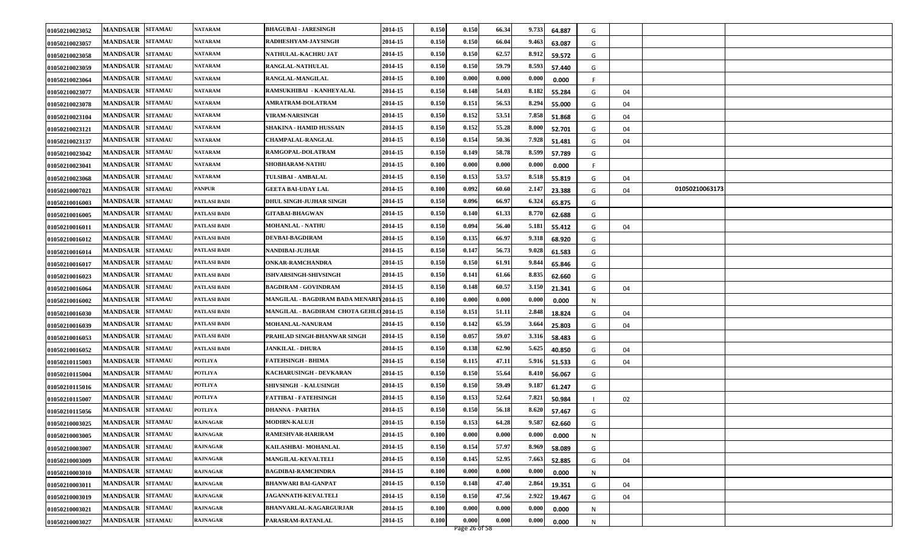| | | | | | | | | | | | | | | |
|---|---|---|---|---|---|---|---|---|---|---|---|---|---|---|
| 01050210023052 | MANDSAUR | SITAMAU | NATARAM | BHAGUBAI - JARESINGH | 2014-15 | 0.150 | 0.150 | 66.34 | 9.733 | 64.887 | G | | | |
| 01050210023057 | MANDSAUR | SITAMAU | NATARAM | RADHESHYAM-JAYSINGH | 2014-15 | 0.150 | 0.150 | 66.04 | 9.463 | 63.087 | G | | | |
| 01050210023058 | MANDSAUR | SITAMAU | NATARAM | NATHULAL-KACHRU JAT | 2014-15 | 0.150 | 0.150 | 62.57 | 8.912 | 59.572 | G | | | |
| 01050210023059 | MANDSAUR | SITAMAU | NATARAM | RANGLAL-NATHULAL | 2014-15 | 0.150 | 0.150 | 59.79 | 8.593 | 57.440 | G | | | |
| 01050210023064 | MANDSAUR | SITAMAU | NATARAM | RANGLAL-MANGILAL | 2014-15 | 0.100 | 0.000 | 0.000 | 0.000 | 0.000 | F | | | |
| 01050210023077 | MANDSAUR | SITAMAU | NATARAM | RAMSUKHIBAI - KANHEYALAL | 2014-15 | 0.150 | 0.148 | 54.03 | 8.182 | 55.284 | G | 04 | | |
| 01050210023078 | MANDSAUR | SITAMAU | NATARAM | AMRATRAM-DOLATRAM | 2014-15 | 0.150 | 0.151 | 56.53 | 8.294 | 55.000 | G | 04 | | |
| 01050210023104 | MANDSAUR | SITAMAU | NATARAM | VIRAM-NARSINGH | 2014-15 | 0.150 | 0.152 | 53.51 | 7.858 | 51.868 | G | 04 | | |
| 01050210023121 | MANDSAUR | SITAMAU | NATARAM | SHAKINA - HAMID HUSSAIN | 2014-15 | 0.150 | 0.152 | 55.28 | 8.000 | 52.701 | G | 04 | | |
| 01050210023137 | MANDSAUR | SITAMAU | NATARAM | CHAMPALAL-RANGLAL | 2014-15 | 0.150 | 0.154 | 50.36 | 7.928 | 51.481 | G | 04 | | |
| 01050210023042 | MANDSAUR | SITAMAU | NATARAM | RAMGOPAL-DOLATRAM | 2014-15 | 0.150 | 0.149 | 58.78 | 8.599 | 57.789 | G | | | |
| 01050210023041 | MANDSAUR | SITAMAU | NATARAM | SHOBHARAM-NATHU | 2014-15 | 0.100 | 0.000 | 0.000 | 0.000 | 0.000 | F | | | |
| 01050210023068 | MANDSAUR | SITAMAU | NATARAM | TULSIBAI - AMBALAL | 2014-15 | 0.150 | 0.153 | 53.57 | 8.518 | 55.819 | G | 04 | | |
| 01050210007021 | MANDSAUR | SITAMAU | PANPUR | GEETA BAI-UDAY LAL | 2014-15 | 0.100 | 0.092 | 60.60 | 2.147 | 23.388 | G | 04 | 01050210063173 | |
| 01050210016003 | MANDSAUR | SITAMAU | PATLASI BADI | DHUL SINGH-JUJHAR SINGH | 2014-15 | 0.150 | 0.096 | 66.97 | 6.324 | 65.875 | G | | | |
| 01050210016005 | MANDSAUR | SITAMAU | PATLASI BADI | GITABAI-BHAGWAN | 2014-15 | 0.150 | 0.140 | 61.33 | 8.770 | 62.688 | G | | | |
| 01050210016011 | MANDSAUR | SITAMAU | PATLASI BADI | MOHANLAL - NATHU | 2014-15 | 0.150 | 0.094 | 56.40 | 5.181 | 55.412 | G | 04 | | |
| 01050210016012 | MANDSAUR | SITAMAU | PATLASI BADI | DEVBAI-BAGDIRAM | 2014-15 | 0.150 | 0.135 | 66.97 | 9.318 | 68.920 | G | | | |
| 01050210016014 | MANDSAUR | SITAMAU | PATLASI BADI | NANDIBAI-JUJHAR | 2014-15 | 0.150 | 0.147 | 56.73 | 9.028 | 61.583 | G | | | |
| 01050210016017 | MANDSAUR | SITAMAU | PATLASI BADI | ONKAR-RAMCHANDRA | 2014-15 | 0.150 | 0.150 | 61.91 | 9.844 | 65.846 | G | | | |
| 01050210016023 | MANDSAUR | SITAMAU | PATLASI BADI | ISHVARSINGH-SHIVSINGH | 2014-15 | 0.150 | 0.141 | 61.66 | 8.835 | 62.660 | G | | | |
| 01050210016064 | MANDSAUR | SITAMAU | PATLASI BADI | BAGDIRAM - GOVINDRAM | 2014-15 | 0.150 | 0.148 | 60.57 | 3.150 | 21.341 | G | 04 | | |
| 01050210016002 | MANDSAUR | SITAMAU | PATLASI BADI | MANGILAL - BAGDIRAM BADA MENARIY | 2014-15 | 0.100 | 0.000 | 0.000 | 0.000 | 0.000 | N | | | |
| 01050210016030 | MANDSAUR | SITAMAU | PATLASI BADI | MANGILAL - BAGDIRAM CHOTA GEHLO | 2014-15 | 0.150 | 0.151 | 51.11 | 2.848 | 18.824 | G | 04 | | |
| 01050210016039 | MANDSAUR | SITAMAU | PATLASI BADI | MOHANLAL-NANURAM | 2014-15 | 0.150 | 0.142 | 65.59 | 3.664 | 25.803 | G | 04 | | |
| 01050210016053 | MANDSAUR | SITAMAU | PATLASI BADI | PRAHLAD SINGH-BHANWAR SINGH | 2014-15 | 0.150 | 0.057 | 59.07 | 3.316 | 58.483 | G | | | |
| 01050210016052 | MANDSAUR | SITAMAU | PATLASI BADI | JANKILAL - DHURA | 2014-15 | 0.150 | 0.138 | 62.90 | 5.625 | 40.850 | G | 04 | | |
| 01050210115003 | MANDSAUR | SITAMAU | POTLIYA | FATEHSINGH - BHIMA | 2014-15 | 0.150 | 0.115 | 47.11 | 5.916 | 51.533 | G | 04 | | |
| 01050210115004 | MANDSAUR | SITAMAU | POTLIYA | KACHARUSINGH - DEVKARAN | 2014-15 | 0.150 | 0.150 | 55.64 | 8.410 | 56.067 | G | | | |
| 01050210115016 | MANDSAUR | SITAMAU | POTLIYA | SHIVSINGH - KALUSINGH | 2014-15 | 0.150 | 0.150 | 59.49 | 9.187 | 61.247 | G | | | |
| 01050210115007 | MANDSAUR | SITAMAU | POTLIYA | FATTIBAI - FATEHSINGH | 2014-15 | 0.150 | 0.153 | 52.64 | 7.821 | 50.984 | I | 02 | | |
| 01050210115056 | MANDSAUR | SITAMAU | POTLIYA | DHANNA - PARTHA | 2014-15 | 0.150 | 0.150 | 56.18 | 8.620 | 57.467 | G | | | |
| 01050210003025 | MANDSAUR | SITAMAU | RAJNAGAR | MODIRN-KALUJI | 2014-15 | 0.150 | 0.153 | 64.28 | 9.587 | 62.660 | G | | | |
| 01050210003005 | MANDSAUR | SITAMAU | RAJNAGAR | RAMESHVAR-HARIRAM | 2014-15 | 0.100 | 0.000 | 0.000 | 0.000 | 0.000 | N | | | |
| 01050210003007 | MANDSAUR | SITAMAU | RAJNAGAR | KAILASHBAI- MOHANLAL | 2014-15 | 0.150 | 0.154 | 57.97 | 8.969 | 58.089 | G | | | |
| 01050210003009 | MANDSAUR | SITAMAU | RAJNAGAR | MANGILAL-KEVALTELI | 2014-15 | 0.150 | 0.145 | 52.95 | 7.663 | 52.885 | G | 04 | | |
| 01050210003010 | MANDSAUR | SITAMAU | RAJNAGAR | BAGDIBAI-RAMCHNDRA | 2014-15 | 0.100 | 0.000 | 0.000 | 0.000 | 0.000 | N | | | |
| 01050210003011 | MANDSAUR | SITAMAU | RAJNAGAR | BHANWARI BAI-GANPAT | 2014-15 | 0.150 | 0.148 | 47.40 | 2.864 | 19.351 | G | 04 | | |
| 01050210003019 | MANDSAUR | SITAMAU | RAJNAGAR | JAGANNATH-KEVALTELI | 2014-15 | 0.150 | 0.150 | 47.56 | 2.922 | 19.467 | G | 04 | | |
| 01050210003021 | MANDSAUR | SITAMAU | RAJNAGAR | BHANVARLAL-KAGARGURJAR | 2014-15 | 0.100 | 0.000 | 0.000 | 0.000 | 0.000 | N | | | |
| 01050210003027 | MANDSAUR | SITAMAU | RAJNAGAR | PARASRAM-RATANLAL | 2014-15 | 0.100 | 0.000 | 0.000 | 0.000 | 0.000 | N | | | |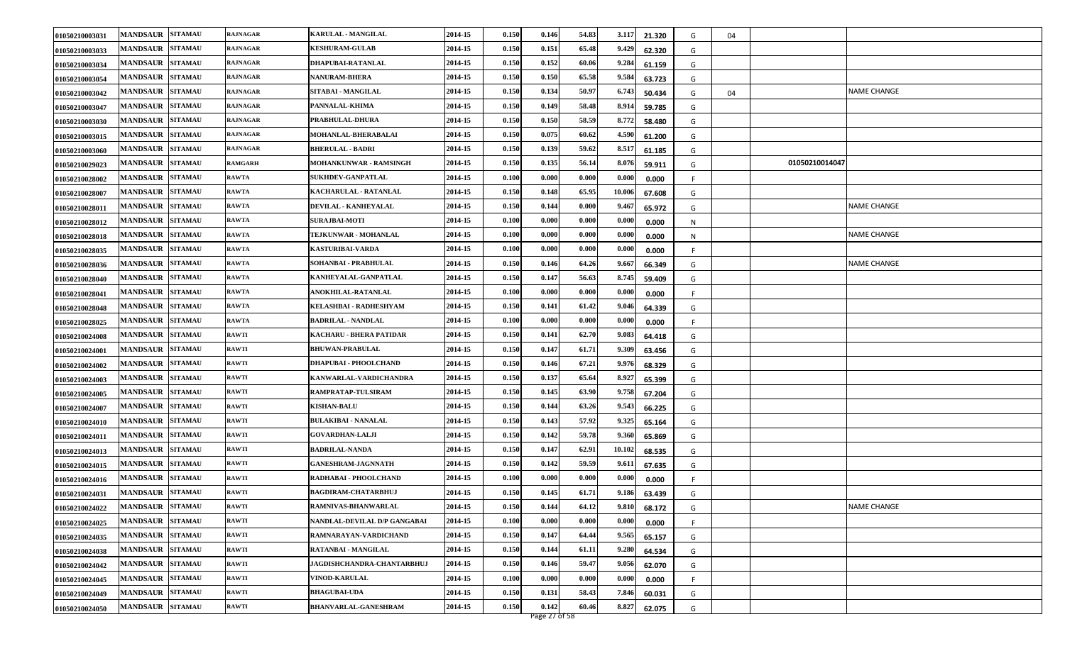| | | | | | | | | | | | | | | | |
|---|---|---|---|---|---|---|---|---|---|---|---|---|---|---|---|
| 01050210003031 | MANDSAUR | SITAMAU | RAJNAGAR | KARULAL - MANGILAL | 2014-15 | 0.150 | 0.146 | 54.83 | 3.117 | 21.320 | G | 04 | | | |
| 01050210003033 | MANDSAUR | SITAMAU | RAJNAGAR | KESHURAM-GULAB | 2014-15 | 0.150 | 0.151 | 65.48 | 9.429 | 62.320 | G | | | | |
| 01050210003034 | MANDSAUR | SITAMAU | RAJNAGAR | DHAPUBAI-RATANLAL | 2014-15 | 0.150 | 0.152 | 60.06 | 9.284 | 61.159 | G | | | | |
| 01050210003054 | MANDSAUR | SITAMAU | RAJNAGAR | NANURAM-BHERA | 2014-15 | 0.150 | 0.150 | 65.58 | 9.584 | 63.723 | G | | | | |
| 01050210003042 | MANDSAUR | SITAMAU | RAJNAGAR | SITABAI - MANGILAL | 2014-15 | 0.150 | 0.134 | 50.97 | 6.743 | 50.434 | G | 04 | | | NAME CHANGE |
| 01050210003047 | MANDSAUR | SITAMAU | RAJNAGAR | PANNALAL-KHIMA | 2014-15 | 0.150 | 0.149 | 58.48 | 8.914 | 59.785 | G | | | | |
| 01050210003030 | MANDSAUR | SITAMAU | RAJNAGAR | PRABHULAL-DHURA | 2014-15 | 0.150 | 0.150 | 58.59 | 8.772 | 58.480 | G | | | | |
| 01050210003015 | MANDSAUR | SITAMAU | RAJNAGAR | MOHANLAL-BHERABALAI | 2014-15 | 0.150 | 0.075 | 60.62 | 4.590 | 61.200 | G | | | | |
| 01050210003060 | MANDSAUR | SITAMAU | RAJNAGAR | BHERULAL - BADRI | 2014-15 | 0.150 | 0.139 | 59.62 | 8.517 | 61.185 | G | | | | |
| 01050210029023 | MANDSAUR | SITAMAU | RAMGARH | MOHANKUNWAR - RAMSINGH | 2014-15 | 0.150 | 0.135 | 56.14 | 8.076 | 59.911 | G | | 01050210014047 | | |
| 01050210028002 | MANDSAUR | SITAMAU | RAWTA | SUKHDEV-GANPATLAL | 2014-15 | 0.100 | 0.000 | 0.000 | 0.000 | 0.000 | F | | | | |
| 01050210028007 | MANDSAUR | SITAMAU | RAWTA | KACHARULAL - RATANLAL | 2014-15 | 0.150 | 0.148 | 65.95 | 10.006 | 67.608 | G | | | | |
| 01050210028011 | MANDSAUR | SITAMAU | RAWTA | DEVILAL - KANHEYALAL | 2014-15 | 0.150 | 0.144 | 0.000 | 9.467 | 65.972 | G | | | | NAME CHANGE |
| 01050210028012 | MANDSAUR | SITAMAU | RAWTA | SURAJBAI-MOTI | 2014-15 | 0.100 | 0.000 | 0.000 | 0.000 | 0.000 | N | | | | |
| 01050210028018 | MANDSAUR | SITAMAU | RAWTA | TEJKUNWAR - MOHANLAL | 2014-15 | 0.100 | 0.000 | 0.000 | 0.000 | 0.000 | N | | | | NAME CHANGE |
| 01050210028035 | MANDSAUR | SITAMAU | RAWTA | KASTURIBAI-VARDA | 2014-15 | 0.100 | 0.000 | 0.000 | 0.000 | 0.000 | F | | | | |
| 01050210028036 | MANDSAUR | SITAMAU | RAWTA | SOHANBAI - PRABHULAL | 2014-15 | 0.150 | 0.146 | 64.26 | 9.667 | 66.349 | G | | | | NAME CHANGE |
| 01050210028040 | MANDSAUR | SITAMAU | RAWTA | KANHEYALAL-GANPATLAL | 2014-15 | 0.150 | 0.147 | 56.63 | 8.745 | 59.409 | G | | | | |
| 01050210028041 | MANDSAUR | SITAMAU | RAWTA | ANOKHILAL-RATANLAL | 2014-15 | 0.100 | 0.000 | 0.000 | 0.000 | 0.000 | F | | | | |
| 01050210028048 | MANDSAUR | SITAMAU | RAWTA | KELASHBAI - RADHESHYAM | 2014-15 | 0.150 | 0.141 | 61.42 | 9.046 | 64.339 | G | | | | |
| 01050210028025 | MANDSAUR | SITAMAU | RAWTA | BADRILAL - NANDLAL | 2014-15 | 0.100 | 0.000 | 0.000 | 0.000 | 0.000 | F | | | | |
| 01050210024008 | MANDSAUR | SITAMAU | RAWTI | KACHARU - BHERA PATIDAR | 2014-15 | 0.150 | 0.141 | 62.70 | 9.083 | 64.418 | G | | | | |
| 01050210024001 | MANDSAUR | SITAMAU | RAWTI | BHUWAN-PRABULAL | 2014-15 | 0.150 | 0.147 | 61.71 | 9.309 | 63.456 | G | | | | |
| 01050210024002 | MANDSAUR | SITAMAU | RAWTI | DHAPUBAI - PHOOLCHAND | 2014-15 | 0.150 | 0.146 | 67.21 | 9.976 | 68.329 | G | | | | |
| 01050210024003 | MANDSAUR | SITAMAU | RAWTI | KANWARLAL-VARDICHANDRA | 2014-15 | 0.150 | 0.137 | 65.64 | 8.927 | 65.399 | G | | | | |
| 01050210024005 | MANDSAUR | SITAMAU | RAWTI | RAMPRATAP-TULSIRAM | 2014-15 | 0.150 | 0.145 | 63.90 | 9.758 | 67.204 | G | | | | |
| 01050210024007 | MANDSAUR | SITAMAU | RAWTI | KISHAN-BALU | 2014-15 | 0.150 | 0.144 | 63.26 | 9.543 | 66.225 | G | | | | |
| 01050210024010 | MANDSAUR | SITAMAU | RAWTI | BULAKIBAI - NANALAL | 2014-15 | 0.150 | 0.143 | 57.92 | 9.325 | 65.164 | G | | | | |
| 01050210024011 | MANDSAUR | SITAMAU | RAWTI | GOVARDHAN-LALJI | 2014-15 | 0.150 | 0.142 | 59.78 | 9.360 | 65.869 | G | | | | |
| 01050210024013 | MANDSAUR | SITAMAU | RAWTI | BADRILAL-NANDA | 2014-15 | 0.150 | 0.147 | 62.91 | 10.102 | 68.535 | G | | | | |
| 01050210024015 | MANDSAUR | SITAMAU | RAWTI | GANESHRAM-JAGNNATH | 2014-15 | 0.150 | 0.142 | 59.59 | 9.611 | 67.635 | G | | | | |
| 01050210024016 | MANDSAUR | SITAMAU | RAWTI | RADHABAI - PHOOLCHAND | 2014-15 | 0.100 | 0.000 | 0.000 | 0.000 | 0.000 | F | | | | |
| 01050210024031 | MANDSAUR | SITAMAU | RAWTI | BAGDIRAM-CHATARBHUJ | 2014-15 | 0.150 | 0.145 | 61.71 | 9.186 | 63.439 | G | | | | |
| 01050210024022 | MANDSAUR | SITAMAU | RAWTI | RAMNIVAS-BHANWARLAL | 2014-15 | 0.150 | 0.144 | 64.12 | 9.810 | 68.172 | G | | | | NAME CHANGE |
| 01050210024025 | MANDSAUR | SITAMAU | RAWTI | NANDLAL-DEVILAL D/P GANGABAI | 2014-15 | 0.100 | 0.000 | 0.000 | 0.000 | 0.000 | F | | | | |
| 01050210024035 | MANDSAUR | SITAMAU | RAWTI | RAMNARAYAN-VARDICHAND | 2014-15 | 0.150 | 0.147 | 64.44 | 9.565 | 65.157 | G | | | | |
| 01050210024038 | MANDSAUR | SITAMAU | RAWTI | RATANBAI - MANGILAL | 2014-15 | 0.150 | 0.144 | 61.11 | 9.280 | 64.534 | G | | | | |
| 01050210024042 | MANDSAUR | SITAMAU | RAWTI | JAGDISHCHANDRA-CHANTARBHUJ | 2014-15 | 0.150 | 0.146 | 59.47 | 9.056 | 62.070 | G | | | | |
| 01050210024045 | MANDSAUR | SITAMAU | RAWTI | VINOD-KARULAL | 2014-15 | 0.100 | 0.000 | 0.000 | 0.000 | 0.000 | F | | | | |
| 01050210024049 | MANDSAUR | SITAMAU | RAWTI | BHAGUBAI-UDA | 2014-15 | 0.150 | 0.131 | 58.43 | 7.846 | 60.031 | G | | | | |
| 01050210024050 | MANDSAUR | SITAMAU | RAWTI | BHANVARLAL-GANESHRAM | 2014-15 | 0.150 | 0.142 | 60.46 | 8.827 | 62.075 | G | | | | |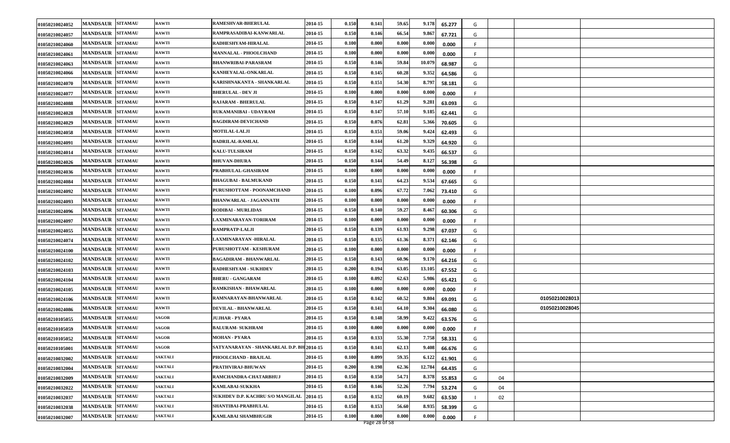| | | | | | | | | | | | | | | |
|---|---|---|---|---|---|---|---|---|---|---|---|---|---|---|
| 01050210024052 | MANDSAUR | SITAMAU | RAWTI | RAMESHVAR-BHERULAL | 2014-15 | 0.150 | 0.141 | 59.65 | 9.178 | 65.277 | G | | | |
| 01050210024057 | MANDSAUR | SITAMAU | RAWTI | RAMPRASADIBAI-KANWARLAL | 2014-15 | 0.150 | 0.146 | 66.54 | 9.867 | 67.721 | G | | | |
| 01050210024060 | MANDSAUR | SITAMAU | RAWTI | RADHESHYAM-HIRALAL | 2014-15 | 0.100 | 0.000 | 0.000 | 0.000 | 0.000 | F | | | |
| 01050210024061 | MANDSAUR | SITAMAU | RAWTI | MANNALAL - PHOOLCHAND | 2014-15 | 0.100 | 0.000 | 0.000 | 0.000 | 0.000 | F | | | |
| 01050210024063 | MANDSAUR | SITAMAU | RAWTI | BHANWRIBAI-PARASRAM | 2014-15 | 0.150 | 0.146 | 59.84 | 10.079 | 68.987 | G | | | |
| 01050210024066 | MANDSAUR | SITAMAU | RAWTI | KANHEYALAL-ONKARLAL | 2014-15 | 0.150 | 0.145 | 60.28 | 9.352 | 64.586 | G | | | |
| 01050210024070 | MANDSAUR | SITAMAU | RAWTI | KARISHNAKANTA - SHANKARLAL | 2014-15 | 0.150 | 0.151 | 54.30 | 8.797 | 58.181 | G | | | |
| 01050210024077 | MANDSAUR | SITAMAU | RAWTI | BHERULAL - DEV JI | 2014-15 | 0.100 | 0.000 | 0.000 | 0.000 | 0.000 | F | | | |
| 01050210024088 | MANDSAUR | SITAMAU | RAWTI | RAJARAM - BHERULAL | 2014-15 | 0.150 | 0.147 | 61.29 | 9.281 | 63.093 | G | | | |
| 01050210024028 | MANDSAUR | SITAMAU | RAWTI | RUKAMANIBAI - UDAYRAM | 2014-15 | 0.150 | 0.147 | 57.10 | 9.185 | 62.441 | G | | | |
| 01050210024029 | MANDSAUR | SITAMAU | RAWTI | BAGDIRAM-DEVICHAND | 2014-15 | 0.150 | 0.076 | 62.81 | 5.366 | 70.605 | G | | | |
| 01050210024058 | MANDSAUR | SITAMAU | RAWTI | MOTILAL-LALJI | 2014-15 | 0.150 | 0.151 | 59.06 | 9.424 | 62.493 | G | | | |
| 01050210024091 | MANDSAUR | SITAMAU | RAWTI | BADRILAL-RAMLAL | 2014-15 | 0.150 | 0.144 | 61.20 | 9.329 | 64.920 | G | | | |
| 01050210024014 | MANDSAUR | SITAMAU | RAWTI | KALU-TULSIRAM | 2014-15 | 0.150 | 0.142 | 63.32 | 9.435 | 66.537 | G | | | |
| 01050210024026 | MANDSAUR | SITAMAU | RAWTI | BHUVAN-DHURA | 2014-15 | 0.150 | 0.144 | 54.49 | 8.127 | 56.398 | G | | | |
| 01050210024036 | MANDSAUR | SITAMAU | RAWTI | PRABHULAL-GHASIRAM | 2014-15 | 0.100 | 0.000 | 0.000 | 0.000 | 0.000 | F | | | |
| 01050210024084 | MANDSAUR | SITAMAU | RAWTI | BHAGUBAI - BALMUKAND | 2014-15 | 0.150 | 0.141 | 64.23 | 9.534 | 67.665 | G | | | |
| 01050210024092 | MANDSAUR | SITAMAU | RAWTI | PURUSHOTTAM - POONAMCHAND | 2014-15 | 0.100 | 0.096 | 67.72 | 7.062 | 73.410 | G | | | |
| 01050210024093 | MANDSAUR | SITAMAU | RAWTI | BHANWARLAL - JAGANNATH | 2014-15 | 0.100 | 0.000 | 0.000 | 0.000 | 0.000 | F | | | |
| 01050210024096 | MANDSAUR | SITAMAU | RAWTI | RODIBAI - MURLIDAS | 2014-15 | 0.150 | 0.140 | 59.27 | 8.467 | 60.306 | G | | | |
| 01050210024097 | MANDSAUR | SITAMAU | RAWTI | LAXMINARAYAN-TORIRAM | 2014-15 | 0.100 | 0.000 | 0.000 | 0.000 | 0.000 | F | | | |
| 01050210024055 | MANDSAUR | SITAMAU | RAWTI | RAMPRATP-LALJI | 2014-15 | 0.150 | 0.139 | 61.93 | 9.298 | 67.037 | G | | | |
| 01050210024074 | MANDSAUR | SITAMAU | RAWTI | LAXMINARAYAN -HIRALAL | 2014-15 | 0.150 | 0.135 | 61.36 | 8.371 | 62.146 | G | | | |
| 01050210024100 | MANDSAUR | SITAMAU | RAWTI | PURUSHOTTAM - KESHURAM | 2014-15 | 0.100 | 0.000 | 0.000 | 0.000 | 0.000 | F | | | |
| 01050210024102 | MANDSAUR | SITAMAU | RAWTI | BAGADIRAM - BHANWARLAL | 2014-15 | 0.150 | 0.143 | 60.96 | 9.170 | 64.216 | G | | | |
| 01050210024103 | MANDSAUR | SITAMAU | RAWTI | RADHESHYAM - SUKHDEV | 2014-15 | 0.200 | 0.194 | 63.05 | 13.105 | 67.552 | G | | | |
| 01050210024104 | MANDSAUR | SITAMAU | RAWTI | BHERU - GANGARAM | 2014-15 | 0.100 | 0.092 | 62.63 | 5.986 | 65.421 | G | | | |
| 01050210024105 | MANDSAUR | SITAMAU | RAWTI | RAMKISHAN - BHAWARLAL | 2014-15 | 0.100 | 0.000 | 0.000 | 0.000 | 0.000 | F | | | |
| 01050210024106 | MANDSAUR | SITAMAU | RAWTI | RAMNARAYAN-BHANWARLAL | 2014-15 | 0.150 | 0.142 | 60.52 | 9.804 | 69.091 | G | | 01050210028013 | |
| 01050210024086 | MANDSAUR | SITAMAU | RAWTI | DEVILAL - BHANWARLAL | 2014-15 | 0.150 | 0.141 | 64.10 | 9.304 | 66.080 | G | | 01050210028045 | |
| 01050210105055 | MANDSAUR | SITAMAU | SAGOR | JUJHAR - PYARA | 2014-15 | 0.150 | 0.148 | 58.99 | 9.422 | 63.576 | G | | | |
| 01050210105059 | MANDSAUR | SITAMAU | SAGOR | BALURAM- SUKHRAM | 2014-15 | 0.100 | 0.000 | 0.000 | 0.000 | 0.000 | F | | | |
| 01050210105052 | MANDSAUR | SITAMAU | SAGOR | MOHAN - PYARA | 2014-15 | 0.150 | 0.133 | 55.30 | 7.758 | 58.331 | G | | | |
| 01050210105001 | MANDSAUR | SITAMAU | SAGOR | SATYANARAYAN - SHANKARLAL D.P. BH | 2014-15 | 0.150 | 0.141 | 62.13 | 9.408 | 66.676 | G | | | |
| 01050210032002 | MANDSAUR | SITAMAU | SAKTALI | PHOOLCHAND - BRAJLAL | 2014-15 | 0.100 | 0.099 | 59.35 | 6.122 | 61.901 | G | | | |
| 01050210032004 | MANDSAUR | SITAMAU | SAKTALI | PRATHVIRAJ-BHUWAN | 2014-15 | 0.200 | 0.198 | 62.36 | 12.784 | 64.435 | G | | | |
| 01050210032009 | MANDSAUR | SITAMAU | SAKTALI | RAMCHANDRA-CHATARBHUJ | 2014-15 | 0.150 | 0.150 | 54.71 | 8.378 | 55.853 | G | 04 | | |
| 01050210032022 | MANDSAUR | SITAMAU | SAKTALI | KAMLABAI-SUKKHA | 2014-15 | 0.150 | 0.146 | 52.26 | 7.794 | 53.274 | G | 04 | | |
| 01050210032037 | MANDSAUR | SITAMAU | SAKTALI | SUKHDEV D.P. KACHRU S/O MANGILAL | 2014-15 | 0.150 | 0.152 | 60.19 | 9.682 | 63.530 | I | 02 | | |
| 01050210032038 | MANDSAUR | SITAMAU | SAKTALI | SHANTIBAI-PRABHULAL | 2014-15 | 0.150 | 0.153 | 56.60 | 8.935 | 58.399 | G | | | |
| 01050210032007 | MANDSAUR | SITAMAU | SAKTALI | KAMLABAI SHAMBHUGIR | 2014-15 | 0.100 | 0.000 | 0.000 | 0.000 | 0.000 | F | | | |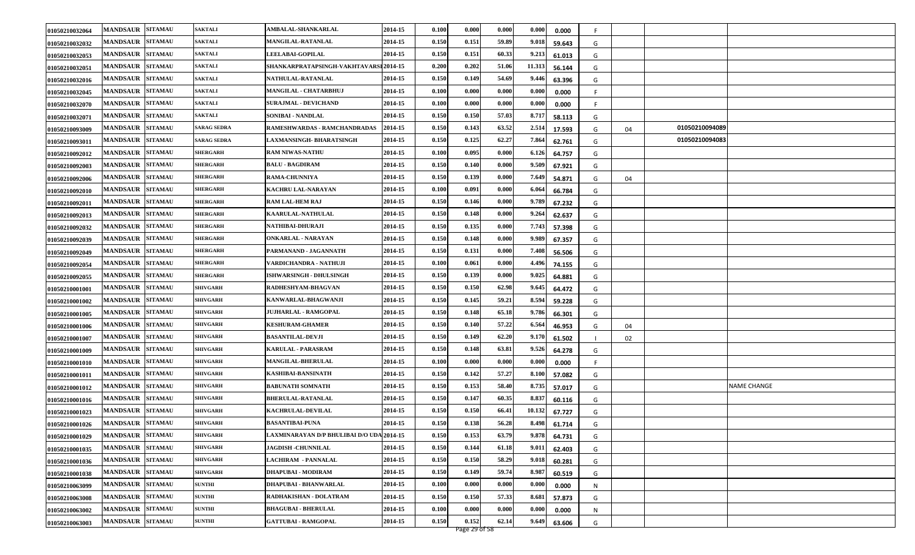| | | | | | | | | | | | | | | |
|---|---|---|---|---|---|---|---|---|---|---|---|---|---|---|
| 01050210032064 | MANDSAUR | SITAMAU | SAKTALI | AMBALAL-SHANKARLAL | 2014-15 | 0.100 | 0.000 | 0.000 | 0.000 | 0.000 | F | | | |
| 01050210032032 | MANDSAUR | SITAMAU | SAKTALI | MANGILAL-RATANLAL | 2014-15 | 0.150 | 0.151 | 59.89 | 9.018 | 59.643 | G | | | |
| 01050210032053 | MANDSAUR | SITAMAU | SAKTALI | LEELABAI-GOPILAL | 2014-15 | 0.150 | 0.151 | 60.33 | 9.213 | 61.013 | G | | | |
| 01050210032051 | MANDSAUR | SITAMAU | SAKTALI | SHANKARPRATAPSINGH-VAKHTAVARSI | 2014-15 | 0.200 | 0.202 | 51.06 | 11.313 | 56.144 | G | | | |
| 01050210032016 | MANDSAUR | SITAMAU | SAKTALI | NATHULAL-RATANLAL | 2014-15 | 0.150 | 0.149 | 54.69 | 9.446 | 63.396 | G | | | |
| 01050210032045 | MANDSAUR | SITAMAU | SAKTALI | MANGILAL - CHATARBHUJ | 2014-15 | 0.100 | 0.000 | 0.000 | 0.000 | 0.000 | F | | | |
| 01050210032070 | MANDSAUR | SITAMAU | SAKTALI | SURAJMAL - DEVICHAND | 2014-15 | 0.100 | 0.000 | 0.000 | 0.000 | 0.000 | F | | | |
| 01050210032071 | MANDSAUR | SITAMAU | SAKTALI | SONIBAI - NANDLAL | 2014-15 | 0.150 | 0.150 | 57.03 | 8.717 | 58.113 | G | | | |
| 01050210093009 | MANDSAUR | SITAMAU | SARAG SEDRA | RAMESHWARDAS - RAMCHANDRADAS | 2014-15 | 0.150 | 0.143 | 63.52 | 2.514 | 17.593 | G | 04 | 01050210094089 | |
| 01050210093011 | MANDSAUR | SITAMAU | SARAG SEDRA | LAXMANSINGH- BHARATSINGH | 2014-15 | 0.150 | 0.125 | 62.27 | 7.864 | 62.761 | G | | 01050210094083 | |
| 01050210092012 | MANDSAUR | SITAMAU | SHERGARH | RAM NIWAS-NATHU | 2014-15 | 0.100 | 0.095 | 0.000 | 6.126 | 64.757 | G | | | |
| 01050210092003 | MANDSAUR | SITAMAU | SHERGARH | BALU - BAGDIRAM | 2014-15 | 0.150 | 0.140 | 0.000 | 9.509 | 67.921 | G | | | |
| 01050210092006 | MANDSAUR | SITAMAU | SHERGARH | RAMA-CHUNNIYA | 2014-15 | 0.150 | 0.139 | 0.000 | 7.649 | 54.871 | G | 04 | | |
| 01050210092010 | MANDSAUR | SITAMAU | SHERGARH | KACHRU LAL-NARAYAN | 2014-15 | 0.100 | 0.091 | 0.000 | 6.064 | 66.784 | G | | | |
| 01050210092011 | MANDSAUR | SITAMAU | SHERGARH | RAM LAL-HEM RAJ | 2014-15 | 0.150 | 0.146 | 0.000 | 9.789 | 67.232 | G | | | |
| 01050210092013 | MANDSAUR | SITAMAU | SHERGARH | KAARULAL-NATHULAL | 2014-15 | 0.150 | 0.148 | 0.000 | 9.264 | 62.637 | G | | | |
| 01050210092032 | MANDSAUR | SITAMAU | SHERGARH | NATHIBAI-DHURAJI | 2014-15 | 0.150 | 0.135 | 0.000 | 7.743 | 57.398 | G | | | |
| 01050210092039 | MANDSAUR | SITAMAU | SHERGARH | ONKARLAL - NARAYAN | 2014-15 | 0.150 | 0.148 | 0.000 | 9.989 | 67.357 | G | | | |
| 01050210092049 | MANDSAUR | SITAMAU | SHERGARH | PARMANAND - JAGANNATH | 2014-15 | 0.150 | 0.131 | 0.000 | 7.408 | 56.506 | G | | | |
| 01050210092054 | MANDSAUR | SITAMAU | SHERGARH | VARDICHANDRA - NATHUJI | 2014-15 | 0.100 | 0.061 | 0.000 | 4.496 | 74.155 | G | | | |
| 01050210092055 | MANDSAUR | SITAMAU | SHERGARH | ISHWARSINGH - DHULSINGH | 2014-15 | 0.150 | 0.139 | 0.000 | 9.025 | 64.881 | G | | | |
| 01050210001001 | MANDSAUR | SITAMAU | SHIVGARH | RADHESHYAM-BHAGVAN | 2014-15 | 0.150 | 0.150 | 62.98 | 9.645 | 64.472 | G | | | |
| 01050210001002 | MANDSAUR | SITAMAU | SHIVGARH | KANWARLAL-BHAGWANJI | 2014-15 | 0.150 | 0.145 | 59.21 | 8.594 | 59.228 | G | | | |
| 01050210001005 | MANDSAUR | SITAMAU | SHIVGARH | JUJHARLAL - RAMGOPAL | 2014-15 | 0.150 | 0.148 | 65.18 | 9.786 | 66.301 | G | | | |
| 01050210001006 | MANDSAUR | SITAMAU | SHIVGARH | KESHURAM-GHAMER | 2014-15 | 0.150 | 0.140 | 57.22 | 6.564 | 46.953 | G | 04 | | |
| 01050210001007 | MANDSAUR | SITAMAU | SHIVGARH | BASANTILAL-DEVJI | 2014-15 | 0.150 | 0.149 | 62.20 | 9.170 | 61.502 | I | 02 | | |
| 01050210001009 | MANDSAUR | SITAMAU | SHIVGARH | KARULAL - PARASRAM | 2014-15 | 0.150 | 0.148 | 63.81 | 9.526 | 64.278 | G | | | |
| 01050210001010 | MANDSAUR | SITAMAU | SHIVGARH | MANGILAL-BHERULAL | 2014-15 | 0.100 | 0.000 | 0.000 | 0.000 | 0.000 | F | | | |
| 01050210001011 | MANDSAUR | SITAMAU | SHIVGARH | KASHIBAI-BANSINATH | 2014-15 | 0.150 | 0.142 | 57.27 | 8.100 | 57.082 | G | | | |
| 01050210001012 | MANDSAUR | SITAMAU | SHIVGARH | BABUNATH SOMNATH | 2014-15 | 0.150 | 0.153 | 58.40 | 8.735 | 57.017 | G | | | NAME CHANGE |
| 01050210001016 | MANDSAUR | SITAMAU | SHIVGARH | BHERULAL-RATANLAL | 2014-15 | 0.150 | 0.147 | 60.35 | 8.837 | 60.116 | G | | | |
| 01050210001023 | MANDSAUR | SITAMAU | SHIVGARH | KACHRULAL-DEVILAL | 2014-15 | 0.150 | 0.150 | 66.41 | 10.132 | 67.727 | G | | | |
| 01050210001026 | MANDSAUR | SITAMAU | SHIVGARH | BASANTIBAI-PUNA | 2014-15 | 0.150 | 0.138 | 56.28 | 8.498 | 61.714 | G | | | |
| 01050210001029 | MANDSAUR | SITAMAU | SHIVGARH | LAXMINARAYAN D/P BHULIBAI D/O UDA | 2014-15 | 0.150 | 0.153 | 63.79 | 9.878 | 64.731 | G | | | |
| 01050210001035 | MANDSAUR | SITAMAU | SHIVGARH | JAGDISH -CHUNNILAL | 2014-15 | 0.150 | 0.144 | 61.18 | 9.011 | 62.403 | G | | | |
| 01050210001036 | MANDSAUR | SITAMAU | SHIVGARH | LACHIRAM - PANNALAL | 2014-15 | 0.150 | 0.150 | 58.29 | 9.018 | 60.281 | G | | | |
| 01050210001038 | MANDSAUR | SITAMAU | SHIVGARH | DHAPUBAI - MODIRAM | 2014-15 | 0.150 | 0.149 | 59.74 | 8.987 | 60.519 | G | | | |
| 01050210063099 | MANDSAUR | SITAMAU | SUNTHI | DHAPUBAI - BHANWARLAL | 2014-15 | 0.100 | 0.000 | 0.000 | 0.000 | 0.000 | N | | | |
| 01050210063008 | MANDSAUR | SITAMAU | SUNTHI | RADHAKISHAN - DOLATRAM | 2014-15 | 0.150 | 0.150 | 57.33 | 8.681 | 57.873 | G | | | |
| 01050210063002 | MANDSAUR | SITAMAU | SUNTHI | BHAGUBAI - BHERULAL | 2014-15 | 0.100 | 0.000 | 0.000 | 0.000 | 0.000 | N | | | |
| 01050210063003 | MANDSAUR | SITAMAU | SUNTHI | GATTUBAI - RAMGOPAL | 2014-15 | 0.150 | 0.152 | 62.14 | 9.649 | 63.606 | G | | | |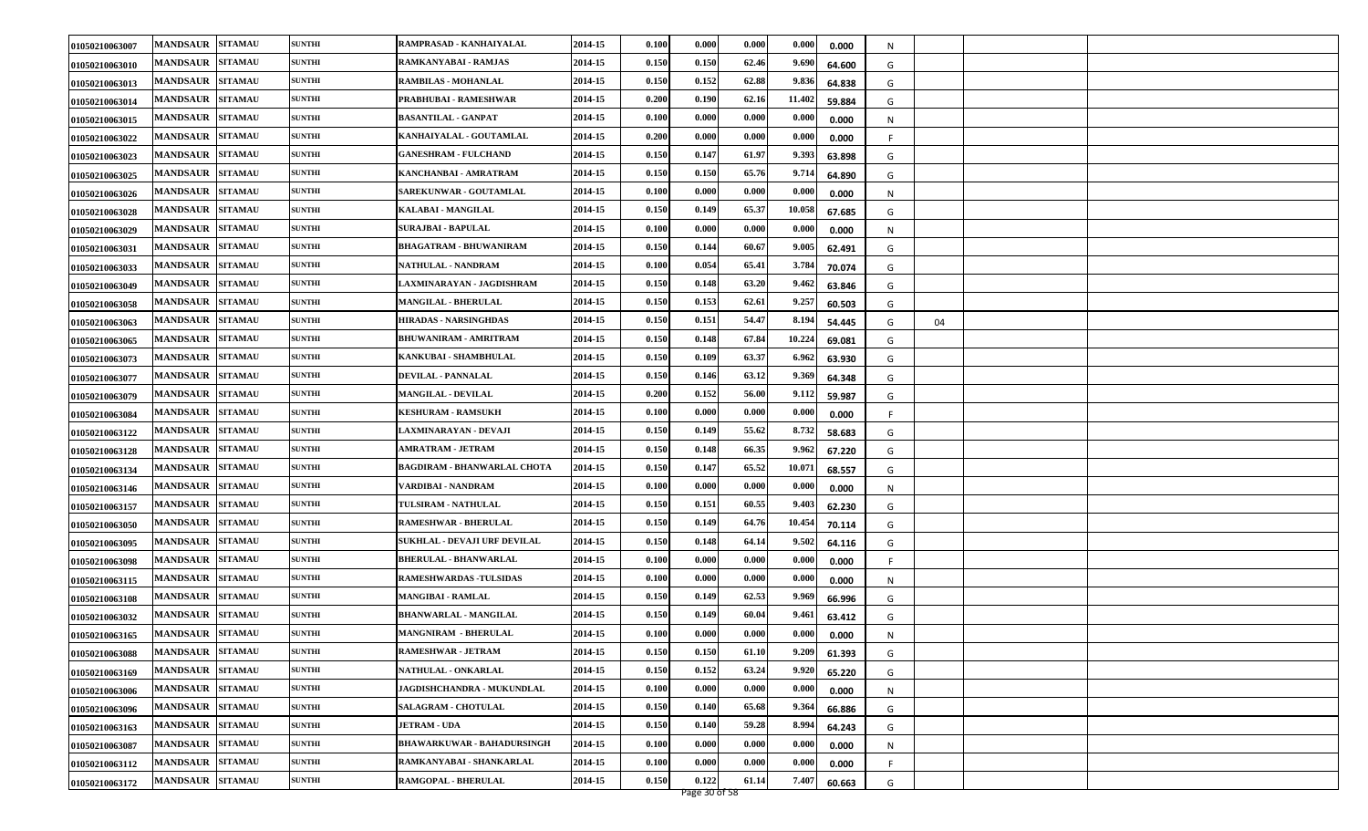| | | | | | | | | | | | | | | |
|---|---|---|---|---|---|---|---|---|---|---|---|---|---|---|
| 01050210063007 | MANDSAUR | SITAMAU | SUNTHI | RAMPRASAD - KANHAIYALAL | 2014-15 | 0.100 | 0.000 | 0.000 | 0.000 | 0.000 | N | | | |
| 01050210063010 | MANDSAUR | SITAMAU | SUNTHI | RAMKANYABAI - RAMJAS | 2014-15 | 0.150 | 0.150 | 62.46 | 9.690 | 64.600 | G | | | |
| 01050210063013 | MANDSAUR | SITAMAU | SUNTHI | RAMBILAS - MOHANLAL | 2014-15 | 0.150 | 0.152 | 62.88 | 9.836 | 64.838 | G | | | |
| 01050210063014 | MANDSAUR | SITAMAU | SUNTHI | PRABHUBAI - RAMESHWAR | 2014-15 | 0.200 | 0.190 | 62.16 | 11.402 | 59.884 | G | | | |
| 01050210063015 | MANDSAUR | SITAMAU | SUNTHI | BASANTILAL - GANPAT | 2014-15 | 0.100 | 0.000 | 0.000 | 0.000 | 0.000 | N | | | |
| 01050210063022 | MANDSAUR | SITAMAU | SUNTHI | KANHAIYALAL - GOUTAMLAL | 2014-15 | 0.200 | 0.000 | 0.000 | 0.000 | 0.000 | F | | | |
| 01050210063023 | MANDSAUR | SITAMAU | SUNTHI | GANESHRAM - FULCHAND | 2014-15 | 0.150 | 0.147 | 61.97 | 9.393 | 63.898 | G | | | |
| 01050210063025 | MANDSAUR | SITAMAU | SUNTHI | KANCHANBAI - AMRATRAM | 2014-15 | 0.150 | 0.150 | 65.76 | 9.714 | 64.890 | G | | | |
| 01050210063026 | MANDSAUR | SITAMAU | SUNTHI | SAREKUNWAR - GOUTAMLAL | 2014-15 | 0.100 | 0.000 | 0.000 | 0.000 | 0.000 | N | | | |
| 01050210063028 | MANDSAUR | SITAMAU | SUNTHI | KALABAI - MANGILAL | 2014-15 | 0.150 | 0.149 | 65.37 | 10.058 | 67.685 | G | | | |
| 01050210063029 | MANDSAUR | SITAMAU | SUNTHI | SURAJBAI - BAPULAL | 2014-15 | 0.100 | 0.000 | 0.000 | 0.000 | 0.000 | N | | | |
| 01050210063031 | MANDSAUR | SITAMAU | SUNTHI | BHAGATRAM - BHUWANIRAM | 2014-15 | 0.150 | 0.144 | 60.67 | 9.005 | 62.491 | G | | | |
| 01050210063033 | MANDSAUR | SITAMAU | SUNTHI | NATHULAL - NANDRAM | 2014-15 | 0.100 | 0.054 | 65.41 | 3.784 | 70.074 | G | | | |
| 01050210063049 | MANDSAUR | SITAMAU | SUNTHI | LAXMINARAYAN - JAGDISHRAM | 2014-15 | 0.150 | 0.148 | 63.20 | 9.462 | 63.846 | G | | | |
| 01050210063058 | MANDSAUR | SITAMAU | SUNTHI | MANGILAL - BHERULAL | 2014-15 | 0.150 | 0.153 | 62.61 | 9.257 | 60.503 | G | | | |
| 01050210063063 | MANDSAUR | SITAMAU | SUNTHI | HIRADAS - NARSINGHDAS | 2014-15 | 0.150 | 0.151 | 54.47 | 8.194 | 54.445 | G | 04 | | |
| 01050210063065 | MANDSAUR | SITAMAU | SUNTHI | BHUWANIRAM - AMRITRAM | 2014-15 | 0.150 | 0.148 | 67.84 | 10.224 | 69.081 | G | | | |
| 01050210063073 | MANDSAUR | SITAMAU | SUNTHI | KANKUBAI - SHAMBHULAL | 2014-15 | 0.150 | 0.109 | 63.37 | 6.962 | 63.930 | G | | | |
| 01050210063077 | MANDSAUR | SITAMAU | SUNTHI | DEVILAL - PANNALAL | 2014-15 | 0.150 | 0.146 | 63.12 | 9.369 | 64.348 | G | | | |
| 01050210063079 | MANDSAUR | SITAMAU | SUNTHI | MANGILAL - DEVILAL | 2014-15 | 0.200 | 0.152 | 56.00 | 9.112 | 59.987 | G | | | |
| 01050210063084 | MANDSAUR | SITAMAU | SUNTHI | KESHURAM - RAMSUKH | 2014-15 | 0.100 | 0.000 | 0.000 | 0.000 | 0.000 | F | | | |
| 01050210063122 | MANDSAUR | SITAMAU | SUNTHI | LAXMINARAYAN - DEVAJI | 2014-15 | 0.150 | 0.149 | 55.62 | 8.732 | 58.683 | G | | | |
| 01050210063128 | MANDSAUR | SITAMAU | SUNTHI | AMRATRAM - JETRAM | 2014-15 | 0.150 | 0.148 | 66.35 | 9.962 | 67.220 | G | | | |
| 01050210063134 | MANDSAUR | SITAMAU | SUNTHI | BAGDIRAM - BHANWARLAL CHOTA | 2014-15 | 0.150 | 0.147 | 65.52 | 10.071 | 68.557 | G | | | |
| 01050210063146 | MANDSAUR | SITAMAU | SUNTHI | VARDIBAI - NANDRAM | 2014-15 | 0.100 | 0.000 | 0.000 | 0.000 | 0.000 | N | | | |
| 01050210063157 | MANDSAUR | SITAMAU | SUNTHI | TULSIRAM - NATHULAL | 2014-15 | 0.150 | 0.151 | 60.55 | 9.403 | 62.230 | G | | | |
| 01050210063050 | MANDSAUR | SITAMAU | SUNTHI | RAMESHWAR - BHERULAL | 2014-15 | 0.150 | 0.149 | 64.76 | 10.454 | 70.114 | G | | | |
| 01050210063095 | MANDSAUR | SITAMAU | SUNTHI | SUKHLAL - DEVAJI URF DEVILAL | 2014-15 | 0.150 | 0.148 | 64.14 | 9.502 | 64.116 | G | | | |
| 01050210063098 | MANDSAUR | SITAMAU | SUNTHI | BHERULAL - BHANWARLAL | 2014-15 | 0.100 | 0.000 | 0.000 | 0.000 | 0.000 | F | | | |
| 01050210063115 | MANDSAUR | SITAMAU | SUNTHI | RAMESHWARDAS -TULSIDAS | 2014-15 | 0.100 | 0.000 | 0.000 | 0.000 | 0.000 | N | | | |
| 01050210063108 | MANDSAUR | SITAMAU | SUNTHI | MANGIBAI - RAMLAL | 2014-15 | 0.150 | 0.149 | 62.53 | 9.969 | 66.996 | G | | | |
| 01050210063032 | MANDSAUR | SITAMAU | SUNTHI | BHANWARLAL - MANGILAL | 2014-15 | 0.150 | 0.149 | 60.04 | 9.461 | 63.412 | G | | | |
| 01050210063165 | MANDSAUR | SITAMAU | SUNTHI | MANGNIRAM - BHERULAL | 2014-15 | 0.100 | 0.000 | 0.000 | 0.000 | 0.000 | N | | | |
| 01050210063088 | MANDSAUR | SITAMAU | SUNTHI | RAMESHWAR - JETRAM | 2014-15 | 0.150 | 0.150 | 61.10 | 9.209 | 61.393 | G | | | |
| 01050210063169 | MANDSAUR | SITAMAU | SUNTHI | NATHULAL - ONKARLAL | 2014-15 | 0.150 | 0.152 | 63.24 | 9.920 | 65.220 | G | | | |
| 01050210063006 | MANDSAUR | SITAMAU | SUNTHI | JAGDISHCHANDRA - MUKUNDLAL | 2014-15 | 0.100 | 0.000 | 0.000 | 0.000 | 0.000 | N | | | |
| 01050210063096 | MANDSAUR | SITAMAU | SUNTHI | SALAGRAM - CHOTULAL | 2014-15 | 0.150 | 0.140 | 65.68 | 9.364 | 66.886 | G | | | |
| 01050210063163 | MANDSAUR | SITAMAU | SUNTHI | JETRAM - UDA | 2014-15 | 0.150 | 0.140 | 59.28 | 8.994 | 64.243 | G | | | |
| 01050210063087 | MANDSAUR | SITAMAU | SUNTHI | BHAWARKUWAR - BAHADURSINGH | 2014-15 | 0.100 | 0.000 | 0.000 | 0.000 | 0.000 | N | | | |
| 01050210063112 | MANDSAUR | SITAMAU | SUNTHI | RAMKANYABAI - SHANKARLAL | 2014-15 | 0.100 | 0.000 | 0.000 | 0.000 | 0.000 | F | | | |
| 01050210063172 | MANDSAUR | SITAMAU | SUNTHI | RAMGOPAL - BHERULAL | 2014-15 | 0.150 | 0.122 | 61.14 | 7.407 | 60.663 | G | | | |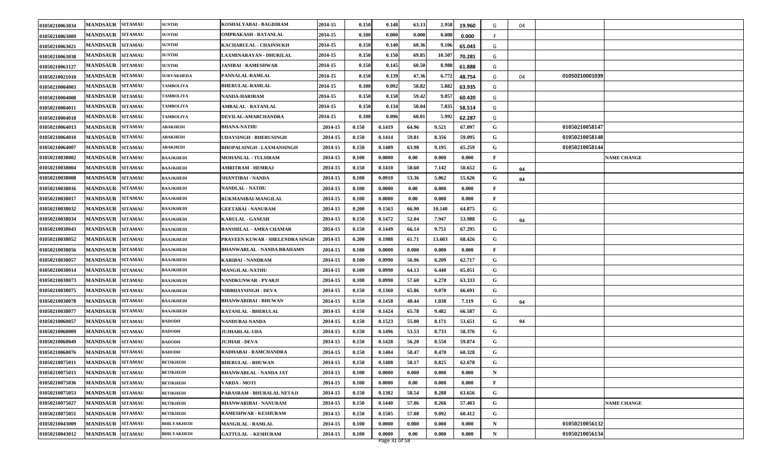| | | | | | | | | | | | | | | | |
|---|---|---|---|---|---|---|---|---|---|---|---|---|---|---|---|
| 01050210063034 | MANDSAUR | SITAMAU | SUNTHI | KOSHALYABAI - BAGDIRAM | 2014-15 | 0.150 | 0.148 | 63.13 | 2.958 | 19.960 | G | 04 | | | |
| 01050210063089 | MANDSAUR | SITAMAU | SUNTHI | OMPRAKASH - RATANLAL | 2014-15 | 0.100 | 0.000 | 0.000 | 0.000 | 0.000 | F | | | | |
| 01050210063021 | MANDSAUR | SITAMAU | SUNTHI | KACHARULAL - CHAINSUKH | 2014-15 | 0.150 | 0.140 | 60.36 | 9.106 | 65.043 | G | | | | |
| 01050210063038 | MANDSAUR | SITAMAU | SUNTHI | LAXMINARAYAN - DHURILAL | 2014-15 | 0.150 | 0.150 | 69.85 | 10.507 | 70.281 | G | | | | |
| 01050210063127 | MANDSAUR | SITAMAU | SUNTHI | JANIBAI - RAMESHWAR | 2014-15 | 0.150 | 0.145 | 60.50 | 8.980 | 61.888 | G | | | | |
| 01050210021010 | MANDSAUR | SITAMAU | SURYAKHEDA | PANNALAL-RAMLAL | 2014-15 | 0.150 | 0.139 | 47.36 | 6.772 | 48.754 | G | 04 | 01050210001039 | | |
| 01050210004003 | MANDSAUR | SITAMAU | TAMBOLIYA | BHERULAL-RAMLAL | 2014-15 | 0.100 | 0.092 | 58.82 | 5.882 | 63.935 | G | | | | |
| 01050210004008 | MANDSAUR | SITAMAU | TAMBOLIYA | NANDA-HARIRAM | 2014-15 | 0.150 | 0.150 | 59.42 | 9.057 | 60.420 | G | | | | |
| 01050210004011 | MANDSAUR | SITAMAU | TAMBOLIYA | AMBALAL - RATANLAL | 2014-15 | 0.150 | 0.134 | 58.04 | 7.835 | 58.514 | G | | | | |
| 01050210004018 | MANDSAUR | SITAMAU | TAMBOLIYA | DEVILAL-AMARCHANDRA | 2014-15 | 0.100 | 0.096 | 60.01 | 5.992 | 62.287 | G | | | | |
| 01050210064013 | MANDSAUR | SITAMAU | ABAKHEDI | BHANA-NATHU | 2014-15 | 0.150 | 0.1419 | 64.96 | 9.521 | 67.097 | G | | 01050210058147 | | |
| 01050210064010 | MANDSAUR | SITAMAU | ABAKHEDI | UDAYSINGH - BHERUSINGH | 2014-15 | 0.150 | 0.1414 | 59.81 | 8.356 | 59.095 | G | | 01050210058148 | | |
| 01050210064007 | MANDSAUR | SITAMAU | ABAKHEDI | BHOPALSINGH - LAXMANSINGH | 2014-15 | 0.150 | 0.1409 | 63.98 | 9.195 | 65.259 | G | | 01050210058144 | | |
| 01050210038002 | MANDSAUR | SITAMAU | BAAJKHEDI | MOHANLAL - TULSIRAM | 2014-15 | 0.100 | 0.0000 | 0.00 | 0.000 | 0.000 | F | | | | NAME CHANGE |
| 01050210038004 | MANDSAUR | SITAMAU | BAAJKHEDI | AMRITRAM - HEMRAJ | 2014-15 | 0.150 | 0.1410 | 50.60 | 7.142 | 50.652 | G | 04 | | | |
| 01050210038008 | MANDSAUR | SITAMAU | BAAJKHEDI | SHANTIBAI - NANDA | 2014-15 | 0.100 | 0.0910 | 53.36 | 5.062 | 55.626 | G | 04 | | | |
| 01050210038016 | MANDSAUR | SITAMAU | BAAJKHEDI | NANDLAL - NATHU | 2014-15 | 0.100 | 0.0000 | 0.00 | 0.000 | 0.000 | F | | | | |
| 01050210038017 | MANDSAUR | SITAMAU | BAAJKHEDI | RUKMANIBAI-MANGILAL | 2014-15 | 0.100 | 0.0000 | 0.00 | 0.000 | 0.000 | F | | | | |
| 01050210038032 | MANDSAUR | SITAMAU | BAAJKHEDI | GEETABAI - NANURAM | 2014-15 | 0.200 | 0.1563 | 66.90 | 10.140 | 64.875 | G | | | | |
| 01050210038034 | MANDSAUR | SITAMAU | BAAJKHEDI | KARULAL - GANESH | 2014-15 | 0.150 | 0.1472 | 52.04 | 7.947 | 53.988 | G | 04 | | | |
| 01050210038043 | MANDSAUR | SITAMAU | BAAJKHEDI | BANSHILAL - AMRA CHAMAR | 2014-15 | 0.150 | 0.1449 | 66.14 | 9.751 | 67.295 | G | | | | |
| 01050210038052 | MANDSAUR | SITAMAU | BAAJKHEDI | PRAVEEN KUWAR - SHELENDRA SINGH | 2014-15 | 0.200 | 0.1988 | 61.71 | 13.603 | 68.426 | G | | | | |
| 01050210038056 | MANDSAUR | SITAMAU | BAAJKHEDI | BHANWARLAL - NANDA BRAHAMN | 2014-15 | 0.100 | 0.0000 | 0.000 | 0.000 | 0.000 | F | | | | |
| 01050210038057 | MANDSAUR | SITAMAU | BAAJKHEDI | KARIBAI - NANDRAM | 2014-15 | 0.100 | 0.0990 | 56.96 | 6.209 | 62.717 | G | | | | |
| 01050210038014 | MANDSAUR | SITAMAU | BAAJKHEDI | MANGILAL-NATHU | 2014-15 | 0.100 | 0.0990 | 64.13 | 6.440 | 65.051 | G | | | | |
| 01050210038073 | MANDSAUR | SITAMAU | BAAJKHEDI | NANDKUNWAR - PYARJI | 2014-15 | 0.100 | 0.0990 | 57.60 | 6.270 | 63.333 | G | | | | |
| 01050210038075 | MANDSAUR | SITAMAU | BAAJKHEDI | NIRBHAYSINGH - DEVA | 2014-15 | 0.150 | 0.1360 | 65.86 | 9.070 | 66.691 | G | | | | |
| 01050210038078 | MANDSAUR | SITAMAU | BAAJKHEDI | BHANWARIBAI - BHUWAN | 2014-15 | 0.150 | 0.1458 | 48.44 | 1.038 | 7.119 | G | 04 | | | |
| 01050210038077 | MANDSAUR | SITAMAU | BAAJKHEDI | RATANLAL - BHERULAL | 2014-15 | 0.150 | 0.1424 | 65.78 | 9.482 | 66.587 | G | | | | |
| 01050210060057 | MANDSAUR | SITAMAU | BADODH | NANDUBAI-NANDA | 2014-15 | 0.150 | 0.1523 | 55.00 | 8.171 | 53.651 | G | 04 | | | |
| 01050210060009 | MANDSAUR | SITAMAU | BADODH | JUJHARLAL-UDA | 2014-15 | 0.150 | 0.1496 | 53.53 | 8.733 | 58.376 | G | | | | |
| 01050210060049 | MANDSAUR | SITAMAU | BADODH | JUJHAR - DEVA | 2014-15 | 0.150 | 0.1428 | 56.20 | 8.550 | 59.874 | G | | | | |
| 01050210060076 | MANDSAUR | SITAMAU | BADODH | RADHABAI - RAMCHANDRA | 2014-15 | 0.150 | 0.1404 | 58.47 | 8.470 | 60.328 | G | | | | |
| 01050210075011 | MANDSAUR | SITAMAU | BETIKHEDI | BHERULAL - BHUWAN | 2014-15 | 0.150 | 0.1408 | 58.17 | 8.825 | 62.678 | G | | | | |
| 01050210075015 | MANDSAUR | SITAMAU | BETIKHEDI | BHANWARLAL - NANDA JAT | 2014-15 | 0.100 | 0.0000 | 0.000 | 0.000 | 0.000 | N | | | | |
| 01050210075036 | MANDSAUR | SITAMAU | BETIKHEDI | VARDA - MOTI | 2014-15 | 0.100 | 0.0000 | 0.00 | 0.000 | 0.000 | F | | | | |
| 01050210075053 | MANDSAUR | SITAMAU | BETIKHEDI | PARASRAM - BHURALAL NETAJI | 2014-15 | 0.150 | 0.1302 | 58.54 | 8.288 | 63.656 | G | | | | |
| 01050210075027 | MANDSAUR | SITAMAU | BETIKHEDI | BHANWARIBAI - NANURAM | 2014-15 | 0.150 | 0.1440 | 57.06 | 8.266 | 57.403 | G | | | | NAME CHANGE |
| 01050210075051 | MANDSAUR | SITAMAU | BETIKHEDI | RAMESHWAR - KESHURAM | 2014-15 | 0.150 | 0.1505 | 57.08 | 9.092 | 60.412 | G | | | | |
| 01050210043009 | MANDSAUR | SITAMAU | BHILYAKHEDI | MANGILAL - RAMLAL | 2014-15 | 0.100 | 0.0000 | 0.000 | 0.000 | 0.000 | N | | 01050210056132 | | |
| 01050210043012 | MANDSAUR | SITAMAU | BHILYAKHEDI | GATTULAL - KESHURAM | 2014-15 | 0.100 | 0.0000 | 0.00 | 0.000 | 0.000 | N | | 01050210056134 | | |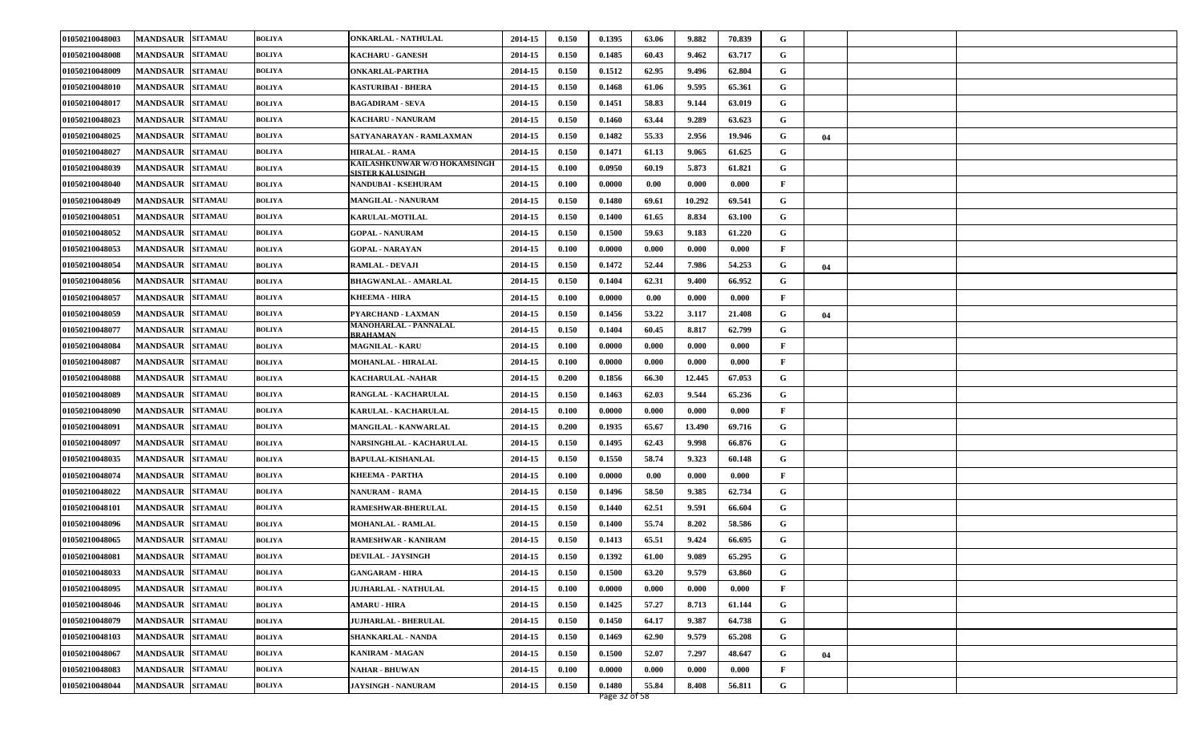| | | | | | | | | | | | | | | | |
|---|---|---|---|---|---|---|---|---|---|---|---|---|---|---|---|
| 01050210048003 | MANDSAUR | SITAMAU | BOLIYA | ONKARLAL - NATHULAL | 2014-15 | 0.150 | 0.1395 | 63.06 | 9.882 | 70.839 | G | | | | |
| 01050210048008 | MANDSAUR | SITAMAU | BOLIYA | KACHARU - GANESH | 2014-15 | 0.150 | 0.1485 | 60.43 | 9.462 | 63.717 | G | | | | |
| 01050210048009 | MANDSAUR | SITAMAU | BOLIYA | ONKARLAL-PARTHA | 2014-15 | 0.150 | 0.1512 | 62.95 | 9.496 | 62.804 | G | | | | |
| 01050210048010 | MANDSAUR | SITAMAU | BOLIYA | KASTURIBAI - BHERA | 2014-15 | 0.150 | 0.1468 | 61.06 | 9.595 | 65.361 | G | | | | |
| 01050210048017 | MANDSAUR | SITAMAU | BOLIYA | BAGADIRAM - SEVA | 2014-15 | 0.150 | 0.1451 | 58.83 | 9.144 | 63.019 | G | | | | |
| 01050210048023 | MANDSAUR | SITAMAU | BOLIYA | KACHARU - NANURAM | 2014-15 | 0.150 | 0.1460 | 63.44 | 9.289 | 63.623 | G | | | | |
| 01050210048025 | MANDSAUR | SITAMAU | BOLIYA | SATYANARAYAN - RAMLAXMAN | 2014-15 | 0.150 | 0.1482 | 55.33 | 2.956 | 19.946 | G | 04 | | | |
| 01050210048027 | MANDSAUR | SITAMAU | BOLIYA | HIRALAL - RAMA | 2014-15 | 0.150 | 0.1471 | 61.13 | 9.065 | 61.625 | G | | | | |
| 01050210048039 | MANDSAUR | SITAMAU | BOLIYA | KAILASHKUNWAR W/O HOKAMSINGH SISTER KALUSINGH | 2014-15 | 0.100 | 0.0950 | 60.19 | 5.873 | 61.821 | G | | | | |
| 01050210048040 | MANDSAUR | SITAMAU | BOLIYA | NANDUBAI - KSEHURAM | 2014-15 | 0.100 | 0.0000 | 0.00 | 0.000 | 0.000 | F | | | | |
| 01050210048049 | MANDSAUR | SITAMAU | BOLIYA | MANGILAL - NANURAM | 2014-15 | 0.150 | 0.1480 | 69.61 | 10.292 | 69.541 | G | | | | |
| 01050210048051 | MANDSAUR | SITAMAU | BOLIYA | KARULAL-MOTILAL | 2014-15 | 0.150 | 0.1400 | 61.65 | 8.834 | 63.100 | G | | | | |
| 01050210048052 | MANDSAUR | SITAMAU | BOLIYA | GOPAL - NANURAM | 2014-15 | 0.150 | 0.1500 | 59.63 | 9.183 | 61.220 | G | | | | |
| 01050210048053 | MANDSAUR | SITAMAU | BOLIYA | GOPAL - NARAYAN | 2014-15 | 0.100 | 0.0000 | 0.000 | 0.000 | 0.000 | F | | | | |
| 01050210048054 | MANDSAUR | SITAMAU | BOLIYA | RAMLAL - DEVAJI | 2014-15 | 0.150 | 0.1472 | 52.44 | 7.986 | 54.253 | G | 04 | | | |
| 01050210048056 | MANDSAUR | SITAMAU | BOLIYA | BHAGWANLAL - AMARLAL | 2014-15 | 0.150 | 0.1404 | 62.31 | 9.400 | 66.952 | G | | | | |
| 01050210048057 | MANDSAUR | SITAMAU | BOLIYA | KHEEMA - HIRA | 2014-15 | 0.100 | 0.0000 | 0.00 | 0.000 | 0.000 | F | | | | |
| 01050210048059 | MANDSAUR | SITAMAU | BOLIYA | PYARCHAND - LAXMAN | 2014-15 | 0.150 | 0.1456 | 53.22 | 3.117 | 21.408 | G | 04 | | | |
| 01050210048077 | MANDSAUR | SITAMAU | BOLIYA | MANOHARLAL - PANNALAL BRAHAMAN | 2014-15 | 0.150 | 0.1404 | 60.45 | 8.817 | 62.799 | G | | | | |
| 01050210048084 | MANDSAUR | SITAMAU | BOLIYA | MAGNILAL - KARU | 2014-15 | 0.100 | 0.0000 | 0.000 | 0.000 | 0.000 | F | | | | |
| 01050210048087 | MANDSAUR | SITAMAU | BOLIYA | MOHANLAL - HIRALAL | 2014-15 | 0.100 | 0.0000 | 0.000 | 0.000 | 0.000 | F | | | | |
| 01050210048088 | MANDSAUR | SITAMAU | BOLIYA | KACHARULAL -NAHAR | 2014-15 | 0.200 | 0.1856 | 66.30 | 12.445 | 67.053 | G | | | | |
| 01050210048089 | MANDSAUR | SITAMAU | BOLIYA | RANGLAL - KACHARULAL | 2014-15 | 0.150 | 0.1463 | 62.03 | 9.544 | 65.236 | G | | | | |
| 01050210048090 | MANDSAUR | SITAMAU | BOLIYA | KARULAL - KACHARULAL | 2014-15 | 0.100 | 0.0000 | 0.000 | 0.000 | 0.000 | F | | | | |
| 01050210048091 | MANDSAUR | SITAMAU | BOLIYA | MANGILAL - KANWARLAL | 2014-15 | 0.200 | 0.1935 | 65.67 | 13.490 | 69.716 | G | | | | |
| 01050210048097 | MANDSAUR | SITAMAU | BOLIYA | NARSINGHLAL - KACHARULAL | 2014-15 | 0.150 | 0.1495 | 62.43 | 9.998 | 66.876 | G | | | | |
| 01050210048035 | MANDSAUR | SITAMAU | BOLIYA | BAPULAL-KISHANLAL | 2014-15 | 0.150 | 0.1550 | 58.74 | 9.323 | 60.148 | G | | | | |
| 01050210048074 | MANDSAUR | SITAMAU | BOLIYA | KHEEMA - PARTHA | 2014-15 | 0.100 | 0.0000 | 0.00 | 0.000 | 0.000 | F | | | | |
| 01050210048022 | MANDSAUR | SITAMAU | BOLIYA | NANURAM - RAMA | 2014-15 | 0.150 | 0.1496 | 58.50 | 9.385 | 62.734 | G | | | | |
| 01050210048101 | MANDSAUR | SITAMAU | BOLIYA | RAMESHWAR-BHERULAL | 2014-15 | 0.150 | 0.1440 | 62.51 | 9.591 | 66.604 | G | | | | |
| 01050210048096 | MANDSAUR | SITAMAU | BOLIYA | MOHANLAL - RAMLAL | 2014-15 | 0.150 | 0.1400 | 55.74 | 8.202 | 58.586 | G | | | | |
| 01050210048065 | MANDSAUR | SITAMAU | BOLIYA | RAMESHWAR - KANIRAM | 2014-15 | 0.150 | 0.1413 | 65.51 | 9.424 | 66.695 | G | | | | |
| 01050210048081 | MANDSAUR | SITAMAU | BOLIYA | DEVILAL - JAYSINGH | 2014-15 | 0.150 | 0.1392 | 61.00 | 9.089 | 65.295 | G | | | | |
| 01050210048033 | MANDSAUR | SITAMAU | BOLIYA | GANGARAM - HIRA | 2014-15 | 0.150 | 0.1500 | 63.20 | 9.579 | 63.860 | G | | | | |
| 01050210048095 | MANDSAUR | SITAMAU | BOLIYA | JUJHARLAL - NATHULAL | 2014-15 | 0.100 | 0.0000 | 0.000 | 0.000 | 0.000 | F | | | | |
| 01050210048046 | MANDSAUR | SITAMAU | BOLIYA | AMARU - HIRA | 2014-15 | 0.150 | 0.1425 | 57.27 | 8.713 | 61.144 | G | | | | |
| 01050210048079 | MANDSAUR | SITAMAU | BOLIYA | JUJHARLAL - BHERULAL | 2014-15 | 0.150 | 0.1450 | 64.17 | 9.387 | 64.738 | G | | | | |
| 01050210048103 | MANDSAUR | SITAMAU | BOLIYA | SHANKARLAL - NANDA | 2014-15 | 0.150 | 0.1469 | 62.90 | 9.579 | 65.208 | G | | | | |
| 01050210048067 | MANDSAUR | SITAMAU | BOLIYA | KANIRAM - MAGAN | 2014-15 | 0.150 | 0.1500 | 52.07 | 7.297 | 48.647 | G | 04 | | | |
| 01050210048083 | MANDSAUR | SITAMAU | BOLIYA | NAHAR - BHUWAN | 2014-15 | 0.100 | 0.0000 | 0.000 | 0.000 | 0.000 | F | | | | |
| 01050210048044 | MANDSAUR | SITAMAU | BOLIYA | JAYSINGH - NANURAM | 2014-15 | 0.150 | 0.1480 | 55.84 | 8.408 | 56.811 | G | | | | |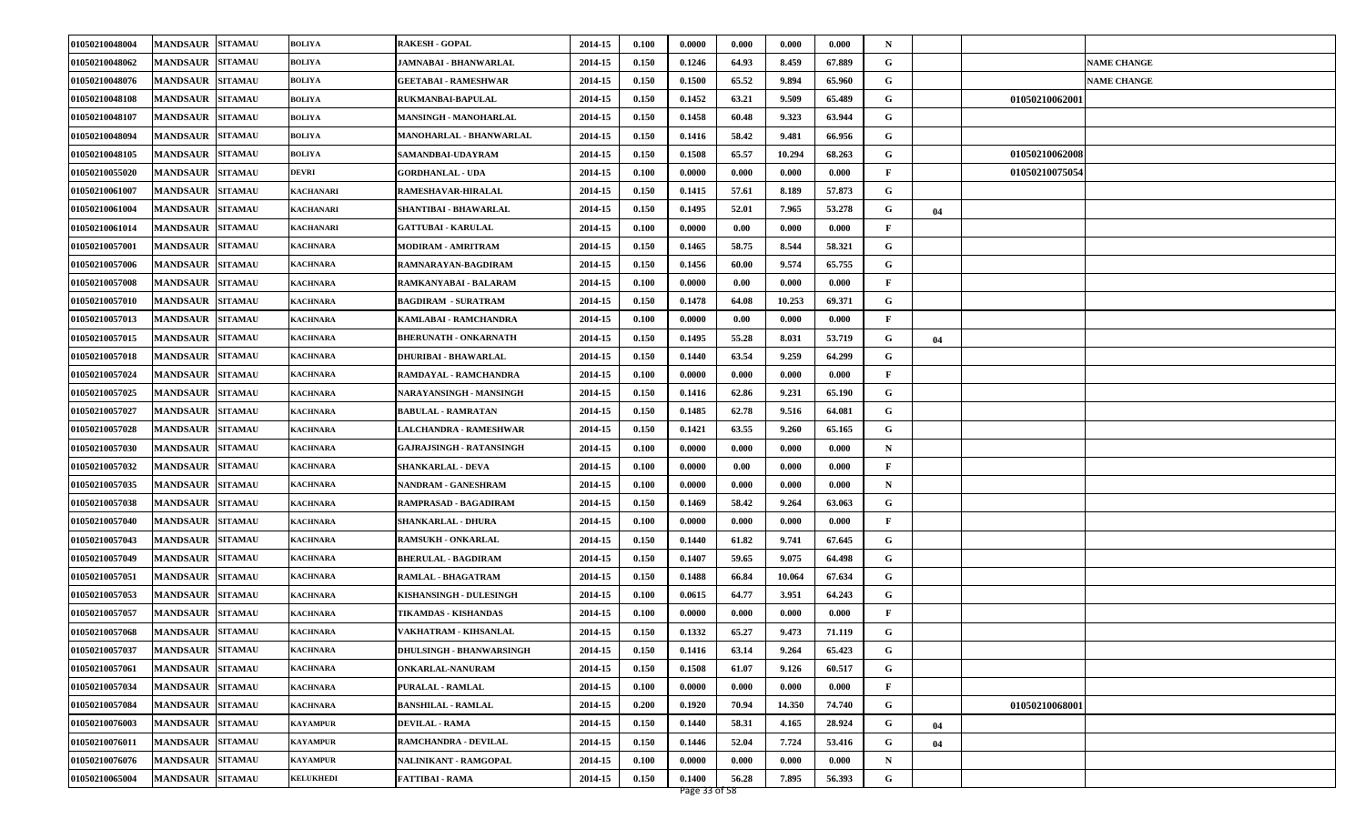| | | | | | | | | | | | | | | | |
|---|---|---|---|---|---|---|---|---|---|---|---|---|---|---|---|
| 01050210048004 | MANDSAUR | SITAMAU | BOLIYA | RAKESH - GOPAL | 2014-15 | 0.100 | 0.0000 | 0.000 | 0.000 | 0.000 | N | | | |
| 01050210048062 | MANDSAUR | SITAMAU | BOLIYA | JAMNABAI - BHANWARLAL | 2014-15 | 0.150 | 0.1246 | 64.93 | 8.459 | 67.889 | G | | | NAME CHANGE |
| 01050210048076 | MANDSAUR | SITAMAU | BOLIYA | GEETABAI - RAMESHWAR | 2014-15 | 0.150 | 0.1500 | 65.52 | 9.894 | 65.960 | G | | | NAME CHANGE |
| 01050210048108 | MANDSAUR | SITAMAU | BOLIYA | RUKMANBAI-BAPULAL | 2014-15 | 0.150 | 0.1452 | 63.21 | 9.509 | 65.489 | G | | 01050210062001 | |
| 01050210048107 | MANDSAUR | SITAMAU | BOLIYA | MANSINGH - MANOHARLAL | 2014-15 | 0.150 | 0.1458 | 60.48 | 9.323 | 63.944 | G | | | |
| 01050210048094 | MANDSAUR | SITAMAU | BOLIYA | MANOHARLAL - BHANWARLAL | 2014-15 | 0.150 | 0.1416 | 58.42 | 9.481 | 66.956 | G | | | |
| 01050210048105 | MANDSAUR | SITAMAU | BOLIYA | SAMANDBAI-UDAYRAM | 2014-15 | 0.150 | 0.1508 | 65.57 | 10.294 | 68.263 | G | | 01050210062008 | |
| 01050210055020 | MANDSAUR | SITAMAU | DEVRI | GORDHANLAL - UDA | 2014-15 | 0.100 | 0.0000 | 0.000 | 0.000 | 0.000 | F | | 01050210075054 | |
| 01050210061007 | MANDSAUR | SITAMAU | KACHANARI | RAMESHAVAR-HIRALAL | 2014-15 | 0.150 | 0.1415 | 57.61 | 8.189 | 57.873 | G | | | |
| 01050210061004 | MANDSAUR | SITAMAU | KACHANARI | SHANTIBAI - BHAWARLAL | 2014-15 | 0.150 | 0.1495 | 52.01 | 7.965 | 53.278 | G | 04 | | |
| 01050210061014 | MANDSAUR | SITAMAU | KACHANARI | GATTUBAI - KARULAL | 2014-15 | 0.100 | 0.0000 | 0.00 | 0.000 | 0.000 | F | | | |
| 01050210057001 | MANDSAUR | SITAMAU | KACHNARA | MODIRAM - AMRITRAM | 2014-15 | 0.150 | 0.1465 | 58.75 | 8.544 | 58.321 | G | | | |
| 01050210057006 | MANDSAUR | SITAMAU | KACHNARA | RAMNARAYAN-BAGDIRAM | 2014-15 | 0.150 | 0.1456 | 60.00 | 9.574 | 65.755 | G | | | |
| 01050210057008 | MANDSAUR | SITAMAU | KACHNARA | RAMKANYABAI - BALARAM | 2014-15 | 0.100 | 0.0000 | 0.00 | 0.000 | 0.000 | F | | | |
| 01050210057010 | MANDSAUR | SITAMAU | KACHNARA | BAGDIRAM - SURATRAM | 2014-15 | 0.150 | 0.1478 | 64.08 | 10.253 | 69.371 | G | | | |
| 01050210057013 | MANDSAUR | SITAMAU | KACHNARA | KAMLABAI - RAMCHANDRA | 2014-15 | 0.100 | 0.0000 | 0.00 | 0.000 | 0.000 | F | | | |
| 01050210057015 | MANDSAUR | SITAMAU | KACHNARA | BHERUNATH - ONKARNATH | 2014-15 | 0.150 | 0.1495 | 55.28 | 8.031 | 53.719 | G | 04 | | |
| 01050210057018 | MANDSAUR | SITAMAU | KACHNARA | DHURIBAI - BHAWARLAL | 2014-15 | 0.150 | 0.1440 | 63.54 | 9.259 | 64.299 | G | | | |
| 01050210057024 | MANDSAUR | SITAMAU | KACHNARA | RAMDAYAL - RAMCHANDRA | 2014-15 | 0.100 | 0.0000 | 0.000 | 0.000 | 0.000 | F | | | |
| 01050210057025 | MANDSAUR | SITAMAU | KACHNARA | NARAYANSINGH - MANSINGH | 2014-15 | 0.150 | 0.1416 | 62.86 | 9.231 | 65.190 | G | | | |
| 01050210057027 | MANDSAUR | SITAMAU | KACHNARA | BABULAL - RAMRATAN | 2014-15 | 0.150 | 0.1485 | 62.78 | 9.516 | 64.081 | G | | | |
| 01050210057028 | MANDSAUR | SITAMAU | KACHNARA | LALCHANDRA - RAMESHWAR | 2014-15 | 0.150 | 0.1421 | 63.55 | 9.260 | 65.165 | G | | | |
| 01050210057030 | MANDSAUR | SITAMAU | KACHNARA | GAJRAJSINGH - RATANSINGH | 2014-15 | 0.100 | 0.0000 | 0.000 | 0.000 | 0.000 | N | | | |
| 01050210057032 | MANDSAUR | SITAMAU | KACHNARA | SHANKARLAL - DEVA | 2014-15 | 0.100 | 0.0000 | 0.00 | 0.000 | 0.000 | F | | | |
| 01050210057035 | MANDSAUR | SITAMAU | KACHNARA | NANDRAM - GANESHRAM | 2014-15 | 0.100 | 0.0000 | 0.000 | 0.000 | 0.000 | N | | | |
| 01050210057038 | MANDSAUR | SITAMAU | KACHNARA | RAMPRASAD - BAGADIRAM | 2014-15 | 0.150 | 0.1469 | 58.42 | 9.264 | 63.063 | G | | | |
| 01050210057040 | MANDSAUR | SITAMAU | KACHNARA | SHANKARLAL - DHURA | 2014-15 | 0.100 | 0.0000 | 0.000 | 0.000 | 0.000 | F | | | |
| 01050210057043 | MANDSAUR | SITAMAU | KACHNARA | RAMSUKH - ONKARLAL | 2014-15 | 0.150 | 0.1440 | 61.82 | 9.741 | 67.645 | G | | | |
| 01050210057049 | MANDSAUR | SITAMAU | KACHNARA | BHERULAL - BAGDIRAM | 2014-15 | 0.150 | 0.1407 | 59.65 | 9.075 | 64.498 | G | | | |
| 01050210057051 | MANDSAUR | SITAMAU | KACHNARA | RAMLAL - BHAGATRAM | 2014-15 | 0.150 | 0.1488 | 66.84 | 10.064 | 67.634 | G | | | |
| 01050210057053 | MANDSAUR | SITAMAU | KACHNARA | KISHANSINGH - DULESINGH | 2014-15 | 0.100 | 0.0615 | 64.77 | 3.951 | 64.243 | G | | | |
| 01050210057057 | MANDSAUR | SITAMAU | KACHNARA | TIKAMDAS - KISHANDAS | 2014-15 | 0.100 | 0.0000 | 0.000 | 0.000 | 0.000 | F | | | |
| 01050210057068 | MANDSAUR | SITAMAU | KACHNARA | VAKHATRAM - KIHSANLAL | 2014-15 | 0.150 | 0.1332 | 65.27 | 9.473 | 71.119 | G | | | |
| 01050210057037 | MANDSAUR | SITAMAU | KACHNARA | DHULSINGH - BHANWARSINGH | 2014-15 | 0.150 | 0.1416 | 63.14 | 9.264 | 65.423 | G | | | |
| 01050210057061 | MANDSAUR | SITAMAU | KACHNARA | ONKARLAL-NANURAM | 2014-15 | 0.150 | 0.1508 | 61.07 | 9.126 | 60.517 | G | | | |
| 01050210057034 | MANDSAUR | SITAMAU | KACHNARA | PURALAL - RAMLAL | 2014-15 | 0.100 | 0.0000 | 0.000 | 0.000 | 0.000 | F | | | |
| 01050210057084 | MANDSAUR | SITAMAU | KACHNARA | BANSHILAL - RAMLAL | 2014-15 | 0.200 | 0.1920 | 70.94 | 14.350 | 74.740 | G | | 01050210068001 | |
| 01050210076003 | MANDSAUR | SITAMAU | KAYAMPUR | DEVILAL - RAMA | 2014-15 | 0.150 | 0.1440 | 58.31 | 4.165 | 28.924 | G | 04 | | |
| 01050210076011 | MANDSAUR | SITAMAU | KAYAMPUR | RAMCHANDRA - DEVILAL | 2014-15 | 0.150 | 0.1446 | 52.04 | 7.724 | 53.416 | G | 04 | | |
| 01050210076076 | MANDSAUR | SITAMAU | KAYAMPUR | NALINIKANT - RAMGOPAL | 2014-15 | 0.100 | 0.0000 | 0.000 | 0.000 | 0.000 | N | | | |
| 01050210065004 | MANDSAUR | SITAMAU | KELUKHEDI | FATTIBAI - RAMA | 2014-15 | 0.150 | 0.1400 | 56.28 | 7.895 | 56.393 | G | | | |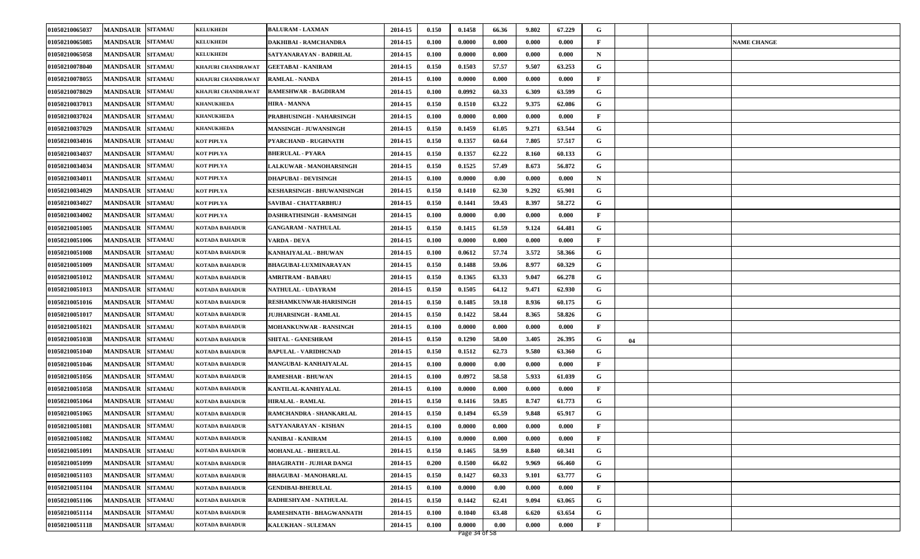| | | | | | | | | | | | | | | | |
|---|---|---|---|---|---|---|---|---|---|---|---|---|---|---|---|
| 01050210065037 | MANDSAUR | SITAMAU | KELUKHEDI | BALURAM - LAXMAN | 2014-15 | 0.150 | 0.1458 | 66.36 | 9.802 | 67.229 | G | | | |
| 01050210065085 | MANDSAUR | SITAMAU | KELUKHEDI | DAKHIBAI - RAMCHANDRA | 2014-15 | 0.100 | 0.0000 | 0.000 | 0.000 | 0.000 | F | | | NAME CHANGE |
| 01050210065058 | MANDSAUR | SITAMAU | KELUKHEDI | SATYANARAYAN - BADRILAL | 2014-15 | 0.100 | 0.0000 | 0.000 | 0.000 | 0.000 | N | | | |
| 01050210078040 | MANDSAUR | SITAMAU | KHAJURI CHANDRAWAT | GEETABAI - KANIRAM | 2014-15 | 0.150 | 0.1503 | 57.57 | 9.507 | 63.253 | G | | | |
| 01050210078055 | MANDSAUR | SITAMAU | KHAJURI CHANDRAWAT | RAMLAL - NANDA | 2014-15 | 0.100 | 0.0000 | 0.000 | 0.000 | 0.000 | F | | | |
| 01050210078029 | MANDSAUR | SITAMAU | KHAJURI CHANDRAWAT | RAMESHWAR - BAGDIRAM | 2014-15 | 0.100 | 0.0992 | 60.33 | 6.309 | 63.599 | G | | | |
| 01050210037013 | MANDSAUR | SITAMAU | KHANUKHEDA | HIRA - MANNA | 2014-15 | 0.150 | 0.1510 | 63.22 | 9.375 | 62.086 | G | | | |
| 01050210037024 | MANDSAUR | SITAMAU | KHANUKHEDA | PRABHUSINGH - NAHARSINGH | 2014-15 | 0.100 | 0.0000 | 0.000 | 0.000 | 0.000 | F | | | |
| 01050210037029 | MANDSAUR | SITAMAU | KHANUKHEDA | MANSINGH - JUWANSINGH | 2014-15 | 0.150 | 0.1459 | 61.05 | 9.271 | 63.544 | G | | | |
| 01050210034016 | MANDSAUR | SITAMAU | KOT PIPLYA | PYARCHAND - RUGHNATH | 2014-15 | 0.150 | 0.1357 | 60.64 | 7.805 | 57.517 | G | | | |
| 01050210034037 | MANDSAUR | SITAMAU | KOT PIPLYA | BHERULAL - PYARA | 2014-15 | 0.150 | 0.1357 | 62.22 | 8.160 | 60.133 | G | | | |
| 01050210034034 | MANDSAUR | SITAMAU | KOT PIPLYA | LALKUWAR - MANOHARSINGH | 2014-15 | 0.150 | 0.1525 | 57.49 | 8.673 | 56.872 | G | | | |
| 01050210034011 | MANDSAUR | SITAMAU | KOT PIPLYA | DHAPUBAI - DEVISINGH | 2014-15 | 0.100 | 0.0000 | 0.00 | 0.000 | 0.000 | N | | | |
| 01050210034029 | MANDSAUR | SITAMAU | KOT PIPLYA | KESHARSINGH - BHUWANISINGH | 2014-15 | 0.150 | 0.1410 | 62.30 | 9.292 | 65.901 | G | | | |
| 01050210034027 | MANDSAUR | SITAMAU | KOT PIPLYA | SAVIBAI - CHATTARBHUJ | 2014-15 | 0.150 | 0.1441 | 59.43 | 8.397 | 58.272 | G | | | |
| 01050210034002 | MANDSAUR | SITAMAU | KOT PIPLYA | DASHRATHSINGH - RAMSINGH | 2014-15 | 0.100 | 0.0000 | 0.00 | 0.000 | 0.000 | F | | | |
| 01050210051005 | MANDSAUR | SITAMAU | KOTADA BAHADUR | GANGARAM - NATHULAL | 2014-15 | 0.150 | 0.1415 | 61.59 | 9.124 | 64.481 | G | | | |
| 01050210051006 | MANDSAUR | SITAMAU | KOTADA BAHADUR | VARDA - DEVA | 2014-15 | 0.100 | 0.0000 | 0.000 | 0.000 | 0.000 | F | | | |
| 01050210051008 | MANDSAUR | SITAMAU | KOTADA BAHADUR | KANHAIYALAL - BHUWAN | 2014-15 | 0.100 | 0.0612 | 57.74 | 3.572 | 58.366 | G | | | |
| 01050210051009 | MANDSAUR | SITAMAU | KOTADA BAHADUR | BHAGUBAI-LUXMINARAYAN | 2014-15 | 0.150 | 0.1488 | 59.06 | 8.977 | 60.329 | G | | | |
| 01050210051012 | MANDSAUR | SITAMAU | KOTADA BAHADUR | AMRITRAM - BABARU | 2014-15 | 0.150 | 0.1365 | 63.33 | 9.047 | 66.278 | G | | | |
| 01050210051013 | MANDSAUR | SITAMAU | KOTADA BAHADUR | NATHULAL - UDAYRAM | 2014-15 | 0.150 | 0.1505 | 64.12 | 9.471 | 62.930 | G | | | |
| 01050210051016 | MANDSAUR | SITAMAU | KOTADA BAHADUR | RESHAMKUNWAR-HARISINGH | 2014-15 | 0.150 | 0.1485 | 59.18 | 8.936 | 60.175 | G | | | |
| 01050210051017 | MANDSAUR | SITAMAU | KOTADA BAHADUR | JUJHARSINGH - RAMLAL | 2014-15 | 0.150 | 0.1422 | 58.44 | 8.365 | 58.826 | G | | | |
| 01050210051021 | MANDSAUR | SITAMAU | KOTADA BAHADUR | MOHANKUNWAR - RANSINGH | 2014-15 | 0.100 | 0.0000 | 0.000 | 0.000 | 0.000 | F | | | |
| 01050210051038 | MANDSAUR | SITAMAU | KOTADA BAHADUR | SHITAL - GANESHRAM | 2014-15 | 0.150 | 0.1290 | 58.00 | 3.405 | 26.395 | G | 04 | | |
| 01050210051040 | MANDSAUR | SITAMAU | KOTADA BAHADUR | BAPULAL - VARIDHCNAD | 2014-15 | 0.150 | 0.1512 | 62.73 | 9.580 | 63.360 | G | | | |
| 01050210051046 | MANDSAUR | SITAMAU | KOTADA BAHADUR | MANGUBAI- KANHAIYALAL | 2014-15 | 0.100 | 0.0000 | 0.00 | 0.000 | 0.000 | F | | | |
| 01050210051056 | MANDSAUR | SITAMAU | KOTADA BAHADUR | RAMESHAR - BHUWAN | 2014-15 | 0.100 | 0.0972 | 58.58 | 5.933 | 61.039 | G | | | |
| 01050210051058 | MANDSAUR | SITAMAU | KOTADA BAHADUR | KANTILAL-KANHIYALAL | 2014-15 | 0.100 | 0.0000 | 0.000 | 0.000 | 0.000 | F | | | |
| 01050210051064 | MANDSAUR | SITAMAU | KOTADA BAHADUR | HIRALAL - RAMLAL | 2014-15 | 0.150 | 0.1416 | 59.85 | 8.747 | 61.773 | G | | | |
| 01050210051065 | MANDSAUR | SITAMAU | KOTADA BAHADUR | RAMCHANDRA - SHANKARLAL | 2014-15 | 0.150 | 0.1494 | 65.59 | 9.848 | 65.917 | G | | | |
| 01050210051081 | MANDSAUR | SITAMAU | KOTADA BAHADUR | SATYANARAYAN - KISHAN | 2014-15 | 0.100 | 0.0000 | 0.000 | 0.000 | 0.000 | F | | | |
| 01050210051082 | MANDSAUR | SITAMAU | KOTADA BAHADUR | NANIBAI - KANIRAM | 2014-15 | 0.100 | 0.0000 | 0.000 | 0.000 | 0.000 | F | | | |
| 01050210051091 | MANDSAUR | SITAMAU | KOTADA BAHADUR | MOHANLAL - BHERULAL | 2014-15 | 0.150 | 0.1465 | 58.99 | 8.840 | 60.341 | G | | | |
| 01050210051099 | MANDSAUR | SITAMAU | KOTADA BAHADUR | BHAGIRATH - JUJHAR DANGI | 2014-15 | 0.200 | 0.1500 | 66.02 | 9.969 | 66.460 | G | | | |
| 01050210051103 | MANDSAUR | SITAMAU | KOTADA BAHADUR | BHAGUBAI - MANOHARLAL | 2014-15 | 0.150 | 0.1427 | 60.33 | 9.101 | 63.777 | G | | | |
| 01050210051104 | MANDSAUR | SITAMAU | KOTADA BAHADUR | GENDIBAI-BHERULAL | 2014-15 | 0.100 | 0.0000 | 0.00 | 0.000 | 0.000 | F | | | |
| 01050210051106 | MANDSAUR | SITAMAU | KOTADA BAHADUR | RADHESHYAM - NATHULAL | 2014-15 | 0.150 | 0.1442 | 62.41 | 9.094 | 63.065 | G | | | |
| 01050210051114 | MANDSAUR | SITAMAU | KOTADA BAHADUR | RAMESHNATH - BHAGWANNATH | 2014-15 | 0.100 | 0.1040 | 63.48 | 6.620 | 63.654 | G | | | |
| 01050210051118 | MANDSAUR | SITAMAU | KOTADA BAHADUR | KALUKHAN - SULEMAN | 2014-15 | 0.100 | 0.0000 | 0.00 | 0.000 | 0.000 | F | | | |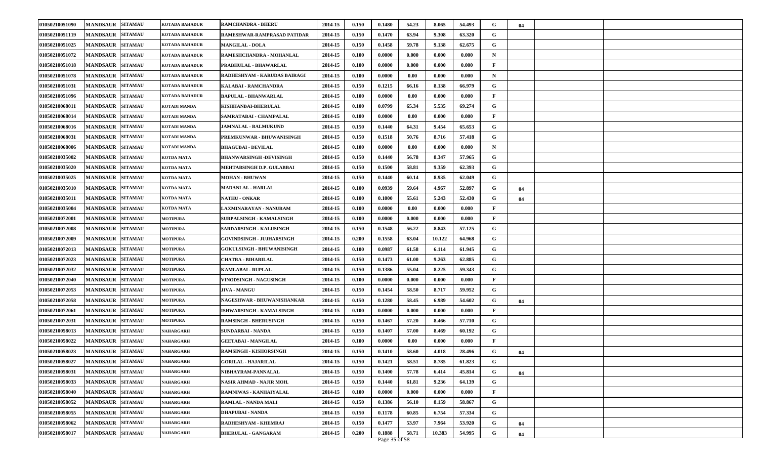| | | | | | | | | | | | | | | |
|---|---|---|---|---|---|---|---|---|---|---|---|---|---|---|
| 01050210051090 | MANDSAUR | SITAMAU | KOTADA BAHADUR | RAMCHANDRA - BHERU | 2014-15 | 0.150 | 0.1480 | 54.23 | 8.065 | 54.493 | G | 04 | | |
| 01050210051119 | MANDSAUR | SITAMAU | KOTADA BAHADUR | RAMESHWAR-RAMPRASAD PATIDAR | 2014-15 | 0.150 | 0.1470 | 63.94 | 9.308 | 63.320 | G | | | |
| 01050210051025 | MANDSAUR | SITAMAU | KOTADA BAHADUR | MANGILAL - DOLA | 2014-15 | 0.150 | 0.1458 | 59.78 | 9.138 | 62.675 | G | | | |
| 01050210051072 | MANDSAUR | SITAMAU | KOTADA BAHADUR | RAMESHCHANDRA - MOHANLAL | 2014-15 | 0.100 | 0.0000 | 0.000 | 0.000 | 0.000 | N | | | |
| 01050210051018 | MANDSAUR | SITAMAU | KOTADA BAHADUR | PRABHULAL - BHAWARLAL | 2014-15 | 0.100 | 0.0000 | 0.000 | 0.000 | 0.000 | F | | | |
| 01050210051078 | MANDSAUR | SITAMAU | KOTADA BAHADUR | RADHESHYAM - KARUDAS BAIRAGI | 2014-15 | 0.100 | 0.0000 | 0.00 | 0.000 | 0.000 | N | | | |
| 01050210051031 | MANDSAUR | SITAMAU | KOTADA BAHADUR | KALABAI - RAMCHANDRA | 2014-15 | 0.150 | 0.1215 | 66.16 | 8.138 | 66.979 | G | | | |
| 01050210051096 | MANDSAUR | SITAMAU | KOTADA BAHADUR | BAPULAL - BHANWARLAL | 2014-15 | 0.100 | 0.0000 | 0.00 | 0.000 | 0.000 | F | | | |
| 01050210068011 | MANDSAUR | SITAMAU | KOTADI MANDA | KISHHANBAI-BHERULAL | 2014-15 | 0.100 | 0.0799 | 65.34 | 5.535 | 69.274 | G | | | |
| 01050210068014 | MANDSAUR | SITAMAU | KOTADI MANDA | SAMRATABAI - CHAMPALAL | 2014-15 | 0.100 | 0.0000 | 0.00 | 0.000 | 0.000 | F | | | |
| 01050210068016 | MANDSAUR | SITAMAU | KOTADI MANDA | JAMNALAL - BALMUKUND | 2014-15 | 0.150 | 0.1440 | 64.31 | 9.454 | 65.653 | G | | | |
| 01050210068031 | MANDSAUR | SITAMAU | KOTADI MANDA | PREMKUNWAR - BHUWANISINGH | 2014-15 | 0.150 | 0.1518 | 50.76 | 8.716 | 57.418 | G | | | |
| 01050210068006 | MANDSAUR | SITAMAU | KOTADI MANDA | BHAGUBAI - DEVILAL | 2014-15 | 0.100 | 0.0000 | 0.00 | 0.000 | 0.000 | N | | | |
| 01050210035002 | MANDSAUR | SITAMAU | KOTDA MATA | BHANWARSINGH -DEVISINGH | 2014-15 | 0.150 | 0.1440 | 56.78 | 8.347 | 57.965 | G | | | |
| 01050210035020 | MANDSAUR | SITAMAU | KOTDA MATA | MEHTABSINGH D.P. GULABBAI | 2014-15 | 0.150 | 0.1500 | 58.81 | 9.359 | 62.393 | G | | | |
| 01050210035025 | MANDSAUR | SITAMAU | KOTDA MATA | MOHAN - BHUWAN | 2014-15 | 0.150 | 0.1440 | 60.14 | 8.935 | 62.049 | G | | | |
| 01050210035010 | MANDSAUR | SITAMAU | KOTDA MATA | MADANLAL - HARLAL | 2014-15 | 0.100 | 0.0939 | 59.64 | 4.967 | 52.897 | G | 04 | | |
| 01050210035011 | MANDSAUR | SITAMAU | KOTDA MATA | NATHU - ONKAR | 2014-15 | 0.100 | 0.1000 | 55.61 | 5.243 | 52.430 | G | 04 | | |
| 01050210035004 | MANDSAUR | SITAMAU | KOTDA MATA | LAXMINARAYAN - NANURAM | 2014-15 | 0.100 | 0.0000 | 0.00 | 0.000 | 0.000 | F | | | |
| 01050210072001 | MANDSAUR | SITAMAU | MOTIPURA | SURPALSINGH - KAMALSINGH | 2014-15 | 0.100 | 0.0000 | 0.000 | 0.000 | 0.000 | F | | | |
| 01050210072008 | MANDSAUR | SITAMAU | MOTIPURA | SARDARSINGH - KALUSINGH | 2014-15 | 0.150 | 0.1548 | 56.22 | 8.843 | 57.125 | G | | | |
| 01050210072009 | MANDSAUR | SITAMAU | MOTIPURA | GOVINDSINGH - JUJHARSINGH | 2014-15 | 0.200 | 0.1558 | 63.04 | 10.122 | 64.968 | G | | | |
| 01050210072013 | MANDSAUR | SITAMAU | MOTIPURA | GOKULSINGH - BHUWANISINGH | 2014-15 | 0.100 | 0.0987 | 61.58 | 6.114 | 61.945 | G | | | |
| 01050210072023 | MANDSAUR | SITAMAU | MOTIPURA | CHATRA - BIHARILAL | 2014-15 | 0.150 | 0.1473 | 61.00 | 9.263 | 62.885 | G | | | |
| 01050210072032 | MANDSAUR | SITAMAU | MOTIPURA | KAMLABAI - RUPLAL | 2014-15 | 0.150 | 0.1386 | 55.04 | 8.225 | 59.343 | G | | | |
| 01050210072040 | MANDSAUR | SITAMAU | MOTIPURA | VINODSINGH - NAGUSINGH | 2014-15 | 0.100 | 0.0000 | 0.000 | 0.000 | 0.000 | F | | | |
| 01050210072053 | MANDSAUR | SITAMAU | MOTIPURA | JIVA - MANGU | 2014-15 | 0.150 | 0.1454 | 58.50 | 8.717 | 59.952 | G | | | |
| 01050210072058 | MANDSAUR | SITAMAU | MOTIPURA | NAGESHWAR - BHUWANISHANKAR | 2014-15 | 0.150 | 0.1280 | 58.45 | 6.989 | 54.602 | G | 04 | | |
| 01050210072061 | MANDSAUR | SITAMAU | MOTIPURA | ISHWARSINGH - KAMALSINGH | 2014-15 | 0.100 | 0.0000 | 0.000 | 0.000 | 0.000 | F | | | |
| 01050210072031 | MANDSAUR | SITAMAU | MOTIPURA | RAMSINGH - BHERUSINGH | 2014-15 | 0.150 | 0.1467 | 57.20 | 8.466 | 57.710 | G | | | |
| 01050210058013 | MANDSAUR | SITAMAU | NAHARGARH | SUNDARBAI - NANDA | 2014-15 | 0.150 | 0.1407 | 57.00 | 8.469 | 60.192 | G | | | |
| 01050210058022 | MANDSAUR | SITAMAU | NAHARGARH | GEETABAI - MANGILAL | 2014-15 | 0.100 | 0.0000 | 0.00 | 0.000 | 0.000 | F | | | |
| 01050210058023 | MANDSAUR | SITAMAU | NAHARGARH | RAMSINGH - KISHORSINGH | 2014-15 | 0.150 | 0.1410 | 58.60 | 4.018 | 28.496 | G | 04 | | |
| 01050210058027 | MANDSAUR | SITAMAU | NAHARGARH | GORILAL - HAJARILAL | 2014-15 | 0.150 | 0.1421 | 58.51 | 8.785 | 61.823 | G | | | |
| 01050210058031 | MANDSAUR | SITAMAU | NAHARGARH | NIBHAYRAM-PANNALAL | 2014-15 | 0.150 | 0.1400 | 57.78 | 6.414 | 45.814 | G | 04 | | |
| 01050210058033 | MANDSAUR | SITAMAU | NAHARGARH | NASIR AHMAD - NAJIR MOH. | 2014-15 | 0.150 | 0.1440 | 61.81 | 9.236 | 64.139 | G | | | |
| 01050210058040 | MANDSAUR | SITAMAU | NAHARGARH | RAMNIWAS - KANHAIYALAL | 2014-15 | 0.100 | 0.0000 | 0.000 | 0.000 | 0.000 | F | | | |
| 01050210058052 | MANDSAUR | SITAMAU | NAHARGARH | RAMLAL - NANDA MALI | 2014-15 | 0.150 | 0.1386 | 56.10 | 8.159 | 58.867 | G | | | |
| 01050210058055 | MANDSAUR | SITAMAU | NAHARGARH | DHAPUBAI - NANDA | 2014-15 | 0.150 | 0.1178 | 60.85 | 6.754 | 57.334 | G | | | |
| 01050210058062 | MANDSAUR | SITAMAU | NAHARGARH | RADHESHYAM - KHEMRAJ | 2014-15 | 0.150 | 0.1477 | 53.97 | 7.964 | 53.920 | G | 04 | | |
| 01050210058017 | MANDSAUR | SITAMAU | NAHARGARH | BHERULAL - GANGARAM | 2014-15 | 0.200 | 0.1888 | 58.71 | 10.383 | 54.995 | G | 04 | | |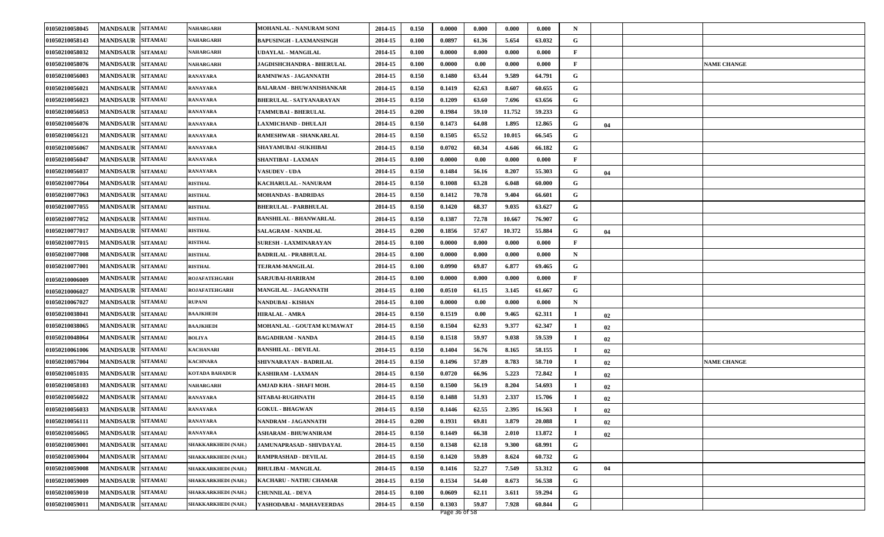| | | | | | | | | | | | | | | | |
|---|---|---|---|---|---|---|---|---|---|---|---|---|---|---|---|
| 01050210058045 | MANDSAUR | SITAMAU | NAHARGARH | MOHANLAL - NANURAM SONI | 2014-15 | 0.150 | 0.0000 | 0.000 | 0.000 | 0.000 | N | | | |
| 01050210058143 | MANDSAUR | SITAMAU | NAHARGARH | BAPUSINGH - LAXMANSINGH | 2014-15 | 0.100 | 0.0897 | 61.36 | 5.654 | 63.032 | G | | | |
| 01050210058032 | MANDSAUR | SITAMAU | NAHARGARH | UDAYLAL - MANGILAL | 2014-15 | 0.100 | 0.0000 | 0.000 | 0.000 | 0.000 | F | | | |
| 01050210058076 | MANDSAUR | SITAMAU | NAHARGARH | JAGDISHCHANDRA - BHERULAL | 2014-15 | 0.100 | 0.0000 | 0.00 | 0.000 | 0.000 | F | | | NAME CHANGE |
| 01050210056003 | MANDSAUR | SITAMAU | RANAYARA | RAMNIWAS - JAGANNATH | 2014-15 | 0.150 | 0.1480 | 63.44 | 9.589 | 64.791 | G | | | |
| 01050210056021 | MANDSAUR | SITAMAU | RANAYARA | BALARAM - BHUWANISHANKAR | 2014-15 | 0.150 | 0.1419 | 62.63 | 8.607 | 60.655 | G | | | |
| 01050210056023 | MANDSAUR | SITAMAU | RANAYARA | BHERULAL - SATYANARAYAN | 2014-15 | 0.150 | 0.1209 | 63.60 | 7.696 | 63.656 | G | | | |
| 01050210056053 | MANDSAUR | SITAMAU | RANAYARA | TAMMUBAI - BHERULAL | 2014-15 | 0.200 | 0.1984 | 59.10 | 11.752 | 59.233 | G | | | |
| 01050210056076 | MANDSAUR | SITAMAU | RANAYARA | LAXMICHAND - DHULAJI | 2014-15 | 0.150 | 0.1473 | 64.08 | 1.895 | 12.865 | G | 04 | | |
| 01050210056121 | MANDSAUR | SITAMAU | RANAYARA | RAMESHWAR - SHANKARLAL | 2014-15 | 0.150 | 0.1505 | 65.52 | 10.015 | 66.545 | G | | | |
| 01050210056067 | MANDSAUR | SITAMAU | RANAYARA | SHAYAMUBAI -SUKHIBAI | 2014-15 | 0.150 | 0.0702 | 60.34 | 4.646 | 66.182 | G | | | |
| 01050210056047 | MANDSAUR | SITAMAU | RANAYARA | SHANTIBAI - LAXMAN | 2014-15 | 0.100 | 0.0000 | 0.00 | 0.000 | 0.000 | F | | | |
| 01050210056037 | MANDSAUR | SITAMAU | RANAYARA | VASUDEV - UDA | 2014-15 | 0.150 | 0.1484 | 56.16 | 8.207 | 55.303 | G | 04 | | |
| 01050210077064 | MANDSAUR | SITAMAU | RISTHAL | KACHARULAL - NANURAM | 2014-15 | 0.150 | 0.1008 | 63.28 | 6.048 | 60.000 | G | | | |
| 01050210077063 | MANDSAUR | SITAMAU | RISTHAL | MOHANDAS - BADRIDAS | 2014-15 | 0.150 | 0.1412 | 70.78 | 9.404 | 66.601 | G | | | |
| 01050210077055 | MANDSAUR | SITAMAU | RISTHAL | BHERULAL - PARBHULAL | 2014-15 | 0.150 | 0.1420 | 68.37 | 9.035 | 63.627 | G | | | |
| 01050210077052 | MANDSAUR | SITAMAU | RISTHAL | BANSHILAL - BHANWARLAL | 2014-15 | 0.150 | 0.1387 | 72.78 | 10.667 | 76.907 | G | | | |
| 01050210077017 | MANDSAUR | SITAMAU | RISTHAL | SALAGRAM - NANDLAL | 2014-15 | 0.200 | 0.1856 | 57.67 | 10.372 | 55.884 | G | 04 | | |
| 01050210077015 | MANDSAUR | SITAMAU | RISTHAL | SURESH - LAXMINARAYAN | 2014-15 | 0.100 | 0.0000 | 0.000 | 0.000 | 0.000 | F | | | |
| 01050210077008 | MANDSAUR | SITAMAU | RISTHAL | BADRILAL - PRABHULAL | 2014-15 | 0.100 | 0.0000 | 0.000 | 0.000 | 0.000 | N | | | |
| 01050210077001 | MANDSAUR | SITAMAU | RISTHAL | TEJRAM-MANGILAL | 2014-15 | 0.100 | 0.0990 | 69.87 | 6.877 | 69.465 | G | | | |
| 01050210006009 | MANDSAUR | SITAMAU | ROJAFATEHGARH | SARJUBAI-HARIRAM | 2014-15 | 0.100 | 0.0000 | 0.000 | 0.000 | 0.000 | F | | | |
| 01050210006027 | MANDSAUR | SITAMAU | ROJAFATEHGARH | MANGILAL - JAGANNATH | 2014-15 | 0.100 | 0.0510 | 61.15 | 3.145 | 61.667 | G | | | |
| 01050210067027 | MANDSAUR | SITAMAU | RUPANI | NANDUBAI - KISHAN | 2014-15 | 0.100 | 0.0000 | 0.00 | 0.000 | 0.000 | N | | | |
| 01050210038041 | MANDSAUR | SITAMAU | BAAJKHEDI | HIRALAL - AMRA | 2014-15 | 0.150 | 0.1519 | 0.00 | 9.465 | 62.311 | I | 02 | | |
| 01050210038065 | MANDSAUR | SITAMAU | BAAJKHEDI | MOHANLAL - GOUTAM KUMAWAT | 2014-15 | 0.150 | 0.1504 | 62.93 | 9.377 | 62.347 | I | 02 | | |
| 01050210048064 | MANDSAUR | SITAMAU | BOLIYA | BAGADIRAM - NANDA | 2014-15 | 0.150 | 0.1518 | 59.97 | 9.038 | 59.539 | I | 02 | | |
| 01050210061006 | MANDSAUR | SITAMAU | KACHANARI | BANSHILAL - DEVILAL | 2014-15 | 0.150 | 0.1404 | 56.76 | 8.165 | 58.155 | I | 02 | | |
| 01050210057004 | MANDSAUR | SITAMAU | KACHNARA | SHIVNARAYAN - BADRILAL | 2014-15 | 0.150 | 0.1496 | 57.89 | 8.783 | 58.710 | I | 02 | | NAME CHANGE |
| 01050210051035 | MANDSAUR | SITAMAU | KOTADA BAHADUR | KASHIRAM - LAXMAN | 2014-15 | 0.150 | 0.0720 | 66.96 | 5.223 | 72.842 | I | 02 | | |
| 01050210058103 | MANDSAUR | SITAMAU | NAHARGARH | AMJAD KHA - SHAFI MOH. | 2014-15 | 0.150 | 0.1500 | 56.19 | 8.204 | 54.693 | I | 02 | | |
| 01050210056022 | MANDSAUR | SITAMAU | RANAYARA | SITABAI-RUGHNATH | 2014-15 | 0.150 | 0.1488 | 51.93 | 2.337 | 15.706 | I | 02 | | |
| 01050210056033 | MANDSAUR | SITAMAU | RANAYARA | GOKUL - BHAGWAN | 2014-15 | 0.150 | 0.1446 | 62.55 | 2.395 | 16.563 | I | 02 | | |
| 01050210056111 | MANDSAUR | SITAMAU | RANAYARA | NANDRAM - JAGANNATH | 2014-15 | 0.200 | 0.1931 | 69.81 | 3.879 | 20.088 | I | 02 | | |
| 01050210056065 | MANDSAUR | SITAMAU | RANAYARA | ASHARAM - BHUWANIRAM | 2014-15 | 0.150 | 0.1449 | 66.38 | 2.010 | 13.872 | I | 02 | | |
| 01050210059001 | MANDSAUR | SITAMAU | SHAKKARKHEDI (NAH.) | JAMUNAPRASAD - SHIVDAYAL | 2014-15 | 0.150 | 0.1348 | 62.18 | 9.300 | 68.991 | G | | | |
| 01050210059004 | MANDSAUR | SITAMAU | SHAKKARKHEDI (NAH.) | RAMPRASHAD - DEVILAL | 2014-15 | 0.150 | 0.1420 | 59.89 | 8.624 | 60.732 | G | | | |
| 01050210059008 | MANDSAUR | SITAMAU | SHAKKARKHEDI (NAH.) | BHULIBAI - MANGILAL | 2014-15 | 0.150 | 0.1416 | 52.27 | 7.549 | 53.312 | G | 04 | | |
| 01050210059009 | MANDSAUR | SITAMAU | SHAKKARKHEDI (NAH.) | KACHARU - NATHU CHAMAR | 2014-15 | 0.150 | 0.1534 | 54.40 | 8.673 | 56.538 | G | | | |
| 01050210059010 | MANDSAUR | SITAMAU | SHAKKARKHEDI (NAH.) | CHUNNILAL - DEVA | 2014-15 | 0.100 | 0.0609 | 62.11 | 3.611 | 59.294 | G | | | |
| 01050210059011 | MANDSAUR | SITAMAU | SHAKKARKHEDI (NAH.) | YASHODABAI - MAHAVEERDAS | 2014-15 | 0.150 | 0.1303 | 59.87 | 7.928 | 60.844 | G | | | |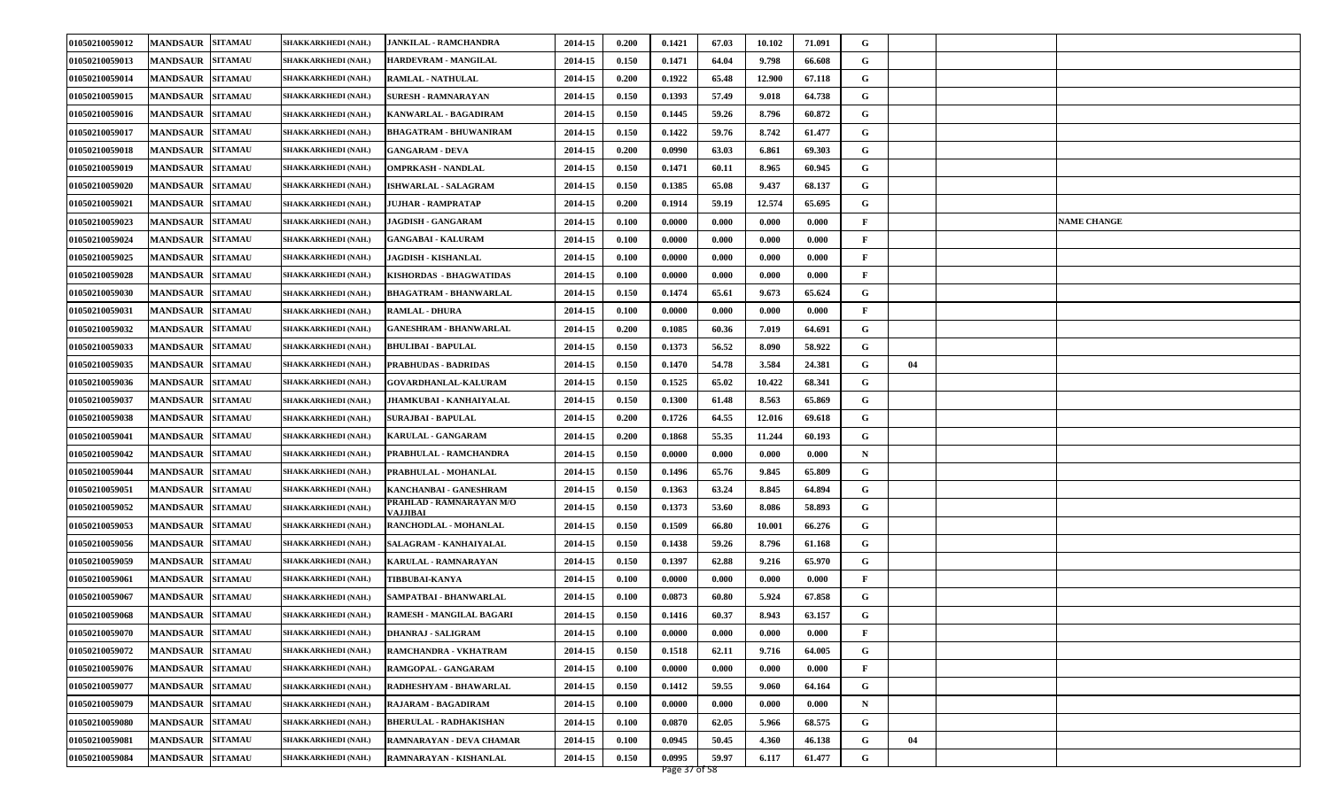| | | | | | | | | | | | | | | | |
|---|---|---|---|---|---|---|---|---|---|---|---|---|---|---|---|
| 01050210059012 | MANDSAUR | SITAMAU | SHAKKARKHEDI (NAH.) | JANKILAL - RAMCHANDRA | 2014-15 | 0.200 | 0.1421 | 67.03 | 10.102 | 71.091 | G | | | | |
| 01050210059013 | MANDSAUR | SITAMAU | SHAKKARKHEDI (NAH.) | HARDEVRAM - MANGILAL | 2014-15 | 0.150 | 0.1471 | 64.04 | 9.798 | 66.608 | G | | | | |
| 01050210059014 | MANDSAUR | SITAMAU | SHAKKARKHEDI (NAH.) | RAMLAL - NATHULAL | 2014-15 | 0.200 | 0.1922 | 65.48 | 12.900 | 67.118 | G | | | | |
| 01050210059015 | MANDSAUR | SITAMAU | SHAKKARKHEDI (NAH.) | SURESH - RAMNARAYAN | 2014-15 | 0.150 | 0.1393 | 57.49 | 9.018 | 64.738 | G | | | | |
| 01050210059016 | MANDSAUR | SITAMAU | SHAKKARKHEDI (NAH.) | KANWARLAL - BAGADIRAM | 2014-15 | 0.150 | 0.1445 | 59.26 | 8.796 | 60.872 | G | | | | |
| 01050210059017 | MANDSAUR | SITAMAU | SHAKKARKHEDI (NAH.) | BHAGATRAM - BHUWANIRAM | 2014-15 | 0.150 | 0.1422 | 59.76 | 8.742 | 61.477 | G | | | | |
| 01050210059018 | MANDSAUR | SITAMAU | SHAKKARKHEDI (NAH.) | GANGARAM - DEVA | 2014-15 | 0.200 | 0.0990 | 63.03 | 6.861 | 69.303 | G | | | | |
| 01050210059019 | MANDSAUR | SITAMAU | SHAKKARKHEDI (NAH.) | OMPRKASH - NANDLAL | 2014-15 | 0.150 | 0.1471 | 60.11 | 8.965 | 60.945 | G | | | | |
| 01050210059020 | MANDSAUR | SITAMAU | SHAKKARKHEDI (NAH.) | ISHWARLAL - SALAGRAM | 2014-15 | 0.150 | 0.1385 | 65.08 | 9.437 | 68.137 | G | | | | |
| 01050210059021 | MANDSAUR | SITAMAU | SHAKKARKHEDI (NAH.) | JUJHAR - RAMPRATAP | 2014-15 | 0.200 | 0.1914 | 59.19 | 12.574 | 65.695 | G | | | | |
| 01050210059023 | MANDSAUR | SITAMAU | SHAKKARKHEDI (NAH.) | JAGDISH - GANGARAM | 2014-15 | 0.100 | 0.0000 | 0.000 | 0.000 | 0.000 | F | | | | NAME CHANGE |
| 01050210059024 | MANDSAUR | SITAMAU | SHAKKARKHEDI (NAH.) | GANGABAI - KALURAM | 2014-15 | 0.100 | 0.0000 | 0.000 | 0.000 | 0.000 | F | | | | |
| 01050210059025 | MANDSAUR | SITAMAU | SHAKKARKHEDI (NAH.) | JAGDISH - KISHANLAL | 2014-15 | 0.100 | 0.0000 | 0.000 | 0.000 | 0.000 | F | | | | |
| 01050210059028 | MANDSAUR | SITAMAU | SHAKKARKHEDI (NAH.) | KISHORDAS - BHAGWATIDAS | 2014-15 | 0.100 | 0.0000 | 0.000 | 0.000 | 0.000 | F | | | | |
| 01050210059030 | MANDSAUR | SITAMAU | SHAKKARKHEDI (NAH.) | BHAGATRAM - BHANWARLAL | 2014-15 | 0.150 | 0.1474 | 65.61 | 9.673 | 65.624 | G | | | | |
| 01050210059031 | MANDSAUR | SITAMAU | SHAKKARKHEDI (NAH.) | RAMLAL - DHURA | 2014-15 | 0.100 | 0.0000 | 0.000 | 0.000 | 0.000 | F | | | | |
| 01050210059032 | MANDSAUR | SITAMAU | SHAKKARKHEDI (NAH.) | GANESHRAM - BHANWARLAL | 2014-15 | 0.200 | 0.1085 | 60.36 | 7.019 | 64.691 | G | | | | |
| 01050210059033 | MANDSAUR | SITAMAU | SHAKKARKHEDI (NAH.) | BHULIBAI - BAPULAL | 2014-15 | 0.150 | 0.1373 | 56.52 | 8.090 | 58.922 | G | | | | |
| 01050210059035 | MANDSAUR | SITAMAU | SHAKKARKHEDI (NAH.) | PRABHUDAS - BADRIDAS | 2014-15 | 0.150 | 0.1470 | 54.78 | 3.584 | 24.381 | G | 04 | | | |
| 01050210059036 | MANDSAUR | SITAMAU | SHAKKARKHEDI (NAH.) | GOVARDHANLAL-KALURAM | 2014-15 | 0.150 | 0.1525 | 65.02 | 10.422 | 68.341 | G | | | | |
| 01050210059037 | MANDSAUR | SITAMAU | SHAKKARKHEDI (NAH.) | JHAMKUBAI - KANHAIYALAL | 2014-15 | 0.150 | 0.1300 | 61.48 | 8.563 | 65.869 | G | | | | |
| 01050210059038 | MANDSAUR | SITAMAU | SHAKKARKHEDI (NAH.) | SURAJBAI - BAPULAL | 2014-15 | 0.200 | 0.1726 | 64.55 | 12.016 | 69.618 | G | | | | |
| 01050210059041 | MANDSAUR | SITAMAU | SHAKKARKHEDI (NAH.) | KARULAL - GANGARAM | 2014-15 | 0.200 | 0.1868 | 55.35 | 11.244 | 60.193 | G | | | | |
| 01050210059042 | MANDSAUR | SITAMAU | SHAKKARKHEDI (NAH.) | PRABHULAL - RAMCHANDRA | 2014-15 | 0.150 | 0.0000 | 0.000 | 0.000 | 0.000 | N | | | | |
| 01050210059044 | MANDSAUR | SITAMAU | SHAKKARKHEDI (NAH.) | PRABHULAL - MOHANLAL | 2014-15 | 0.150 | 0.1496 | 65.76 | 9.845 | 65.809 | G | | | | |
| 01050210059051 | MANDSAUR | SITAMAU | SHAKKARKHEDI (NAH.) | KANCHANBAI - GANESHRAM | 2014-15 | 0.150 | 0.1363 | 63.24 | 8.845 | 64.894 | G | | | | |
| 01050210059052 | MANDSAUR | SITAMAU | SHAKKARKHEDI (NAH.) | PRAHLAD - RAMNARAYAN M/O VAJJIBAI | 2014-15 | 0.150 | 0.1373 | 53.60 | 8.086 | 58.893 | G | | | | |
| 01050210059053 | MANDSAUR | SITAMAU | SHAKKARKHEDI (NAH.) | RANCHODLAL - MOHANLAL | 2014-15 | 0.150 | 0.1509 | 66.80 | 10.001 | 66.276 | G | | | | |
| 01050210059056 | MANDSAUR | SITAMAU | SHAKKARKHEDI (NAH.) | SALAGRAM - KANHAIYALAL | 2014-15 | 0.150 | 0.1438 | 59.26 | 8.796 | 61.168 | G | | | | |
| 01050210059059 | MANDSAUR | SITAMAU | SHAKKARKHEDI (NAH.) | KARULAL - RAMNARAYAN | 2014-15 | 0.150 | 0.1397 | 62.88 | 9.216 | 65.970 | G | | | | |
| 01050210059061 | MANDSAUR | SITAMAU | SHAKKARKHEDI (NAH.) | TIBBUBAI-KANYA | 2014-15 | 0.100 | 0.0000 | 0.000 | 0.000 | 0.000 | F | | | | |
| 01050210059067 | MANDSAUR | SITAMAU | SHAKKARKHEDI (NAH.) | SAMPATBAI - BHANWARLAL | 2014-15 | 0.100 | 0.0873 | 60.80 | 5.924 | 67.858 | G | | | | |
| 01050210059068 | MANDSAUR | SITAMAU | SHAKKARKHEDI (NAH.) | RAMESH - MANGILAL BAGARI | 2014-15 | 0.150 | 0.1416 | 60.37 | 8.943 | 63.157 | G | | | | |
| 01050210059070 | MANDSAUR | SITAMAU | SHAKKARKHEDI (NAH.) | DHANRAJ - SALIGRAM | 2014-15 | 0.100 | 0.0000 | 0.000 | 0.000 | 0.000 | F | | | | |
| 01050210059072 | MANDSAUR | SITAMAU | SHAKKARKHEDI (NAH.) | RAMCHANDRA - VKHATRAM | 2014-15 | 0.150 | 0.1518 | 62.11 | 9.716 | 64.005 | G | | | | |
| 01050210059076 | MANDSAUR | SITAMAU | SHAKKARKHEDI (NAH.) | RAMGOPAL - GANGARAM | 2014-15 | 0.100 | 0.0000 | 0.000 | 0.000 | 0.000 | F | | | | |
| 01050210059077 | MANDSAUR | SITAMAU | SHAKKARKHEDI (NAH.) | RADHESHYAM - BHAWARLAL | 2014-15 | 0.150 | 0.1412 | 59.55 | 9.060 | 64.164 | G | | | | |
| 01050210059079 | MANDSAUR | SITAMAU | SHAKKARKHEDI (NAH.) | RAJARAM - BAGADIRAM | 2014-15 | 0.100 | 0.0000 | 0.000 | 0.000 | 0.000 | N | | | | |
| 01050210059080 | MANDSAUR | SITAMAU | SHAKKARKHEDI (NAH.) | BHERULAL - RADHAKISHAN | 2014-15 | 0.100 | 0.0870 | 62.05 | 5.966 | 68.575 | G | | | | |
| 01050210059081 | MANDSAUR | SITAMAU | SHAKKARKHEDI (NAH.) | RAMNARAYAN - DEVA CHAMAR | 2014-15 | 0.100 | 0.0945 | 50.45 | 4.360 | 46.138 | G | 04 | | | |
| 01050210059084 | MANDSAUR | SITAMAU | SHAKKARKHEDI (NAH.) | RAMNARAYAN - KISHANLAL | 2014-15 | 0.150 | 0.0995 | 59.97 | 6.117 | 61.477 | G | | | | |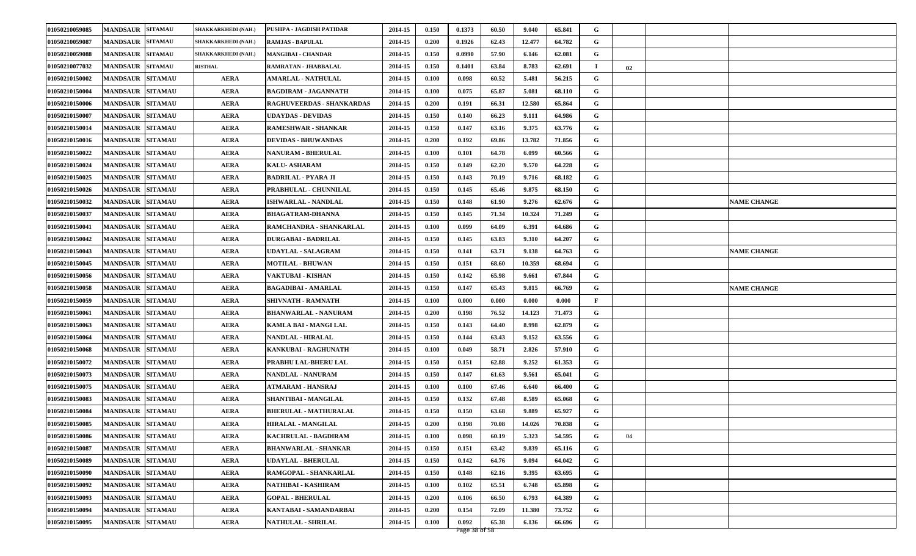| | | | | | | | | | | | | | | | |
|---|---|---|---|---|---|---|---|---|---|---|---|---|---|---|---|
| 01050210059085 | MANDSAUR | SITAMAU | SHAKKARKHEDI (NAH.) | PUSHPA - JAGDISH PATIDAR | 2014-15 | 0.150 | 0.1373 | 60.50 | 9.040 | 65.841 | G | | | |
| 01050210059087 | MANDSAUR | SITAMAU | SHAKKARKHEDI (NAH.) | RAMJAS - BAPULAL | 2014-15 | 0.200 | 0.1926 | 62.43 | 12.477 | 64.782 | G | | | |
| 01050210059088 | MANDSAUR | SITAMAU | SHAKKARKHEDI (NAH.) | MANGIBAI - CHANDAR | 2014-15 | 0.150 | 0.0990 | 57.90 | 6.146 | 62.081 | G | | | |
| 01050210077032 | MANDSAUR | SITAMAU | RISTHAL | RAMRATAN - JHABBALAL | 2014-15 | 0.150 | 0.1401 | 63.84 | 8.783 | 62.691 | I | 02 | | |
| 01050210150002 | MANDSAUR | SITAMAU | AERA | AMARLAL - NATHULAL | 2014-15 | 0.100 | 0.098 | 60.52 | 5.481 | 56.215 | G | | | |
| 01050210150004 | MANDSAUR | SITAMAU | AERA | BAGDIRAM - JAGANNATH | 2014-15 | 0.100 | 0.075 | 65.87 | 5.081 | 68.110 | G | | | |
| 01050210150006 | MANDSAUR | SITAMAU | AERA | RAGHUVEERDAS - SHANKARDAS | 2014-15 | 0.200 | 0.191 | 66.31 | 12.580 | 65.864 | G | | | |
| 01050210150007 | MANDSAUR | SITAMAU | AERA | UDAYDAS - DEVIDAS | 2014-15 | 0.150 | 0.140 | 66.23 | 9.111 | 64.986 | G | | | |
| 01050210150014 | MANDSAUR | SITAMAU | AERA | RAMESHWAR - SHANKAR | 2014-15 | 0.150 | 0.147 | 63.16 | 9.375 | 63.776 | G | | | |
| 01050210150016 | MANDSAUR | SITAMAU | AERA | DEVIDAS - BHUWANDAS | 2014-15 | 0.200 | 0.192 | 69.86 | 13.782 | 71.856 | G | | | |
| 01050210150022 | MANDSAUR | SITAMAU | AERA | NANURAM - BHERULAL | 2014-15 | 0.100 | 0.101 | 64.78 | 6.099 | 60.566 | G | | | |
| 01050210150024 | MANDSAUR | SITAMAU | AERA | KALU- ASHARAM | 2014-15 | 0.150 | 0.149 | 62.20 | 9.570 | 64.228 | G | | | |
| 01050210150025 | MANDSAUR | SITAMAU | AERA | BADRILAL - PYARA JI | 2014-15 | 0.150 | 0.143 | 70.19 | 9.716 | 68.182 | G | | | |
| 01050210150026 | MANDSAUR | SITAMAU | AERA | PRABHULAL - CHUNNILAL | 2014-15 | 0.150 | 0.145 | 65.46 | 9.875 | 68.150 | G | | | |
| 01050210150032 | MANDSAUR | SITAMAU | AERA | ISHWARLAL - NANDLAL | 2014-15 | 0.150 | 0.148 | 61.90 | 9.276 | 62.676 | G | | | NAME CHANGE |
| 01050210150037 | MANDSAUR | SITAMAU | AERA | BHAGATRAM-DHANNA | 2014-15 | 0.150 | 0.145 | 71.34 | 10.324 | 71.249 | G | | | |
| 01050210150041 | MANDSAUR | SITAMAU | AERA | RAMCHANDRA - SHANKARLAL | 2014-15 | 0.100 | 0.099 | 64.09 | 6.391 | 64.686 | G | | | |
| 01050210150042 | MANDSAUR | SITAMAU | AERA | DURGABAI - BADRILAL | 2014-15 | 0.150 | 0.145 | 63.83 | 9.310 | 64.207 | G | | | |
| 01050210150043 | MANDSAUR | SITAMAU | AERA | UDAYLAL - SALAGRAM | 2014-15 | 0.150 | 0.141 | 63.71 | 9.138 | 64.763 | G | | | NAME CHANGE |
| 01050210150045 | MANDSAUR | SITAMAU | AERA | MOTILAL - BHUWAN | 2014-15 | 0.150 | 0.151 | 68.60 | 10.359 | 68.694 | G | | | |
| 01050210150056 | MANDSAUR | SITAMAU | AERA | VAKTUBAI - KISHAN | 2014-15 | 0.150 | 0.142 | 65.98 | 9.661 | 67.844 | G | | | |
| 01050210150058 | MANDSAUR | SITAMAU | AERA | BAGADIBAI - AMARLAL | 2014-15 | 0.150 | 0.147 | 65.43 | 9.815 | 66.769 | G | | | NAME CHANGE |
| 01050210150059 | MANDSAUR | SITAMAU | AERA | SHIVNATH - RAMNATH | 2014-15 | 0.100 | 0.000 | 0.000 | 0.000 | 0.000 | F | | | |
| 01050210150061 | MANDSAUR | SITAMAU | AERA | BHANWARLAL - NANURAM | 2014-15 | 0.200 | 0.198 | 76.52 | 14.123 | 71.473 | G | | | |
| 01050210150063 | MANDSAUR | SITAMAU | AERA | KAMLA BAI - MANGI LAL | 2014-15 | 0.150 | 0.143 | 64.40 | 8.998 | 62.879 | G | | | |
| 01050210150064 | MANDSAUR | SITAMAU | AERA | NANDLAL - HIRALAL | 2014-15 | 0.150 | 0.144 | 63.43 | 9.152 | 63.556 | G | | | |
| 01050210150068 | MANDSAUR | SITAMAU | AERA | KANKUBAI - RAGHUNATH | 2014-15 | 0.100 | 0.049 | 58.71 | 2.826 | 57.910 | G | | | |
| 01050210150072 | MANDSAUR | SITAMAU | AERA | PRABHU LAL-BHERU LAL | 2014-15 | 0.150 | 0.151 | 62.88 | 9.252 | 61.353 | G | | | |
| 01050210150073 | MANDSAUR | SITAMAU | AERA | NANDLAL - NANURAM | 2014-15 | 0.150 | 0.147 | 61.63 | 9.561 | 65.041 | G | | | |
| 01050210150075 | MANDSAUR | SITAMAU | AERA | ATMARAM - HANSRAJ | 2014-15 | 0.100 | 0.100 | 67.46 | 6.640 | 66.400 | G | | | |
| 01050210150083 | MANDSAUR | SITAMAU | AERA | SHANTIBAI - MANGILAL | 2014-15 | 0.150 | 0.132 | 67.48 | 8.589 | 65.068 | G | | | |
| 01050210150084 | MANDSAUR | SITAMAU | AERA | BHERULAL - MATHURALAL | 2014-15 | 0.150 | 0.150 | 63.68 | 9.889 | 65.927 | G | | | |
| 01050210150085 | MANDSAUR | SITAMAU | AERA | HIRALAL - MANGILAL | 2014-15 | 0.200 | 0.198 | 70.08 | 14.026 | 70.838 | G | | | |
| 01050210150086 | MANDSAUR | SITAMAU | AERA | KACHRULAL - BAGDIRAM | 2014-15 | 0.100 | 0.098 | 60.19 | 5.323 | 54.595 | G | 04 | | |
| 01050210150087 | MANDSAUR | SITAMAU | AERA | BHANWARLAL - SHANKAR | 2014-15 | 0.150 | 0.151 | 63.42 | 9.839 | 65.116 | G | | | |
| 01050210150089 | MANDSAUR | SITAMAU | AERA | UDAYLAL - BHERULAL | 2014-15 | 0.150 | 0.142 | 64.76 | 9.094 | 64.042 | G | | | |
| 01050210150090 | MANDSAUR | SITAMAU | AERA | RAMGOPAL - SHANKARLAL | 2014-15 | 0.150 | 0.148 | 62.16 | 9.395 | 63.695 | G | | | |
| 01050210150092 | MANDSAUR | SITAMAU | AERA | NATHIBAI - KASHIRAM | 2014-15 | 0.100 | 0.102 | 65.51 | 6.748 | 65.898 | G | | | |
| 01050210150093 | MANDSAUR | SITAMAU | AERA | GOPAL - BHERULAL | 2014-15 | 0.200 | 0.106 | 66.50 | 6.793 | 64.389 | G | | | |
| 01050210150094 | MANDSAUR | SITAMAU | AERA | KANTABAI - SAMANDARBAI | 2014-15 | 0.200 | 0.154 | 72.09 | 11.380 | 73.752 | G | | | |
| 01050210150095 | MANDSAUR | SITAMAU | AERA | NATHULAL - SHRILAL | 2014-15 | 0.100 | 0.092 | 65.38 | 6.136 | 66.696 | G | | | |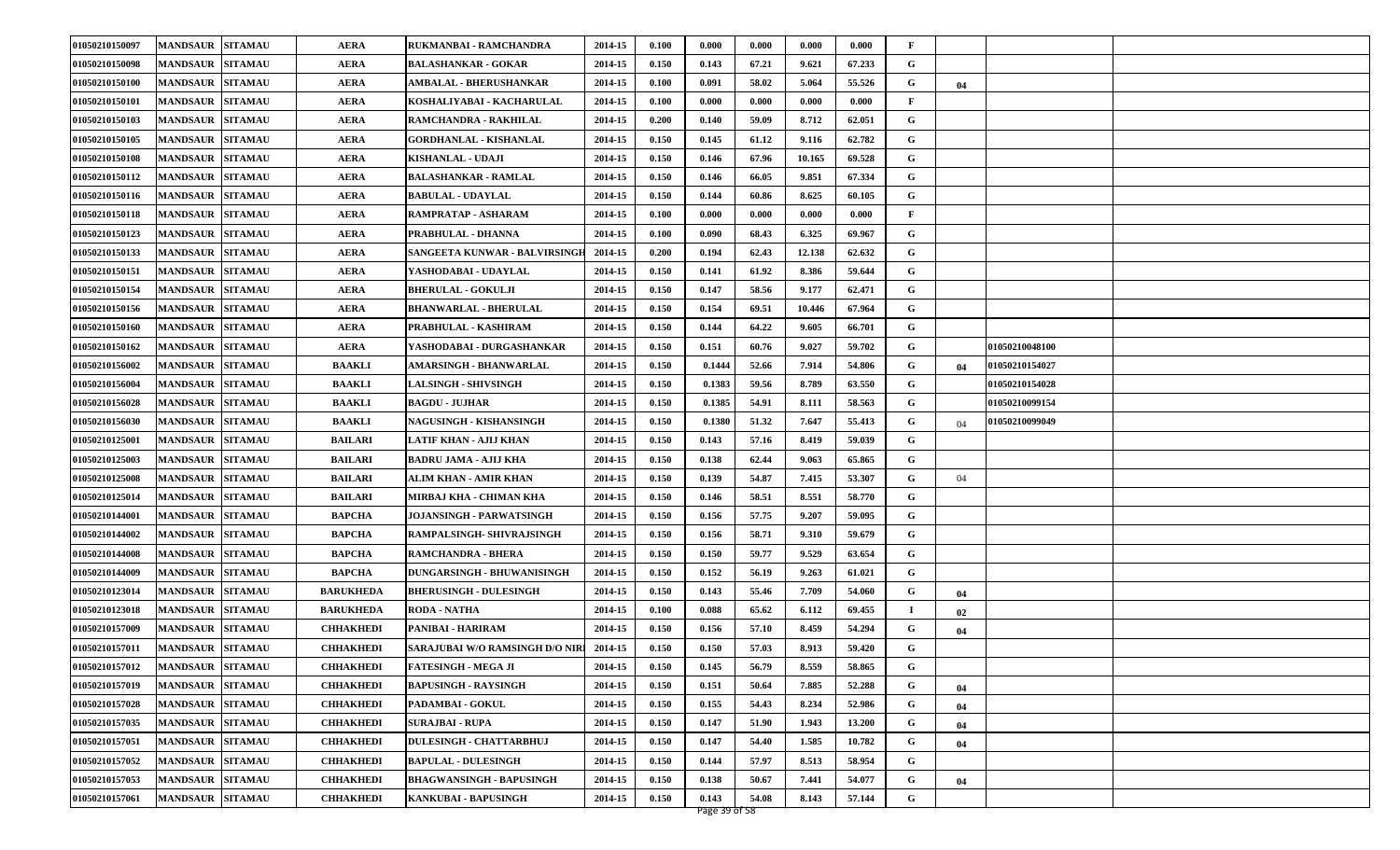| | | | | | | | | | | | | | | |
|---|---|---|---|---|---|---|---|---|---|---|---|---|---|---|
| 01050210150097 | MANDSAUR | SITAMAU | AERA | RUKMANBAI - RAMCHANDRA | 2014-15 | 0.100 | 0.000 | 0.000 | 0.000 | 0.000 | F | | | |
| 01050210150098 | MANDSAUR | SITAMAU | AERA | BALASHANKAR - GOKAR | 2014-15 | 0.150 | 0.143 | 67.21 | 9.621 | 67.233 | G | | | |
| 01050210150100 | MANDSAUR | SITAMAU | AERA | AMBALAL - BHERUSHANKAR | 2014-15 | 0.100 | 0.091 | 58.02 | 5.064 | 55.526 | G | 04 | | |
| 01050210150101 | MANDSAUR | SITAMAU | AERA | KOSHALIYABAI - KACHARULAL | 2014-15 | 0.100 | 0.000 | 0.000 | 0.000 | 0.000 | F | | | |
| 01050210150103 | MANDSAUR | SITAMAU | AERA | RAMCHANDRA - RAKHILAL | 2014-15 | 0.200 | 0.140 | 59.09 | 8.712 | 62.051 | G | | | |
| 01050210150105 | MANDSAUR | SITAMAU | AERA | GORDHANLAL - KISHANLAL | 2014-15 | 0.150 | 0.145 | 61.12 | 9.116 | 62.782 | G | | | |
| 01050210150108 | MANDSAUR | SITAMAU | AERA | KISHANLAL - UDAJI | 2014-15 | 0.150 | 0.146 | 67.96 | 10.165 | 69.528 | G | | | |
| 01050210150112 | MANDSAUR | SITAMAU | AERA | BALASHANKAR - RAMLAL | 2014-15 | 0.150 | 0.146 | 66.05 | 9.851 | 67.334 | G | | | |
| 01050210150116 | MANDSAUR | SITAMAU | AERA | BABULAL - UDAYLAL | 2014-15 | 0.150 | 0.144 | 60.86 | 8.625 | 60.105 | G | | | |
| 01050210150118 | MANDSAUR | SITAMAU | AERA | RAMPRATAP - ASHARAM | 2014-15 | 0.100 | 0.000 | 0.000 | 0.000 | 0.000 | F | | | |
| 01050210150123 | MANDSAUR | SITAMAU | AERA | PRABHULAL - DHANNA | 2014-15 | 0.100 | 0.090 | 68.43 | 6.325 | 69.967 | G | | | |
| 01050210150133 | MANDSAUR | SITAMAU | AERA | SANGEETA KUNWAR - BALVIRSINGH | 2014-15 | 0.200 | 0.194 | 62.43 | 12.138 | 62.632 | G | | | |
| 01050210150151 | MANDSAUR | SITAMAU | AERA | YASHODABAI - UDAYLAL | 2014-15 | 0.150 | 0.141 | 61.92 | 8.386 | 59.644 | G | | | |
| 01050210150154 | MANDSAUR | SITAMAU | AERA | BHERULAL - GOKULJI | 2014-15 | 0.150 | 0.147 | 58.56 | 9.177 | 62.471 | G | | | |
| 01050210150156 | MANDSAUR | SITAMAU | AERA | BHANWARLAL - BHERULAL | 2014-15 | 0.150 | 0.154 | 69.51 | 10.446 | 67.964 | G | | | |
| 01050210150160 | MANDSAUR | SITAMAU | AERA | PRABHULAL - KASHIRAM | 2014-15 | 0.150 | 0.144 | 64.22 | 9.605 | 66.701 | G | | | |
| 01050210150162 | MANDSAUR | SITAMAU | AERA | YASHODABAI - DURGASHANKAR | 2014-15 | 0.150 | 0.151 | 60.76 | 9.027 | 59.702 | G | | 01050210048100 | |
| 01050210156002 | MANDSAUR | SITAMAU | BAAKLI | AMARSINGH - BHANWARLAL | 2014-15 | 0.150 | 0.1444 | 52.66 | 7.914 | 54.806 | G | 04 | 01050210154027 | |
| 01050210156004 | MANDSAUR | SITAMAU | BAAKLI | LALSINGH - SHIVSINGH | 2014-15 | 0.150 | 0.1383 | 59.56 | 8.789 | 63.550 | G | | 01050210154028 | |
| 01050210156028 | MANDSAUR | SITAMAU | BAAKLI | BAGDU - JUJHAR | 2014-15 | 0.150 | 0.1385 | 54.91 | 8.111 | 58.563 | G | | 01050210099154 | |
| 01050210156030 | MANDSAUR | SITAMAU | BAAKLI | NAGUSINGH - KISHANSINGH | 2014-15 | 0.150 | 0.1380 | 51.32 | 7.647 | 55.413 | G | 04 | 01050210099049 | |
| 01050210125001 | MANDSAUR | SITAMAU | BAILARI | LATIF KHAN - AJIJ KHAN | 2014-15 | 0.150 | 0.143 | 57.16 | 8.419 | 59.039 | G | | | |
| 01050210125003 | MANDSAUR | SITAMAU | BAILARI | BADRU JAMA - AJIJ KHA | 2014-15 | 0.150 | 0.138 | 62.44 | 9.063 | 65.865 | G | | | |
| 01050210125008 | MANDSAUR | SITAMAU | BAILARI | ALIM KHAN - AMIR KHAN | 2014-15 | 0.150 | 0.139 | 54.87 | 7.415 | 53.307 | G | 04 | | |
| 01050210125014 | MANDSAUR | SITAMAU | BAILARI | MIRBAJ KHA - CHIMAN KHA | 2014-15 | 0.150 | 0.146 | 58.51 | 8.551 | 58.770 | G | | | |
| 01050210144001 | MANDSAUR | SITAMAU | BAPCHA | JOJANSINGH - PARWATSINGH | 2014-15 | 0.150 | 0.156 | 57.75 | 9.207 | 59.095 | G | | | |
| 01050210144002 | MANDSAUR | SITAMAU | BAPCHA | RAMPALSINGH- SHIVRAJSINGH | 2014-15 | 0.150 | 0.156 | 58.71 | 9.310 | 59.679 | G | | | |
| 01050210144008 | MANDSAUR | SITAMAU | BAPCHA | RAMCHANDRA - BHERA | 2014-15 | 0.150 | 0.150 | 59.77 | 9.529 | 63.654 | G | | | |
| 01050210144009 | MANDSAUR | SITAMAU | BAPCHA | DUNGARSINGH - BHUWANISINGH | 2014-15 | 0.150 | 0.152 | 56.19 | 9.263 | 61.021 | G | | | |
| 01050210123014 | MANDSAUR | SITAMAU | BARUKHEDA | BHERUSINGH - DULESINGH | 2014-15 | 0.150 | 0.143 | 55.46 | 7.709 | 54.060 | G | 04 | | |
| 01050210123018 | MANDSAUR | SITAMAU | BARUKHEDA | RODA - NATHA | 2014-15 | 0.100 | 0.088 | 65.62 | 6.112 | 69.455 | I | 02 | | |
| 01050210157009 | MANDSAUR | SITAMAU | CHHAKHEDI | PANIBAI - HARIRAM | 2014-15 | 0.150 | 0.156 | 57.10 | 8.459 | 54.294 | G | 04 | | |
| 01050210157011 | MANDSAUR | SITAMAU | CHHAKHEDI | SARAJUBAI W/O RAMSINGH D/O NIRI | 2014-15 | 0.150 | 0.150 | 57.03 | 8.913 | 59.420 | G | | | |
| 01050210157012 | MANDSAUR | SITAMAU | CHHAKHEDI | FATESINGH - MEGA JI | 2014-15 | 0.150 | 0.145 | 56.79 | 8.559 | 58.865 | G | | | |
| 01050210157019 | MANDSAUR | SITAMAU | CHHAKHEDI | BAPUSINGH - RAYSINGH | 2014-15 | 0.150 | 0.151 | 50.64 | 7.885 | 52.288 | G | 04 | | |
| 01050210157028 | MANDSAUR | SITAMAU | CHHAKHEDI | PADAMBAI - GOKUL | 2014-15 | 0.150 | 0.155 | 54.43 | 8.234 | 52.986 | G | 04 | | |
| 01050210157035 | MANDSAUR | SITAMAU | CHHAKHEDI | SURAJBAI - RUPA | 2014-15 | 0.150 | 0.147 | 51.90 | 1.943 | 13.200 | G | 04 | | |
| 01050210157051 | MANDSAUR | SITAMAU | CHHAKHEDI | DULESINGH - CHATTARBHUJ | 2014-15 | 0.150 | 0.147 | 54.40 | 1.585 | 10.782 | G | 04 | | |
| 01050210157052 | MANDSAUR | SITAMAU | CHHAKHEDI | BAPULAL - DULESINGH | 2014-15 | 0.150 | 0.144 | 57.97 | 8.513 | 58.954 | G | | | |
| 01050210157053 | MANDSAUR | SITAMAU | CHHAKHEDI | BHAGWANSINGH - BAPUSINGH | 2014-15 | 0.150 | 0.138 | 50.67 | 7.441 | 54.077 | G | 04 | | |
| 01050210157061 | MANDSAUR | SITAMAU | CHHAKHEDI | KANKUBAI - BAPUSINGH | 2014-15 | 0.150 | 0.143 | 54.08 | 8.143 | 57.144 | G | | | |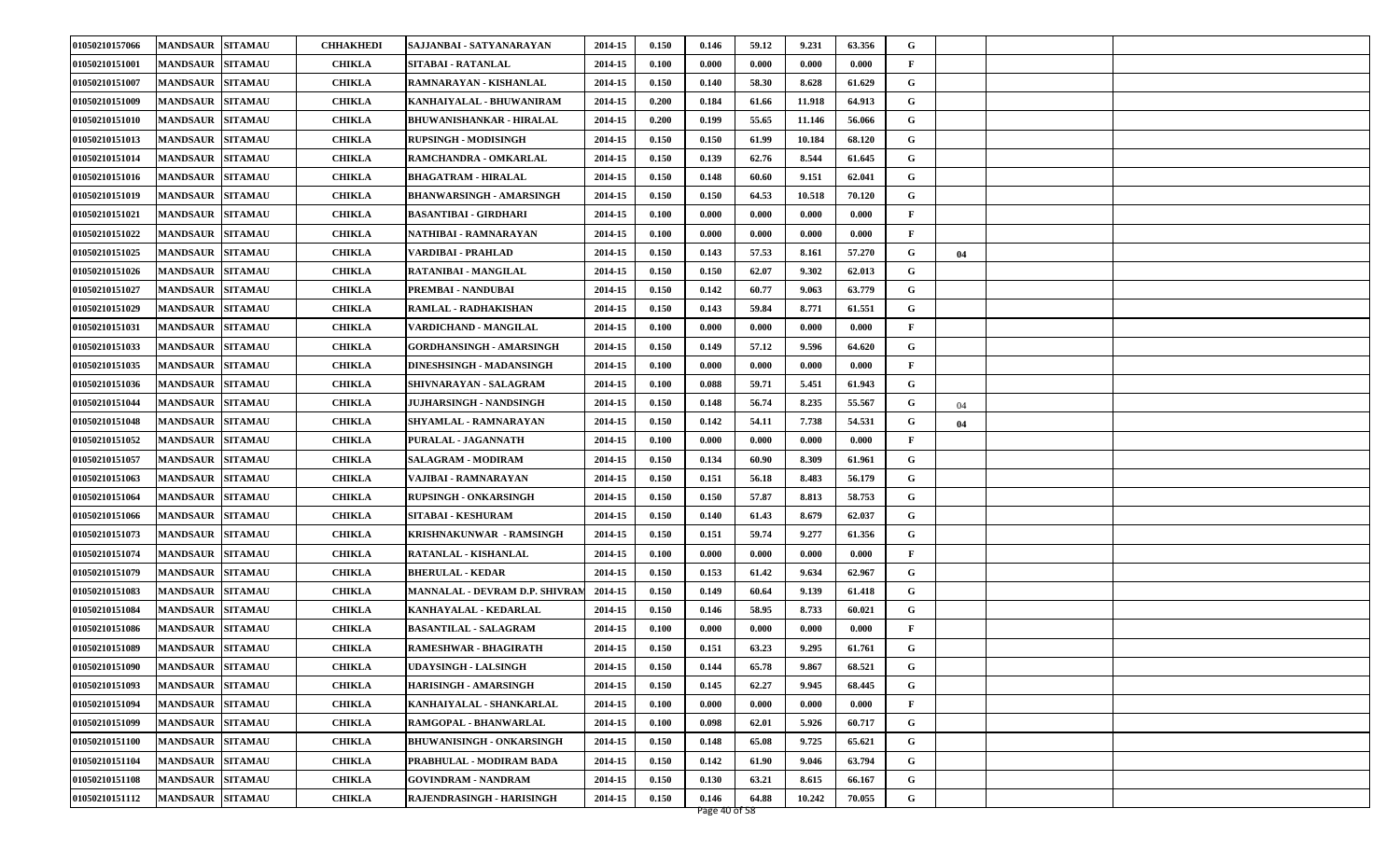| | | | | | | | | | | | | | | | |
|---|---|---|---|---|---|---|---|---|---|---|---|---|---|---|---|
| 01050210157066 | MANDSAUR | SITAMAU | CHHAKHEDI | SAJJANBAI - SATYANARAYAN | 2014-15 | 0.150 | 0.146 | 59.12 | 9.231 | 63.356 | G | | | | |
| 01050210151001 | MANDSAUR | SITAMAU | CHIKLA | SITABAI - RATANLAL | 2014-15 | 0.100 | 0.000 | 0.000 | 0.000 | 0.000 | F | | | | |
| 01050210151007 | MANDSAUR | SITAMAU | CHIKLA | RAMNARAYAN - KISHANLAL | 2014-15 | 0.150 | 0.140 | 58.30 | 8.628 | 61.629 | G | | | | |
| 01050210151009 | MANDSAUR | SITAMAU | CHIKLA | KANHAIYALAL - BHUWANIRAM | 2014-15 | 0.200 | 0.184 | 61.66 | 11.918 | 64.913 | G | | | | |
| 01050210151010 | MANDSAUR | SITAMAU | CHIKLA | BHUWANISHANKAR - HIRALAL | 2014-15 | 0.200 | 0.199 | 55.65 | 11.146 | 56.066 | G | | | | |
| 01050210151013 | MANDSAUR | SITAMAU | CHIKLA | RUPSINGH - MODISINGH | 2014-15 | 0.150 | 0.150 | 61.99 | 10.184 | 68.120 | G | | | | |
| 01050210151014 | MANDSAUR | SITAMAU | CHIKLA | RAMCHANDRA - OMKARLAL | 2014-15 | 0.150 | 0.139 | 62.76 | 8.544 | 61.645 | G | | | | |
| 01050210151016 | MANDSAUR | SITAMAU | CHIKLA | BHAGATRAM - HIRALAL | 2014-15 | 0.150 | 0.148 | 60.60 | 9.151 | 62.041 | G | | | | |
| 01050210151019 | MANDSAUR | SITAMAU | CHIKLA | BHANWARSINGH - AMARSINGH | 2014-15 | 0.150 | 0.150 | 64.53 | 10.518 | 70.120 | G | | | | |
| 01050210151021 | MANDSAUR | SITAMAU | CHIKLA | BASANTIBAI - GIRDHARI | 2014-15 | 0.100 | 0.000 | 0.000 | 0.000 | 0.000 | F | | | | |
| 01050210151022 | MANDSAUR | SITAMAU | CHIKLA | NATHIBAI - RAMNARAYAN | 2014-15 | 0.100 | 0.000 | 0.000 | 0.000 | 0.000 | F | | | | |
| 01050210151025 | MANDSAUR | SITAMAU | CHIKLA | VARDIBAI - PRAHLAD | 2014-15 | 0.150 | 0.143 | 57.53 | 8.161 | 57.270 | G | 04 | | | |
| 01050210151026 | MANDSAUR | SITAMAU | CHIKLA | RATANIBAI - MANGILAL | 2014-15 | 0.150 | 0.150 | 62.07 | 9.302 | 62.013 | G | | | | |
| 01050210151027 | MANDSAUR | SITAMAU | CHIKLA | PREMBAI - NANDUBAI | 2014-15 | 0.150 | 0.142 | 60.77 | 9.063 | 63.779 | G | | | | |
| 01050210151029 | MANDSAUR | SITAMAU | CHIKLA | RAMLAL - RADHAKISHAN | 2014-15 | 0.150 | 0.143 | 59.84 | 8.771 | 61.551 | G | | | | |
| 01050210151031 | MANDSAUR | SITAMAU | CHIKLA | VARDICHAND - MANGILAL | 2014-15 | 0.100 | 0.000 | 0.000 | 0.000 | 0.000 | F | | | | |
| 01050210151033 | MANDSAUR | SITAMAU | CHIKLA | GORDHANSINGH - AMARSINGH | 2014-15 | 0.150 | 0.149 | 57.12 | 9.596 | 64.620 | G | | | | |
| 01050210151035 | MANDSAUR | SITAMAU | CHIKLA | DINESHSINGH - MADANSINGH | 2014-15 | 0.100 | 0.000 | 0.000 | 0.000 | 0.000 | F | | | | |
| 01050210151036 | MANDSAUR | SITAMAU | CHIKLA | SHIVNARAYAN - SALAGRAM | 2014-15 | 0.100 | 0.088 | 59.71 | 5.451 | 61.943 | G | | | | |
| 01050210151044 | MANDSAUR | SITAMAU | CHIKLA | JUJHARSINGH - NANDSINGH | 2014-15 | 0.150 | 0.148 | 56.74 | 8.235 | 55.567 | G | 04 | | | |
| 01050210151048 | MANDSAUR | SITAMAU | CHIKLA | SHYAMLAL - RAMNARAYAN | 2014-15 | 0.150 | 0.142 | 54.11 | 7.738 | 54.531 | G | 04 | | | |
| 01050210151052 | MANDSAUR | SITAMAU | CHIKLA | PURALAL - JAGANNATH | 2014-15 | 0.100 | 0.000 | 0.000 | 0.000 | 0.000 | F | | | | |
| 01050210151057 | MANDSAUR | SITAMAU | CHIKLA | SALAGRAM - MODIRAM | 2014-15 | 0.150 | 0.134 | 60.90 | 8.309 | 61.961 | G | | | | |
| 01050210151063 | MANDSAUR | SITAMAU | CHIKLA | VAJIBAI - RAMNARAYAN | 2014-15 | 0.150 | 0.151 | 56.18 | 8.483 | 56.179 | G | | | | |
| 01050210151064 | MANDSAUR | SITAMAU | CHIKLA | RUPSINGH - ONKARSINGH | 2014-15 | 0.150 | 0.150 | 57.87 | 8.813 | 58.753 | G | | | | |
| 01050210151066 | MANDSAUR | SITAMAU | CHIKLA | SITABAI - KESHURAM | 2014-15 | 0.150 | 0.140 | 61.43 | 8.679 | 62.037 | G | | | | |
| 01050210151073 | MANDSAUR | SITAMAU | CHIKLA | KRISHNAKUNWAR - RAMSINGH | 2014-15 | 0.150 | 0.151 | 59.74 | 9.277 | 61.356 | G | | | | |
| 01050210151074 | MANDSAUR | SITAMAU | CHIKLA | RATANLAL - KISHANLAL | 2014-15 | 0.100 | 0.000 | 0.000 | 0.000 | 0.000 | F | | | | |
| 01050210151079 | MANDSAUR | SITAMAU | CHIKLA | BHERULAL - KEDAR | 2014-15 | 0.150 | 0.153 | 61.42 | 9.634 | 62.967 | G | | | | |
| 01050210151083 | MANDSAUR | SITAMAU | CHIKLA | MANNALAL - DEVRAM D.P. SHIVRAM | 2014-15 | 0.150 | 0.149 | 60.64 | 9.139 | 61.418 | G | | | | |
| 01050210151084 | MANDSAUR | SITAMAU | CHIKLA | KANHAYALAL - KEDARLAL | 2014-15 | 0.150 | 0.146 | 58.95 | 8.733 | 60.021 | G | | | | |
| 01050210151086 | MANDSAUR | SITAMAU | CHIKLA | BASANTILAL - SALAGRAM | 2014-15 | 0.100 | 0.000 | 0.000 | 0.000 | 0.000 | F | | | | |
| 01050210151089 | MANDSAUR | SITAMAU | CHIKLA | RAMESHWAR - BHAGIRATH | 2014-15 | 0.150 | 0.151 | 63.23 | 9.295 | 61.761 | G | | | | |
| 01050210151090 | MANDSAUR | SITAMAU | CHIKLA | UDAYSINGH - LALSINGH | 2014-15 | 0.150 | 0.144 | 65.78 | 9.867 | 68.521 | G | | | | |
| 01050210151093 | MANDSAUR | SITAMAU | CHIKLA | HARISINGH - AMARSINGH | 2014-15 | 0.150 | 0.145 | 62.27 | 9.945 | 68.445 | G | | | | |
| 01050210151094 | MANDSAUR | SITAMAU | CHIKLA | KANHAIYALAL - SHANKARLAL | 2014-15 | 0.100 | 0.000 | 0.000 | 0.000 | 0.000 | F | | | | |
| 01050210151099 | MANDSAUR | SITAMAU | CHIKLA | RAMGOPAL - BHANWARLAL | 2014-15 | 0.100 | 0.098 | 62.01 | 5.926 | 60.717 | G | | | | |
| 01050210151100 | MANDSAUR | SITAMAU | CHIKLA | BHUWANISINGH - ONKARSINGH | 2014-15 | 0.150 | 0.148 | 65.08 | 9.725 | 65.621 | G | | | | |
| 01050210151104 | MANDSAUR | SITAMAU | CHIKLA | PRABHULAL - MODIRAM BADA | 2014-15 | 0.150 | 0.142 | 61.90 | 9.046 | 63.794 | G | | | | |
| 01050210151108 | MANDSAUR | SITAMAU | CHIKLA | GOVINDRAM - NANDRAM | 2014-15 | 0.150 | 0.130 | 63.21 | 8.615 | 66.167 | G | | | | |
| 01050210151112 | MANDSAUR | SITAMAU | CHIKLA | RAJENDRASINGH - HARISINGH | 2014-15 | 0.150 | 0.146 | 64.88 | 10.242 | 70.055 | G | | | | |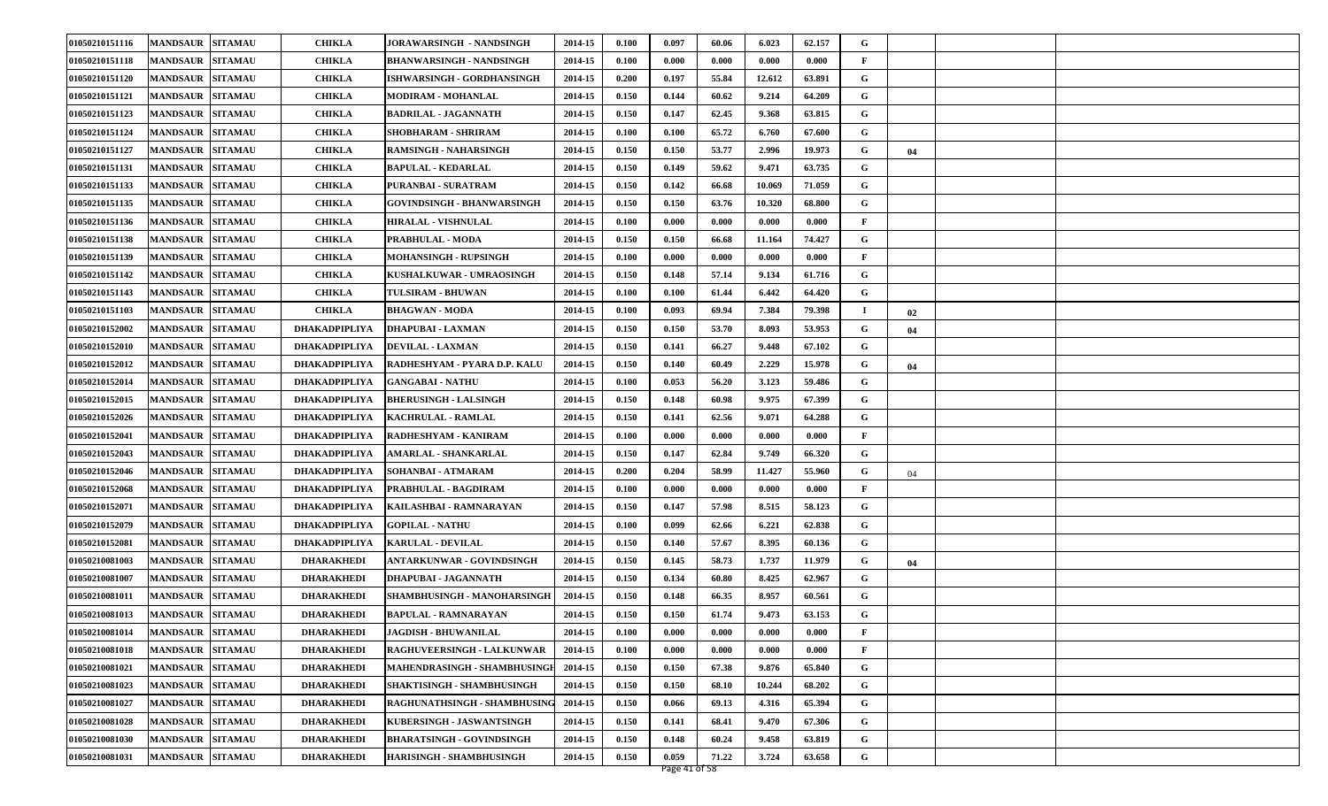| | | | | | | | | | | | | | | | |
|---|---|---|---|---|---|---|---|---|---|---|---|---|---|---|---|
| 01050210151116 | MANDSAUR | SITAMAU | CHIKLA | JORAWARSINGH - NANDSINGH | 2014-15 | 0.100 | 0.097 | 60.06 | 6.023 | 62.157 | G | | | | |
| 01050210151118 | MANDSAUR | SITAMAU | CHIKLA | BHANWARSINGH - NANDSINGH | 2014-15 | 0.100 | 0.000 | 0.000 | 0.000 | 0.000 | F | | | | |
| 01050210151120 | MANDSAUR | SITAMAU | CHIKLA | ISHWARSINGH - GORDHANSINGH | 2014-15 | 0.200 | 0.197 | 55.84 | 12.612 | 63.891 | G | | | | |
| 01050210151121 | MANDSAUR | SITAMAU | CHIKLA | MODIRAM - MOHANLAL | 2014-15 | 0.150 | 0.144 | 60.62 | 9.214 | 64.209 | G | | | | |
| 01050210151123 | MANDSAUR | SITAMAU | CHIKLA | BADRILAL - JAGANNATH | 2014-15 | 0.150 | 0.147 | 62.45 | 9.368 | 63.815 | G | | | | |
| 01050210151124 | MANDSAUR | SITAMAU | CHIKLA | SHOBHARAM - SHRIRAM | 2014-15 | 0.100 | 0.100 | 65.72 | 6.760 | 67.600 | G | | | | |
| 01050210151127 | MANDSAUR | SITAMAU | CHIKLA | RAMSINGH - NAHARSINGH | 2014-15 | 0.150 | 0.150 | 53.77 | 2.996 | 19.973 | G | 04 | | | |
| 01050210151131 | MANDSAUR | SITAMAU | CHIKLA | BAPULAL - KEDARLAL | 2014-15 | 0.150 | 0.149 | 59.62 | 9.471 | 63.735 | G | | | | |
| 01050210151133 | MANDSAUR | SITAMAU | CHIKLA | PURANBAI - SURATRAM | 2014-15 | 0.150 | 0.142 | 66.68 | 10.069 | 71.059 | G | | | | |
| 01050210151135 | MANDSAUR | SITAMAU | CHIKLA | GOVINDSINGH - BHANWARSINGH | 2014-15 | 0.150 | 0.150 | 63.76 | 10.320 | 68.800 | G | | | | |
| 01050210151136 | MANDSAUR | SITAMAU | CHIKLA | HIRALAL - VISHNULAL | 2014-15 | 0.100 | 0.000 | 0.000 | 0.000 | 0.000 | F | | | | |
| 01050210151138 | MANDSAUR | SITAMAU | CHIKLA | PRABHULAL - MODA | 2014-15 | 0.150 | 0.150 | 66.68 | 11.164 | 74.427 | G | | | | |
| 01050210151139 | MANDSAUR | SITAMAU | CHIKLA | MOHANSINGH - RUPSINGH | 2014-15 | 0.100 | 0.000 | 0.000 | 0.000 | 0.000 | F | | | | |
| 01050210151142 | MANDSAUR | SITAMAU | CHIKLA | KUSHALKUWAR - UMRAOSINGH | 2014-15 | 0.150 | 0.148 | 57.14 | 9.134 | 61.716 | G | | | | |
| 01050210151143 | MANDSAUR | SITAMAU | CHIKLA | TULSIRAM - BHUWAN | 2014-15 | 0.100 | 0.100 | 61.44 | 6.442 | 64.420 | G | | | | |
| 01050210151103 | MANDSAUR | SITAMAU | CHIKLA | BHAGWAN - MODA | 2014-15 | 0.100 | 0.093 | 69.94 | 7.384 | 79.398 | I | 02 | | | |
| 01050210152002 | MANDSAUR | SITAMAU | DHAKADPIPLIYA | DHAPUBAI - LAXMAN | 2014-15 | 0.150 | 0.150 | 53.70 | 8.093 | 53.953 | G | 04 | | | |
| 01050210152010 | MANDSAUR | SITAMAU | DHAKADPIPLIYA | DEVILAL - LAXMAN | 2014-15 | 0.150 | 0.141 | 66.27 | 9.448 | 67.102 | G | | | | |
| 01050210152012 | MANDSAUR | SITAMAU | DHAKADPIPLIYA | RADHESHYAM - PYARA D.P. KALU | 2014-15 | 0.150 | 0.140 | 60.49 | 2.229 | 15.978 | G | 04 | | | |
| 01050210152014 | MANDSAUR | SITAMAU | DHAKADPIPLIYA | GANGABAI - NATHU | 2014-15 | 0.100 | 0.053 | 56.20 | 3.123 | 59.486 | G | | | | |
| 01050210152015 | MANDSAUR | SITAMAU | DHAKADPIPLIYA | BHERUSINGH - LALSINGH | 2014-15 | 0.150 | 0.148 | 60.98 | 9.975 | 67.399 | G | | | | |
| 01050210152026 | MANDSAUR | SITAMAU | DHAKADPIPLIYA | KACHRULAL - RAMLAL | 2014-15 | 0.150 | 0.141 | 62.56 | 9.071 | 64.288 | G | | | | |
| 01050210152041 | MANDSAUR | SITAMAU | DHAKADPIPLIYA | RADHESHYAM - KANIRAM | 2014-15 | 0.100 | 0.000 | 0.000 | 0.000 | 0.000 | F | | | | |
| 01050210152043 | MANDSAUR | SITAMAU | DHAKADPIPLIYA | AMARLAL - SHANKARLAL | 2014-15 | 0.150 | 0.147 | 62.84 | 9.749 | 66.320 | G | | | | |
| 01050210152046 | MANDSAUR | SITAMAU | DHAKADPIPLIYA | SOHANBAI - ATMARAM | 2014-15 | 0.200 | 0.204 | 58.99 | 11.427 | 55.960 | G | 04 | | | |
| 01050210152068 | MANDSAUR | SITAMAU | DHAKADPIPLIYA | PRABHULAL - BAGDIRAM | 2014-15 | 0.100 | 0.000 | 0.000 | 0.000 | 0.000 | F | | | | |
| 01050210152071 | MANDSAUR | SITAMAU | DHAKADPIPLIYA | KAILASHBAI - RAMNARAYAN | 2014-15 | 0.150 | 0.147 | 57.98 | 8.515 | 58.123 | G | | | | |
| 01050210152079 | MANDSAUR | SITAMAU | DHAKADPIPLIYA | GOPILAL - NATHU | 2014-15 | 0.100 | 0.099 | 62.66 | 6.221 | 62.838 | G | | | | |
| 01050210152081 | MANDSAUR | SITAMAU | DHAKADPIPLIYA | KARULAL - DEVILAL | 2014-15 | 0.150 | 0.140 | 57.67 | 8.395 | 60.136 | G | | | | |
| 01050210081003 | MANDSAUR | SITAMAU | DHARAKHEDI | ANTARKUNWAR - GOVINDSINGH | 2014-15 | 0.150 | 0.145 | 58.73 | 1.737 | 11.979 | G | 04 | | | |
| 01050210081007 | MANDSAUR | SITAMAU | DHARAKHEDI | DHAPUBAI - JAGANNATH | 2014-15 | 0.150 | 0.134 | 60.80 | 8.425 | 62.967 | G | | | | |
| 01050210081011 | MANDSAUR | SITAMAU | DHARAKHEDI | SHAMBHUSINGH - MANOHARSINGH | 2014-15 | 0.150 | 0.148 | 66.35 | 8.957 | 60.561 | G | | | | |
| 01050210081013 | MANDSAUR | SITAMAU | DHARAKHEDI | BAPULAL - RAMNARAYAN | 2014-15 | 0.150 | 0.150 | 61.74 | 9.473 | 63.153 | G | | | | |
| 01050210081014 | MANDSAUR | SITAMAU | DHARAKHEDI | JAGDISH - BHUWANILAL | 2014-15 | 0.100 | 0.000 | 0.000 | 0.000 | 0.000 | F | | | | |
| 01050210081018 | MANDSAUR | SITAMAU | DHARAKHEDI | RAGHUVEERSINGH - LALKUNWAR | 2014-15 | 0.100 | 0.000 | 0.000 | 0.000 | 0.000 | F | | | | |
| 01050210081021 | MANDSAUR | SITAMAU | DHARAKHEDI | MAHENDRASINGH - SHAMBHUSINGH | 2014-15 | 0.150 | 0.150 | 67.38 | 9.876 | 65.840 | G | | | | |
| 01050210081023 | MANDSAUR | SITAMAU | DHARAKHEDI | SHAKTISINGH - SHAMBHUSINGH | 2014-15 | 0.150 | 0.150 | 68.10 | 10.244 | 68.202 | G | | | | |
| 01050210081027 | MANDSAUR | SITAMAU | DHARAKHEDI | RAGHUNATHSINGH - SHAMBHUSING | 2014-15 | 0.150 | 0.066 | 69.13 | 4.316 | 65.394 | G | | | | |
| 01050210081028 | MANDSAUR | SITAMAU | DHARAKHEDI | KUBERSINGH - JASWANTSINGH | 2014-15 | 0.150 | 0.141 | 68.41 | 9.470 | 67.306 | G | | | | |
| 01050210081030 | MANDSAUR | SITAMAU | DHARAKHEDI | BHARATSINGH - GOVINDSINGH | 2014-15 | 0.150 | 0.148 | 60.24 | 9.458 | 63.819 | G | | | | |
| 01050210081031 | MANDSAUR | SITAMAU | DHARAKHEDI | HARISINGH - SHAMBHUSINGH | 2014-15 | 0.150 | 0.059 | 71.22 | 3.724 | 63.658 | G | | | | |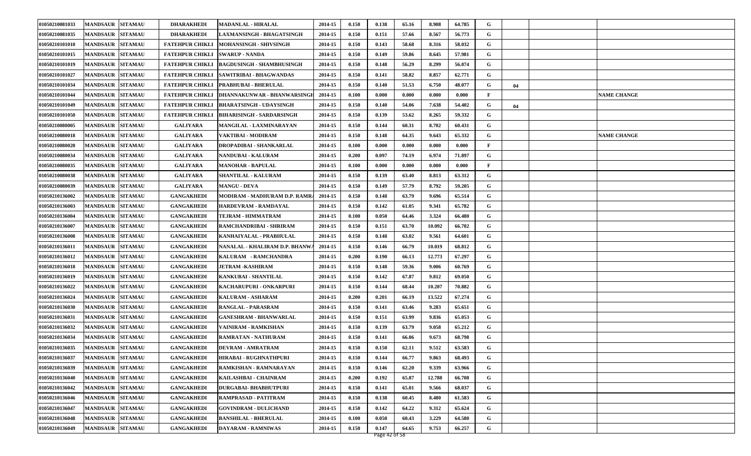| | | | | | | | | | | | | | | | |
|---|---|---|---|---|---|---|---|---|---|---|---|---|---|---|---|
| 01050210081033 | MANDSAUR | SITAMAU | DHARAKHEDI | MADANLAL - HIRALAL | 2014-15 | 0.150 | 0.138 | 65.16 | 8.908 | 64.785 | G | | | |
| 01050210081035 | MANDSAUR | SITAMAU | DHARAKHEDI | LAXMANSINGH - BHAGATSINGH | 2014-15 | 0.150 | 0.151 | 57.66 | 8.567 | 56.773 | G | | | |
| 01050210101010 | MANDSAUR | SITAMAU | FATEHPUR CHIKLI | MOHANSINGH - SHIVSINGH | 2014-15 | 0.150 | 0.143 | 58.68 | 8.316 | 58.032 | G | | | |
| 01050210101015 | MANDSAUR | SITAMAU | FATEHPUR CHIKLI | SWARUP - NANDA | 2014-15 | 0.150 | 0.149 | 59.86 | 8.645 | 57.981 | G | | | |
| 01050210101019 | MANDSAUR | SITAMAU | FATEHPUR CHIKLI | BAGDUSINGH - SHAMBHUSINGH | 2014-15 | 0.150 | 0.148 | 56.29 | 8.299 | 56.074 | G | | | |
| 01050210101027 | MANDSAUR | SITAMAU | FATEHPUR CHIKLI | SAWITRIBAI - BHAGWANDAS | 2014-15 | 0.150 | 0.141 | 58.82 | 8.857 | 62.771 | G | | | |
| 01050210101034 | MANDSAUR | SITAMAU | FATEHPUR CHIKLI | PRABHUBAI - BHERULAL | 2014-15 | 0.150 | 0.140 | 51.53 | 6.750 | 48.077 | G | 04 | | |
| 01050210101044 | MANDSAUR | SITAMAU | FATEHPUR CHIKLI | DHANNAKUNWAR - BHANWARSINGH | 2014-15 | 0.100 | 0.000 | 0.000 | 0.000 | 0.000 | F | | | NAME CHANGE |
| 01050210101049 | MANDSAUR | SITAMAU | FATEHPUR CHIKLI | BHARATSINGH - UDAYSINGH | 2014-15 | 0.150 | 0.140 | 54.06 | 7.638 | 54.402 | G | 04 | | |
| 01050210101050 | MANDSAUR | SITAMAU | FATEHPUR CHIKLI | BIHARISINGH - SARDARSINGH | 2014-15 | 0.150 | 0.139 | 53.62 | 8.265 | 59.332 | G | | | |
| 01050210080005 | MANDSAUR | SITAMAU | GALIYARA | MANGILAL - LAXMINARAYAN | 2014-15 | 0.150 | 0.144 | 60.31 | 8.702 | 60.431 | G | | | |
| 01050210080018 | MANDSAUR | SITAMAU | GALIYARA | VAKTIBAI - MODIRAM | 2014-15 | 0.150 | 0.148 | 64.35 | 9.643 | 65.332 | G | | | NAME CHANGE |
| 01050210080020 | MANDSAUR | SITAMAU | GALIYARA | DROPADIBAI - SHANKARLAL | 2014-15 | 0.100 | 0.000 | 0.000 | 0.000 | 0.000 | F | | | |
| 01050210080034 | MANDSAUR | SITAMAU | GALIYARA | NANDUBAI - KALURAM | 2014-15 | 0.200 | 0.097 | 74.19 | 6.974 | 71.897 | G | | | |
| 01050210080035 | MANDSAUR | SITAMAU | GALIYARA | MANOHAR - BAPULAL | 2014-15 | 0.100 | 0.000 | 0.000 | 0.000 | 0.000 | F | | | |
| 01050210080038 | MANDSAUR | SITAMAU | GALIYARA | SHANTILAL - KALURAM | 2014-15 | 0.150 | 0.139 | 63.40 | 8.813 | 63.312 | G | | | |
| 01050210080039 | MANDSAUR | SITAMAU | GALIYARA | MANGU - DEVA | 2014-15 | 0.150 | 0.149 | 57.79 | 8.792 | 59.205 | G | | | |
| 01050210136002 | MANDSAUR | SITAMAU | GANGAKHEDI | MODIRAM - MADHURAM D.P. RAMR | 2014-15 | 0.150 | 0.148 | 63.79 | 9.696 | 65.514 | G | | | |
| 01050210136003 | MANDSAUR | SITAMAU | GANGAKHEDI | HARDEVRAM - RAMDAYAL | 2014-15 | 0.150 | 0.142 | 61.05 | 9.341 | 65.782 | G | | | |
| 01050210136004 | MANDSAUR | SITAMAU | GANGAKHEDI | TEJRAM - HIMMATRAM | 2014-15 | 0.100 | 0.050 | 64.46 | 3.324 | 66.480 | G | | | |
| 01050210136007 | MANDSAUR | SITAMAU | GANGAKHEDI | RAMCHANDRIBAI - SHRIRAM | 2014-15 | 0.150 | 0.151 | 63.70 | 10.092 | 66.702 | G | | | |
| 01050210136008 | MANDSAUR | SITAMAU | GANGAKHEDI | KANHAIYALAL - PRABHULAL | 2014-15 | 0.150 | 0.148 | 63.02 | 9.561 | 64.601 | G | | | |
| 01050210136011 | MANDSAUR | SITAMAU | GANGAKHEDI | NANALAL - KHALIRAM D.P. BHANWA | 2014-15 | 0.150 | 0.146 | 66.79 | 10.019 | 68.812 | G | | | |
| 01050210136012 | MANDSAUR | SITAMAU | GANGAKHEDI | KALURAM - RAMCHANDRA | 2014-15 | 0.200 | 0.190 | 66.13 | 12.773 | 67.297 | G | | | |
| 01050210136018 | MANDSAUR | SITAMAU | GANGAKHEDI | JETRAM -KASHIRAM | 2014-15 | 0.150 | 0.148 | 59.36 | 9.006 | 60.769 | G | | | |
| 01050210136019 | MANDSAUR | SITAMAU | GANGAKHEDI | KANKUBAI - SHANTILAL | 2014-15 | 0.150 | 0.142 | 67.87 | 9.812 | 69.050 | G | | | |
| 01050210136022 | MANDSAUR | SITAMAU | GANGAKHEDI | KACHARUPURI - ONKARPURI | 2014-15 | 0.150 | 0.144 | 68.44 | 10.207 | 70.882 | G | | | |
| 01050210136024 | MANDSAUR | SITAMAU | GANGAKHEDI | KALURAM - ASHARAM | 2014-15 | 0.200 | 0.201 | 66.19 | 13.522 | 67.274 | G | | | |
| 01050210136030 | MANDSAUR | SITAMAU | GANGAKHEDI | RANGLAL - PARASRAM | 2014-15 | 0.150 | 0.141 | 63.46 | 9.283 | 65.651 | G | | | |
| 01050210136031 | MANDSAUR | SITAMAU | GANGAKHEDI | GANESHRAM - BHANWARLAL | 2014-15 | 0.150 | 0.151 | 63.99 | 9.836 | 65.053 | G | | | |
| 01050210136032 | MANDSAUR | SITAMAU | GANGAKHEDI | VAINIRAM - RAMKISHAN | 2014-15 | 0.150 | 0.139 | 63.79 | 9.058 | 65.212 | G | | | |
| 01050210136034 | MANDSAUR | SITAMAU | GANGAKHEDI | RAMRATAN - NATHURAM | 2014-15 | 0.150 | 0.141 | 66.06 | 9.673 | 68.798 | G | | | |
| 01050210136035 | MANDSAUR | SITAMAU | GANGAKHEDI | DEVRAM - AMRATRAM | 2014-15 | 0.150 | 0.150 | 62.11 | 9.512 | 63.583 | G | | | |
| 01050210136037 | MANDSAUR | SITAMAU | GANGAKHEDI | HIRABAI - RUGHNATHPURI | 2014-15 | 0.150 | 0.144 | 66.77 | 9.863 | 68.493 | G | | | |
| 01050210136039 | MANDSAUR | SITAMAU | GANGAKHEDI | RAMKISHAN - RAMNARAYAN | 2014-15 | 0.150 | 0.146 | 62.20 | 9.339 | 63.966 | G | | | |
| 01050210136040 | MANDSAUR | SITAMAU | GANGAKHEDI | KAILASHBAI - CHAINRAM | 2014-15 | 0.200 | 0.192 | 65.87 | 12.788 | 66.708 | G | | | |
| 01050210136042 | MANDSAUR | SITAMAU | GANGAKHEDI | DURGABAI- BHABHUTPURI | 2014-15 | 0.150 | 0.141 | 65.01 | 9.566 | 68.037 | G | | | |
| 01050210136046 | MANDSAUR | SITAMAU | GANGAKHEDI | RAMPRASAD - PATITRAM | 2014-15 | 0.150 | 0.138 | 60.45 | 8.480 | 61.583 | G | | | |
| 01050210136047 | MANDSAUR | SITAMAU | GANGAKHEDI | GOVINDRAM - DULICHAND | 2014-15 | 0.150 | 0.142 | 64.22 | 9.312 | 65.624 | G | | | |
| 01050210136048 | MANDSAUR | SITAMAU | GANGAKHEDI | BANSHILAL - BHERULAL | 2014-15 | 0.100 | 0.050 | 60.43 | 3.229 | 64.580 | G | | | |
| 01050210136049 | MANDSAUR | SITAMAU | GANGAKHEDI | DAYARAM - RAMNIWAS | 2014-15 | 0.150 | 0.147 | 64.65 | 9.753 | 66.257 | G | | | |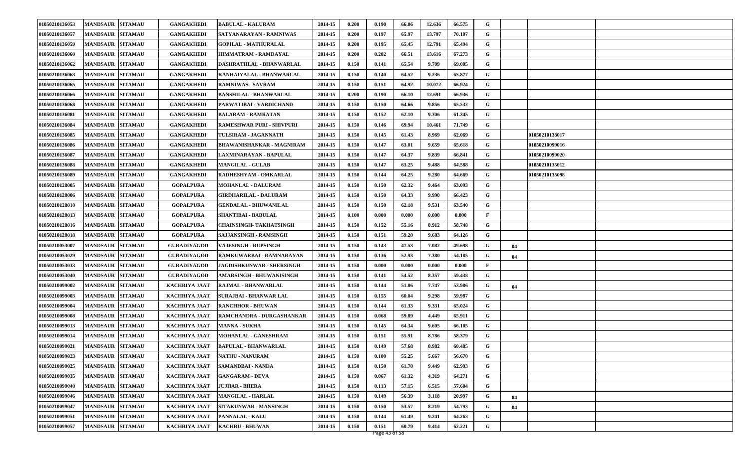| | | | | | | | | | | | | | | |
|---|---|---|---|---|---|---|---|---|---|---|---|---|---|---|
| 01050210136053 | MANDSAUR | SITAMAU | GANGAKHEDI | BABULAL - KALURAM | 2014-15 | 0.200 | 0.190 | 66.06 | 12.636 | 66.575 | G | | | |
| 01050210136057 | MANDSAUR | SITAMAU | GANGAKHEDI | SATYANARAYAN - RAMNIWAS | 2014-15 | 0.200 | 0.197 | 65.97 | 13.797 | 70.107 | G | | | |
| 01050210136059 | MANDSAUR | SITAMAU | GANGAKHEDI | GOPILAL - MATHURALAL | 2014-15 | 0.200 | 0.195 | 65.45 | 12.791 | 65.494 | G | | | |
| 01050210136060 | MANDSAUR | SITAMAU | GANGAKHEDI | HIMMATRAM - RAMDAYAL | 2014-15 | 0.200 | 0.202 | 66.51 | 13.616 | 67.273 | G | | | |
| 01050210136062 | MANDSAUR | SITAMAU | GANGAKHEDI | DASHRATHLAL - BHANWARLAL | 2014-15 | 0.150 | 0.141 | 65.54 | 9.709 | 69.005 | G | | | |
| 01050210136063 | MANDSAUR | SITAMAU | GANGAKHEDI | KANHAIYALAL - BHANWARLAL | 2014-15 | 0.150 | 0.140 | 64.52 | 9.236 | 65.877 | G | | | |
| 01050210136065 | MANDSAUR | SITAMAU | GANGAKHEDI | RAMNIWAS - SAVRAM | 2014-15 | 0.150 | 0.151 | 64.92 | 10.072 | 66.924 | G | | | |
| 01050210136066 | MANDSAUR | SITAMAU | GANGAKHEDI | BANSHILAL - BHANWARLAL | 2014-15 | 0.200 | 0.190 | 66.10 | 12.691 | 66.936 | G | | | |
| 01050210136068 | MANDSAUR | SITAMAU | GANGAKHEDI | PARWATIBAI - VARDICHAND | 2014-15 | 0.150 | 0.150 | 64.66 | 9.856 | 65.532 | G | | | |
| 01050210136081 | MANDSAUR | SITAMAU | GANGAKHEDI | BALARAM - RAMRATAN | 2014-15 | 0.150 | 0.152 | 62.10 | 9.306 | 61.345 | G | | | |
| 01050210136084 | MANDSAUR | SITAMAU | GANGAKHEDI | RAMESHWAR PURI - SHIVPURI | 2014-15 | 0.150 | 0.146 | 69.94 | 10.461 | 71.749 | G | | | |
| 01050210136085 | MANDSAUR | SITAMAU | GANGAKHEDI | TULSIRAM - JAGANNATH | 2014-15 | 0.150 | 0.145 | 61.43 | 8.969 | 62.069 | G | | 01050210138017 | |
| 01050210136086 | MANDSAUR | SITAMAU | GANGAKHEDI | BHAWANISHANKAR - MAGNIRAM | 2014-15 | 0.150 | 0.147 | 63.01 | 9.659 | 65.618 | G | | 01050210099016 | |
| 01050210136087 | MANDSAUR | SITAMAU | GANGAKHEDI | LAXMINARAYAN - BAPULAL | 2014-15 | 0.150 | 0.147 | 64.37 | 9.839 | 66.841 | G | | 01050210099020 | |
| 01050210136088 | MANDSAUR | SITAMAU | GANGAKHEDI | MANGILAL - GULAB | 2014-15 | 0.150 | 0.147 | 63.25 | 9.488 | 64.588 | G | | 01050210135012 | |
| 01050210136089 | MANDSAUR | SITAMAU | GANGAKHEDI | RADHESHYAM - OMKARLAL | 2014-15 | 0.150 | 0.144 | 64.25 | 9.280 | 64.669 | G | | 01050210135098 | |
| 01050210128005 | MANDSAUR | SITAMAU | GOPALPURA | MOHANLAL - DALURAM | 2014-15 | 0.150 | 0.150 | 62.32 | 9.464 | 63.093 | G | | | |
| 01050210128006 | MANDSAUR | SITAMAU | GOPALPURA | GIRDHARILAL - DALURAM | 2014-15 | 0.150 | 0.150 | 64.33 | 9.990 | 66.423 | G | | | |
| 01050210128010 | MANDSAUR | SITAMAU | GOPALPURA | GENDALAL - BHUWANILAL | 2014-15 | 0.150 | 0.150 | 62.18 | 9.531 | 63.540 | G | | | |
| 01050210128013 | MANDSAUR | SITAMAU | GOPALPURA | SHANTIBAI - BABULAL | 2014-15 | 0.100 | 0.000 | 0.000 | 0.000 | 0.000 | F | | | |
| 01050210128016 | MANDSAUR | SITAMAU | GOPALPURA | CHAINSINGH- TAKHATSINGH | 2014-15 | 0.150 | 0.152 | 55.16 | 8.912 | 58.748 | G | | | |
| 01050210128018 | MANDSAUR | SITAMAU | GOPALPURA | SAJJANSINGH - RAMSINGH | 2014-15 | 0.150 | 0.151 | 59.20 | 9.683 | 64.126 | G | | | |
| 01050210053007 | MANDSAUR | SITAMAU | GURADIYAGOD | VAJESINGH - RUPSINGH | 2014-15 | 0.150 | 0.143 | 47.53 | 7.082 | 49.698 | G | 04 | | |
| 01050210053029 | MANDSAUR | SITAMAU | GURADIYAGOD | RAMKUWARBAI - RAMNARAYAN | 2014-15 | 0.150 | 0.136 | 52.93 | 7.380 | 54.185 | G | 04 | | |
| 01050210053033 | MANDSAUR | SITAMAU | GURADIYAGOD | JAGDISHKUNWAR - SHERSINGH | 2014-15 | 0.150 | 0.000 | 0.000 | 0.000 | 0.000 | F | | | |
| 01050210053040 | MANDSAUR | SITAMAU | GURADIYAGOD | AMARSINGH - BHUWANISINGH | 2014-15 | 0.150 | 0.141 | 54.52 | 8.357 | 59.438 | G | | | |
| 01050210099002 | MANDSAUR | SITAMAU | KACHRIYA JAAT | RAJMAL - BHANWARLAL | 2014-15 | 0.150 | 0.144 | 51.06 | 7.747 | 53.986 | G | 04 | | |
| 01050210099003 | MANDSAUR | SITAMAU | KACHRIYA JAAT | SURAJBAI - BHANWAR LAL | 2014-15 | 0.150 | 0.155 | 60.04 | 9.298 | 59.987 | G | | | |
| 01050210099004 | MANDSAUR | SITAMAU | KACHRIYA JAAT | RANCHHOR - BHUWAN | 2014-15 | 0.150 | 0.144 | 61.33 | 9.331 | 65.024 | G | | | |
| 01050210099008 | MANDSAUR | SITAMAU | KACHRIYA JAAT | RAMCHANDRA - DURGASHANKAR | 2014-15 | 0.150 | 0.068 | 59.89 | 4.449 | 65.911 | G | | | |
| 01050210099013 | MANDSAUR | SITAMAU | KACHRIYA JAAT | MANNA - SUKHA | 2014-15 | 0.150 | 0.145 | 64.34 | 9.605 | 66.105 | G | | | |
| 01050210099014 | MANDSAUR | SITAMAU | KACHRIYA JAAT | MOHANLAL - GANESHRAM | 2014-15 | 0.150 | 0.151 | 55.91 | 8.786 | 58.379 | G | | | |
| 01050210099021 | MANDSAUR | SITAMAU | KACHRIYA JAAT | BAPULAL - BHANWARLAL | 2014-15 | 0.150 | 0.149 | 57.68 | 8.982 | 60.485 | G | | | |
| 01050210099023 | MANDSAUR | SITAMAU | KACHRIYA JAAT | NATHU - NANURAM | 2014-15 | 0.150 | 0.100 | 55.25 | 5.667 | 56.670 | G | | | |
| 01050210099025 | MANDSAUR | SITAMAU | KACHRIYA JAAT | SAMANDBAI - NANDA | 2014-15 | 0.150 | 0.150 | 61.70 | 9.449 | 62.993 | G | | | |
| 01050210099035 | MANDSAUR | SITAMAU | KACHRIYA JAAT | GANGARAM - DEVA | 2014-15 | 0.150 | 0.067 | 61.32 | 4.319 | 64.271 | G | | | |
| 01050210099040 | MANDSAUR | SITAMAU | KACHRIYA JAAT | JUJHAR - BHERA | 2014-15 | 0.150 | 0.113 | 57.15 | 6.515 | 57.604 | G | | | |
| 01050210099046 | MANDSAUR | SITAMAU | KACHRIYA JAAT | MANGILAL - HARLAL | 2014-15 | 0.150 | 0.149 | 56.39 | 3.118 | 20.997 | G | 04 | | |
| 01050210099047 | MANDSAUR | SITAMAU | KACHRIYA JAAT | SITAKUNWAR - MANSINGH | 2014-15 | 0.150 | 0.150 | 53.57 | 8.219 | 54.793 | G | 04 | | |
| 01050210099051 | MANDSAUR | SITAMAU | KACHRIYA JAAT | PANNALAL - KALU | 2014-15 | 0.150 | 0.144 | 61.49 | 9.241 | 64.263 | G | | | |
| 01050210099057 | MANDSAUR | SITAMAU | KACHRIYA JAAT | KACHRU - BHUWAN | 2014-15 | 0.150 | 0.151 | 60.79 | 9.414 | 62.221 | G | | | |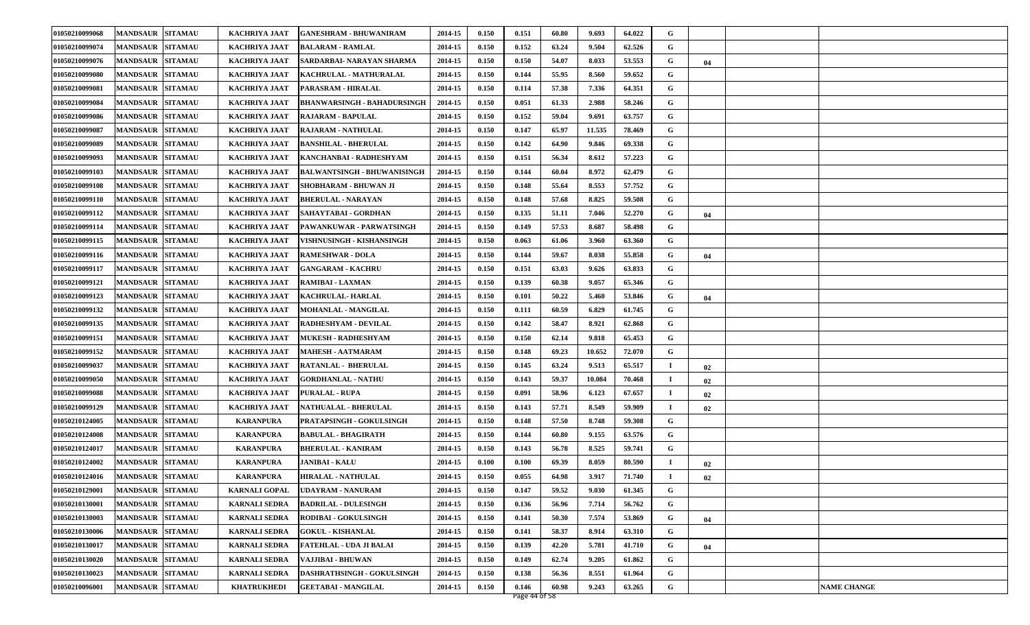| | | | | | | | | | | | | | | | |
|---|---|---|---|---|---|---|---|---|---|---|---|---|---|---|---|
| 01050210099068 | MANDSAUR | SITAMAU | KACHRIYA JAAT | GANESHRAM - BHUWANIRAM | 2014-15 | 0.150 | 0.151 | 60.80 | 9.693 | 64.022 | G | | | | |
| 01050210099074 | MANDSAUR | SITAMAU | KACHRIYA JAAT | BALARAM - RAMLAL | 2014-15 | 0.150 | 0.152 | 63.24 | 9.504 | 62.526 | G | | | | |
| 01050210099076 | MANDSAUR | SITAMAU | KACHRIYA JAAT | SARDARBAI- NARAYAN SHARMA | 2014-15 | 0.150 | 0.150 | 54.07 | 8.033 | 53.553 | G | 04 | | | |
| 01050210099080 | MANDSAUR | SITAMAU | KACHRIYA JAAT | KACHRULAL - MATHURALAL | 2014-15 | 0.150 | 0.144 | 55.95 | 8.560 | 59.652 | G | | | | |
| 01050210099081 | MANDSAUR | SITAMAU | KACHRIYA JAAT | PARASRAM - HIRALAL | 2014-15 | 0.150 | 0.114 | 57.38 | 7.336 | 64.351 | G | | | | |
| 01050210099084 | MANDSAUR | SITAMAU | KACHRIYA JAAT | BHANWARSINGH - BAHADURSINGH | 2014-15 | 0.150 | 0.051 | 61.33 | 2.988 | 58.246 | G | | | | |
| 01050210099086 | MANDSAUR | SITAMAU | KACHRIYA JAAT | RAJARAM - BAPULAL | 2014-15 | 0.150 | 0.152 | 59.04 | 9.691 | 63.757 | G | | | | |
| 01050210099087 | MANDSAUR | SITAMAU | KACHRIYA JAAT | RAJARAM - NATHULAL | 2014-15 | 0.150 | 0.147 | 65.97 | 11.535 | 78.469 | G | | | | |
| 01050210099089 | MANDSAUR | SITAMAU | KACHRIYA JAAT | BANSHILAL - BHERULAL | 2014-15 | 0.150 | 0.142 | 64.90 | 9.846 | 69.338 | G | | | | |
| 01050210099093 | MANDSAUR | SITAMAU | KACHRIYA JAAT | KANCHANBAI - RADHESHYAM | 2014-15 | 0.150 | 0.151 | 56.34 | 8.612 | 57.223 | G | | | | |
| 01050210099103 | MANDSAUR | SITAMAU | KACHRIYA JAAT | BALWANTSINGH - BHUWANISINGH | 2014-15 | 0.150 | 0.144 | 60.04 | 8.972 | 62.479 | G | | | | |
| 01050210099108 | MANDSAUR | SITAMAU | KACHRIYA JAAT | SHOBHARAM - BHUWAN JI | 2014-15 | 0.150 | 0.148 | 55.64 | 8.553 | 57.752 | G | | | | |
| 01050210099110 | MANDSAUR | SITAMAU | KACHRIYA JAAT | BHERULAL - NARAYAN | 2014-15 | 0.150 | 0.148 | 57.68 | 8.825 | 59.508 | G | | | | |
| 01050210099112 | MANDSAUR | SITAMAU | KACHRIYA JAAT | SAHAYTABAI - GORDHAN | 2014-15 | 0.150 | 0.135 | 51.11 | 7.046 | 52.270 | G | 04 | | | |
| 01050210099114 | MANDSAUR | SITAMAU | KACHRIYA JAAT | PAWANKUWAR - PARWATSINGH | 2014-15 | 0.150 | 0.149 | 57.53 | 8.687 | 58.498 | G | | | | |
| 01050210099115 | MANDSAUR | SITAMAU | KACHRIYA JAAT | VISHNUSINGH - KISHANSINGH | 2014-15 | 0.150 | 0.063 | 61.06 | 3.960 | 63.360 | G | | | | |
| 01050210099116 | MANDSAUR | SITAMAU | KACHRIYA JAAT | RAMESHWAR - DOLA | 2014-15 | 0.150 | 0.144 | 59.67 | 8.038 | 55.858 | G | 04 | | | |
| 01050210099117 | MANDSAUR | SITAMAU | KACHRIYA JAAT | GANGARAM - KACHRU | 2014-15 | 0.150 | 0.151 | 63.03 | 9.626 | 63.833 | G | | | | |
| 01050210099121 | MANDSAUR | SITAMAU | KACHRIYA JAAT | RAMIBAI - LAXMAN | 2014-15 | 0.150 | 0.139 | 60.38 | 9.057 | 65.346 | G | | | | |
| 01050210099123 | MANDSAUR | SITAMAU | KACHRIYA JAAT | KACHRULAL- HARLAL | 2014-15 | 0.150 | 0.101 | 50.22 | 5.460 | 53.846 | G | 04 | | | |
| 01050210099132 | MANDSAUR | SITAMAU | KACHRIYA JAAT | MOHANLAL - MANGILAL | 2014-15 | 0.150 | 0.111 | 60.59 | 6.829 | 61.745 | G | | | | |
| 01050210099135 | MANDSAUR | SITAMAU | KACHRIYA JAAT | RADHESHYAM - DEVILAL | 2014-15 | 0.150 | 0.142 | 58.47 | 8.921 | 62.868 | G | | | | |
| 01050210099151 | MANDSAUR | SITAMAU | KACHRIYA JAAT | MUKESH - RADHESHYAM | 2014-15 | 0.150 | 0.150 | 62.14 | 9.818 | 65.453 | G | | | | |
| 01050210099152 | MANDSAUR | SITAMAU | KACHRIYA JAAT | MAHESH - AATMARAM | 2014-15 | 0.150 | 0.148 | 69.23 | 10.652 | 72.070 | G | | | | |
| 01050210099037 | MANDSAUR | SITAMAU | KACHRIYA JAAT | RATANLAL - BHERULAL | 2014-15 | 0.150 | 0.145 | 63.24 | 9.513 | 65.517 | I | 02 | | | |
| 01050210099050 | MANDSAUR | SITAMAU | KACHRIYA JAAT | GORDHANLAL - NATHU | 2014-15 | 0.150 | 0.143 | 59.37 | 10.084 | 70.468 | I | 02 | | | |
| 01050210099088 | MANDSAUR | SITAMAU | KACHRIYA JAAT | PURALAL - RUPA | 2014-15 | 0.150 | 0.091 | 58.96 | 6.123 | 67.657 | I | 02 | | | |
| 01050210099129 | MANDSAUR | SITAMAU | KACHRIYA JAAT | NATHUALAL - BHERULAL | 2014-15 | 0.150 | 0.143 | 57.71 | 8.549 | 59.909 | I | 02 | | | |
| 01050210124005 | MANDSAUR | SITAMAU | KARANPURA | PRATAPSINGH - GOKULSINGH | 2014-15 | 0.150 | 0.148 | 57.50 | 8.748 | 59.308 | G | | | | |
| 01050210124008 | MANDSAUR | SITAMAU | KARANPURA | BABULAL - BHAGIRATH | 2014-15 | 0.150 | 0.144 | 60.80 | 9.155 | 63.576 | G | | | | |
| 01050210124017 | MANDSAUR | SITAMAU | KARANPURA | BHERULAL - KANIRAM | 2014-15 | 0.150 | 0.143 | 56.78 | 8.525 | 59.741 | G | | | | |
| 01050210124002 | MANDSAUR | SITAMAU | KARANPURA | JANIBAI - KALU | 2014-15 | 0.100 | 0.100 | 69.39 | 8.059 | 80.590 | I | 02 | | | |
| 01050210124016 | MANDSAUR | SITAMAU | KARANPURA | HIRALAL - NATHULAL | 2014-15 | 0.150 | 0.055 | 64.98 | 3.917 | 71.740 | I | 02 | | | |
| 01050210129001 | MANDSAUR | SITAMAU | KARNALI GOPAL | UDAYRAM - NANURAM | 2014-15 | 0.150 | 0.147 | 59.52 | 9.030 | 61.345 | G | | | | |
| 01050210130001 | MANDSAUR | SITAMAU | KARNALI SEDRA | BADRILAL - DULESINGH | 2014-15 | 0.150 | 0.136 | 56.96 | 7.714 | 56.762 | G | | | | |
| 01050210130003 | MANDSAUR | SITAMAU | KARNALI SEDRA | RODIBAI - GOKULSINGH | 2014-15 | 0.150 | 0.141 | 50.30 | 7.574 | 53.869 | G | 04 | | | |
| 01050210130006 | MANDSAUR | SITAMAU | KARNALI SEDRA | GOKUL - KISHANLAL | 2014-15 | 0.150 | 0.141 | 58.37 | 8.914 | 63.310 | G | | | | |
| 01050210130017 | MANDSAUR | SITAMAU | KARNALI SEDRA | FATEHLAL - UDA JI BALAI | 2014-15 | 0.150 | 0.139 | 42.20 | 5.781 | 41.710 | G | 04 | | | |
| 01050210130020 | MANDSAUR | SITAMAU | KARNALI SEDRA | VAJJIBAI - BHUWAN | 2014-15 | 0.150 | 0.149 | 62.74 | 9.205 | 61.862 | G | | | | |
| 01050210130023 | MANDSAUR | SITAMAU | KARNALI SEDRA | DASHRATHSINGH - GOKULSINGH | 2014-15 | 0.150 | 0.138 | 56.36 | 8.551 | 61.964 | G | | | | |
| 01050210096001 | MANDSAUR | SITAMAU | KHATRUKHEDI | GEETABAI - MANGILAL | 2014-15 | 0.150 | 0.146 | 60.98 | 9.243 | 63.265 | G | | | | NAME CHANGE |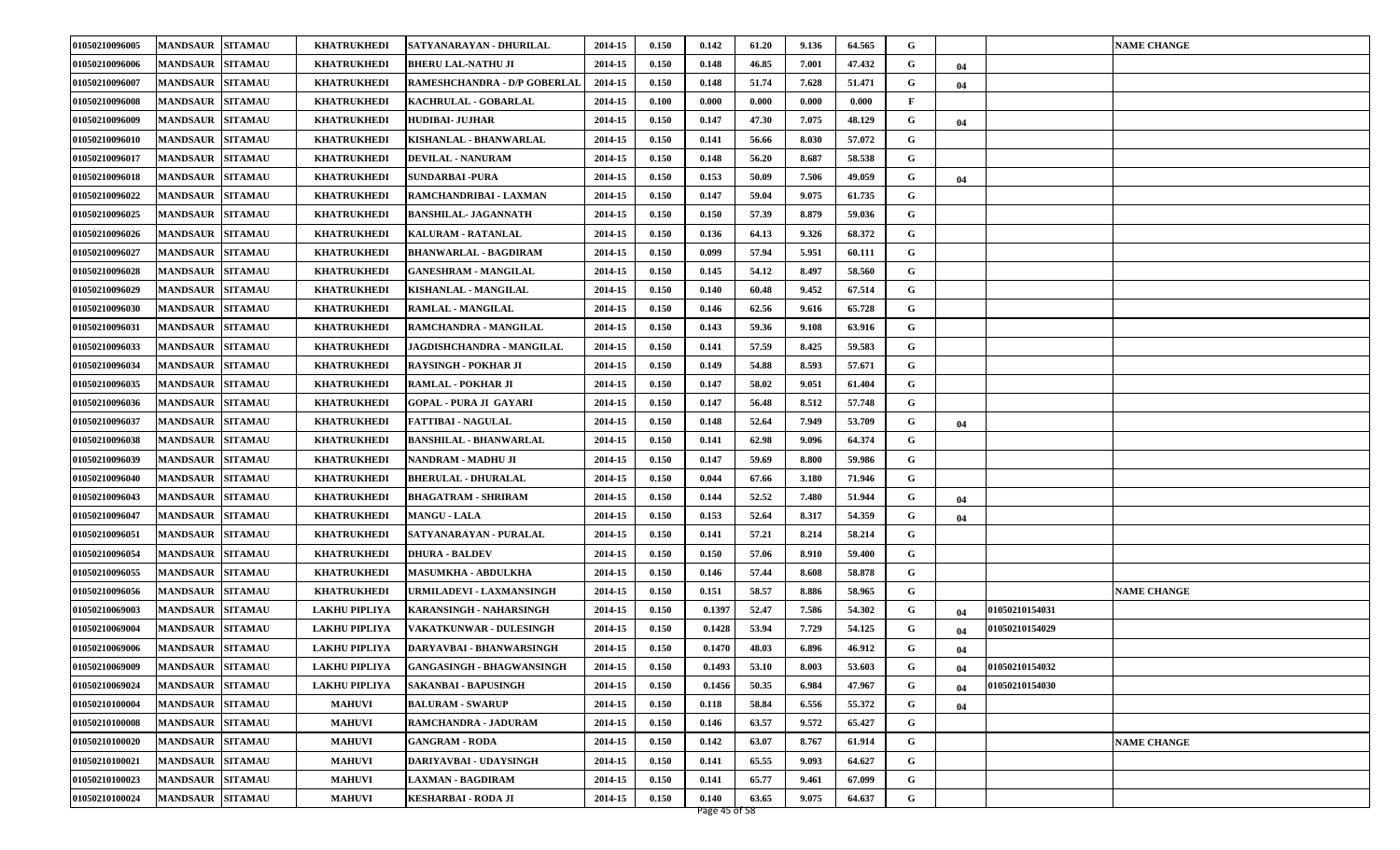| | | | | | | | | | | | | | | |
|---|---|---|---|---|---|---|---|---|---|---|---|---|---|---|
| 01050210096005 | MANDSAUR | SITAMAU | KHATRUKHEDI | SATYANARAYAN - DHURILAL | 2014-15 | 0.150 | 0.142 | 61.20 | 9.136 | 64.565 | G | | | NAME CHANGE |
| 01050210096006 | MANDSAUR | SITAMAU | KHATRUKHEDI | BHERU LAL-NATHU JI | 2014-15 | 0.150 | 0.148 | 46.85 | 7.001 | 47.432 | G | 04 | | |
| 01050210096007 | MANDSAUR | SITAMAU | KHATRUKHEDI | RAMESHCHANDRA - D/P GOBERLAL | 2014-15 | 0.150 | 0.148 | 51.74 | 7.628 | 51.471 | G | 04 | | |
| 01050210096008 | MANDSAUR | SITAMAU | KHATRUKHEDI | KACHRULAL - GOBARLAL | 2014-15 | 0.100 | 0.000 | 0.000 | 0.000 | 0.000 | F | | | |
| 01050210096009 | MANDSAUR | SITAMAU | KHATRUKHEDI | HUDIBAI- JUJHAR | 2014-15 | 0.150 | 0.147 | 47.30 | 7.075 | 48.129 | G | 04 | | |
| 01050210096010 | MANDSAUR | SITAMAU | KHATRUKHEDI | KISHANLAL - BHANWARLAL | 2014-15 | 0.150 | 0.141 | 56.66 | 8.030 | 57.072 | G | | | |
| 01050210096017 | MANDSAUR | SITAMAU | KHATRUKHEDI | DEVILAL - NANURAM | 2014-15 | 0.150 | 0.148 | 56.20 | 8.687 | 58.538 | G | | | |
| 01050210096018 | MANDSAUR | SITAMAU | KHATRUKHEDI | SUNDARBAI -PURA | 2014-15 | 0.150 | 0.153 | 50.09 | 7.506 | 49.059 | G | 04 | | |
| 01050210096022 | MANDSAUR | SITAMAU | KHATRUKHEDI | RAMCHANDRIBAI - LAXMAN | 2014-15 | 0.150 | 0.147 | 59.04 | 9.075 | 61.735 | G | | | |
| 01050210096025 | MANDSAUR | SITAMAU | KHATRUKHEDI | BANSHILAL- JAGANNATH | 2014-15 | 0.150 | 0.150 | 57.39 | 8.879 | 59.036 | G | | | |
| 01050210096026 | MANDSAUR | SITAMAU | KHATRUKHEDI | KALURAM - RATANLAL | 2014-15 | 0.150 | 0.136 | 64.13 | 9.326 | 68.372 | G | | | |
| 01050210096027 | MANDSAUR | SITAMAU | KHATRUKHEDI | BHANWARLAL - BAGDIRAM | 2014-15 | 0.150 | 0.099 | 57.94 | 5.951 | 60.111 | G | | | |
| 01050210096028 | MANDSAUR | SITAMAU | KHATRUKHEDI | GANESHRAM - MANGILAL | 2014-15 | 0.150 | 0.145 | 54.12 | 8.497 | 58.560 | G | | | |
| 01050210096029 | MANDSAUR | SITAMAU | KHATRUKHEDI | KISHANLAL - MANGILAL | 2014-15 | 0.150 | 0.140 | 60.48 | 9.452 | 67.514 | G | | | |
| 01050210096030 | MANDSAUR | SITAMAU | KHATRUKHEDI | RAMLAL - MANGILAL | 2014-15 | 0.150 | 0.146 | 62.56 | 9.616 | 65.728 | G | | | |
| 01050210096031 | MANDSAUR | SITAMAU | KHATRUKHEDI | RAMCHANDRA - MANGILAL | 2014-15 | 0.150 | 0.143 | 59.36 | 9.108 | 63.916 | G | | | |
| 01050210096033 | MANDSAUR | SITAMAU | KHATRUKHEDI | JAGDISHCHANDRA - MANGILAL | 2014-15 | 0.150 | 0.141 | 57.59 | 8.425 | 59.583 | G | | | |
| 01050210096034 | MANDSAUR | SITAMAU | KHATRUKHEDI | RAYSINGH - POKHAR JI | 2014-15 | 0.150 | 0.149 | 54.88 | 8.593 | 57.671 | G | | | |
| 01050210096035 | MANDSAUR | SITAMAU | KHATRUKHEDI | RAMLAL - POKHAR JI | 2014-15 | 0.150 | 0.147 | 58.02 | 9.051 | 61.404 | G | | | |
| 01050210096036 | MANDSAUR | SITAMAU | KHATRUKHEDI | GOPAL - PURA JI GAYARI | 2014-15 | 0.150 | 0.147 | 56.48 | 8.512 | 57.748 | G | | | |
| 01050210096037 | MANDSAUR | SITAMAU | KHATRUKHEDI | FATTIBAI - NAGULAL | 2014-15 | 0.150 | 0.148 | 52.64 | 7.949 | 53.709 | G | 04 | | |
| 01050210096038 | MANDSAUR | SITAMAU | KHATRUKHEDI | BANSHILAL - BHANWARLAL | 2014-15 | 0.150 | 0.141 | 62.98 | 9.096 | 64.374 | G | | | |
| 01050210096039 | MANDSAUR | SITAMAU | KHATRUKHEDI | NANDRAM - MADHU JI | 2014-15 | 0.150 | 0.147 | 59.69 | 8.800 | 59.986 | G | | | |
| 01050210096040 | MANDSAUR | SITAMAU | KHATRUKHEDI | BHERULAL - DHURALAL | 2014-15 | 0.150 | 0.044 | 67.66 | 3.180 | 71.946 | G | | | |
| 01050210096043 | MANDSAUR | SITAMAU | KHATRUKHEDI | BHAGATRAM - SHRIRAM | 2014-15 | 0.150 | 0.144 | 52.52 | 7.480 | 51.944 | G | 04 | | |
| 01050210096047 | MANDSAUR | SITAMAU | KHATRUKHEDI | MANGU - LALA | 2014-15 | 0.150 | 0.153 | 52.64 | 8.317 | 54.359 | G | 04 | | |
| 01050210096051 | MANDSAUR | SITAMAU | KHATRUKHEDI | SATYANARAYAN - PURALAL | 2014-15 | 0.150 | 0.141 | 57.21 | 8.214 | 58.214 | G | | | |
| 01050210096054 | MANDSAUR | SITAMAU | KHATRUKHEDI | DHURA - BALDEV | 2014-15 | 0.150 | 0.150 | 57.06 | 8.910 | 59.400 | G | | | |
| 01050210096055 | MANDSAUR | SITAMAU | KHATRUKHEDI | MASUMKHA - ABDULKHA | 2014-15 | 0.150 | 0.146 | 57.44 | 8.608 | 58.878 | G | | | |
| 01050210096056 | MANDSAUR | SITAMAU | KHATRUKHEDI | URMILADEVI - LAXMANSINGH | 2014-15 | 0.150 | 0.151 | 58.57 | 8.886 | 58.965 | G | | | NAME CHANGE |
| 01050210069003 | MANDSAUR | SITAMAU | LAKHU PIPLIYA | KARANSINGH - NAHARSINGH | 2014-15 | 0.150 | 0.1397 | 52.47 | 7.586 | 54.302 | G | 04 | 01050210154031 | |
| 01050210069004 | MANDSAUR | SITAMAU | LAKHU PIPLIYA | VAKATKUNWAR - DULESINGH | 2014-15 | 0.150 | 0.1428 | 53.94 | 7.729 | 54.125 | G | 04 | 01050210154029 | |
| 01050210069006 | MANDSAUR | SITAMAU | LAKHU PIPLIYA | DARYAVBAI - BHANWARSINGH | 2014-15 | 0.150 | 0.1470 | 48.03 | 6.896 | 46.912 | G | 04 | | |
| 01050210069009 | MANDSAUR | SITAMAU | LAKHU PIPLIYA | GANGASINGH - BHAGWANSINGH | 2014-15 | 0.150 | 0.1493 | 53.10 | 8.003 | 53.603 | G | 04 | 01050210154032 | |
| 01050210069024 | MANDSAUR | SITAMAU | LAKHU PIPLIYA | SAKANBAI - BAPUSINGH | 2014-15 | 0.150 | 0.1456 | 50.35 | 6.984 | 47.967 | G | 04 | 01050210154030 | |
| 01050210100004 | MANDSAUR | SITAMAU | MAHUVI | BALURAM - SWARUP | 2014-15 | 0.150 | 0.118 | 58.84 | 6.556 | 55.372 | G | 04 | | |
| 01050210100008 | MANDSAUR | SITAMAU | MAHUVI | RAMCHANDRA - JADURAM | 2014-15 | 0.150 | 0.146 | 63.57 | 9.572 | 65.427 | G | | | |
| 01050210100020 | MANDSAUR | SITAMAU | MAHUVI | GANGRAM - RODA | 2014-15 | 0.150 | 0.142 | 63.07 | 8.767 | 61.914 | G | | | NAME CHANGE |
| 01050210100021 | MANDSAUR | SITAMAU | MAHUVI | DARIYAVBAI - UDAYSINGH | 2014-15 | 0.150 | 0.141 | 65.55 | 9.093 | 64.627 | G | | | |
| 01050210100023 | MANDSAUR | SITAMAU | MAHUVI | LAXMAN - BAGDIRAM | 2014-15 | 0.150 | 0.141 | 65.77 | 9.461 | 67.099 | G | | | |
| 01050210100024 | MANDSAUR | SITAMAU | MAHUVI | KESHARBAI - RODA JI | 2014-15 | 0.150 | 0.140 | 63.65 | 9.075 | 64.637 | G | | | |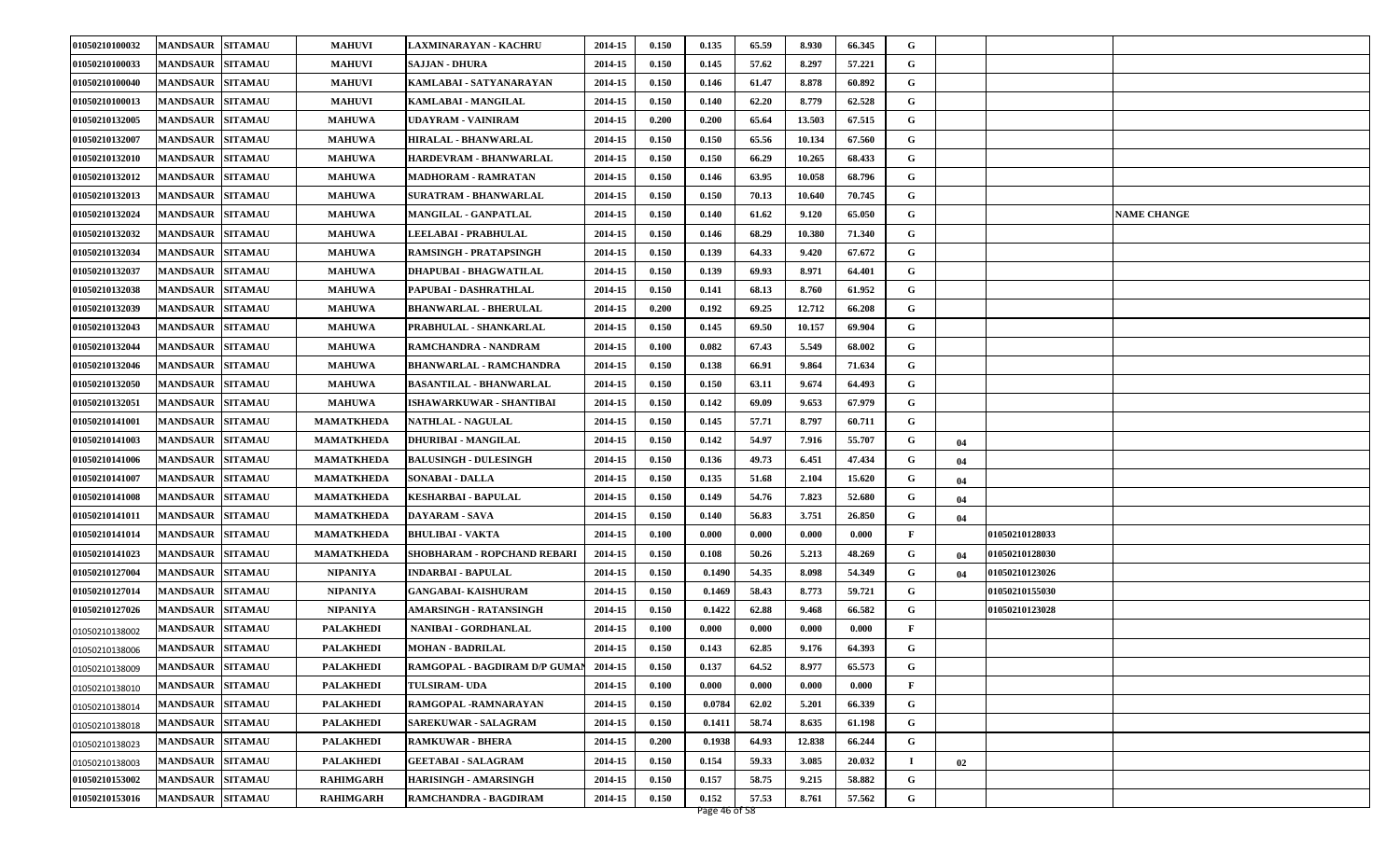| | | | | | | | | | | | | | | |
|---|---|---|---|---|---|---|---|---|---|---|---|---|---|---|
| 01050210100032 | MANDSAUR | SITAMAU | MAHUVI | LAXMINARAYAN - KACHRU | 2014-15 | 0.150 | 0.135 | 65.59 | 8.930 | 66.345 | G | | | |
| 01050210100033 | MANDSAUR | SITAMAU | MAHUVI | SAJJAN - DHURA | 2014-15 | 0.150 | 0.145 | 57.62 | 8.297 | 57.221 | G | | | |
| 01050210100040 | MANDSAUR | SITAMAU | MAHUVI | KAMLABAI - SATYANARAYAN | 2014-15 | 0.150 | 0.146 | 61.47 | 8.878 | 60.892 | G | | | |
| 01050210100013 | MANDSAUR | SITAMAU | MAHUVI | KAMLABAI - MANGILAL | 2014-15 | 0.150 | 0.140 | 62.20 | 8.779 | 62.528 | G | | | |
| 01050210132005 | MANDSAUR | SITAMAU | MAHUWA | UDAYRAM - VAINIRAM | 2014-15 | 0.200 | 0.200 | 65.64 | 13.503 | 67.515 | G | | | |
| 01050210132007 | MANDSAUR | SITAMAU | MAHUWA | HIRALAL - BHANWARLAL | 2014-15 | 0.150 | 0.150 | 65.56 | 10.134 | 67.560 | G | | | |
| 01050210132010 | MANDSAUR | SITAMAU | MAHUWA | HARDEVRAM - BHANWARLAL | 2014-15 | 0.150 | 0.150 | 66.29 | 10.265 | 68.433 | G | | | |
| 01050210132012 | MANDSAUR | SITAMAU | MAHUWA | MADHORAM - RAMRATAN | 2014-15 | 0.150 | 0.146 | 63.95 | 10.058 | 68.796 | G | | | |
| 01050210132013 | MANDSAUR | SITAMAU | MAHUWA | SURATRAM - BHANWARLAL | 2014-15 | 0.150 | 0.150 | 70.13 | 10.640 | 70.745 | G | | | |
| 01050210132024 | MANDSAUR | SITAMAU | MAHUWA | MANGILAL - GANPATLAL | 2014-15 | 0.150 | 0.140 | 61.62 | 9.120 | 65.050 | G | | | NAME CHANGE |
| 01050210132032 | MANDSAUR | SITAMAU | MAHUWA | LEELABAI - PRABHULAL | 2014-15 | 0.150 | 0.146 | 68.29 | 10.380 | 71.340 | G | | | |
| 01050210132034 | MANDSAUR | SITAMAU | MAHUWA | RAMSINGH - PRATAPSINGH | 2014-15 | 0.150 | 0.139 | 64.33 | 9.420 | 67.672 | G | | | |
| 01050210132037 | MANDSAUR | SITAMAU | MAHUWA | DHAPUBAI - BHAGWATILAL | 2014-15 | 0.150 | 0.139 | 69.93 | 8.971 | 64.401 | G | | | |
| 01050210132038 | MANDSAUR | SITAMAU | MAHUWA | PAPUBAI - DASHRATHLAL | 2014-15 | 0.150 | 0.141 | 68.13 | 8.760 | 61.952 | G | | | |
| 01050210132039 | MANDSAUR | SITAMAU | MAHUWA | BHANWARLAL - BHERULAL | 2014-15 | 0.200 | 0.192 | 69.25 | 12.712 | 66.208 | G | | | |
| 01050210132043 | MANDSAUR | SITAMAU | MAHUWA | PRABHULAL - SHANKARLAL | 2014-15 | 0.150 | 0.145 | 69.50 | 10.157 | 69.904 | G | | | |
| 01050210132044 | MANDSAUR | SITAMAU | MAHUWA | RAMCHANDRA - NANDRAM | 2014-15 | 0.100 | 0.082 | 67.43 | 5.549 | 68.002 | G | | | |
| 01050210132046 | MANDSAUR | SITAMAU | MAHUWA | BHANWARLAL - RAMCHANDRA | 2014-15 | 0.150 | 0.138 | 66.91 | 9.864 | 71.634 | G | | | |
| 01050210132050 | MANDSAUR | SITAMAU | MAHUWA | BASANTILAL - BHANWARLAL | 2014-15 | 0.150 | 0.150 | 63.11 | 9.674 | 64.493 | G | | | |
| 01050210132051 | MANDSAUR | SITAMAU | MAHUWA | ISHAWARKUWAR - SHANTIBAI | 2014-15 | 0.150 | 0.142 | 69.09 | 9.653 | 67.979 | G | | | |
| 01050210141001 | MANDSAUR | SITAMAU | MAMATKHEDA | NATHLAL - NAGULAL | 2014-15 | 0.150 | 0.145 | 57.71 | 8.797 | 60.711 | G | | | |
| 01050210141003 | MANDSAUR | SITAMAU | MAMATKHEDA | DHURIBAI - MANGILAL | 2014-15 | 0.150 | 0.142 | 54.97 | 7.916 | 55.707 | G | 04 | | |
| 01050210141006 | MANDSAUR | SITAMAU | MAMATKHEDA | BALUSINGH - DULESINGH | 2014-15 | 0.150 | 0.136 | 49.73 | 6.451 | 47.434 | G | 04 | | |
| 01050210141007 | MANDSAUR | SITAMAU | MAMATKHEDA | SONABAI - DALLA | 2014-15 | 0.150 | 0.135 | 51.68 | 2.104 | 15.620 | G | 04 | | |
| 01050210141008 | MANDSAUR | SITAMAU | MAMATKHEDA | KESHARBAI - BAPULAL | 2014-15 | 0.150 | 0.149 | 54.76 | 7.823 | 52.680 | G | 04 | | |
| 01050210141011 | MANDSAUR | SITAMAU | MAMATKHEDA | DAYARAM - SAVA | 2014-15 | 0.150 | 0.140 | 56.83 | 3.751 | 26.850 | G | 04 | | |
| 01050210141014 | MANDSAUR | SITAMAU | MAMATKHEDA | BHULIBAI - VAKTA | 2014-15 | 0.100 | 0.000 | 0.000 | 0.000 | 0.000 | F | | 01050210128033 | |
| 01050210141023 | MANDSAUR | SITAMAU | MAMATKHEDA | SHOBHARAM - ROPCHAND REBARI | 2014-15 | 0.150 | 0.108 | 50.26 | 5.213 | 48.269 | G | 04 | 01050210128030 | |
| 01050210127004 | MANDSAUR | SITAMAU | NIPANIYA | INDARBAI - BAPULAL | 2014-15 | 0.150 | 0.1490 | 54.35 | 8.098 | 54.349 | G | 04 | 01050210123026 | |
| 01050210127014 | MANDSAUR | SITAMAU | NIPANIYA | GANGABAI- KAISHURAM | 2014-15 | 0.150 | 0.1469 | 58.43 | 8.773 | 59.721 | G | | 01050210155030 | |
| 01050210127026 | MANDSAUR | SITAMAU | NIPANIYA | AMARSINGH - RATANSINGH | 2014-15 | 0.150 | 0.1422 | 62.88 | 9.468 | 66.582 | G | | 01050210123028 | |
| 01050210138002 | MANDSAUR | SITAMAU | PALAKHEDI | NANIBAI - GORDHANLAL | 2014-15 | 0.100 | 0.000 | 0.000 | 0.000 | 0.000 | F | | | |
| 01050210138006 | MANDSAUR | SITAMAU | PALAKHEDI | MOHAN - BADRILAL | 2014-15 | 0.150 | 0.143 | 62.85 | 9.176 | 64.393 | G | | | |
| 01050210138009 | MANDSAUR | SITAMAU | PALAKHEDI | RAMGOPAL - BAGDIRAM D/P GUMAN | 2014-15 | 0.150 | 0.137 | 64.52 | 8.977 | 65.573 | G | | | |
| 01050210138010 | MANDSAUR | SITAMAU | PALAKHEDI | TULSIRAM- UDA | 2014-15 | 0.100 | 0.000 | 0.000 | 0.000 | 0.000 | F | | | |
| 01050210138014 | MANDSAUR | SITAMAU | PALAKHEDI | RAMGOPAL -RAMNARAYAN | 2014-15 | 0.150 | 0.0784 | 62.02 | 5.201 | 66.339 | G | | | |
| 01050210138018 | MANDSAUR | SITAMAU | PALAKHEDI | SAREKUWAR - SALAGRAM | 2014-15 | 0.150 | 0.1411 | 58.74 | 8.635 | 61.198 | G | | | |
| 01050210138023 | MANDSAUR | SITAMAU | PALAKHEDI | RAMKUWAR - BHERA | 2014-15 | 0.200 | 0.1938 | 64.93 | 12.838 | 66.244 | G | | | |
| 01050210138003 | MANDSAUR | SITAMAU | PALAKHEDI | GEETABAI - SALAGRAM | 2014-15 | 0.150 | 0.154 | 59.33 | 3.085 | 20.032 | I | 02 | | |
| 01050210153002 | MANDSAUR | SITAMAU | RAHIMGARH | HARISINGH - AMARSINGH | 2014-15 | 0.150 | 0.157 | 58.75 | 9.215 | 58.882 | G | | | |
| 01050210153016 | MANDSAUR | SITAMAU | RAHIMGARH | RAMCHANDRA - BAGDIRAM | 2014-15 | 0.150 | 0.152 | 57.53 | 8.761 | 57.562 | G | | | |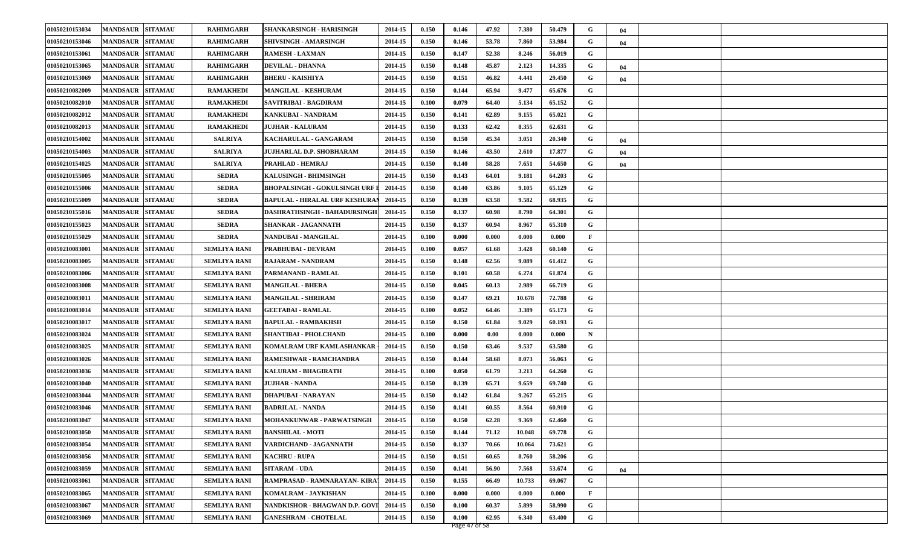| | | | | | | | | | | | | | | | |
|---|---|---|---|---|---|---|---|---|---|---|---|---|---|---|---|
| 01050210153034 | MANDSAUR | SITAMAU | RAHIMGARH | SHANKARSINGH - HARISINGH | 2014-15 | 0.150 | 0.146 | 47.92 | 7.380 | 50.479 | G | 04 | | | |
| 01050210153046 | MANDSAUR | SITAMAU | RAHIMGARH | SHIVSINGH - AMARSINGH | 2014-15 | 0.150 | 0.146 | 53.78 | 7.860 | 53.984 | G | 04 | | | |
| 01050210153061 | MANDSAUR | SITAMAU | RAHIMGARH | RAMESH - LAXMAN | 2014-15 | 0.150 | 0.147 | 52.38 | 8.246 | 56.019 | G | | | | |
| 01050210153065 | MANDSAUR | SITAMAU | RAHIMGARH | DEVILAL - DHANNA | 2014-15 | 0.150 | 0.148 | 45.87 | 2.123 | 14.335 | G | 04 | | | |
| 01050210153069 | MANDSAUR | SITAMAU | RAHIMGARH | BHERU - KAISHIYA | 2014-15 | 0.150 | 0.151 | 46.82 | 4.441 | 29.450 | G | 04 | | | |
| 01050210082009 | MANDSAUR | SITAMAU | RAMAKHEDI | MANGILAL - KESHURAM | 2014-15 | 0.150 | 0.144 | 65.94 | 9.477 | 65.676 | G | | | | |
| 01050210082010 | MANDSAUR | SITAMAU | RAMAKHEDI | SAVITRIBAI - BAGDIRAM | 2014-15 | 0.100 | 0.079 | 64.40 | 5.134 | 65.152 | G | | | | |
| 01050210082012 | MANDSAUR | SITAMAU | RAMAKHEDI | KANKUBAI - NANDRAM | 2014-15 | 0.150 | 0.141 | 62.89 | 9.155 | 65.021 | G | | | | |
| 01050210082013 | MANDSAUR | SITAMAU | RAMAKHEDI | JUJHAR - KALURAM | 2014-15 | 0.150 | 0.133 | 62.42 | 8.355 | 62.631 | G | | | | |
| 01050210154002 | MANDSAUR | SITAMAU | SALRIYA | KACHARULAL - GANGARAM | 2014-15 | 0.150 | 0.150 | 45.34 | 3.051 | 20.340 | G | 04 | | | |
| 01050210154003 | MANDSAUR | SITAMAU | SALRIYA | JUJHARLAL D.P. SHOBHARAM | 2014-15 | 0.150 | 0.146 | 43.50 | 2.610 | 17.877 | G | 04 | | | |
| 01050210154025 | MANDSAUR | SITAMAU | SALRIYA | PRAHLAD - HEMRAJ | 2014-15 | 0.150 | 0.140 | 58.28 | 7.651 | 54.650 | G | 04 | | | |
| 01050210155005 | MANDSAUR | SITAMAU | SEDRA | KALUSINGH - BHIMSINGH | 2014-15 | 0.150 | 0.143 | 64.01 | 9.181 | 64.203 | G | | | | |
| 01050210155006 | MANDSAUR | SITAMAU | SEDRA | BHOPALSINGH - GOKULSINGH URF I | 2014-15 | 0.150 | 0.140 | 63.86 | 9.105 | 65.129 | G | | | | |
| 01050210155009 | MANDSAUR | SITAMAU | SEDRA | BAPULAL - HIRALAL URF KESHURAM | 2014-15 | 0.150 | 0.139 | 63.58 | 9.582 | 68.935 | G | | | | |
| 01050210155016 | MANDSAUR | SITAMAU | SEDRA | DASHRATHSINGH - BAHADURSINGH | 2014-15 | 0.150 | 0.137 | 60.98 | 8.790 | 64.301 | G | | | | |
| 01050210155023 | MANDSAUR | SITAMAU | SEDRA | SHANKAR - JAGANNATH | 2014-15 | 0.150 | 0.137 | 60.94 | 8.967 | 65.310 | G | | | | |
| 01050210155029 | MANDSAUR | SITAMAU | SEDRA | NANDUBAI - MANGILAL | 2014-15 | 0.100 | 0.000 | 0.000 | 0.000 | 0.000 | F | | | | |
| 01050210083001 | MANDSAUR | SITAMAU | SEMLIYA RANI | PRABHUBAI - DEVRAM | 2014-15 | 0.100 | 0.057 | 61.68 | 3.428 | 60.140 | G | | | | |
| 01050210083005 | MANDSAUR | SITAMAU | SEMLIYA RANI | RAJARAM - NANDRAM | 2014-15 | 0.150 | 0.148 | 62.56 | 9.089 | 61.412 | G | | | | |
| 01050210083006 | MANDSAUR | SITAMAU | SEMLIYA RANI | PARMANAND - RAMLAL | 2014-15 | 0.150 | 0.101 | 60.58 | 6.274 | 61.874 | G | | | | |
| 01050210083008 | MANDSAUR | SITAMAU | SEMLIYA RANI | MANGILAL - BHERA | 2014-15 | 0.150 | 0.045 | 60.13 | 2.989 | 66.719 | G | | | | |
| 01050210083011 | MANDSAUR | SITAMAU | SEMLIYA RANI | MANGILAL - SHRIRAM | 2014-15 | 0.150 | 0.147 | 69.21 | 10.678 | 72.788 | G | | | | |
| 01050210083014 | MANDSAUR | SITAMAU | SEMLIYA RANI | GEETABAI - RAMLAL | 2014-15 | 0.100 | 0.052 | 64.46 | 3.389 | 65.173 | G | | | | |
| 01050210083017 | MANDSAUR | SITAMAU | SEMLIYA RANI | BAPULAL - RAMBAKHSH | 2014-15 | 0.150 | 0.150 | 61.84 | 9.029 | 60.193 | G | | | | |
| 01050210083024 | MANDSAUR | SITAMAU | SEMLIYA RANI | SHANTIBAI - PHOLCHAND | 2014-15 | 0.100 | 0.000 | 0.00 | 0.000 | 0.000 | N | | | | |
| 01050210083025 | MANDSAUR | SITAMAU | SEMLIYA RANI | KOMALRAM URF KAMLASHANKAR | 2014-15 | 0.150 | 0.150 | 63.46 | 9.537 | 63.580 | G | | | | |
| 01050210083026 | MANDSAUR | SITAMAU | SEMLIYA RANI | RAMESHWAR - RAMCHANDRA | 2014-15 | 0.150 | 0.144 | 58.68 | 8.073 | 56.063 | G | | | | |
| 01050210083036 | MANDSAUR | SITAMAU | SEMLIYA RANI | KALURAM - BHAGIRATH | 2014-15 | 0.100 | 0.050 | 61.79 | 3.213 | 64.260 | G | | | | |
| 01050210083040 | MANDSAUR | SITAMAU | SEMLIYA RANI | JUJHAR - NANDA | 2014-15 | 0.150 | 0.139 | 65.71 | 9.659 | 69.740 | G | | | | |
| 01050210083044 | MANDSAUR | SITAMAU | SEMLIYA RANI | DHAPUBAI - NARAYAN | 2014-15 | 0.150 | 0.142 | 61.84 | 9.267 | 65.215 | G | | | | |
| 01050210083046 | MANDSAUR | SITAMAU | SEMLIYA RANI | BADRILAL - NANDA | 2014-15 | 0.150 | 0.141 | 60.55 | 8.564 | 60.910 | G | | | | |
| 01050210083047 | MANDSAUR | SITAMAU | SEMLIYA RANI | MOHANKUNWAR - PARWATSINGH | 2014-15 | 0.150 | 0.150 | 62.28 | 9.369 | 62.460 | G | | | | |
| 01050210083050 | MANDSAUR | SITAMAU | SEMLIYA RANI | BANSHILAL - MOTI | 2014-15 | 0.150 | 0.144 | 71.12 | 10.048 | 69.778 | G | | | | |
| 01050210083054 | MANDSAUR | SITAMAU | SEMLIYA RANI | VARDICHAND - JAGANNATH | 2014-15 | 0.150 | 0.137 | 70.66 | 10.064 | 73.621 | G | | | | |
| 01050210083056 | MANDSAUR | SITAMAU | SEMLIYA RANI | KACHRU - RUPA | 2014-15 | 0.150 | 0.151 | 60.65 | 8.760 | 58.206 | G | | | | |
| 01050210083059 | MANDSAUR | SITAMAU | SEMLIYA RANI | SITARAM - UDA | 2014-15 | 0.150 | 0.141 | 56.90 | 7.568 | 53.674 | G | 04 | | | |
| 01050210083061 | MANDSAUR | SITAMAU | SEMLIYA RANI | RAMPRASAD - RAMNARAYAN- KIRAT | 2014-15 | 0.150 | 0.155 | 66.49 | 10.733 | 69.067 | G | | | | |
| 01050210083065 | MANDSAUR | SITAMAU | SEMLIYA RANI | KOMALRAM - JAYKISHAN | 2014-15 | 0.100 | 0.000 | 0.000 | 0.000 | 0.000 | F | | | | |
| 01050210083067 | MANDSAUR | SITAMAU | SEMLIYA RANI | NANDKISHOR - BHAGWAN D.P. GOVI | 2014-15 | 0.150 | 0.100 | 60.37 | 5.899 | 58.990 | G | | | | |
| 01050210083069 | MANDSAUR | SITAMAU | SEMLIYA RANI | GANESHRAM - CHOTELAL | 2014-15 | 0.150 | 0.100 | 62.95 | 6.340 | 63.400 | G | | | | |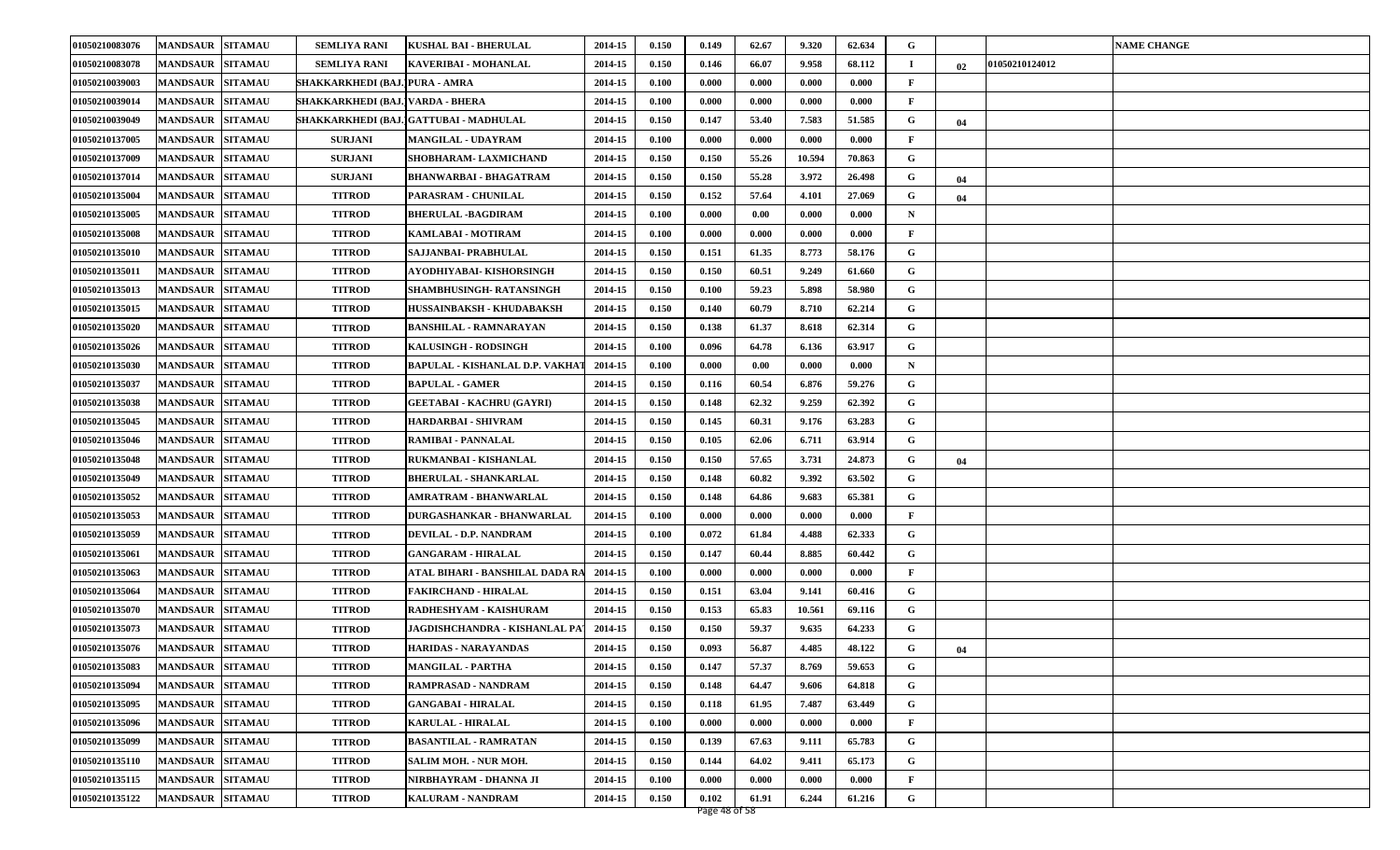| | | | | | | | | | | | | | | |
|---|---|---|---|---|---|---|---|---|---|---|---|---|---|---|
| 01050210083076 | MANDSAUR | SITAMAU | SEMLIYA RANI | KUSHAL BAI - BHERULAL | 2014-15 | 0.150 | 0.149 | 62.67 | 9.320 | 62.634 | G | | | NAME CHANGE |
| 01050210083078 | MANDSAUR | SITAMAU | SEMLIYA RANI | KAVERIBAI - MOHANLAL | 2014-15 | 0.150 | 0.146 | 66.07 | 9.958 | 68.112 | I | 02 | 01050210124012 | |
| 01050210039003 | MANDSAUR | SITAMAU | SHAKKARKHEDI (BAJ.) | PURA - AMRA | 2014-15 | 0.100 | 0.000 | 0.000 | 0.000 | 0.000 | F | | | |
| 01050210039014 | MANDSAUR | SITAMAU | SHAKKARKHEDI (BAJ.) | VARDA - BHERA | 2014-15 | 0.100 | 0.000 | 0.000 | 0.000 | 0.000 | F | | | |
| 01050210039049 | MANDSAUR | SITAMAU | SHAKKARKHEDI (BAJ.) | GATTUBAI - MADHULAL | 2014-15 | 0.150 | 0.147 | 53.40 | 7.583 | 51.585 | G | 04 | | |
| 01050210137005 | MANDSAUR | SITAMAU | SURJANI | MANGILAL - UDAYRAM | 2014-15 | 0.100 | 0.000 | 0.000 | 0.000 | 0.000 | F | | | |
| 01050210137009 | MANDSAUR | SITAMAU | SURJANI | SHOBHARAM- LAXMICHAND | 2014-15 | 0.150 | 0.150 | 55.26 | 10.594 | 70.863 | G | | | |
| 01050210137014 | MANDSAUR | SITAMAU | SURJANI | BHANWARBAI - BHAGATRAM | 2014-15 | 0.150 | 0.150 | 55.28 | 3.972 | 26.498 | G | 04 | | |
| 01050210135004 | MANDSAUR | SITAMAU | TITROD | PARASRAM - CHUNILAL | 2014-15 | 0.150 | 0.152 | 57.64 | 4.101 | 27.069 | G | 04 | | |
| 01050210135005 | MANDSAUR | SITAMAU | TITROD | BHERULAL -BAGDIRAM | 2014-15 | 0.100 | 0.000 | 0.00 | 0.000 | 0.000 | N | | | |
| 01050210135008 | MANDSAUR | SITAMAU | TITROD | KAMLABAI - MOTIRAM | 2014-15 | 0.100 | 0.000 | 0.000 | 0.000 | 0.000 | F | | | |
| 01050210135010 | MANDSAUR | SITAMAU | TITROD | SAJJANBAI- PRABHULAL | 2014-15 | 0.150 | 0.151 | 61.35 | 8.773 | 58.176 | G | | | |
| 01050210135011 | MANDSAUR | SITAMAU | TITROD | AYODHIYABAI- KISHORSINGH | 2014-15 | 0.150 | 0.150 | 60.51 | 9.249 | 61.660 | G | | | |
| 01050210135013 | MANDSAUR | SITAMAU | TITROD | SHAMBHUSINGH- RATANSINGH | 2014-15 | 0.150 | 0.100 | 59.23 | 5.898 | 58.980 | G | | | |
| 01050210135015 | MANDSAUR | SITAMAU | TITROD | HUSSAINBAKSH - KHUDABAKSH | 2014-15 | 0.150 | 0.140 | 60.79 | 8.710 | 62.214 | G | | | |
| 01050210135020 | MANDSAUR | SITAMAU | TITROD | BANSHILAL - RAMNARAYAN | 2014-15 | 0.150 | 0.138 | 61.37 | 8.618 | 62.314 | G | | | |
| 01050210135026 | MANDSAUR | SITAMAU | TITROD | KALUSINGH - RODSINGH | 2014-15 | 0.100 | 0.096 | 64.78 | 6.136 | 63.917 | G | | | |
| 01050210135030 | MANDSAUR | SITAMAU | TITROD | BAPULAL - KISHANLAL D.P. VAKHAT | 2014-15 | 0.100 | 0.000 | 0.00 | 0.000 | 0.000 | N | | | |
| 01050210135037 | MANDSAUR | SITAMAU | TITROD | BAPULAL - GAMER | 2014-15 | 0.150 | 0.116 | 60.54 | 6.876 | 59.276 | G | | | |
| 01050210135038 | MANDSAUR | SITAMAU | TITROD | GEETABAI - KACHRU (GAYRI) | 2014-15 | 0.150 | 0.148 | 62.32 | 9.259 | 62.392 | G | | | |
| 01050210135045 | MANDSAUR | SITAMAU | TITROD | HARDARBAI - SHIVRAM | 2014-15 | 0.150 | 0.145 | 60.31 | 9.176 | 63.283 | G | | | |
| 01050210135046 | MANDSAUR | SITAMAU | TITROD | RAMIBAI - PANNALAL | 2014-15 | 0.150 | 0.105 | 62.06 | 6.711 | 63.914 | G | | | |
| 01050210135048 | MANDSAUR | SITAMAU | TITROD | RUKMANBAI - KISHANLAL | 2014-15 | 0.150 | 0.150 | 57.65 | 3.731 | 24.873 | G | 04 | | |
| 01050210135049 | MANDSAUR | SITAMAU | TITROD | BHERULAL - SHANKARLAL | 2014-15 | 0.150 | 0.148 | 60.82 | 9.392 | 63.502 | G | | | |
| 01050210135052 | MANDSAUR | SITAMAU | TITROD | AMRATRAM - BHANWARLAL | 2014-15 | 0.150 | 0.148 | 64.86 | 9.683 | 65.381 | G | | | |
| 01050210135053 | MANDSAUR | SITAMAU | TITROD | DURGASHANKAR - BHANWARLAL | 2014-15 | 0.100 | 0.000 | 0.000 | 0.000 | 0.000 | F | | | |
| 01050210135059 | MANDSAUR | SITAMAU | TITROD | DEVILAL - D.P. NANDRAM | 2014-15 | 0.100 | 0.072 | 61.84 | 4.488 | 62.333 | G | | | |
| 01050210135061 | MANDSAUR | SITAMAU | TITROD | GANGARAM - HIRALAL | 2014-15 | 0.150 | 0.147 | 60.44 | 8.885 | 60.442 | G | | | |
| 01050210135063 | MANDSAUR | SITAMAU | TITROD | ATAL BIHARI - BANSHILAL DADA RA | 2014-15 | 0.100 | 0.000 | 0.000 | 0.000 | 0.000 | F | | | |
| 01050210135064 | MANDSAUR | SITAMAU | TITROD | FAKIRCHAND - HIRALAL | 2014-15 | 0.150 | 0.151 | 63.04 | 9.141 | 60.416 | G | | | |
| 01050210135070 | MANDSAUR | SITAMAU | TITROD | RADHESHYAM - KAISHURAM | 2014-15 | 0.150 | 0.153 | 65.83 | 10.561 | 69.116 | G | | | |
| 01050210135073 | MANDSAUR | SITAMAU | TITROD | JAGDISHCHANDRA - KISHANLAL PAT | 2014-15 | 0.150 | 0.150 | 59.37 | 9.635 | 64.233 | G | | | |
| 01050210135076 | MANDSAUR | SITAMAU | TITROD | HARIDAS - NARAYANDAS | 2014-15 | 0.150 | 0.093 | 56.87 | 4.485 | 48.122 | G | 04 | | |
| 01050210135083 | MANDSAUR | SITAMAU | TITROD | MANGILAL - PARTHA | 2014-15 | 0.150 | 0.147 | 57.37 | 8.769 | 59.653 | G | | | |
| 01050210135094 | MANDSAUR | SITAMAU | TITROD | RAMPRASAD - NANDRAM | 2014-15 | 0.150 | 0.148 | 64.47 | 9.606 | 64.818 | G | | | |
| 01050210135095 | MANDSAUR | SITAMAU | TITROD | GANGABAI - HIRALAL | 2014-15 | 0.150 | 0.118 | 61.95 | 7.487 | 63.449 | G | | | |
| 01050210135096 | MANDSAUR | SITAMAU | TITROD | KARULAL - HIRALAL | 2014-15 | 0.100 | 0.000 | 0.000 | 0.000 | 0.000 | F | | | |
| 01050210135099 | MANDSAUR | SITAMAU | TITROD | BASANTILAL - RAMRATAN | 2014-15 | 0.150 | 0.139 | 67.63 | 9.111 | 65.783 | G | | | |
| 01050210135110 | MANDSAUR | SITAMAU | TITROD | SALIM MOH. - NUR MOH. | 2014-15 | 0.150 | 0.144 | 64.02 | 9.411 | 65.173 | G | | | |
| 01050210135115 | MANDSAUR | SITAMAU | TITROD | NIRBHAYRAM - DHANNA JI | 2014-15 | 0.100 | 0.000 | 0.000 | 0.000 | 0.000 | F | | | |
| 01050210135122 | MANDSAUR | SITAMAU | TITROD | KALURAM - NANDRAM | 2014-15 | 0.150 | 0.102 | 61.91 | 6.244 | 61.216 | G | | | |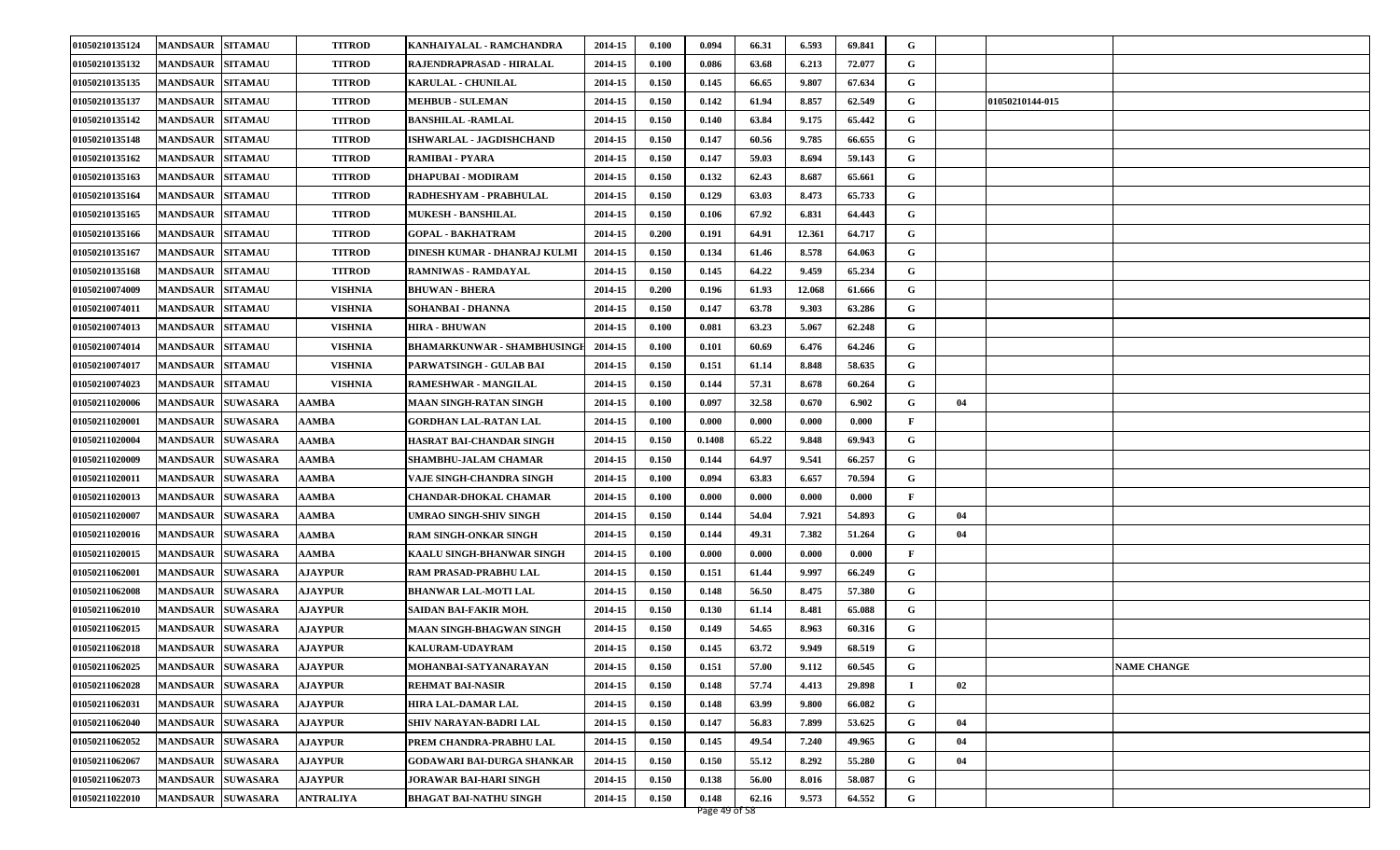| | | | | | | | | | | | | | | |
|---|---|---|---|---|---|---|---|---|---|---|---|---|---|---|
| 01050210135124 | MANDSAUR | SITAMAU | TITROD | KANHAIYALAL - RAMCHANDRA | 2014-15 | 0.100 | 0.094 | 66.31 | 6.593 | 69.841 | G | | | |
| 01050210135132 | MANDSAUR | SITAMAU | TITROD | RAJENDRAPRASAD - HIRALAL | 2014-15 | 0.100 | 0.086 | 63.68 | 6.213 | 72.077 | G | | | |
| 01050210135135 | MANDSAUR | SITAMAU | TITROD | KARULAL - CHUNILAL | 2014-15 | 0.150 | 0.145 | 66.65 | 9.807 | 67.634 | G | | | |
| 01050210135137 | MANDSAUR | SITAMAU | TITROD | MEHBUB - SULEMAN | 2014-15 | 0.150 | 0.142 | 61.94 | 8.857 | 62.549 | G | | 01050210144-015 | |
| 01050210135142 | MANDSAUR | SITAMAU | TITROD | BANSHILAL -RAMLAL | 2014-15 | 0.150 | 0.140 | 63.84 | 9.175 | 65.442 | G | | | |
| 01050210135148 | MANDSAUR | SITAMAU | TITROD | ISHWARLAL - JAGDISHCHAND | 2014-15 | 0.150 | 0.147 | 60.56 | 9.785 | 66.655 | G | | | |
| 01050210135162 | MANDSAUR | SITAMAU | TITROD | RAMIBAI - PYARA | 2014-15 | 0.150 | 0.147 | 59.03 | 8.694 | 59.143 | G | | | |
| 01050210135163 | MANDSAUR | SITAMAU | TITROD | DHAPUBAI - MODIRAM | 2014-15 | 0.150 | 0.132 | 62.43 | 8.687 | 65.661 | G | | | |
| 01050210135164 | MANDSAUR | SITAMAU | TITROD | RADHESHYAM - PRABHULAL | 2014-15 | 0.150 | 0.129 | 63.03 | 8.473 | 65.733 | G | | | |
| 01050210135165 | MANDSAUR | SITAMAU | TITROD | MUKESH - BANSHILAL | 2014-15 | 0.150 | 0.106 | 67.92 | 6.831 | 64.443 | G | | | |
| 01050210135166 | MANDSAUR | SITAMAU | TITROD | GOPAL - BAKHATRAM | 2014-15 | 0.200 | 0.191 | 64.91 | 12.361 | 64.717 | G | | | |
| 01050210135167 | MANDSAUR | SITAMAU | TITROD | DINESH KUMAR - DHANRAJ KULMI | 2014-15 | 0.150 | 0.134 | 61.46 | 8.578 | 64.063 | G | | | |
| 01050210135168 | MANDSAUR | SITAMAU | TITROD | RAMNIWAS - RAMDAYAL | 2014-15 | 0.150 | 0.145 | 64.22 | 9.459 | 65.234 | G | | | |
| 01050210074009 | MANDSAUR | SITAMAU | VISHNIA | BHUWAN - BHERA | 2014-15 | 0.200 | 0.196 | 61.93 | 12.068 | 61.666 | G | | | |
| 01050210074011 | MANDSAUR | SITAMAU | VISHNIA | SOHANBAI - DHANNA | 2014-15 | 0.150 | 0.147 | 63.78 | 9.303 | 63.286 | G | | | |
| 01050210074013 | MANDSAUR | SITAMAU | VISHNIA | HIRA - BHUWAN | 2014-15 | 0.100 | 0.081 | 63.23 | 5.067 | 62.248 | G | | | |
| 01050210074014 | MANDSAUR | SITAMAU | VISHNIA | BHAMARKUNWAR - SHAMBHUSINGH | 2014-15 | 0.100 | 0.101 | 60.69 | 6.476 | 64.246 | G | | | |
| 01050210074017 | MANDSAUR | SITAMAU | VISHNIA | PARWATSINGH - GULAB BAI | 2014-15 | 0.150 | 0.151 | 61.14 | 8.848 | 58.635 | G | | | |
| 01050210074023 | MANDSAUR | SITAMAU | VISHNIA | RAMESHWAR - MANGILAL | 2014-15 | 0.150 | 0.144 | 57.31 | 8.678 | 60.264 | G | | | |
| 01050211020006 | MANDSAUR | SUWASARA | AAMBA | MAAN SINGH-RATAN SINGH | 2014-15 | 0.100 | 0.097 | 32.58 | 0.670 | 6.902 | G | 04 | | |
| 01050211020001 | MANDSAUR | SUWASARA | AAMBA | GORDHAN LAL-RATAN LAL | 2014-15 | 0.100 | 0.000 | 0.000 | 0.000 | 0.000 | F | | | |
| 01050211020004 | MANDSAUR | SUWASARA | AAMBA | HASRAT BAI-CHANDAR SINGH | 2014-15 | 0.150 | 0.1408 | 65.22 | 9.848 | 69.943 | G | | | |
| 01050211020009 | MANDSAUR | SUWASARA | AAMBA | SHAMBHU-JALAM CHAMAR | 2014-15 | 0.150 | 0.144 | 64.97 | 9.541 | 66.257 | G | | | |
| 01050211020011 | MANDSAUR | SUWASARA | AAMBA | VAJE SINGH-CHANDRA SINGH | 2014-15 | 0.100 | 0.094 | 63.83 | 6.657 | 70.594 | G | | | |
| 01050211020013 | MANDSAUR | SUWASARA | AAMBA | CHANDAR-DHOKAL CHAMAR | 2014-15 | 0.100 | 0.000 | 0.000 | 0.000 | 0.000 | F | | | |
| 01050211020007 | MANDSAUR | SUWASARA | AAMBA | UMRAO SINGH-SHIV SINGH | 2014-15 | 0.150 | 0.144 | 54.04 | 7.921 | 54.893 | G | 04 | | |
| 01050211020016 | MANDSAUR | SUWASARA | AAMBA | RAM SINGH-ONKAR SINGH | 2014-15 | 0.150 | 0.144 | 49.31 | 7.382 | 51.264 | G | 04 | | |
| 01050211020015 | MANDSAUR | SUWASARA | AAMBA | KAALU SINGH-BHANWAR SINGH | 2014-15 | 0.100 | 0.000 | 0.000 | 0.000 | 0.000 | F | | | |
| 01050211062001 | MANDSAUR | SUWASARA | AJAYPUR | RAM PRASAD-PRABHU LAL | 2014-15 | 0.150 | 0.151 | 61.44 | 9.997 | 66.249 | G | | | |
| 01050211062008 | MANDSAUR | SUWASARA | AJAYPUR | BHANWAR LAL-MOTI LAL | 2014-15 | 0.150 | 0.148 | 56.50 | 8.475 | 57.380 | G | | | |
| 01050211062010 | MANDSAUR | SUWASARA | AJAYPUR | SAIDAN BAI-FAKIR MOH. | 2014-15 | 0.150 | 0.130 | 61.14 | 8.481 | 65.088 | G | | | |
| 01050211062015 | MANDSAUR | SUWASARA | AJAYPUR | MAAN SINGH-BHAGWAN SINGH | 2014-15 | 0.150 | 0.149 | 54.65 | 8.963 | 60.316 | G | | | |
| 01050211062018 | MANDSAUR | SUWASARA | AJAYPUR | KALURAM-UDAYRAM | 2014-15 | 0.150 | 0.145 | 63.72 | 9.949 | 68.519 | G | | | |
| 01050211062025 | MANDSAUR | SUWASARA | AJAYPUR | MOHANBAI-SATYANARAYAN | 2014-15 | 0.150 | 0.151 | 57.00 | 9.112 | 60.545 | G | | | NAME CHANGE |
| 01050211062028 | MANDSAUR | SUWASARA | AJAYPUR | REHMAT BAI-NASIR | 2014-15 | 0.150 | 0.148 | 57.74 | 4.413 | 29.898 | I | 02 | | |
| 01050211062031 | MANDSAUR | SUWASARA | AJAYPUR | HIRA LAL-DAMAR LAL | 2014-15 | 0.150 | 0.148 | 63.99 | 9.800 | 66.082 | G | | | |
| 01050211062040 | MANDSAUR | SUWASARA | AJAYPUR | SHIV NARAYAN-BADRI LAL | 2014-15 | 0.150 | 0.147 | 56.83 | 7.899 | 53.625 | G | 04 | | |
| 01050211062052 | MANDSAUR | SUWASARA | AJAYPUR | PREM CHANDRA-PRABHU LAL | 2014-15 | 0.150 | 0.145 | 49.54 | 7.240 | 49.965 | G | 04 | | |
| 01050211062067 | MANDSAUR | SUWASARA | AJAYPUR | GODAWARI BAI-DURGA SHANKAR | 2014-15 | 0.150 | 0.150 | 55.12 | 8.292 | 55.280 | G | 04 | | |
| 01050211062073 | MANDSAUR | SUWASARA | AJAYPUR | JORAWAR BAI-HARI SINGH | 2014-15 | 0.150 | 0.138 | 56.00 | 8.016 | 58.087 | G | | | |
| 01050211022010 | MANDSAUR | SUWASARA | ANTRALIYA | BHAGAT BAI-NATHU SINGH | 2014-15 | 0.150 | 0.148 | 62.16 | 9.573 | 64.552 | G | | | |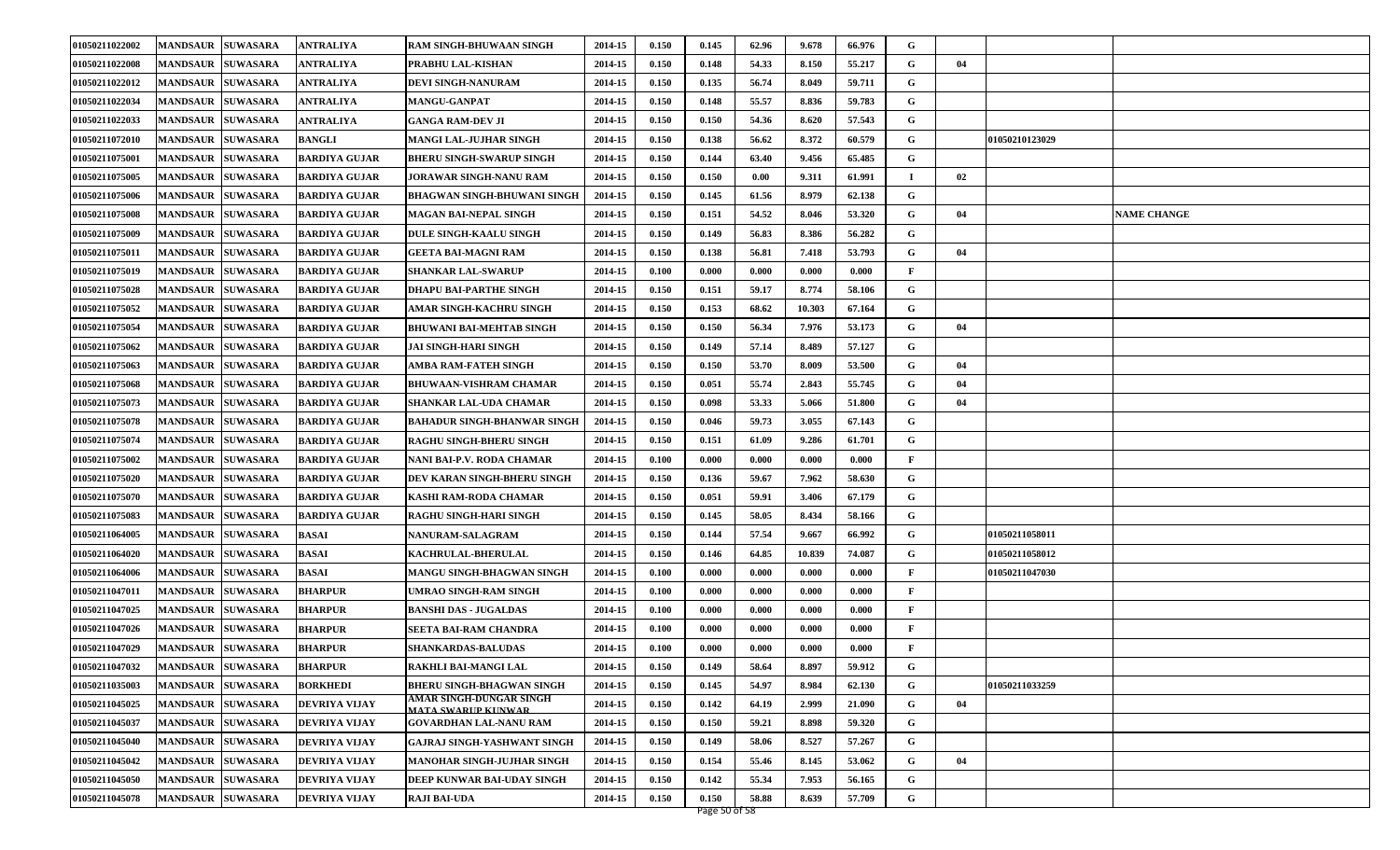| | | | | | | | | | | | | | | | |
|---|---|---|---|---|---|---|---|---|---|---|---|---|---|---|---|
| 01050211022002 | MANDSAUR | SUWASARA | ANTRALIYA | RAM SINGH-BHUWAAN SINGH | 2014-15 | 0.150 | 0.145 | 62.96 | 9.678 | 66.976 | G | | | |
| 01050211022008 | MANDSAUR | SUWASARA | ANTRALIYA | PRABHU LAL-KISHAN | 2014-15 | 0.150 | 0.148 | 54.33 | 8.150 | 55.217 | G | 04 | | |
| 01050211022012 | MANDSAUR | SUWASARA | ANTRALIYA | DEVI SINGH-NANURAM | 2014-15 | 0.150 | 0.135 | 56.74 | 8.049 | 59.711 | G | | | |
| 01050211022034 | MANDSAUR | SUWASARA | ANTRALIYA | MANGU-GANPAT | 2014-15 | 0.150 | 0.148 | 55.57 | 8.836 | 59.783 | G | | | |
| 01050211022033 | MANDSAUR | SUWASARA | ANTRALIYA | GANGA RAM-DEV JI | 2014-15 | 0.150 | 0.150 | 54.36 | 8.620 | 57.543 | G | | | |
| 01050211072010 | MANDSAUR | SUWASARA | BANGLI | MANGI LAL-JUJHAR SINGH | 2014-15 | 0.150 | 0.138 | 56.62 | 8.372 | 60.579 | G | | 01050210123029 | |
| 01050211075001 | MANDSAUR | SUWASARA | BARDIYA GUJAR | BHERU SINGH-SWARUP SINGH | 2014-15 | 0.150 | 0.144 | 63.40 | 9.456 | 65.485 | G | | | |
| 01050211075005 | MANDSAUR | SUWASARA | BARDIYA GUJAR | JORAWAR SINGH-NANU RAM | 2014-15 | 0.150 | 0.150 | 0.00 | 9.311 | 61.991 | I | 02 | | |
| 01050211075006 | MANDSAUR | SUWASARA | BARDIYA GUJAR | BHAGWAN SINGH-BHUWANI SINGH | 2014-15 | 0.150 | 0.145 | 61.56 | 8.979 | 62.138 | G | | | |
| 01050211075008 | MANDSAUR | SUWASARA | BARDIYA GUJAR | MAGAN BAI-NEPAL SINGH | 2014-15 | 0.150 | 0.151 | 54.52 | 8.046 | 53.320 | G | 04 | | NAME CHANGE |
| 01050211075009 | MANDSAUR | SUWASARA | BARDIYA GUJAR | DULE SINGH-KAALU SINGH | 2014-15 | 0.150 | 0.149 | 56.83 | 8.386 | 56.282 | G | | | |
| 01050211075011 | MANDSAUR | SUWASARA | BARDIYA GUJAR | GEETA BAI-MAGNI RAM | 2014-15 | 0.150 | 0.138 | 56.81 | 7.418 | 53.793 | G | 04 | | |
| 01050211075019 | MANDSAUR | SUWASARA | BARDIYA GUJAR | SHANKAR LAL-SWARUP | 2014-15 | 0.100 | 0.000 | 0.000 | 0.000 | 0.000 | F | | | |
| 01050211075028 | MANDSAUR | SUWASARA | BARDIYA GUJAR | DHAPU BAI-PARTHE SINGH | 2014-15 | 0.150 | 0.151 | 59.17 | 8.774 | 58.106 | G | | | |
| 01050211075052 | MANDSAUR | SUWASARA | BARDIYA GUJAR | AMAR SINGH-KACHRU SINGH | 2014-15 | 0.150 | 0.153 | 68.62 | 10.303 | 67.164 | G | | | |
| 01050211075054 | MANDSAUR | SUWASARA | BARDIYA GUJAR | BHUWANI BAI-MEHTAB SINGH | 2014-15 | 0.150 | 0.150 | 56.34 | 7.976 | 53.173 | G | 04 | | |
| 01050211075062 | MANDSAUR | SUWASARA | BARDIYA GUJAR | JAI SINGH-HARI SINGH | 2014-15 | 0.150 | 0.149 | 57.14 | 8.489 | 57.127 | G | | | |
| 01050211075063 | MANDSAUR | SUWASARA | BARDIYA GUJAR | AMBA RAM-FATEH SINGH | 2014-15 | 0.150 | 0.150 | 53.70 | 8.009 | 53.500 | G | 04 | | |
| 01050211075068 | MANDSAUR | SUWASARA | BARDIYA GUJAR | BHUWAAN-VISHRAM CHAMAR | 2014-15 | 0.150 | 0.051 | 55.74 | 2.843 | 55.745 | G | 04 | | |
| 01050211075073 | MANDSAUR | SUWASARA | BARDIYA GUJAR | SHANKAR LAL-UDA CHAMAR | 2014-15 | 0.150 | 0.098 | 53.33 | 5.066 | 51.800 | G | 04 | | |
| 01050211075078 | MANDSAUR | SUWASARA | BARDIYA GUJAR | BAHADUR SINGH-BHANWAR SINGH | 2014-15 | 0.150 | 0.046 | 59.73 | 3.055 | 67.143 | G | | | |
| 01050211075074 | MANDSAUR | SUWASARA | BARDIYA GUJAR | RAGHU SINGH-BHERU SINGH | 2014-15 | 0.150 | 0.151 | 61.09 | 9.286 | 61.701 | G | | | |
| 01050211075002 | MANDSAUR | SUWASARA | BARDIYA GUJAR | NANI BAI-P.V. RODA CHAMAR | 2014-15 | 0.100 | 0.000 | 0.000 | 0.000 | 0.000 | F | | | |
| 01050211075020 | MANDSAUR | SUWASARA | BARDIYA GUJAR | DEV KARAN SINGH-BHERU SINGH | 2014-15 | 0.150 | 0.136 | 59.67 | 7.962 | 58.630 | G | | | |
| 01050211075070 | MANDSAUR | SUWASARA | BARDIYA GUJAR | KASHI RAM-RODA CHAMAR | 2014-15 | 0.150 | 0.051 | 59.91 | 3.406 | 67.179 | G | | | |
| 01050211075083 | MANDSAUR | SUWASARA | BARDIYA GUJAR | RAGHU SINGH-HARI SINGH | 2014-15 | 0.150 | 0.145 | 58.05 | 8.434 | 58.166 | G | | | |
| 01050211064005 | MANDSAUR | SUWASARA | BASAI | NANURAM-SALAGRAM | 2014-15 | 0.150 | 0.144 | 57.54 | 9.667 | 66.992 | G | | 01050211058011 | |
| 01050211064020 | MANDSAUR | SUWASARA | BASAI | KACHRULAL-BHERULAL | 2014-15 | 0.150 | 0.146 | 64.85 | 10.839 | 74.087 | G | | 01050211058012 | |
| 01050211064006 | MANDSAUR | SUWASARA | BASAI | MANGU SINGH-BHAGWAN SINGH | 2014-15 | 0.100 | 0.000 | 0.000 | 0.000 | 0.000 | F | | 01050211047030 | |
| 01050211047011 | MANDSAUR | SUWASARA | BHARPUR | UMRAO SINGH-RAM SINGH | 2014-15 | 0.100 | 0.000 | 0.000 | 0.000 | 0.000 | F | | | |
| 01050211047025 | MANDSAUR | SUWASARA | BHARPUR | BANSHI DAS - JUGALDAS | 2014-15 | 0.100 | 0.000 | 0.000 | 0.000 | 0.000 | F | | | |
| 01050211047026 | MANDSAUR | SUWASARA | BHARPUR | SEETA BAI-RAM CHANDRA | 2014-15 | 0.100 | 0.000 | 0.000 | 0.000 | 0.000 | F | | | |
| 01050211047029 | MANDSAUR | SUWASARA | BHARPUR | SHANKARDAS-BALUDAS | 2014-15 | 0.100 | 0.000 | 0.000 | 0.000 | 0.000 | F | | | |
| 01050211047032 | MANDSAUR | SUWASARA | BHARPUR | RAKHLI BAI-MANGI LAL | 2014-15 | 0.150 | 0.149 | 58.64 | 8.897 | 59.912 | G | | | |
| 01050211035003 | MANDSAUR | SUWASARA | BORKHEDI | BHERU SINGH-BHAGWAN SINGH | 2014-15 | 0.150 | 0.145 | 54.97 | 8.984 | 62.130 | G | | 01050211033259 | |
| 01050211045025 | MANDSAUR | SUWASARA | DEVRIYA VIJAY | AMAR SINGH-DUNGAR SINGH MATA SWARUP KUNWAR | 2014-15 | 0.150 | 0.142 | 64.19 | 2.999 | 21.090 | G | 04 | | |
| 01050211045037 | MANDSAUR | SUWASARA | DEVRIYA VIJAY | GOVARDHAN LAL-NANU RAM | 2014-15 | 0.150 | 0.150 | 59.21 | 8.898 | 59.320 | G | | | |
| 01050211045040 | MANDSAUR | SUWASARA | DEVRIYA VIJAY | GAJRAJ SINGH-YASHWANT SINGH | 2014-15 | 0.150 | 0.149 | 58.06 | 8.527 | 57.267 | G | | | |
| 01050211045042 | MANDSAUR | SUWASARA | DEVRIYA VIJAY | MANOHAR SINGH-JUJHAR SINGH | 2014-15 | 0.150 | 0.154 | 55.46 | 8.145 | 53.062 | G | 04 | | |
| 01050211045050 | MANDSAUR | SUWASARA | DEVRIYA VIJAY | DEEP KUNWAR BAI-UDAY SINGH | 2014-15 | 0.150 | 0.142 | 55.34 | 7.953 | 56.165 | G | | | |
| 01050211045078 | MANDSAUR | SUWASARA | DEVRIYA VIJAY | RAJI BAI-UDA | 2014-15 | 0.150 | 0.150 | 58.88 | 8.639 | 57.709 | G | | | |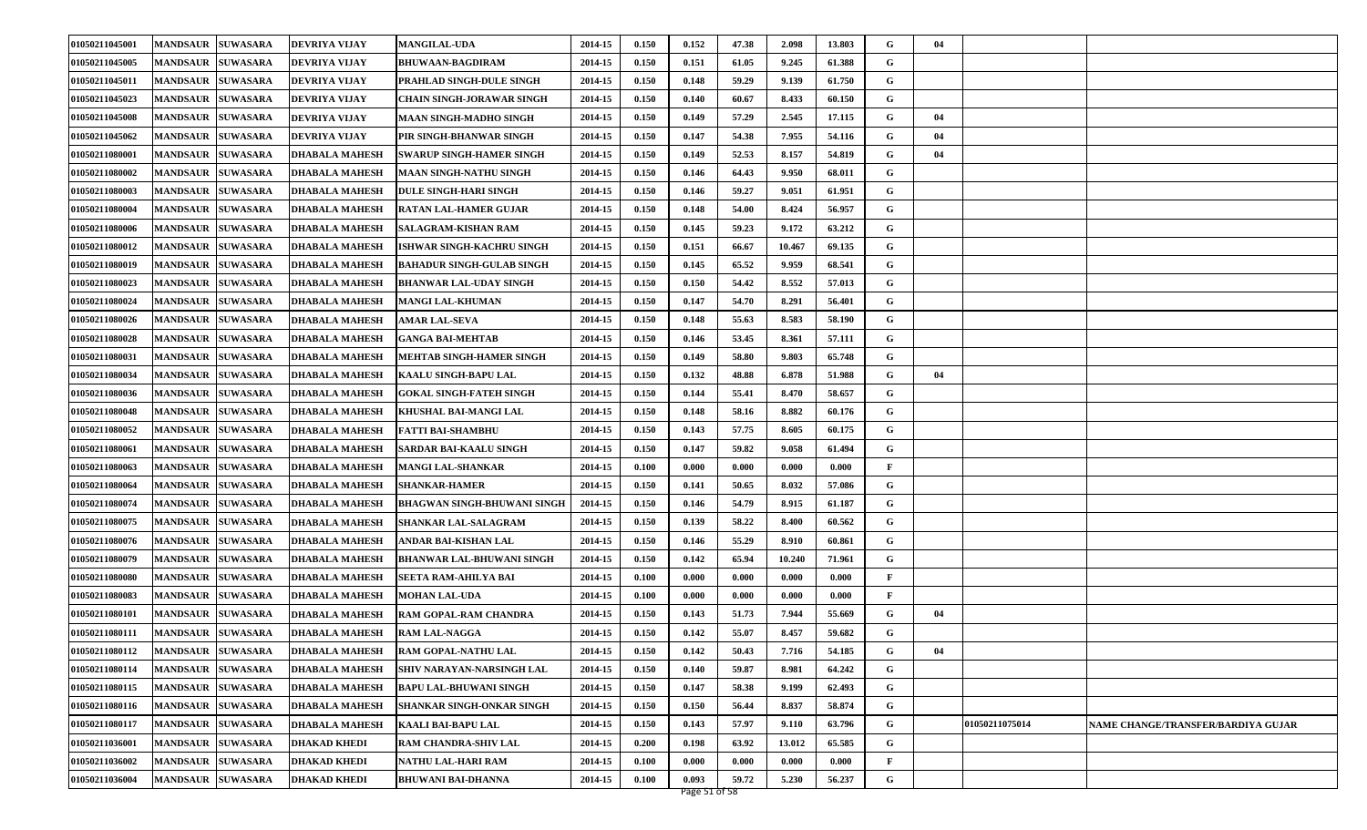| | | | | | | | | | | | | | | | |
|---|---|---|---|---|---|---|---|---|---|---|---|---|---|---|---|
| 01050211045001 | MANDSAUR | SUWASARA | DEVRIYA VIJAY | MANGILAL-UDA | 2014-15 | 0.150 | 0.152 | 47.38 | 2.098 | 13.803 | G | 04 | | |
| 01050211045005 | MANDSAUR | SUWASARA | DEVRIYA VIJAY | BHUWAAN-BAGDIRAM | 2014-15 | 0.150 | 0.151 | 61.05 | 9.245 | 61.388 | G | | | |
| 01050211045011 | MANDSAUR | SUWASARA | DEVRIYA VIJAY | PRAHLAD SINGH-DULE SINGH | 2014-15 | 0.150 | 0.148 | 59.29 | 9.139 | 61.750 | G | | | |
| 01050211045023 | MANDSAUR | SUWASARA | DEVRIYA VIJAY | CHAIN SINGH-JORAWAR SINGH | 2014-15 | 0.150 | 0.140 | 60.67 | 8.433 | 60.150 | G | | | |
| 01050211045008 | MANDSAUR | SUWASARA | DEVRIYA VIJAY | MAAN SINGH-MADHO SINGH | 2014-15 | 0.150 | 0.149 | 57.29 | 2.545 | 17.115 | G | 04 | | |
| 01050211045062 | MANDSAUR | SUWASARA | DEVRIYA VIJAY | PIR SINGH-BHANWAR SINGH | 2014-15 | 0.150 | 0.147 | 54.38 | 7.955 | 54.116 | G | 04 | | |
| 01050211080001 | MANDSAUR | SUWASARA | DHABALA MAHESH | SWARUP SINGH-HAMER SINGH | 2014-15 | 0.150 | 0.149 | 52.53 | 8.157 | 54.819 | G | 04 | | |
| 01050211080002 | MANDSAUR | SUWASARA | DHABALA MAHESH | MAAN SINGH-NATHU SINGH | 2014-15 | 0.150 | 0.146 | 64.43 | 9.950 | 68.011 | G | | | |
| 01050211080003 | MANDSAUR | SUWASARA | DHABALA MAHESH | DULE SINGH-HARI SINGH | 2014-15 | 0.150 | 0.146 | 59.27 | 9.051 | 61.951 | G | | | |
| 01050211080004 | MANDSAUR | SUWASARA | DHABALA MAHESH | RATAN LAL-HAMER GUJAR | 2014-15 | 0.150 | 0.148 | 54.00 | 8.424 | 56.957 | G | | | |
| 01050211080006 | MANDSAUR | SUWASARA | DHABALA MAHESH | SALAGRAM-KISHAN RAM | 2014-15 | 0.150 | 0.145 | 59.23 | 9.172 | 63.212 | G | | | |
| 01050211080012 | MANDSAUR | SUWASARA | DHABALA MAHESH | ISHWAR SINGH-KACHRU SINGH | 2014-15 | 0.150 | 0.151 | 66.67 | 10.467 | 69.135 | G | | | |
| 01050211080019 | MANDSAUR | SUWASARA | DHABALA MAHESH | BAHADUR SINGH-GULAB SINGH | 2014-15 | 0.150 | 0.145 | 65.52 | 9.959 | 68.541 | G | | | |
| 01050211080023 | MANDSAUR | SUWASARA | DHABALA MAHESH | BHANWAR LAL-UDAY SINGH | 2014-15 | 0.150 | 0.150 | 54.42 | 8.552 | 57.013 | G | | | |
| 01050211080024 | MANDSAUR | SUWASARA | DHABALA MAHESH | MANGI LAL-KHUMAN | 2014-15 | 0.150 | 0.147 | 54.70 | 8.291 | 56.401 | G | | | |
| 01050211080026 | MANDSAUR | SUWASARA | DHABALA MAHESH | AMAR LAL-SEVA | 2014-15 | 0.150 | 0.148 | 55.63 | 8.583 | 58.190 | G | | | |
| 01050211080028 | MANDSAUR | SUWASARA | DHABALA MAHESH | GANGA BAI-MEHTAB | 2014-15 | 0.150 | 0.146 | 53.45 | 8.361 | 57.111 | G | | | |
| 01050211080031 | MANDSAUR | SUWASARA | DHABALA MAHESH | MEHTAB SINGH-HAMER SINGH | 2014-15 | 0.150 | 0.149 | 58.80 | 9.803 | 65.748 | G | | | |
| 01050211080034 | MANDSAUR | SUWASARA | DHABALA MAHESH | KAALU SINGH-BAPU LAL | 2014-15 | 0.150 | 0.132 | 48.88 | 6.878 | 51.988 | G | 04 | | |
| 01050211080036 | MANDSAUR | SUWASARA | DHABALA MAHESH | GOKAL SINGH-FATEH SINGH | 2014-15 | 0.150 | 0.144 | 55.41 | 8.470 | 58.657 | G | | | |
| 01050211080048 | MANDSAUR | SUWASARA | DHABALA MAHESH | KHUSHAL BAI-MANGI LAL | 2014-15 | 0.150 | 0.148 | 58.16 | 8.882 | 60.176 | G | | | |
| 01050211080052 | MANDSAUR | SUWASARA | DHABALA MAHESH | FATTI BAI-SHAMBHU | 2014-15 | 0.150 | 0.143 | 57.75 | 8.605 | 60.175 | G | | | |
| 01050211080061 | MANDSAUR | SUWASARA | DHABALA MAHESH | SARDAR BAI-KAALU SINGH | 2014-15 | 0.150 | 0.147 | 59.82 | 9.058 | 61.494 | G | | | |
| 01050211080063 | MANDSAUR | SUWASARA | DHABALA MAHESH | MANGI LAL-SHANKAR | 2014-15 | 0.100 | 0.000 | 0.000 | 0.000 | 0.000 | F | | | |
| 01050211080064 | MANDSAUR | SUWASARA | DHABALA MAHESH | SHANKAR-HAMER | 2014-15 | 0.150 | 0.141 | 50.65 | 8.032 | 57.086 | G | | | |
| 01050211080074 | MANDSAUR | SUWASARA | DHABALA MAHESH | BHAGWAN SINGH-BHUWANI SINGH | 2014-15 | 0.150 | 0.146 | 54.79 | 8.915 | 61.187 | G | | | |
| 01050211080075 | MANDSAUR | SUWASARA | DHABALA MAHESH | SHANKAR LAL-SALAGRAM | 2014-15 | 0.150 | 0.139 | 58.22 | 8.400 | 60.562 | G | | | |
| 01050211080076 | MANDSAUR | SUWASARA | DHABALA MAHESH | ANDAR BAI-KISHAN LAL | 2014-15 | 0.150 | 0.146 | 55.29 | 8.910 | 60.861 | G | | | |
| 01050211080079 | MANDSAUR | SUWASARA | DHABALA MAHESH | BHANWAR LAL-BHUWANI SINGH | 2014-15 | 0.150 | 0.142 | 65.94 | 10.240 | 71.961 | G | | | |
| 01050211080080 | MANDSAUR | SUWASARA | DHABALA MAHESH | SEETA RAM-AHILYA BAI | 2014-15 | 0.100 | 0.000 | 0.000 | 0.000 | 0.000 | F | | | |
| 01050211080083 | MANDSAUR | SUWASARA | DHABALA MAHESH | MOHAN LAL-UDA | 2014-15 | 0.100 | 0.000 | 0.000 | 0.000 | 0.000 | F | | | |
| 01050211080101 | MANDSAUR | SUWASARA | DHABALA MAHESH | RAM GOPAL-RAM CHANDRA | 2014-15 | 0.150 | 0.143 | 51.73 | 7.944 | 55.669 | G | 04 | | |
| 01050211080111 | MANDSAUR | SUWASARA | DHABALA MAHESH | RAM LAL-NAGGA | 2014-15 | 0.150 | 0.142 | 55.07 | 8.457 | 59.682 | G | | | |
| 01050211080112 | MANDSAUR | SUWASARA | DHABALA MAHESH | RAM GOPAL-NATHU LAL | 2014-15 | 0.150 | 0.142 | 50.43 | 7.716 | 54.185 | G | 04 | | |
| 01050211080114 | MANDSAUR | SUWASARA | DHABALA MAHESH | SHIV NARAYAN-NARSINGH LAL | 2014-15 | 0.150 | 0.140 | 59.87 | 8.981 | 64.242 | G | | | |
| 01050211080115 | MANDSAUR | SUWASARA | DHABALA MAHESH | BAPU LAL-BHUWANI SINGH | 2014-15 | 0.150 | 0.147 | 58.38 | 9.199 | 62.493 | G | | | |
| 01050211080116 | MANDSAUR | SUWASARA | DHABALA MAHESH | SHANKAR SINGH-ONKAR SINGH | 2014-15 | 0.150 | 0.150 | 56.44 | 8.837 | 58.874 | G | | | |
| 01050211080117 | MANDSAUR | SUWASARA | DHABALA MAHESH | KAALI BAI-BAPU LAL | 2014-15 | 0.150 | 0.143 | 57.97 | 9.110 | 63.796 | G | | 01050211075014 | NAME CHANGE/TRANSFER/BARDIYA GUJAR |
| 01050211036001 | MANDSAUR | SUWASARA | DHAKAD KHEDI | RAM CHANDRA-SHIV LAL | 2014-15 | 0.200 | 0.198 | 63.92 | 13.012 | 65.585 | G | | | |
| 01050211036002 | MANDSAUR | SUWASARA | DHAKAD KHEDI | NATHU LAL-HARI RAM | 2014-15 | 0.100 | 0.000 | 0.000 | 0.000 | 0.000 | F | | | |
| 01050211036004 | MANDSAUR | SUWASARA | DHAKAD KHEDI | BHUWANI BAI-DHANNA | 2014-15 | 0.100 | 0.093 | 59.72 | 5.230 | 56.237 | G | | | |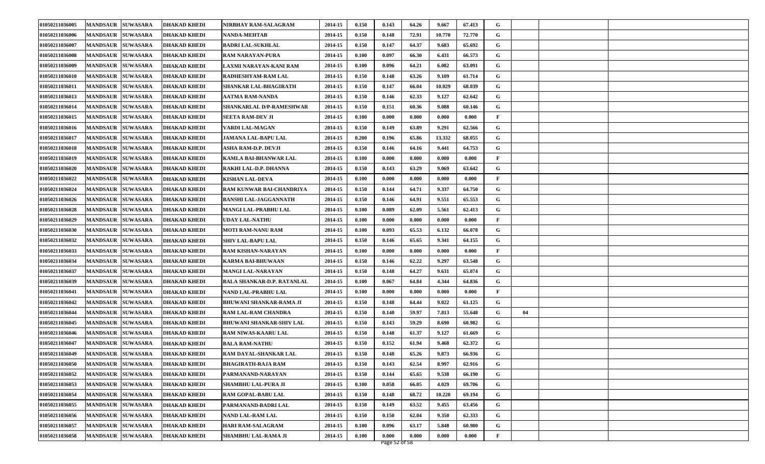| | | | | | | | | | | | | | | | |
|---|---|---|---|---|---|---|---|---|---|---|---|---|---|---|---|
| 01050211036005 | MANDSAUR | SUWASARA | DHAKAD KHEDI | NIRBHAY RAM-SALAGRAM | 2014-15 | 0.150 | 0.143 | 64.26 | 9.667 | 67.413 | G | | | | |
| 01050211036006 | MANDSAUR | SUWASARA | DHAKAD KHEDI | NANDA-MEHTAB | 2014-15 | 0.150 | 0.148 | 72.91 | 10.770 | 72.770 | G | | | | |
| 01050211036007 | MANDSAUR | SUWASARA | DHAKAD KHEDI | BADRI LAL-SUKHLAL | 2014-15 | 0.150 | 0.147 | 64.37 | 9.683 | 65.692 | G | | | | |
| 01050211036008 | MANDSAUR | SUWASARA | DHAKAD KHEDI | RAM NARAYAN-PURA | 2014-15 | 0.100 | 0.097 | 66.30 | 6.431 | 66.573 | G | | | | |
| 01050211036009 | MANDSAUR | SUWASARA | DHAKAD KHEDI | LAXMI NARAYAN-KANI RAM | 2014-15 | 0.100 | 0.096 | 64.21 | 6.082 | 63.091 | G | | | | |
| 01050211036010 | MANDSAUR | SUWASARA | DHAKAD KHEDI | RADHESHYAM-RAM LAL | 2014-15 | 0.150 | 0.148 | 63.26 | 9.109 | 61.714 | G | | | | |
| 01050211036011 | MANDSAUR | SUWASARA | DHAKAD KHEDI | SHANKAR LAL-BHAGIRATH | 2014-15 | 0.150 | 0.147 | 66.04 | 10.029 | 68.039 | G | | | | |
| 01050211036013 | MANDSAUR | SUWASARA | DHAKAD KHEDI | AATMA RAM-NANDA | 2014-15 | 0.150 | 0.146 | 62.33 | 9.127 | 62.642 | G | | | | |
| 01050211036014 | MANDSAUR | SUWASARA | DHAKAD KHEDI | SHANKARLAL D/P-RAMESHWAR | 2014-15 | 0.150 | 0.151 | 60.36 | 9.088 | 60.146 | G | | | | |
| 01050211036015 | MANDSAUR | SUWASARA | DHAKAD KHEDI | SEETA RAM-DEV JI | 2014-15 | 0.100 | 0.000 | 0.000 | 0.000 | 0.000 | F | | | | |
| 01050211036016 | MANDSAUR | SUWASARA | DHAKAD KHEDI | VARDI LAL-MAGAN | 2014-15 | 0.150 | 0.149 | 63.89 | 9.291 | 62.566 | G | | | | |
| 01050211036017 | MANDSAUR | SUWASARA | DHAKAD KHEDI | JAMANA LAL-BAPU LAL | 2014-15 | 0.200 | 0.196 | 65.86 | 13.332 | 68.055 | G | | | | |
| 01050211036018 | MANDSAUR | SUWASARA | DHAKAD KHEDI | ASHA RAM-D.P. DEVJI | 2014-15 | 0.150 | 0.146 | 64.16 | 9.441 | 64.753 | G | | | | |
| 01050211036019 | MANDSAUR | SUWASARA | DHAKAD KHEDI | KAMLA BAI-BHANWAR LAL | 2014-15 | 0.100 | 0.000 | 0.000 | 0.000 | 0.000 | F | | | | |
| 01050211036020 | MANDSAUR | SUWASARA | DHAKAD KHEDI | RAKHI LAL-D.P. DHANNA | 2014-15 | 0.150 | 0.143 | 63.29 | 9.069 | 63.642 | G | | | | |
| 01050211036022 | MANDSAUR | SUWASARA | DHAKAD KHEDI | KISHAN LAL-DEVA | 2014-15 | 0.100 | 0.000 | 0.000 | 0.000 | 0.000 | F | | | | |
| 01050211036024 | MANDSAUR | SUWASARA | DHAKAD KHEDI | RAM KUNWAR BAI-CHANDRIYA | 2014-15 | 0.150 | 0.144 | 64.71 | 9.337 | 64.750 | G | | | | |
| 01050211036026 | MANDSAUR | SUWASARA | DHAKAD KHEDI | BANSHI LAL-JAGGANNATH | 2014-15 | 0.150 | 0.146 | 64.91 | 9.551 | 65.553 | G | | | | |
| 01050211036028 | MANDSAUR | SUWASARA | DHAKAD KHEDI | MANGI LAL-PRABHU LAL | 2014-15 | 0.100 | 0.089 | 62.09 | 5.561 | 62.413 | G | | | | |
| 01050211036029 | MANDSAUR | SUWASARA | DHAKAD KHEDI | UDAY LAL-NATHU | 2014-15 | 0.100 | 0.000 | 0.000 | 0.000 | 0.000 | F | | | | |
| 01050211036030 | MANDSAUR | SUWASARA | DHAKAD KHEDI | MOTI RAM-NANU RAM | 2014-15 | 0.100 | 0.093 | 65.53 | 6.132 | 66.078 | G | | | | |
| 01050211036032 | MANDSAUR | SUWASARA | DHAKAD KHEDI | SHIV LAL-BAPU LAL | 2014-15 | 0.150 | 0.146 | 65.65 | 9.341 | 64.155 | G | | | | |
| 01050211036033 | MANDSAUR | SUWASARA | DHAKAD KHEDI | RAM KISHAN-NARAYAN | 2014-15 | 0.100 | 0.000 | 0.000 | 0.000 | 0.000 | F | | | | |
| 01050211036034 | MANDSAUR | SUWASARA | DHAKAD KHEDI | KARMA BAI-BHUWAAN | 2014-15 | 0.150 | 0.146 | 62.22 | 9.297 | 63.548 | G | | | | |
| 01050211036037 | MANDSAUR | SUWASARA | DHAKAD KHEDI | MANGI LAL-NARAYAN | 2014-15 | 0.150 | 0.148 | 64.27 | 9.631 | 65.074 | G | | | | |
| 01050211036039 | MANDSAUR | SUWASARA | DHAKAD KHEDI | BALA SHANKAR-D.P. RATANLAL | 2014-15 | 0.100 | 0.067 | 64.84 | 4.344 | 64.836 | G | | | | |
| 01050211036041 | MANDSAUR | SUWASARA | DHAKAD KHEDI | NAND LAL-PRABHU LAL | 2014-15 | 0.100 | 0.000 | 0.000 | 0.000 | 0.000 | F | | | | |
| 01050211036042 | MANDSAUR | SUWASARA | DHAKAD KHEDI | BHUWANI SHANKAR-RAMA JI | 2014-15 | 0.150 | 0.148 | 64.44 | 9.022 | 61.125 | G | | | | |
| 01050211036044 | MANDSAUR | SUWASARA | DHAKAD KHEDI | RAM LAL-RAM CHANDRA | 2014-15 | 0.150 | 0.140 | 59.97 | 7.813 | 55.648 | G | 04 | | | |
| 01050211036045 | MANDSAUR | SUWASARA | DHAKAD KHEDI | BHUWANI SHANKAR-SHIV LAL | 2014-15 | 0.150 | 0.143 | 59.29 | 8.690 | 60.982 | G | | | | |
| 01050211036046 | MANDSAUR | SUWASARA | DHAKAD KHEDI | RAM NIWAS-KAARU LAL | 2014-15 | 0.150 | 0.148 | 61.37 | 9.127 | 61.669 | G | | | | |
| 01050211036047 | MANDSAUR | SUWASARA | DHAKAD KHEDI | BALA RAM-NATHU | 2014-15 | 0.150 | 0.152 | 61.94 | 9.468 | 62.372 | G | | | | |
| 01050211036049 | MANDSAUR | SUWASARA | DHAKAD KHEDI | RAM DAYAL-SHANKAR LAL | 2014-15 | 0.150 | 0.148 | 65.26 | 9.873 | 66.936 | G | | | | |
| 01050211036050 | MANDSAUR | SUWASARA | DHAKAD KHEDI | BHAGIRATH-RAJA RAM | 2014-15 | 0.150 | 0.143 | 62.54 | 8.997 | 62.916 | G | | | | |
| 01050211036052 | MANDSAUR | SUWASARA | DHAKAD KHEDI | PARMANAND-NARAYAN | 2014-15 | 0.150 | 0.144 | 65.65 | 9.538 | 66.190 | G | | | | |
| 01050211036053 | MANDSAUR | SUWASARA | DHAKAD KHEDI | SHAMBHU LAL-PURA JI | 2014-15 | 0.100 | 0.058 | 66.05 | 4.029 | 69.706 | G | | | | |
| 01050211036054 | MANDSAUR | SUWASARA | DHAKAD KHEDI | RAM GOPAL-BABU LAL | 2014-15 | 0.150 | 0.148 | 68.72 | 10.220 | 69.194 | G | | | | |
| 01050211036055 | MANDSAUR | SUWASARA | DHAKAD KHEDI | PARMANAND-BADRI LAL | 2014-15 | 0.150 | 0.149 | 63.52 | 9.455 | 63.456 | G | | | | |
| 01050211036056 | MANDSAUR | SUWASARA | DHAKAD KHEDI | NAND LAL-RAM LAL | 2014-15 | 0.150 | 0.150 | 62.04 | 9.350 | 62.333 | G | | | | |
| 01050211036057 | MANDSAUR | SUWASARA | DHAKAD KHEDI | HARI RAM-SALAGRAM | 2014-15 | 0.100 | 0.096 | 63.17 | 5.848 | 60.980 | G | | | | |
| 01050211036058 | MANDSAUR | SUWASARA | DHAKAD KHEDI | SHAMBHU LAL-RAMA JI | 2014-15 | 0.100 | 0.000 | 0.000 | 0.000 | 0.000 | F | | | | |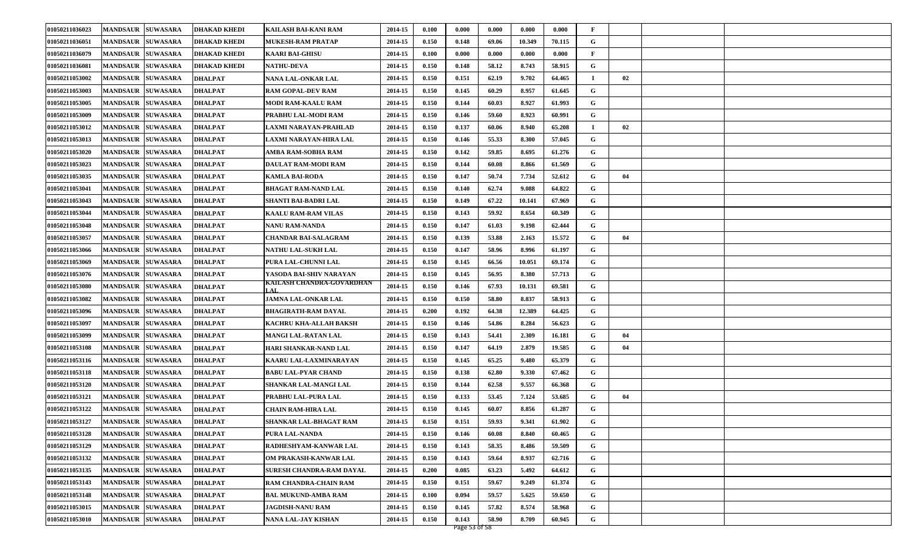| | | | | | | | | | | | | | | | |
|---|---|---|---|---|---|---|---|---|---|---|---|---|---|---|---|
| 01050211036023 | MANDSAUR | SUWASARA | DHAKAD KHEDI | KAILASH BAI-KANI RAM | 2014-15 | 0.100 | 0.000 | 0.000 | 0.000 | 0.000 | F | | | |
| 01050211036051 | MANDSAUR | SUWASARA | DHAKAD KHEDI | MUKESH-RAM PRATAP | 2014-15 | 0.150 | 0.148 | 69.06 | 10.349 | 70.115 | G | | | |
| 01050211036079 | MANDSAUR | SUWASARA | DHAKAD KHEDI | KAARI BAI-GHISU | 2014-15 | 0.100 | 0.000 | 0.000 | 0.000 | 0.000 | F | | | |
| 01050211036081 | MANDSAUR | SUWASARA | DHAKAD KHEDI | NATHU-DEVA | 2014-15 | 0.150 | 0.148 | 58.12 | 8.743 | 58.915 | G | | | |
| 01050211053002 | MANDSAUR | SUWASARA | DHALPAT | NANA LAL-ONKAR LAL | 2014-15 | 0.150 | 0.151 | 62.19 | 9.702 | 64.465 | I | 02 | | |
| 01050211053003 | MANDSAUR | SUWASARA | DHALPAT | RAM GOPAL-DEV RAM | 2014-15 | 0.150 | 0.145 | 60.29 | 8.957 | 61.645 | G | | | |
| 01050211053005 | MANDSAUR | SUWASARA | DHALPAT | MODI RAM-KAALU RAM | 2014-15 | 0.150 | 0.144 | 60.03 | 8.927 | 61.993 | G | | | |
| 01050211053009 | MANDSAUR | SUWASARA | DHALPAT | PRABHU LAL-MODI RAM | 2014-15 | 0.150 | 0.146 | 59.60 | 8.923 | 60.991 | G | | | |
| 01050211053012 | MANDSAUR | SUWASARA | DHALPAT | LAXMI NARAYAN-PRAHLAD | 2014-15 | 0.150 | 0.137 | 60.06 | 8.940 | 65.208 | I | 02 | | |
| 01050211053013 | MANDSAUR | SUWASARA | DHALPAT | LAXMI NARAYAN-HIRA LAL | 2014-15 | 0.150 | 0.146 | 55.33 | 8.300 | 57.045 | G | | | |
| 01050211053020 | MANDSAUR | SUWASARA | DHALPAT | AMBA RAM-SOBHA RAM | 2014-15 | 0.150 | 0.142 | 59.85 | 8.695 | 61.276 | G | | | |
| 01050211053023 | MANDSAUR | SUWASARA | DHALPAT | DAULAT RAM-MODI RAM | 2014-15 | 0.150 | 0.144 | 60.08 | 8.866 | 61.569 | G | | | |
| 01050211053035 | MANDSAUR | SUWASARA | DHALPAT | KAMLA BAI-RODA | 2014-15 | 0.150 | 0.147 | 50.74 | 7.734 | 52.612 | G | 04 | | |
| 01050211053041 | MANDSAUR | SUWASARA | DHALPAT | BHAGAT RAM-NAND LAL | 2014-15 | 0.150 | 0.140 | 62.74 | 9.088 | 64.822 | G | | | |
| 01050211053043 | MANDSAUR | SUWASARA | DHALPAT | SHANTI BAI-BADRI LAL | 2014-15 | 0.150 | 0.149 | 67.22 | 10.141 | 67.969 | G | | | |
| 01050211053044 | MANDSAUR | SUWASARA | DHALPAT | KAALU RAM-RAM VILAS | 2014-15 | 0.150 | 0.143 | 59.92 | 8.654 | 60.349 | G | | | |
| 01050211053048 | MANDSAUR | SUWASARA | DHALPAT | NANU RAM-NANDA | 2014-15 | 0.150 | 0.147 | 61.03 | 9.198 | 62.444 | G | | | |
| 01050211053057 | MANDSAUR | SUWASARA | DHALPAT | CHANDAR BAI-SALAGRAM | 2014-15 | 0.150 | 0.139 | 53.88 | 2.163 | 15.572 | G | 04 | | |
| 01050211053066 | MANDSAUR | SUWASARA | DHALPAT | NATHU LAL-SUKH LAL | 2014-15 | 0.150 | 0.147 | 58.96 | 8.996 | 61.197 | G | | | |
| 01050211053069 | MANDSAUR | SUWASARA | DHALPAT | PURA LAL-CHUNNI LAL | 2014-15 | 0.150 | 0.145 | 66.56 | 10.051 | 69.174 | G | | | |
| 01050211053076 | MANDSAUR | SUWASARA | DHALPAT | YASODA BAI-SHIV NARAYAN | 2014-15 | 0.150 | 0.145 | 56.95 | 8.380 | 57.713 | G | | | |
| 01050211053080 | MANDSAUR | SUWASARA | DHALPAT | KAILASH CHANDRA-GOVARDHAN LAL | 2014-15 | 0.150 | 0.146 | 67.93 | 10.131 | 69.581 | G | | | |
| 01050211053082 | MANDSAUR | SUWASARA | DHALPAT | JAMNA LAL-ONKAR LAL | 2014-15 | 0.150 | 0.150 | 58.80 | 8.837 | 58.913 | G | | | |
| 01050211053096 | MANDSAUR | SUWASARA | DHALPAT | BHAGIRATH-RAM DAYAL | 2014-15 | 0.200 | 0.192 | 64.38 | 12.389 | 64.425 | G | | | |
| 01050211053097 | MANDSAUR | SUWASARA | DHALPAT | KACHRU KHA-ALLAH BAKSH | 2014-15 | 0.150 | 0.146 | 54.86 | 8.284 | 56.623 | G | | | |
| 01050211053099 | MANDSAUR | SUWASARA | DHALPAT | MANGI LAL-RATAN LAL | 2014-15 | 0.150 | 0.143 | 54.41 | 2.309 | 16.181 | G | 04 | | |
| 01050211053108 | MANDSAUR | SUWASARA | DHALPAT | HARI SHANKAR-NAND LAL | 2014-15 | 0.150 | 0.147 | 64.19 | 2.879 | 19.585 | G | 04 | | |
| 01050211053116 | MANDSAUR | SUWASARA | DHALPAT | KAARU LAL-LAXMINARAYAN | 2014-15 | 0.150 | 0.145 | 65.25 | 9.480 | 65.379 | G | | | |
| 01050211053118 | MANDSAUR | SUWASARA | DHALPAT | BABU LAL-PYAR CHAND | 2014-15 | 0.150 | 0.138 | 62.80 | 9.330 | 67.462 | G | | | |
| 01050211053120 | MANDSAUR | SUWASARA | DHALPAT | SHANKAR LAL-MANGI LAL | 2014-15 | 0.150 | 0.144 | 62.58 | 9.557 | 66.368 | G | | | |
| 01050211053121 | MANDSAUR | SUWASARA | DHALPAT | PRABHU LAL-PURA LAL | 2014-15 | 0.150 | 0.133 | 53.45 | 7.124 | 53.685 | G | 04 | | |
| 01050211053122 | MANDSAUR | SUWASARA | DHALPAT | CHAIN RAM-HIRA LAL | 2014-15 | 0.150 | 0.145 | 60.07 | 8.856 | 61.287 | G | | | |
| 01050211053127 | MANDSAUR | SUWASARA | DHALPAT | SHANKAR LAL-BHAGAT RAM | 2014-15 | 0.150 | 0.151 | 59.93 | 9.341 | 61.902 | G | | | |
| 01050211053128 | MANDSAUR | SUWASARA | DHALPAT | PURA LAL-NANDA | 2014-15 | 0.150 | 0.146 | 60.08 | 8.840 | 60.465 | G | | | |
| 01050211053129 | MANDSAUR | SUWASARA | DHALPAT | RADHESHYAM-KANWAR LAL | 2014-15 | 0.150 | 0.143 | 58.35 | 8.486 | 59.509 | G | | | |
| 01050211053132 | MANDSAUR | SUWASARA | DHALPAT | OM PRAKASH-KANWAR LAL | 2014-15 | 0.150 | 0.143 | 59.64 | 8.937 | 62.716 | G | | | |
| 01050211053135 | MANDSAUR | SUWASARA | DHALPAT | SURESH CHANDRA-RAM DAYAL | 2014-15 | 0.200 | 0.085 | 63.23 | 5.492 | 64.612 | G | | | |
| 01050211053143 | MANDSAUR | SUWASARA | DHALPAT | RAM CHANDRA-CHAIN RAM | 2014-15 | 0.150 | 0.151 | 59.67 | 9.249 | 61.374 | G | | | |
| 01050211053148 | MANDSAUR | SUWASARA | DHALPAT | BAL MUKUND-AMBA RAM | 2014-15 | 0.100 | 0.094 | 59.57 | 5.625 | 59.650 | G | | | |
| 01050211053015 | MANDSAUR | SUWASARA | DHALPAT | JAGDISH-NANU RAM | 2014-15 | 0.150 | 0.145 | 57.82 | 8.574 | 58.968 | G | | | |
| 01050211053010 | MANDSAUR | SUWASARA | DHALPAT | NANA LAL-JAY KISHAN | 2014-15 | 0.150 | 0.143 | 58.90 | 8.709 | 60.945 | G | | | |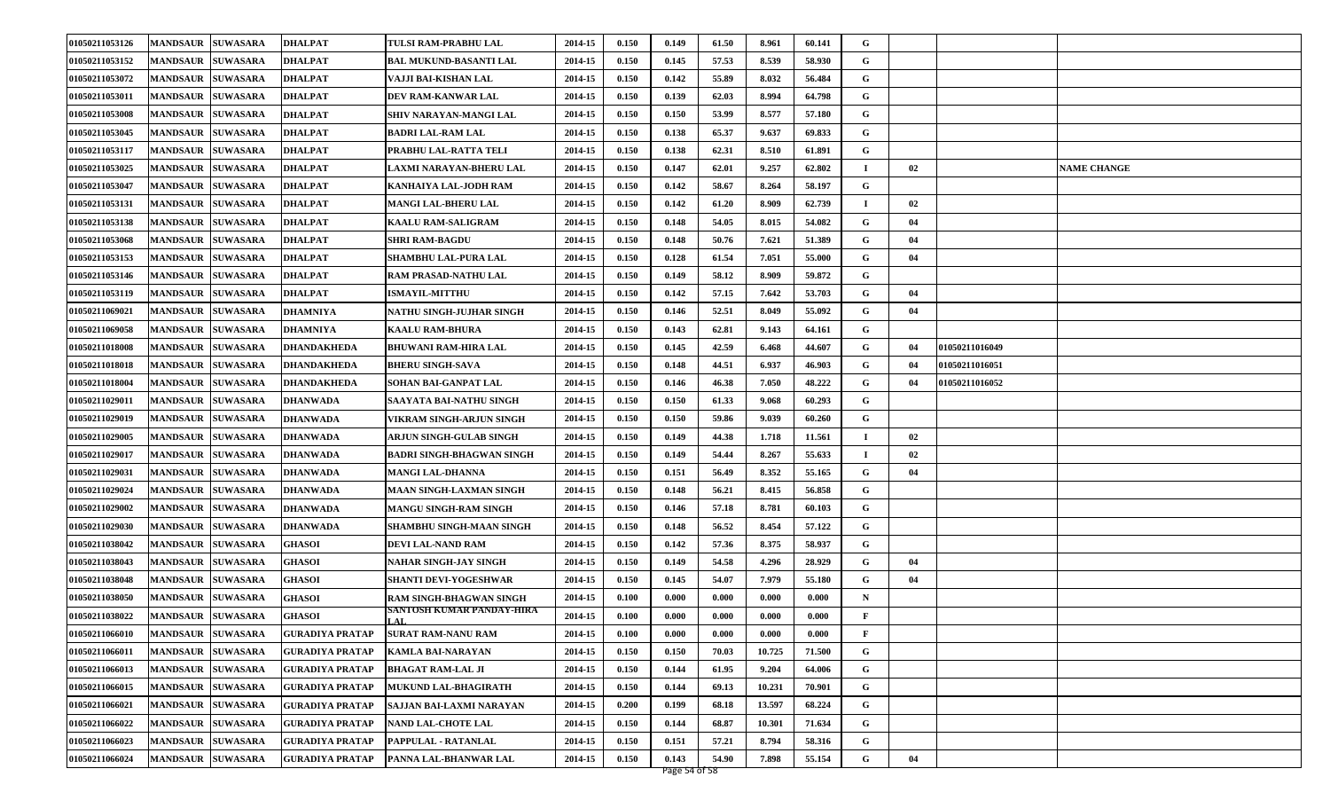| | | | | | | | | | | | | | | |
|---|---|---|---|---|---|---|---|---|---|---|---|---|---|---|
| 01050211053126 | MANDSAUR | SUWASARA | DHALPAT | TULSI RAM-PRABHU LAL | 2014-15 | 0.150 | 0.149 | 61.50 | 8.961 | 60.141 | G | | | |
| 01050211053152 | MANDSAUR | SUWASARA | DHALPAT | BAL MUKUND-BASANTI LAL | 2014-15 | 0.150 | 0.145 | 57.53 | 8.539 | 58.930 | G | | | |
| 01050211053072 | MANDSAUR | SUWASARA | DHALPAT | VAJJI BAI-KISHAN LAL | 2014-15 | 0.150 | 0.142 | 55.89 | 8.032 | 56.484 | G | | | |
| 01050211053011 | MANDSAUR | SUWASARA | DHALPAT | DEV RAM-KANWAR LAL | 2014-15 | 0.150 | 0.139 | 62.03 | 8.994 | 64.798 | G | | | |
| 01050211053008 | MANDSAUR | SUWASARA | DHALPAT | SHIV NARAYAN-MANGI LAL | 2014-15 | 0.150 | 0.150 | 53.99 | 8.577 | 57.180 | G | | | |
| 01050211053045 | MANDSAUR | SUWASARA | DHALPAT | BADRI LAL-RAM LAL | 2014-15 | 0.150 | 0.138 | 65.37 | 9.637 | 69.833 | G | | | |
| 01050211053117 | MANDSAUR | SUWASARA | DHALPAT | PRABHU LAL-RATTA TELI | 2014-15 | 0.150 | 0.138 | 62.31 | 8.510 | 61.891 | G | | | |
| 01050211053025 | MANDSAUR | SUWASARA | DHALPAT | LAXMI NARAYAN-BHERU LAL | 2014-15 | 0.150 | 0.147 | 62.01 | 9.257 | 62.802 | I | 02 | | NAME CHANGE |
| 01050211053047 | MANDSAUR | SUWASARA | DHALPAT | KANHAIYA LAL-JODH RAM | 2014-15 | 0.150 | 0.142 | 58.67 | 8.264 | 58.197 | G | | | |
| 01050211053131 | MANDSAUR | SUWASARA | DHALPAT | MANGI LAL-BHERU LAL | 2014-15 | 0.150 | 0.142 | 61.20 | 8.909 | 62.739 | I | 02 | | |
| 01050211053138 | MANDSAUR | SUWASARA | DHALPAT | KAALU RAM-SALIGRAM | 2014-15 | 0.150 | 0.148 | 54.05 | 8.015 | 54.082 | G | 04 | | |
| 01050211053068 | MANDSAUR | SUWASARA | DHALPAT | SHRI RAM-BAGDU | 2014-15 | 0.150 | 0.148 | 50.76 | 7.621 | 51.389 | G | 04 | | |
| 01050211053153 | MANDSAUR | SUWASARA | DHALPAT | SHAMBHU LAL-PURA LAL | 2014-15 | 0.150 | 0.128 | 61.54 | 7.051 | 55.000 | G | 04 | | |
| 01050211053146 | MANDSAUR | SUWASARA | DHALPAT | RAM PRASAD-NATHU LAL | 2014-15 | 0.150 | 0.149 | 58.12 | 8.909 | 59.872 | G | | | |
| 01050211053119 | MANDSAUR | SUWASARA | DHALPAT | ISMAYIL-MITTHU | 2014-15 | 0.150 | 0.142 | 57.15 | 7.642 | 53.703 | G | 04 | | |
| 01050211069021 | MANDSAUR | SUWASARA | DHAMNIYA | NATHU SINGH-JUJHAR SINGH | 2014-15 | 0.150 | 0.146 | 52.51 | 8.049 | 55.092 | G | 04 | | |
| 01050211069058 | MANDSAUR | SUWASARA | DHAMNIYA | KAALU RAM-BHURA | 2014-15 | 0.150 | 0.143 | 62.81 | 9.143 | 64.161 | G | | | |
| 01050211018008 | MANDSAUR | SUWASARA | DHANDAKHEDA | BHUWANI RAM-HIRA LAL | 2014-15 | 0.150 | 0.145 | 42.59 | 6.468 | 44.607 | G | 04 | 01050211016049 | |
| 01050211018018 | MANDSAUR | SUWASARA | DHANDAKHEDA | BHERU SINGH-SAVA | 2014-15 | 0.150 | 0.148 | 44.51 | 6.937 | 46.903 | G | 04 | 01050211016051 | |
| 01050211018004 | MANDSAUR | SUWASARA | DHANDAKHEDA | SOHAN BAI-GANPAT LAL | 2014-15 | 0.150 | 0.146 | 46.38 | 7.050 | 48.222 | G | 04 | 01050211016052 | |
| 01050211029011 | MANDSAUR | SUWASARA | DHANWADA | SAAYATA BAI-NATHU SINGH | 2014-15 | 0.150 | 0.150 | 61.33 | 9.068 | 60.293 | G | | | |
| 01050211029019 | MANDSAUR | SUWASARA | DHANWADA | VIKRAM SINGH-ARJUN SINGH | 2014-15 | 0.150 | 0.150 | 59.86 | 9.039 | 60.260 | G | | | |
| 01050211029005 | MANDSAUR | SUWASARA | DHANWADA | ARJUN SINGH-GULAB SINGH | 2014-15 | 0.150 | 0.149 | 44.38 | 1.718 | 11.561 | I | 02 | | |
| 01050211029017 | MANDSAUR | SUWASARA | DHANWADA | BADRI SINGH-BHAGWAN SINGH | 2014-15 | 0.150 | 0.149 | 54.44 | 8.267 | 55.633 | I | 02 | | |
| 01050211029031 | MANDSAUR | SUWASARA | DHANWADA | MANGI LAL-DHANNA | 2014-15 | 0.150 | 0.151 | 56.49 | 8.352 | 55.165 | G | 04 | | |
| 01050211029024 | MANDSAUR | SUWASARA | DHANWADA | MAAN SINGH-LAXMAN SINGH | 2014-15 | 0.150 | 0.148 | 56.21 | 8.415 | 56.858 | G | | | |
| 01050211029002 | MANDSAUR | SUWASARA | DHANWADA | MANGU SINGH-RAM SINGH | 2014-15 | 0.150 | 0.146 | 57.18 | 8.781 | 60.103 | G | | | |
| 01050211029030 | MANDSAUR | SUWASARA | DHANWADA | SHAMBHU SINGH-MAAN SINGH | 2014-15 | 0.150 | 0.148 | 56.52 | 8.454 | 57.122 | G | | | |
| 01050211038042 | MANDSAUR | SUWASARA | GHASOI | DEVI LAL-NAND RAM | 2014-15 | 0.150 | 0.142 | 57.36 | 8.375 | 58.937 | G | | | |
| 01050211038043 | MANDSAUR | SUWASARA | GHASOI | NAHAR SINGH-JAY SINGH | 2014-15 | 0.150 | 0.149 | 54.58 | 4.296 | 28.929 | G | 04 | | |
| 01050211038048 | MANDSAUR | SUWASARA | GHASOI | SHANTI DEVI-YOGESHWAR | 2014-15 | 0.150 | 0.145 | 54.07 | 7.979 | 55.180 | G | 04 | | |
| 01050211038050 | MANDSAUR | SUWASARA | GHASOI | RAM SINGH-BHAGWAN SINGH | 2014-15 | 0.100 | 0.000 | 0.000 | 0.000 | 0.000 | N | | | |
| 01050211038022 | MANDSAUR | SUWASARA | GHASOI | SANTOSH KUMAR PANDAY-HIRA LAL | 2014-15 | 0.100 | 0.000 | 0.000 | 0.000 | 0.000 | F | | | |
| 01050211066010 | MANDSAUR | SUWASARA | GURADIYA PRATAP | SURAT RAM-NANU RAM | 2014-15 | 0.100 | 0.000 | 0.000 | 0.000 | 0.000 | F | | | |
| 01050211066011 | MANDSAUR | SUWASARA | GURADIYA PRATAP | KAMLA BAI-NARAYAN | 2014-15 | 0.150 | 0.150 | 70.03 | 10.725 | 71.500 | G | | | |
| 01050211066013 | MANDSAUR | SUWASARA | GURADIYA PRATAP | BHAGAT RAM-LAL JI | 2014-15 | 0.150 | 0.144 | 61.95 | 9.204 | 64.006 | G | | | |
| 01050211066015 | MANDSAUR | SUWASARA | GURADIYA PRATAP | MUKUND LAL-BHAGIRATH | 2014-15 | 0.150 | 0.144 | 69.13 | 10.231 | 70.901 | G | | | |
| 01050211066021 | MANDSAUR | SUWASARA | GURADIYA PRATAP | SAJJAN BAI-LAXMI NARAYAN | 2014-15 | 0.200 | 0.199 | 68.18 | 13.597 | 68.224 | G | | | |
| 01050211066022 | MANDSAUR | SUWASARA | GURADIYA PRATAP | NAND LAL-CHOTE LAL | 2014-15 | 0.150 | 0.144 | 68.87 | 10.301 | 71.634 | G | | | |
| 01050211066023 | MANDSAUR | SUWASARA | GURADIYA PRATAP | PAPPULAL - RATANLAL | 2014-15 | 0.150 | 0.151 | 57.21 | 8.794 | 58.316 | G | | | |
| 01050211066024 | MANDSAUR | SUWASARA | GURADIYA PRATAP | PANNA LAL-BHANWAR LAL | 2014-15 | 0.150 | 0.143 | 54.90 | 7.898 | 55.154 | G | 04 | | |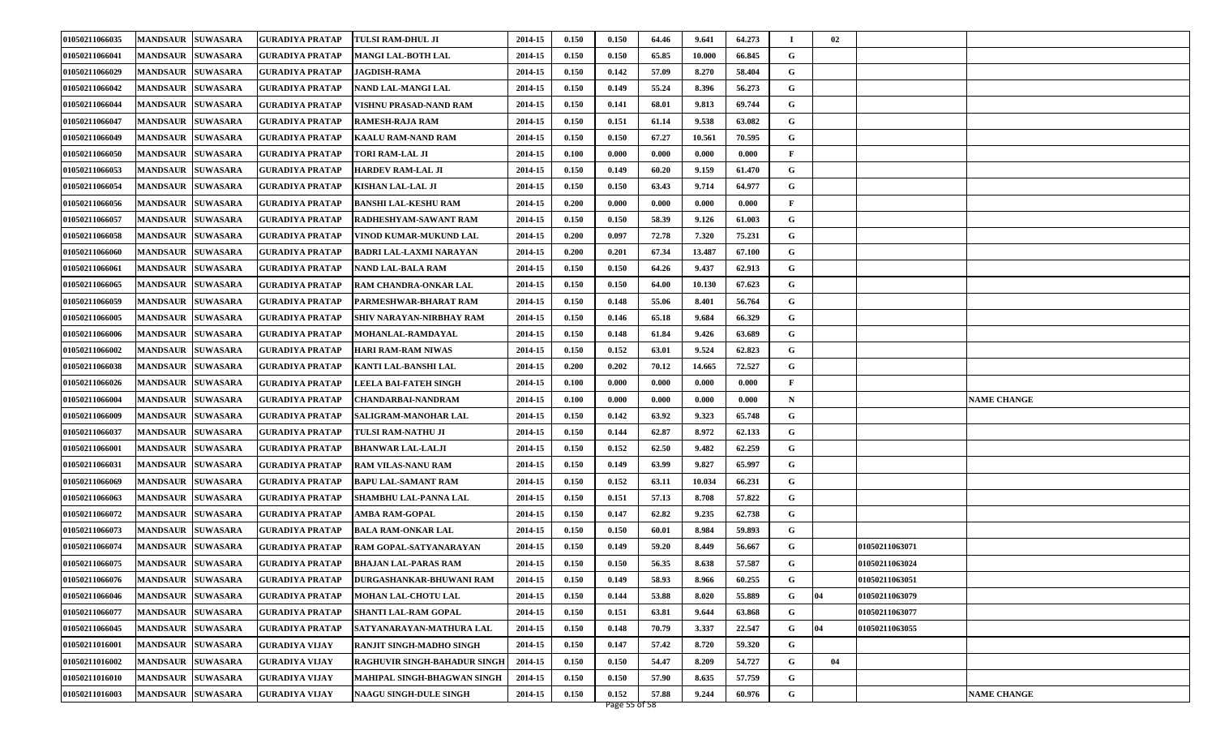| | | | | | | | | | | | | | | | |
|---|---|---|---|---|---|---|---|---|---|---|---|---|---|---|---|
| 01050211066035 | MANDSAUR | SUWASARA | GURADIYA PRATAP | TULSI RAM-DHUL JI | 2014-15 | 0.150 | 0.150 | 64.46 | 9.641 | 64.273 | I | 02 | | | |
| 01050211066041 | MANDSAUR | SUWASARA | GURADIYA PRATAP | MANGI LAL-BOTH LAL | 2014-15 | 0.150 | 0.150 | 65.85 | 10.000 | 66.845 | G | | | | |
| 01050211066029 | MANDSAUR | SUWASARA | GURADIYA PRATAP | JAGDISH-RAMA | 2014-15 | 0.150 | 0.142 | 57.09 | 8.270 | 58.404 | G | | | | |
| 01050211066042 | MANDSAUR | SUWASARA | GURADIYA PRATAP | NAND LAL-MANGI LAL | 2014-15 | 0.150 | 0.149 | 55.24 | 8.396 | 56.273 | G | | | | |
| 01050211066044 | MANDSAUR | SUWASARA | GURADIYA PRATAP | VISHNU PRASAD-NAND RAM | 2014-15 | 0.150 | 0.141 | 68.01 | 9.813 | 69.744 | G | | | | |
| 01050211066047 | MANDSAUR | SUWASARA | GURADIYA PRATAP | RAMESH-RAJA RAM | 2014-15 | 0.150 | 0.151 | 61.14 | 9.538 | 63.082 | G | | | | |
| 01050211066049 | MANDSAUR | SUWASARA | GURADIYA PRATAP | KAALU RAM-NAND RAM | 2014-15 | 0.150 | 0.150 | 67.27 | 10.561 | 70.595 | G | | | | |
| 01050211066050 | MANDSAUR | SUWASARA | GURADIYA PRATAP | TORI RAM-LAL JI | 2014-15 | 0.100 | 0.000 | 0.000 | 0.000 | 0.000 | F | | | | |
| 01050211066053 | MANDSAUR | SUWASARA | GURADIYA PRATAP | HARDEV RAM-LAL JI | 2014-15 | 0.150 | 0.149 | 60.20 | 9.159 | 61.470 | G | | | | |
| 01050211066054 | MANDSAUR | SUWASARA | GURADIYA PRATAP | KISHAN LAL-LAL JI | 2014-15 | 0.150 | 0.150 | 63.43 | 9.714 | 64.977 | G | | | | |
| 01050211066056 | MANDSAUR | SUWASARA | GURADIYA PRATAP | BANSHI LAL-KESHU RAM | 2014-15 | 0.200 | 0.000 | 0.000 | 0.000 | 0.000 | F | | | | |
| 01050211066057 | MANDSAUR | SUWASARA | GURADIYA PRATAP | RADHESHYAM-SAWANT RAM | 2014-15 | 0.150 | 0.150 | 58.39 | 9.126 | 61.003 | G | | | | |
| 01050211066058 | MANDSAUR | SUWASARA | GURADIYA PRATAP | VINOD KUMAR-MUKUND LAL | 2014-15 | 0.200 | 0.097 | 72.78 | 7.320 | 75.231 | G | | | | |
| 01050211066060 | MANDSAUR | SUWASARA | GURADIYA PRATAP | BADRI LAL-LAXMI NARAYAN | 2014-15 | 0.200 | 0.201 | 67.34 | 13.487 | 67.100 | G | | | | |
| 01050211066061 | MANDSAUR | SUWASARA | GURADIYA PRATAP | NAND LAL-BALA RAM | 2014-15 | 0.150 | 0.150 | 64.26 | 9.437 | 62.913 | G | | | | |
| 01050211066065 | MANDSAUR | SUWASARA | GURADIYA PRATAP | RAM CHANDRA-ONKAR LAL | 2014-15 | 0.150 | 0.150 | 64.00 | 10.130 | 67.623 | G | | | | |
| 01050211066059 | MANDSAUR | SUWASARA | GURADIYA PRATAP | PARMESHWAR-BHARAT RAM | 2014-15 | 0.150 | 0.148 | 55.06 | 8.401 | 56.764 | G | | | | |
| 01050211066005 | MANDSAUR | SUWASARA | GURADIYA PRATAP | SHIV NARAYAN-NIRBHAY RAM | 2014-15 | 0.150 | 0.146 | 65.18 | 9.684 | 66.329 | G | | | | |
| 01050211066006 | MANDSAUR | SUWASARA | GURADIYA PRATAP | MOHANLAL-RAMDAYAL | 2014-15 | 0.150 | 0.148 | 61.84 | 9.426 | 63.689 | G | | | | |
| 01050211066002 | MANDSAUR | SUWASARA | GURADIYA PRATAP | HARI RAM-RAM NIWAS | 2014-15 | 0.150 | 0.152 | 63.01 | 9.524 | 62.823 | G | | | | |
| 01050211066038 | MANDSAUR | SUWASARA | GURADIYA PRATAP | KANTI LAL-BANSHI LAL | 2014-15 | 0.200 | 0.202 | 70.12 | 14.665 | 72.527 | G | | | | |
| 01050211066026 | MANDSAUR | SUWASARA | GURADIYA PRATAP | LEELA BAI-FATEH SINGH | 2014-15 | 0.100 | 0.000 | 0.000 | 0.000 | 0.000 | F | | | | |
| 01050211066004 | MANDSAUR | SUWASARA | GURADIYA PRATAP | CHANDARBAI-NANDRAM | 2014-15 | 0.100 | 0.000 | 0.000 | 0.000 | 0.000 | N | | | | NAME CHANGE |
| 01050211066009 | MANDSAUR | SUWASARA | GURADIYA PRATAP | SALIGRAM-MANOHAR LAL | 2014-15 | 0.150 | 0.142 | 63.92 | 9.323 | 65.748 | G | | | | |
| 01050211066037 | MANDSAUR | SUWASARA | GURADIYA PRATAP | TULSI RAM-NATHU JI | 2014-15 | 0.150 | 0.144 | 62.87 | 8.972 | 62.133 | G | | | | |
| 01050211066001 | MANDSAUR | SUWASARA | GURADIYA PRATAP | BHANWAR LAL-LALJI | 2014-15 | 0.150 | 0.152 | 62.50 | 9.482 | 62.259 | G | | | | |
| 01050211066031 | MANDSAUR | SUWASARA | GURADIYA PRATAP | RAM VILAS-NANU RAM | 2014-15 | 0.150 | 0.149 | 63.99 | 9.827 | 65.997 | G | | | | |
| 01050211066069 | MANDSAUR | SUWASARA | GURADIYA PRATAP | BAPU LAL-SAMANT RAM | 2014-15 | 0.150 | 0.152 | 63.11 | 10.034 | 66.231 | G | | | | |
| 01050211066063 | MANDSAUR | SUWASARA | GURADIYA PRATAP | SHAMBHU LAL-PANNA LAL | 2014-15 | 0.150 | 0.151 | 57.13 | 8.708 | 57.822 | G | | | | |
| 01050211066072 | MANDSAUR | SUWASARA | GURADIYA PRATAP | AMBA RAM-GOPAL | 2014-15 | 0.150 | 0.147 | 62.82 | 9.235 | 62.738 | G | | | | |
| 01050211066073 | MANDSAUR | SUWASARA | GURADIYA PRATAP | BALA RAM-ONKAR LAL | 2014-15 | 0.150 | 0.150 | 60.01 | 8.984 | 59.893 | G | | | | |
| 01050211066074 | MANDSAUR | SUWASARA | GURADIYA PRATAP | RAM GOPAL-SATYANARAYAN | 2014-15 | 0.150 | 0.149 | 59.20 | 8.449 | 56.667 | G | | | 01050211063071 | |
| 01050211066075 | MANDSAUR | SUWASARA | GURADIYA PRATAP | BHAJAN LAL-PARAS RAM | 2014-15 | 0.150 | 0.150 | 56.35 | 8.638 | 57.587 | G | | | 01050211063024 | |
| 01050211066076 | MANDSAUR | SUWASARA | GURADIYA PRATAP | DURGASHANKAR-BHUWANI RAM | 2014-15 | 0.150 | 0.149 | 58.93 | 8.966 | 60.255 | G | | | 01050211063051 | |
| 01050211066046 | MANDSAUR | SUWASARA | GURADIYA PRATAP | MOHAN LAL-CHOTU LAL | 2014-15 | 0.150 | 0.144 | 53.88 | 8.020 | 55.889 | G | 04 | | 01050211063079 | |
| 01050211066077 | MANDSAUR | SUWASARA | GURADIYA PRATAP | SHANTI LAL-RAM GOPAL | 2014-15 | 0.150 | 0.151 | 63.81 | 9.644 | 63.868 | G | | | 01050211063077 | |
| 01050211066045 | MANDSAUR | SUWASARA | GURADIYA PRATAP | SATYANARAYAN-MATHURA LAL | 2014-15 | 0.150 | 0.148 | 70.79 | 3.337 | 22.547 | G | 04 | | 01050211063055 | |
| 01050211016001 | MANDSAUR | SUWASARA | GURADIYA VIJAY | RANJIT SINGH-MADHO SINGH | 2014-15 | 0.150 | 0.147 | 57.42 | 8.720 | 59.320 | G | | | | |
| 01050211016002 | MANDSAUR | SUWASARA | GURADIYA VIJAY | RAGHUVIR SINGH-BAHADUR SINGH | 2014-15 | 0.150 | 0.150 | 54.47 | 8.209 | 54.727 | G | 04 | | | |
| 01050211016010 | MANDSAUR | SUWASARA | GURADIYA VIJAY | MAHIPAL SINGH-BHAGWAN SINGH | 2014-15 | 0.150 | 0.150 | 57.90 | 8.635 | 57.759 | G | | | | |
| 01050211016003 | MANDSAUR | SUWASARA | GURADIYA VIJAY | NAAGU SINGH-DULE SINGH | 2014-15 | 0.150 | 0.152 | 57.88 | 9.244 | 60.976 | G | | | | NAME CHANGE |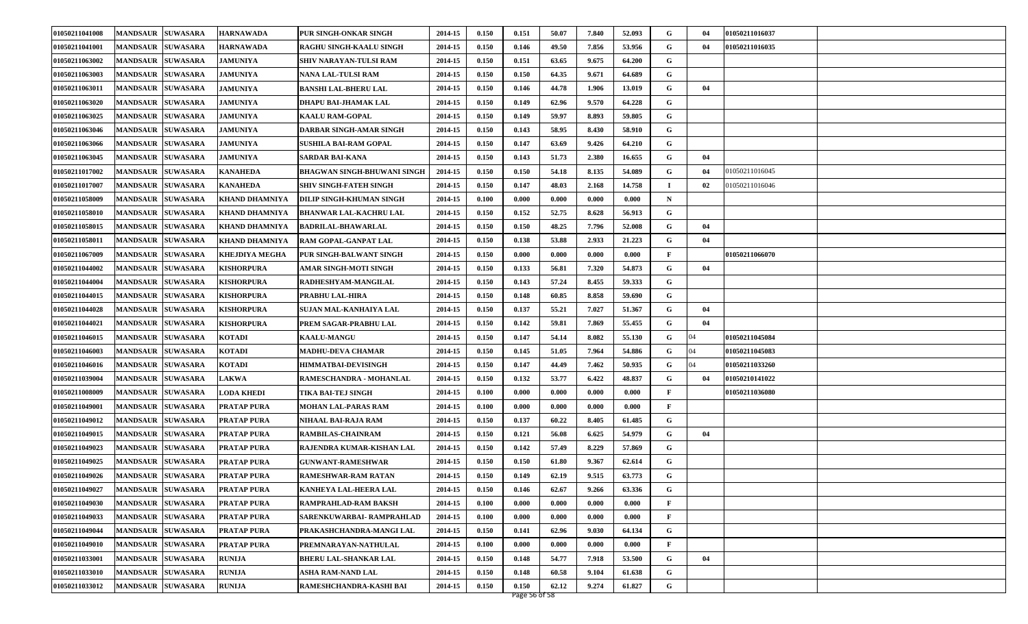| | | | | | | | | | | | | | | |
|---|---|---|---|---|---|---|---|---|---|---|---|---|---|---|
| 01050211041008 | MANDSAUR | SUWASARA | HARNAWADA | PUR SINGH-ONKAR SINGH | 2014-15 | 0.150 | 0.151 | 50.07 | 7.840 | 52.093 | G | 04 | 01050211016037 | |
| 01050211041001 | MANDSAUR | SUWASARA | HARNAWADA | RAGHU SINGH-KAALU SINGH | 2014-15 | 0.150 | 0.146 | 49.50 | 7.856 | 53.956 | G | 04 | 01050211016035 | |
| 01050211063002 | MANDSAUR | SUWASARA | JAMUNIYA | SHIV NARAYAN-TULSI RAM | 2014-15 | 0.150 | 0.151 | 63.65 | 9.675 | 64.200 | G | | | |
| 01050211063003 | MANDSAUR | SUWASARA | JAMUNIYA | NANA LAL-TULSI RAM | 2014-15 | 0.150 | 0.150 | 64.35 | 9.671 | 64.689 | G | | | |
| 01050211063011 | MANDSAUR | SUWASARA | JAMUNIYA | BANSHI LAL-BHERU LAL | 2014-15 | 0.150 | 0.146 | 44.78 | 1.906 | 13.019 | G | 04 | | |
| 01050211063020 | MANDSAUR | SUWASARA | JAMUNIYA | DHAPU BAI-JHAMAK LAL | 2014-15 | 0.150 | 0.149 | 62.96 | 9.570 | 64.228 | G | | | |
| 01050211063025 | MANDSAUR | SUWASARA | JAMUNIYA | KAALU RAM-GOPAL | 2014-15 | 0.150 | 0.149 | 59.97 | 8.893 | 59.805 | G | | | |
| 01050211063046 | MANDSAUR | SUWASARA | JAMUNIYA | DARBAR SINGH-AMAR SINGH | 2014-15 | 0.150 | 0.143 | 58.95 | 8.430 | 58.910 | G | | | |
| 01050211063066 | MANDSAUR | SUWASARA | JAMUNIYA | SUSHILA BAI-RAM GOPAL | 2014-15 | 0.150 | 0.147 | 63.69 | 9.426 | 64.210 | G | | | |
| 01050211063045 | MANDSAUR | SUWASARA | JAMUNIYA | SARDAR BAI-KANA | 2014-15 | 0.150 | 0.143 | 51.73 | 2.380 | 16.655 | G | 04 | | |
| 01050211017002 | MANDSAUR | SUWASARA | KANAHEDA | BHAGWAN SINGH-BHUWANI SINGH | 2014-15 | 0.150 | 0.150 | 54.18 | 8.135 | 54.089 | G | 04 | 01050211016045 | |
| 01050211017007 | MANDSAUR | SUWASARA | KANAHEDA | SHIV SINGH-FATEH SINGH | 2014-15 | 0.150 | 0.147 | 48.03 | 2.168 | 14.758 | I | 02 | 01050211016046 | |
| 01050211058009 | MANDSAUR | SUWASARA | KHAND DHAMNIYA | DILIP SINGH-KHUMAN SINGH | 2014-15 | 0.100 | 0.000 | 0.000 | 0.000 | 0.000 | N | | | |
| 01050211058010 | MANDSAUR | SUWASARA | KHAND DHAMNIYA | BHANWAR LAL-KACHRU LAL | 2014-15 | 0.150 | 0.152 | 52.75 | 8.628 | 56.913 | G | | | |
| 01050211058015 | MANDSAUR | SUWASARA | KHAND DHAMNIYA | BADRILAL-BHAWARLAL | 2014-15 | 0.150 | 0.150 | 48.25 | 7.796 | 52.008 | G | 04 | | |
| 01050211058011 | MANDSAUR | SUWASARA | KHAND DHAMNIYA | RAM GOPAL-GANPAT LAL | 2014-15 | 0.150 | 0.138 | 53.88 | 2.933 | 21.223 | G | 04 | | |
| 01050211067009 | MANDSAUR | SUWASARA | KHEJDIYA MEGHA | PUR SINGH-BALWANT SINGH | 2014-15 | 0.150 | 0.000 | 0.000 | 0.000 | 0.000 | F | | 01050211066070 | |
| 01050211044002 | MANDSAUR | SUWASARA | KISHORPURA | AMAR SINGH-MOTI SINGH | 2014-15 | 0.150 | 0.133 | 56.81 | 7.320 | 54.873 | G | 04 | | |
| 01050211044004 | MANDSAUR | SUWASARA | KISHORPURA | RADHESHYAM-MANGILAL | 2014-15 | 0.150 | 0.143 | 57.24 | 8.455 | 59.333 | G | | | |
| 01050211044015 | MANDSAUR | SUWASARA | KISHORPURA | PRABHU LAL-HIRA | 2014-15 | 0.150 | 0.148 | 60.85 | 8.858 | 59.690 | G | | | |
| 01050211044028 | MANDSAUR | SUWASARA | KISHORPURA | SUJAN MAL-KANHAIYA LAL | 2014-15 | 0.150 | 0.137 | 55.21 | 7.027 | 51.367 | G | 04 | | |
| 01050211044021 | MANDSAUR | SUWASARA | KISHORPURA | PREM SAGAR-PRABHU LAL | 2014-15 | 0.150 | 0.142 | 59.81 | 7.869 | 55.455 | G | 04 | | |
| 01050211046015 | MANDSAUR | SUWASARA | KOTADI | KAALU-MANGU | 2014-15 | 0.150 | 0.147 | 54.14 | 8.082 | 55.130 | G | 04 | 01050211045084 | |
| 01050211046003 | MANDSAUR | SUWASARA | KOTADI | MADHU-DEVA CHAMAR | 2014-15 | 0.150 | 0.145 | 51.05 | 7.964 | 54.886 | G | 04 | 01050211045083 | |
| 01050211046016 | MANDSAUR | SUWASARA | KOTADI | HIMMATBAI-DEVISINGH | 2014-15 | 0.150 | 0.147 | 44.49 | 7.462 | 50.935 | G | 04 | 01050211033260 | |
| 01050211039004 | MANDSAUR | SUWASARA | LAKWA | RAMESCHANDRA - MOHANLAL | 2014-15 | 0.150 | 0.132 | 53.77 | 6.422 | 48.837 | G | 04 | 01050210141022 | |
| 01050211008009 | MANDSAUR | SUWASARA | LODA KHEDI | TIKA BAI-TEJ SINGH | 2014-15 | 0.100 | 0.000 | 0.000 | 0.000 | 0.000 | F | | 01050211036080 | |
| 01050211049001 | MANDSAUR | SUWASARA | PRATAP PURA | MOHAN LAL-PARAS RAM | 2014-15 | 0.100 | 0.000 | 0.000 | 0.000 | 0.000 | F | | | |
| 01050211049012 | MANDSAUR | SUWASARA | PRATAP PURA | NIHAAL BAI-RAJA RAM | 2014-15 | 0.150 | 0.137 | 60.22 | 8.405 | 61.485 | G | | | |
| 01050211049015 | MANDSAUR | SUWASARA | PRATAP PURA | RAMBILAS-CHAINRAM | 2014-15 | 0.150 | 0.121 | 56.08 | 6.625 | 54.979 | G | 04 | | |
| 01050211049023 | MANDSAUR | SUWASARA | PRATAP PURA | RAJENDRA KUMAR-KISHAN LAL | 2014-15 | 0.150 | 0.142 | 57.49 | 8.229 | 57.869 | G | | | |
| 01050211049025 | MANDSAUR | SUWASARA | PRATAP PURA | GUNWANT-RAMESHWAR | 2014-15 | 0.150 | 0.150 | 61.80 | 9.367 | 62.614 | G | | | |
| 01050211049026 | MANDSAUR | SUWASARA | PRATAP PURA | RAMESHWAR-RAM RATAN | 2014-15 | 0.150 | 0.149 | 62.19 | 9.515 | 63.773 | G | | | |
| 01050211049027 | MANDSAUR | SUWASARA | PRATAP PURA | KANHEYA LAL-HEERA LAL | 2014-15 | 0.150 | 0.146 | 62.67 | 9.266 | 63.336 | G | | | |
| 01050211049030 | MANDSAUR | SUWASARA | PRATAP PURA | RAMPRAHLAD-RAM BAKSH | 2014-15 | 0.100 | 0.000 | 0.000 | 0.000 | 0.000 | F | | | |
| 01050211049033 | MANDSAUR | SUWASARA | PRATAP PURA | SARENKUWARBAI- RAMPRAHLAD | 2014-15 | 0.100 | 0.000 | 0.000 | 0.000 | 0.000 | F | | | |
| 01050211049044 | MANDSAUR | SUWASARA | PRATAP PURA | PRAKASHCHANDRA-MANGI LAL | 2014-15 | 0.150 | 0.141 | 62.96 | 9.030 | 64.134 | G | | | |
| 01050211049010 | MANDSAUR | SUWASARA | PRATAP PURA | PREMNARAYAN-NATHULAL | 2014-15 | 0.100 | 0.000 | 0.000 | 0.000 | 0.000 | F | | | |
| 01050211033001 | MANDSAUR | SUWASARA | RUNIJA | BHERU LAL-SHANKAR LAL | 2014-15 | 0.150 | 0.148 | 54.77 | 7.918 | 53.500 | G | 04 | | |
| 01050211033010 | MANDSAUR | SUWASARA | RUNIJA | ASHA RAM-NAND LAL | 2014-15 | 0.150 | 0.148 | 60.58 | 9.104 | 61.638 | G | | | |
| 01050211033012 | MANDSAUR | SUWASARA | RUNIJA | RAMESHCHANDRA-KASHI BAI | 2014-15 | 0.150 | 0.150 | 62.12 | 9.274 | 61.827 | G | | | |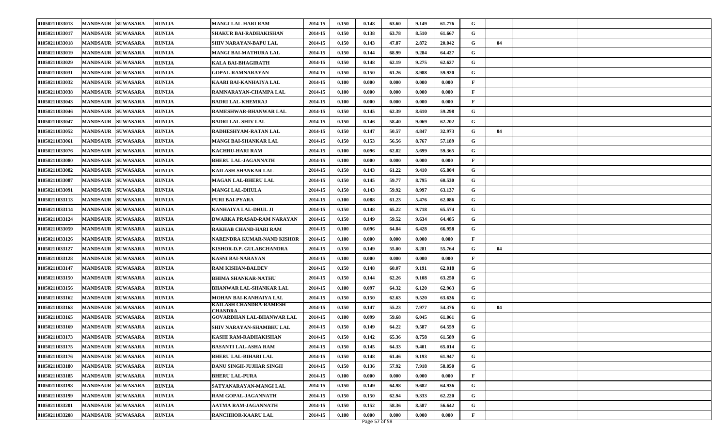| | | | | | | | | | | | | | | | |
|---|---|---|---|---|---|---|---|---|---|---|---|---|---|---|---|
| 01050211033013 | MANDSAUR | SUWASARA | RUNIJA | MANGI LAL-HARI RAM | 2014-15 | 0.150 | 0.148 | 63.60 | 9.149 | 61.776 | G | | | | |
| 01050211033017 | MANDSAUR | SUWASARA | RUNIJA | SHAKUR BAI-RADHAKISHAN | 2014-15 | 0.150 | 0.138 | 63.78 | 8.510 | 61.667 | G | | | | |
| 01050211033018 | MANDSAUR | SUWASARA | RUNIJA | SHIV NARAYAN-BAPU LAL | 2014-15 | 0.150 | 0.143 | 47.87 | 2.872 | 20.042 | G | 04 | | | |
| 01050211033019 | MANDSAUR | SUWASARA | RUNIJA | MANGI BAI-MATHURA LAL | 2014-15 | 0.150 | 0.144 | 68.99 | 9.284 | 64.427 | G | | | | |
| 01050211033029 | MANDSAUR | SUWASARA | RUNIJA | KALA BAI-BHAGIRATH | 2014-15 | 0.150 | 0.148 | 62.19 | 9.275 | 62.627 | G | | | | |
| 01050211033031 | MANDSAUR | SUWASARA | RUNIJA | GOPAL-RAMNARAYAN | 2014-15 | 0.150 | 0.150 | 61.26 | 8.988 | 59.920 | G | | | | |
| 01050211033032 | MANDSAUR | SUWASARA | RUNIJA | KAARI BAI-KANHAIYA LAL | 2014-15 | 0.100 | 0.000 | 0.000 | 0.000 | 0.000 | F | | | | |
| 01050211033038 | MANDSAUR | SUWASARA | RUNIJA | RAMNARAYAN-CHAMPA LAL | 2014-15 | 0.100 | 0.000 | 0.000 | 0.000 | 0.000 | F | | | | |
| 01050211033043 | MANDSAUR | SUWASARA | RUNIJA | BADRI LAL-KHEMRAJ | 2014-15 | 0.100 | 0.000 | 0.000 | 0.000 | 0.000 | F | | | | |
| 01050211033046 | MANDSAUR | SUWASARA | RUNIJA | RAMESHWAR-BHANWAR LAL | 2014-15 | 0.150 | 0.145 | 62.39 | 8.610 | 59.298 | G | | | | |
| 01050211033047 | MANDSAUR | SUWASARA | RUNIJA | BADRI LAL-SHIV LAL | 2014-15 | 0.150 | 0.146 | 58.40 | 9.069 | 62.202 | G | | | | |
| 01050211033052 | MANDSAUR | SUWASARA | RUNIJA | RADHESHYAM-RATAN LAL | 2014-15 | 0.150 | 0.147 | 50.57 | 4.847 | 32.973 | G | 04 | | | |
| 01050211033061 | MANDSAUR | SUWASARA | RUNIJA | MANGI BAI-SHANKAR LAL | 2014-15 | 0.150 | 0.153 | 56.56 | 8.767 | 57.189 | G | | | | |
| 01050211033076 | MANDSAUR | SUWASARA | RUNIJA | KACHRU-HARI RAM | 2014-15 | 0.100 | 0.096 | 62.82 | 5.699 | 59.365 | G | | | | |
| 01050211033080 | MANDSAUR | SUWASARA | RUNIJA | BHERU LAL-JAGANNATH | 2014-15 | 0.100 | 0.000 | 0.000 | 0.000 | 0.000 | F | | | | |
| 01050211033082 | MANDSAUR | SUWASARA | RUNIJA | KAILASH-SHANKAR LAL | 2014-15 | 0.150 | 0.143 | 61.22 | 9.410 | 65.804 | G | | | | |
| 01050211033087 | MANDSAUR | SUWASARA | RUNIJA | MAGAN LAL-BHERU LAL | 2014-15 | 0.150 | 0.145 | 59.77 | 8.795 | 60.530 | G | | | | |
| 01050211033091 | MANDSAUR | SUWASARA | RUNIJA | MANGI LAL-DHULA | 2014-15 | 0.150 | 0.143 | 59.92 | 8.997 | 63.137 | G | | | | |
| 01050211033113 | MANDSAUR | SUWASARA | RUNIJA | PURI BAI-PYARA | 2014-15 | 0.100 | 0.088 | 61.23 | 5.476 | 62.086 | G | | | | |
| 01050211033114 | MANDSAUR | SUWASARA | RUNIJA | KANHAIYA LAL-DHUL JI | 2014-15 | 0.150 | 0.148 | 65.22 | 9.718 | 65.574 | G | | | | |
| 01050211033124 | MANDSAUR | SUWASARA | RUNIJA | DWARKA PRASAD-RAM NARAYAN | 2014-15 | 0.150 | 0.149 | 59.52 | 9.634 | 64.485 | G | | | | |
| 01050211033059 | MANDSAUR | SUWASARA | RUNIJA | RAKHAB CHAND-HARI RAM | 2014-15 | 0.100 | 0.096 | 64.84 | 6.428 | 66.958 | G | | | | |
| 01050211033126 | MANDSAUR | SUWASARA | RUNIJA | NARENDRA KUMAR-NAND KISHOR | 2014-15 | 0.100 | 0.000 | 0.000 | 0.000 | 0.000 | F | | | | |
| 01050211033127 | MANDSAUR | SUWASARA | RUNIJA | KISHOR-D.P. GULABCHANDRA | 2014-15 | 0.150 | 0.149 | 55.00 | 8.281 | 55.764 | G | 04 | | | |
| 01050211033128 | MANDSAUR | SUWASARA | RUNIJA | KASNI BAI-NARAYAN | 2014-15 | 0.100 | 0.000 | 0.000 | 0.000 | 0.000 | F | | | | |
| 01050211033147 | MANDSAUR | SUWASARA | RUNIJA | RAM KISHAN-BALDEV | 2014-15 | 0.150 | 0.148 | 60.07 | 9.191 | 62.018 | G | | | | |
| 01050211033150 | MANDSAUR | SUWASARA | RUNIJA | BHIMA SHANKAR-NATHU | 2014-15 | 0.150 | 0.144 | 62.26 | 9.108 | 63.250 | G | | | | |
| 01050211033156 | MANDSAUR | SUWASARA | RUNIJA | BHANWAR LAL-SHANKAR LAL | 2014-15 | 0.100 | 0.097 | 64.32 | 6.120 | 62.963 | G | | | | |
| 01050211033162 | MANDSAUR | SUWASARA | RUNIJA | MOHAN BAI-KANHAIYA LAL | 2014-15 | 0.150 | 0.150 | 62.63 | 9.520 | 63.636 | G | | | | |
| 01050211033163 | MANDSAUR | SUWASARA | RUNIJA | KAILASH CHANDRA-RAMESH CHANDRA | 2014-15 | 0.150 | 0.147 | 55.23 | 7.977 | 54.376 | G | 04 | | | |
| 01050211033165 | MANDSAUR | SUWASARA | RUNIJA | GOVARDHAN LAL-BHANWAR LAL | 2014-15 | 0.100 | 0.099 | 59.68 | 6.045 | 61.061 | G | | | | |
| 01050211033169 | MANDSAUR | SUWASARA | RUNIJA | SHIV NARAYAN-SHAMBHU LAL | 2014-15 | 0.150 | 0.149 | 64.22 | 9.587 | 64.559 | G | | | | |
| 01050211033173 | MANDSAUR | SUWASARA | RUNIJA | KASHI RAM-RADHAKISHAN | 2014-15 | 0.150 | 0.142 | 65.36 | 8.758 | 61.589 | G | | | | |
| 01050211033175 | MANDSAUR | SUWASARA | RUNIJA | BASANTI LAL-ASHA RAM | 2014-15 | 0.150 | 0.145 | 64.33 | 9.401 | 65.014 | G | | | | |
| 01050211033176 | MANDSAUR | SUWASARA | RUNIJA | BHERU LAL-BIHARI LAL | 2014-15 | 0.150 | 0.148 | 61.46 | 9.193 | 61.947 | G | | | | |
| 01050211033180 | MANDSAUR | SUWASARA | RUNIJA | DANU SINGH-JUJHAR SINGH | 2014-15 | 0.150 | 0.136 | 57.92 | 7.918 | 58.050 | G | | | | |
| 01050211033185 | MANDSAUR | SUWASARA | RUNIJA | BHERU LAL-PURA | 2014-15 | 0.100 | 0.000 | 0.000 | 0.000 | 0.000 | F | | | | |
| 01050211033198 | MANDSAUR | SUWASARA | RUNIJA | SATYANARAYAN-MANGI LAL | 2014-15 | 0.150 | 0.149 | 64.98 | 9.682 | 64.936 | G | | | | |
| 01050211033199 | MANDSAUR | SUWASARA | RUNIJA | RAM GOPAL-JAGANNATH | 2014-15 | 0.150 | 0.150 | 62.94 | 9.333 | 62.220 | G | | | | |
| 01050211033201 | MANDSAUR | SUWASARA | RUNIJA | AATMA RAM-JAGANNATH | 2014-15 | 0.150 | 0.152 | 58.36 | 8.587 | 56.642 | G | | | | |
| 01050211033208 | MANDSAUR | SUWASARA | RUNIJA | RANCHHOR-KAARU LAL | 2014-15 | 0.100 | 0.000 | 0.000 | 0.000 | 0.000 | F | | | | |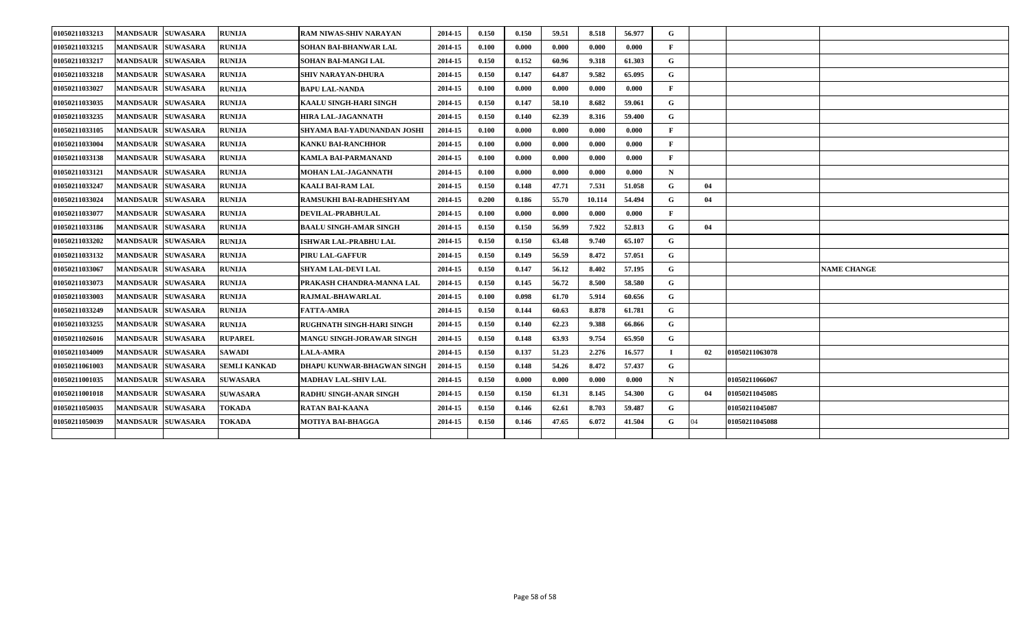| | | | | | | | | | | | | | | | |
|---|---|---|---|---|---|---|---|---|---|---|---|---|---|---|---|
| 01050211033213 | MANDSAUR | SUWASARA | RUNIJA | RAM NIWAS-SHIV NARAYAN | 2014-15 | 0.150 | 0.150 | 59.51 | 8.518 | 56.977 | G | | | |
| 01050211033215 | MANDSAUR | SUWASARA | RUNIJA | SOHAN BAI-BHANWAR LAL | 2014-15 | 0.100 | 0.000 | 0.000 | 0.000 | 0.000 | F | | | |
| 01050211033217 | MANDSAUR | SUWASARA | RUNIJA | SOHAN BAI-MANGI LAL | 2014-15 | 0.150 | 0.152 | 60.96 | 9.318 | 61.303 | G | | | |
| 01050211033218 | MANDSAUR | SUWASARA | RUNIJA | SHIV NARAYAN-DHURA | 2014-15 | 0.150 | 0.147 | 64.87 | 9.582 | 65.095 | G | | | |
| 01050211033027 | MANDSAUR | SUWASARA | RUNIJA | BAPU LAL-NANDA | 2014-15 | 0.100 | 0.000 | 0.000 | 0.000 | 0.000 | F | | | |
| 01050211033035 | MANDSAUR | SUWASARA | RUNIJA | KAALU SINGH-HARI SINGH | 2014-15 | 0.150 | 0.147 | 58.10 | 8.682 | 59.061 | G | | | |
| 01050211033235 | MANDSAUR | SUWASARA | RUNIJA | HIRA LAL-JAGANNATH | 2014-15 | 0.150 | 0.140 | 62.39 | 8.316 | 59.400 | G | | | |
| 01050211033105 | MANDSAUR | SUWASARA | RUNIJA | SHYAMA BAI-YADUNANDAN JOSHI | 2014-15 | 0.100 | 0.000 | 0.000 | 0.000 | 0.000 | F | | | |
| 01050211033004 | MANDSAUR | SUWASARA | RUNIJA | KANKU BAI-RANCHHOR | 2014-15 | 0.100 | 0.000 | 0.000 | 0.000 | 0.000 | F | | | |
| 01050211033138 | MANDSAUR | SUWASARA | RUNIJA | KAMLA BAI-PARMANAND | 2014-15 | 0.100 | 0.000 | 0.000 | 0.000 | 0.000 | F | | | |
| 01050211033121 | MANDSAUR | SUWASARA | RUNIJA | MOHAN LAL-JAGANNATH | 2014-15 | 0.100 | 0.000 | 0.000 | 0.000 | 0.000 | N | | | |
| 01050211033247 | MANDSAUR | SUWASARA | RUNIJA | KAALI BAI-RAM LAL | 2014-15 | 0.150 | 0.148 | 47.71 | 7.531 | 51.058 | G | 04 | | |
| 01050211033024 | MANDSAUR | SUWASARA | RUNIJA | RAMSUKHI BAI-RADHESHYAM | 2014-15 | 0.200 | 0.186 | 55.70 | 10.114 | 54.494 | G | 04 | | |
| 01050211033077 | MANDSAUR | SUWASARA | RUNIJA | DEVILAL-PRABHULAL | 2014-15 | 0.100 | 0.000 | 0.000 | 0.000 | 0.000 | F | | | |
| 01050211033186 | MANDSAUR | SUWASARA | RUNIJA | BAALU SINGH-AMAR SINGH | 2014-15 | 0.150 | 0.150 | 56.99 | 7.922 | 52.813 | G | 04 | | |
| 01050211033202 | MANDSAUR | SUWASARA | RUNIJA | ISHWAR LAL-PRABHU LAL | 2014-15 | 0.150 | 0.150 | 63.48 | 9.740 | 65.107 | G | | | |
| 01050211033132 | MANDSAUR | SUWASARA | RUNIJA | PIRU LAL-GAFFUR | 2014-15 | 0.150 | 0.149 | 56.59 | 8.472 | 57.051 | G | | | |
| 01050211033067 | MANDSAUR | SUWASARA | RUNIJA | SHYAM LAL-DEVI LAL | 2014-15 | 0.150 | 0.147 | 56.12 | 8.402 | 57.195 | G | | | NAME CHANGE |
| 01050211033073 | MANDSAUR | SUWASARA | RUNIJA | PRAKASH CHANDRA-MANNA LAL | 2014-15 | 0.150 | 0.145 | 56.72 | 8.500 | 58.580 | G | | | |
| 01050211033003 | MANDSAUR | SUWASARA | RUNIJA | RAJMAL-BHAWARLAL | 2014-15 | 0.100 | 0.098 | 61.70 | 5.914 | 60.656 | G | | | |
| 01050211033249 | MANDSAUR | SUWASARA | RUNIJA | FATTA-AMRA | 2014-15 | 0.150 | 0.144 | 60.63 | 8.878 | 61.781 | G | | | |
| 01050211033255 | MANDSAUR | SUWASARA | RUNIJA | RUGHNATH SINGH-HARI SINGH | 2014-15 | 0.150 | 0.140 | 62.23 | 9.388 | 66.866 | G | | | |
| 01050211026016 | MANDSAUR | SUWASARA | RUPAREL | MANGU SINGH-JORAWAR SINGH | 2014-15 | 0.150 | 0.148 | 63.93 | 9.754 | 65.950 | G | | | |
| 01050211034009 | MANDSAUR | SUWASARA | SAWADI | LALA-AMRA | 2014-15 | 0.150 | 0.137 | 51.23 | 2.276 | 16.577 | I | 02 | 01050211063078 | |
| 01050211061003 | MANDSAUR | SUWASARA | SEMLI KANKAD | DHAPU KUNWAR-BHAGWAN SINGH | 2014-15 | 0.150 | 0.148 | 54.26 | 8.472 | 57.437 | G | | | |
| 01050211001035 | MANDSAUR | SUWASARA | SUWASARA | MADHAV LAL-SHIV LAL | 2014-15 | 0.150 | 0.000 | 0.000 | 0.000 | 0.000 | N | | 01050211066067 | |
| 01050211001018 | MANDSAUR | SUWASARA | SUWASARA | RADHU SINGH-ANAR SINGH | 2014-15 | 0.150 | 0.150 | 61.31 | 8.145 | 54.300 | G | 04 | 01050211045085 | |
| 01050211050035 | MANDSAUR | SUWASARA | TOKADA | RATAN BAI-KAANA | 2014-15 | 0.150 | 0.146 | 62.61 | 8.703 | 59.487 | G | | 01050211045087 | |
| 01050211050039 | MANDSAUR | SUWASARA | TOKADA | MOTIYA BAI-BHAGGA | 2014-15 | 0.150 | 0.146 | 47.65 | 6.072 | 41.504 | G | 04 | 01050211045088 | |